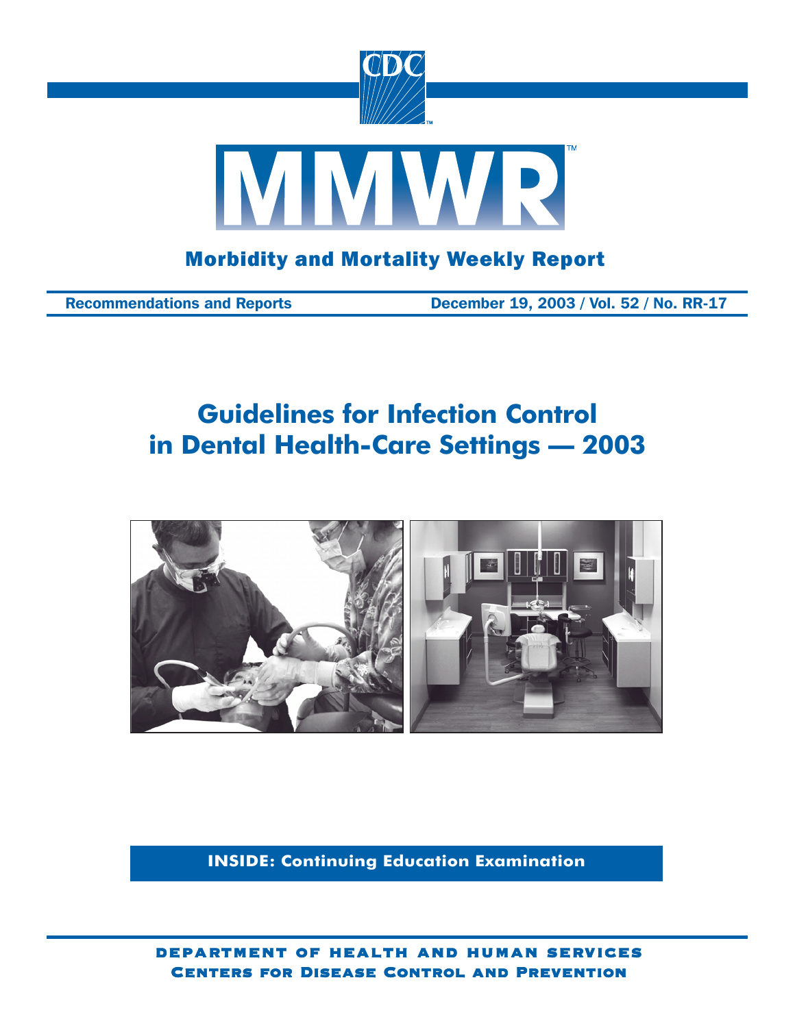# MMWR

## Morbidity and Mortality Weekly Report

**Recommendations and Reports** — **December 19, 2003 / Vol. 52 / No. RR-17**

# Guidelines for Infection Control in Dental Health-Care Settings — 2003

**INSIDE: Continuing Education Examination**

**DEPARTMENT OF HEALTH AND HUMAN SERVICES**
**CENTERS FOR DISEASE CONTROL AND PREVENTION**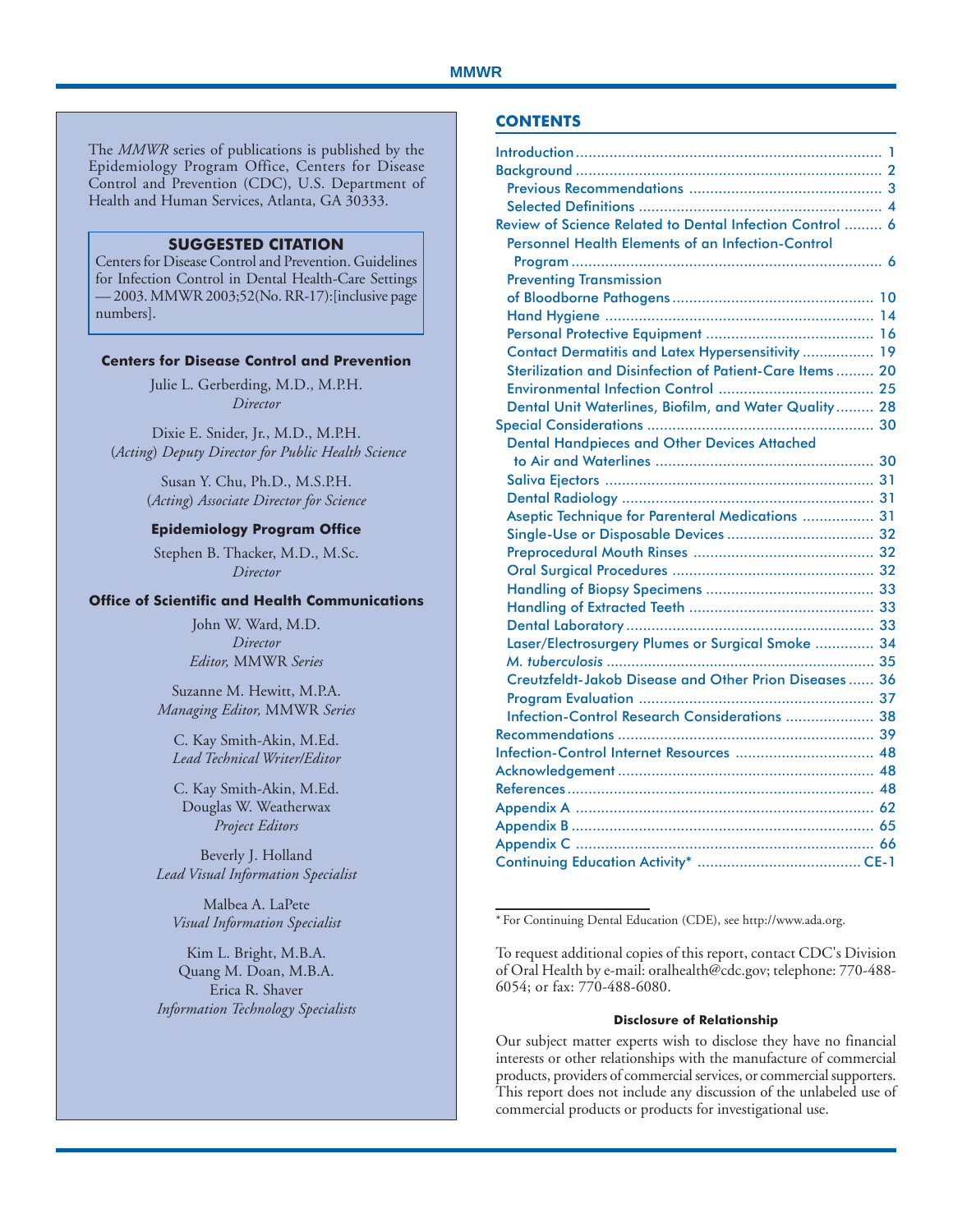The *MMWR* series of publications is published by the Epidemiology Program Office, Centers for Disease Control and Prevention (CDC), U.S. Department of Health and Human Services, Atlanta, GA 30333.

**SUGGESTED CITATION**

Centers for Disease Control and Prevention. Guidelines for Infection Control in Dental Health-Care Settings — 2003. MMWR 2003;52(No. RR-17):[inclusive page numbers].

**Centers for Disease Control and Prevention**

Julie L. Gerberding, M.D., M.P.H.
*Director*

Dixie E. Snider, Jr., M.D., M.P.H.
(*Acting*) *Deputy Director for Public Health Science*

Susan Y. Chu, Ph.D., M.S.P.H.
(*Acting*) *Associate Director for Science*

**Epidemiology Program Office**

Stephen B. Thacker, M.D., M.Sc.
*Director*

**Office of Scientific and Health Communications**

John W. Ward, M.D.
*Director*
*Editor,* MMWR *Series*

Suzanne M. Hewitt, M.P.A.
*Managing Editor,* MMWR *Series*

C. Kay Smith-Akin, M.Ed.
*Lead Technical Writer/Editor*

C. Kay Smith-Akin, M.Ed.
Douglas W. Weatherwax
*Project Editors*

Beverly J. Holland
*Lead Visual Information Specialist*

Malbea A. LaPete
*Visual Information Specialist*

Kim L. Bright, M.B.A.
Quang M. Doan, M.B.A.
Erica R. Shaver
*Information Technology Specialists*

## CONTENTS

Introduction ........ 1
Background ........ 2
  Previous Recommendations ........ 3
  Selected Definitions ........ 4
Review of Science Related to Dental Infection Control ........ 6
  Personnel Health Elements of an Infection-Control Program ........ 6
  Preventing Transmission of Bloodborne Pathogens ........ 10
  Hand Hygiene ........ 14
  Personal Protective Equipment ........ 16
  Contact Dermatitis and Latex Hypersensitivity ........ 19
  Sterilization and Disinfection of Patient-Care Items ........ 20
  Environmental Infection Control ........ 25
  Dental Unit Waterlines, Biofilm, and Water Quality ........ 28
Special Considerations ........ 30
  Dental Handpieces and Other Devices Attached to Air and Waterlines ........ 30
  Saliva Ejectors ........ 31
  Dental Radiology ........ 31
  Aseptic Technique for Parenteral Medications ........ 31
  Single-Use or Disposable Devices ........ 32
  Preprocedural Mouth Rinses ........ 32
  Oral Surgical Procedures ........ 32
  Handling of Biopsy Specimens ........ 33
  Handling of Extracted Teeth ........ 33
  Dental Laboratory ........ 33
  Laser/Electrosurgery Plumes or Surgical Smoke ........ 34
  *M. tuberculosis* ........ 35
  Creutzfeldt-Jakob Disease and Other Prion Diseases ........ 36
  Program Evaluation ........ 37
  Infection-Control Research Considerations ........ 38
Recommendations ........ 39
Infection-Control Internet Resources ........ 48
Acknowledgement ........ 48
References ........ 48
Appendix A ........ 62
Appendix B ........ 65
Appendix C ........ 66
Continuing Education Activity* ........ CE-1

\* For Continuing Dental Education (CDE), see http://www.ada.org.

To request additional copies of this report, contact CDC's Division of Oral Health by e-mail: oralhealth@cdc.gov; telephone: 770-488-6054; or fax: 770-488-6080.

**Disclosure of Relationship**

Our subject matter experts wish to disclose they have no financial interests or other relationships with the manufacture of commercial products, providers of commercial services, or commercial supporters. This report does not include any discussion of the unlabeled use of commercial products or products for investigational use.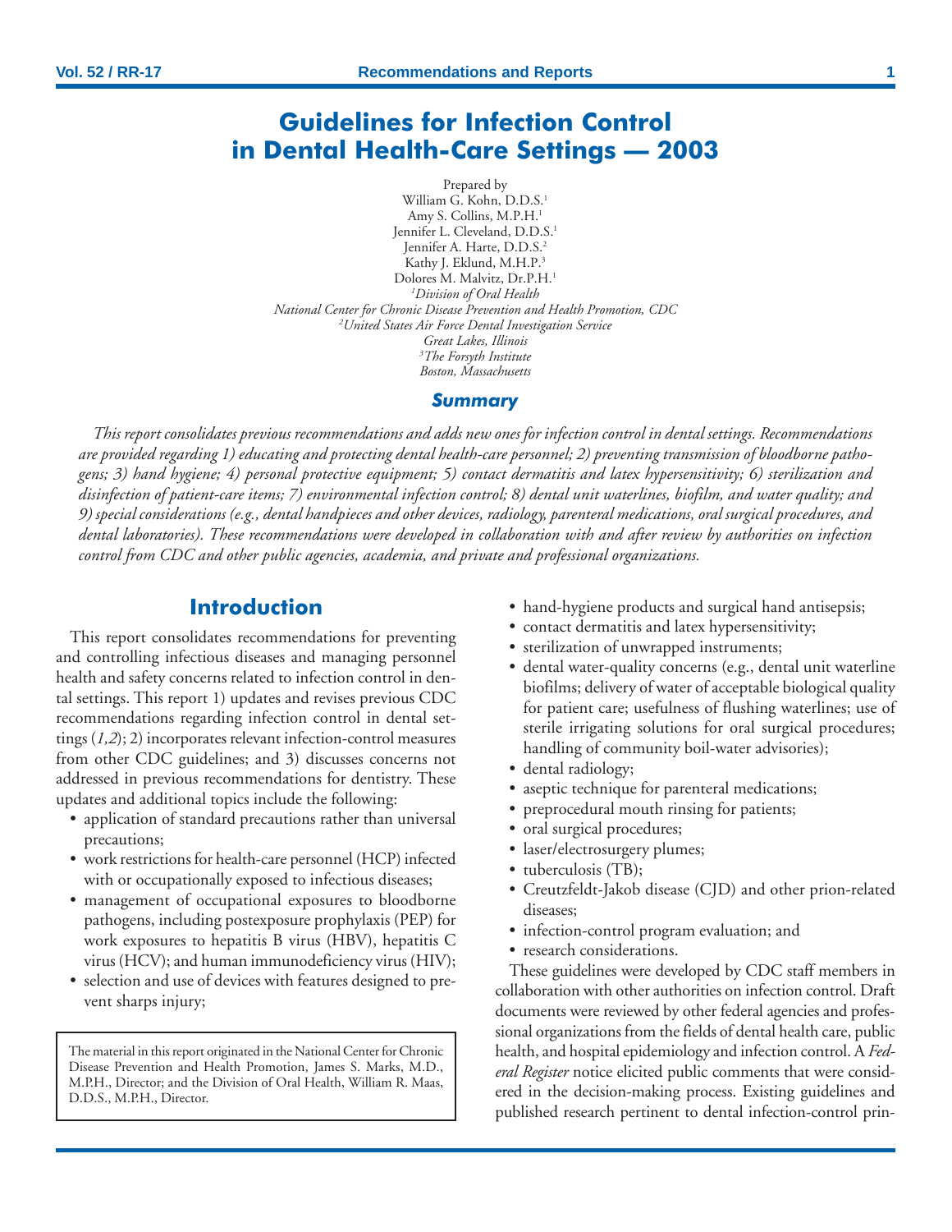# Guidelines for Infection Control in Dental Health-Care Settings — 2003

Prepared by
William G. Kohn, D.D.S.[1]
Amy S. Collins, M.P.H.[1]
Jennifer L. Cleveland, D.D.S.[1]
Jennifer A. Harte, D.D.S.[2]
Kathy J. Eklund, M.H.P.[3]
Dolores M. Malvitz, Dr.P.H.[1]

*[1]Division of Oral Health*
*National Center for Chronic Disease Prevention and Health Promotion, CDC*
*[2]United States Air Force Dental Investigation Service*
*Great Lakes, Illinois*
*[3]The Forsyth Institute*
*Boston, Massachusetts*

## Summary

*This report consolidates previous recommendations and adds new ones for infection control in dental settings. Recommendations are provided regarding 1) educating and protecting dental health-care personnel; 2) preventing transmission of bloodborne pathogens; 3) hand hygiene; 4) personal protective equipment; 5) contact dermatitis and latex hypersensitivity; 6) sterilization and disinfection of patient-care items; 7) environmental infection control; 8) dental unit waterlines, biofilm, and water quality; and 9) special considerations (e.g., dental handpieces and other devices, radiology, parenteral medications, oral surgical procedures, and dental laboratories). These recommendations were developed in collaboration with and after review by authorities on infection control from CDC and other public agencies, academia, and private and professional organizations.*

## Introduction

This report consolidates recommendations for preventing and controlling infectious diseases and managing personnel health and safety concerns related to infection control in dental settings. This report 1) updates and revises previous CDC recommendations regarding infection control in dental settings (*1,2*); 2) incorporates relevant infection-control measures from other CDC guidelines; and 3) discusses concerns not addressed in previous recommendations for dentistry. These updates and additional topics include the following:

- application of standard precautions rather than universal precautions;
- work restrictions for health-care personnel (HCP) infected with or occupationally exposed to infectious diseases;
- management of occupational exposures to bloodborne pathogens, including postexposure prophylaxis (PEP) for work exposures to hepatitis B virus (HBV), hepatitis C virus (HCV); and human immunodeficiency virus (HIV);
- selection and use of devices with features designed to prevent sharps injury;
- hand-hygiene products and surgical hand antisepsis;
- contact dermatitis and latex hypersensitivity;
- sterilization of unwrapped instruments;
- dental water-quality concerns (e.g., dental unit waterline biofilms; delivery of water of acceptable biological quality for patient care; usefulness of flushing waterlines; use of sterile irrigating solutions for oral surgical procedures; handling of community boil-water advisories);
- dental radiology;
- aseptic technique for parenteral medications;
- preprocedural mouth rinsing for patients;
- oral surgical procedures;
- laser/electrosurgery plumes;
- tuberculosis (TB);
- Creutzfeldt-Jakob disease (CJD) and other prion-related diseases;
- infection-control program evaluation; and
- research considerations.

These guidelines were developed by CDC staff members in collaboration with other authorities on infection control. Draft documents were reviewed by other federal agencies and professional organizations from the fields of dental health care, public health, and hospital epidemiology and infection control. A *Federal Register* notice elicited public comments that were considered in the decision-making process. Existing guidelines and published research pertinent to dental infection-control prin-

The material in this report originated in the National Center for Chronic Disease Prevention and Health Promotion, James S. Marks, M.D., M.P.H., Director; and the Division of Oral Health, William R. Maas, D.D.S., M.P.H., Director.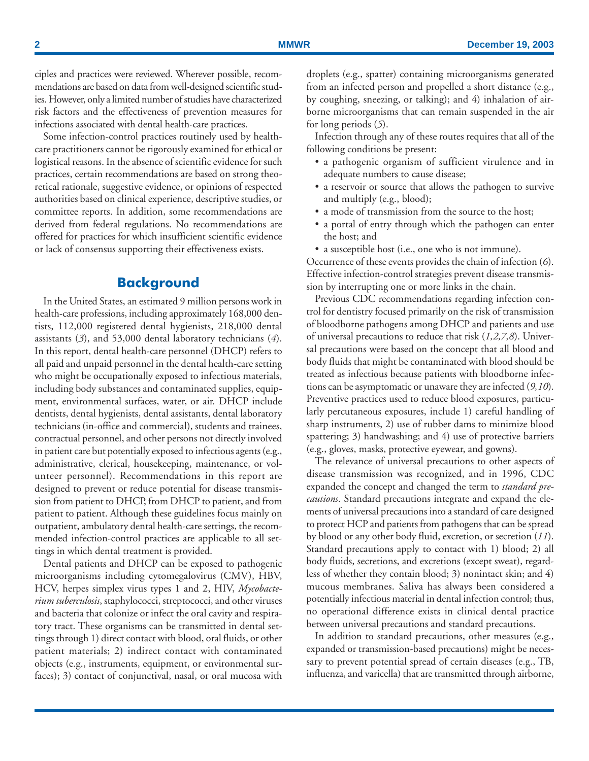ciples and practices were reviewed. Wherever possible, recommendations are based on data from well-designed scientific studies. However, only a limited number of studies have characterized risk factors and the effectiveness of prevention measures for infections associated with dental health-care practices.

Some infection-control practices routinely used by health-care practitioners cannot be rigorously examined for ethical or logistical reasons. In the absence of scientific evidence for such practices, certain recommendations are based on strong theoretical rationale, suggestive evidence, or opinions of respected authorities based on clinical experience, descriptive studies, or committee reports. In addition, some recommendations are derived from federal regulations. No recommendations are offered for practices for which insufficient scientific evidence or lack of consensus supporting their effectiveness exists.

## Background

In the United States, an estimated 9 million persons work in health-care professions, including approximately 168,000 dentists, 112,000 registered dental hygienists, 218,000 dental assistants (*3*), and 53,000 dental laboratory technicians (*4*). In this report, dental health-care personnel (DHCP) refers to all paid and unpaid personnel in the dental health-care setting who might be occupationally exposed to infectious materials, including body substances and contaminated supplies, equipment, environmental surfaces, water, or air. DHCP include dentists, dental hygienists, dental assistants, dental laboratory technicians (in-office and commercial), students and trainees, contractual personnel, and other persons not directly involved in patient care but potentially exposed to infectious agents (e.g., administrative, clerical, housekeeping, maintenance, or volunteer personnel). Recommendations in this report are designed to prevent or reduce potential for disease transmission from patient to DHCP, from DHCP to patient, and from patient to patient. Although these guidelines focus mainly on outpatient, ambulatory dental health-care settings, the recommended infection-control practices are applicable to all settings in which dental treatment is provided.

Dental patients and DHCP can be exposed to pathogenic microorganisms including cytomegalovirus (CMV), HBV, HCV, herpes simplex virus types 1 and 2, HIV, *Mycobacterium tuberculosis*, staphylococci, streptococci, and other viruses and bacteria that colonize or infect the oral cavity and respiratory tract. These organisms can be transmitted in dental settings through 1) direct contact with blood, oral fluids, or other patient materials; 2) indirect contact with contaminated objects (e.g., instruments, equipment, or environmental surfaces); 3) contact of conjunctival, nasal, or oral mucosa with droplets (e.g., spatter) containing microorganisms generated from an infected person and propelled a short distance (e.g., by coughing, sneezing, or talking); and 4) inhalation of airborne microorganisms that can remain suspended in the air for long periods (*5*).

Infection through any of these routes requires that all of the following conditions be present:

- a pathogenic organism of sufficient virulence and in adequate numbers to cause disease;
- a reservoir or source that allows the pathogen to survive and multiply (e.g., blood);
- a mode of transmission from the source to the host;
- a portal of entry through which the pathogen can enter the host; and
- a susceptible host (i.e., one who is not immune).

Occurrence of these events provides the chain of infection (*6*). Effective infection-control strategies prevent disease transmission by interrupting one or more links in the chain.

Previous CDC recommendations regarding infection control for dentistry focused primarily on the risk of transmission of bloodborne pathogens among DHCP and patients and use of universal precautions to reduce that risk (*1,2,7,8*). Universal precautions were based on the concept that all blood and body fluids that might be contaminated with blood should be treated as infectious because patients with bloodborne infections can be asymptomatic or unaware they are infected (*9,10*). Preventive practices used to reduce blood exposures, particularly percutaneous exposures, include 1) careful handling of sharp instruments, 2) use of rubber dams to minimize blood spattering; 3) handwashing; and 4) use of protective barriers (e.g., gloves, masks, protective eyewear, and gowns).

The relevance of universal precautions to other aspects of disease transmission was recognized, and in 1996, CDC expanded the concept and changed the term to *standard precautions*. Standard precautions integrate and expand the elements of universal precautions into a standard of care designed to protect HCP and patients from pathogens that can be spread by blood or any other body fluid, excretion, or secretion (*11*). Standard precautions apply to contact with 1) blood; 2) all body fluids, secretions, and excretions (except sweat), regardless of whether they contain blood; 3) nonintact skin; and 4) mucous membranes. Saliva has always been considered a potentially infectious material in dental infection control; thus, no operational difference exists in clinical dental practice between universal precautions and standard precautions.

In addition to standard precautions, other measures (e.g., expanded or transmission-based precautions) might be necessary to prevent potential spread of certain diseases (e.g., TB, influenza, and varicella) that are transmitted through airborne,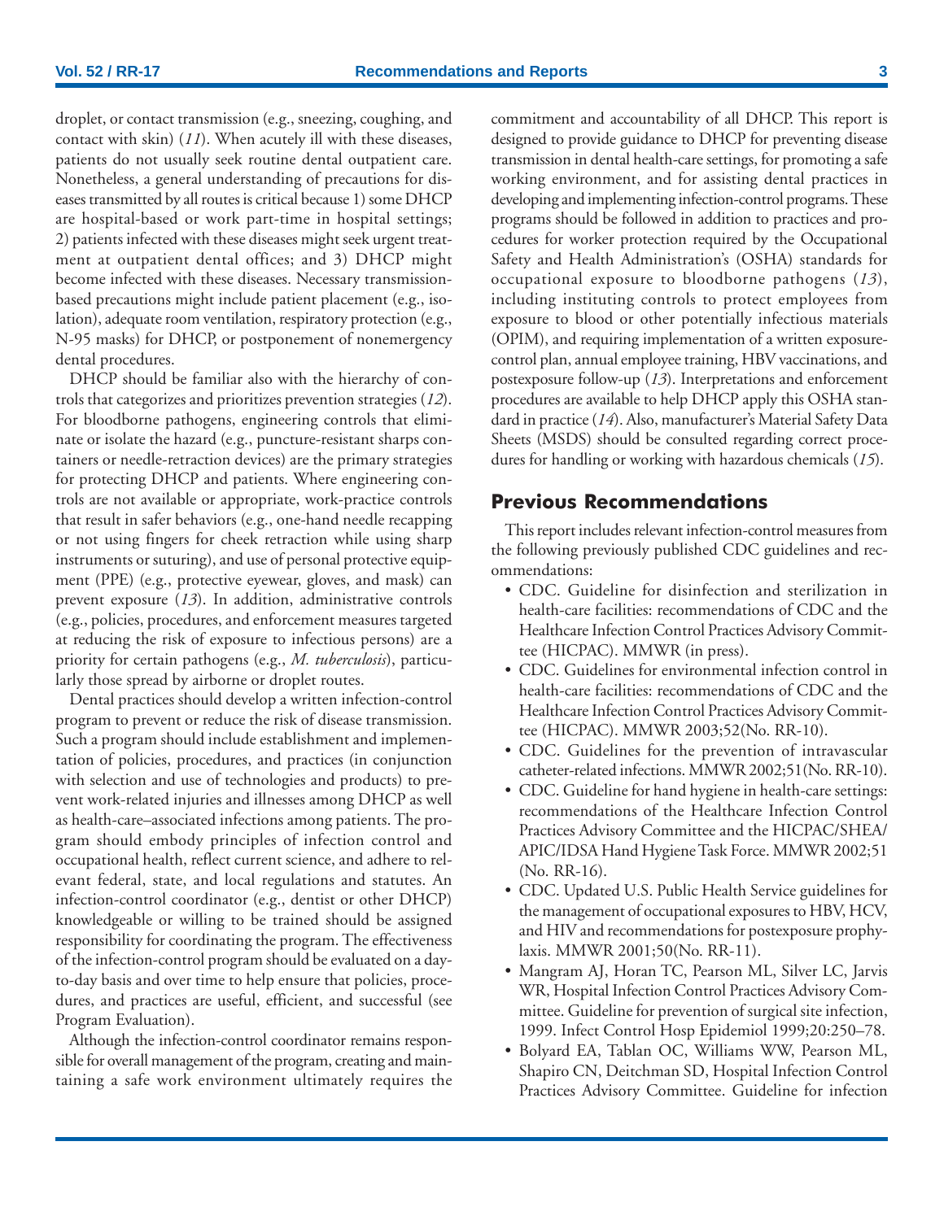droplet, or contact transmission (e.g., sneezing, coughing, and contact with skin) (*11*). When acutely ill with these diseases, patients do not usually seek routine dental outpatient care. Nonetheless, a general understanding of precautions for diseases transmitted by all routes is critical because 1) some DHCP are hospital-based or work part-time in hospital settings; 2) patients infected with these diseases might seek urgent treatment at outpatient dental offices; and 3) DHCP might become infected with these diseases. Necessary transmission-based precautions might include patient placement (e.g., isolation), adequate room ventilation, respiratory protection (e.g., N-95 masks) for DHCP, or postponement of nonemergency dental procedures.

DHCP should be familiar also with the hierarchy of controls that categorizes and prioritizes prevention strategies (*12*). For bloodborne pathogens, engineering controls that eliminate or isolate the hazard (e.g., puncture-resistant sharps containers or needle-retraction devices) are the primary strategies for protecting DHCP and patients. Where engineering controls are not available or appropriate, work-practice controls that result in safer behaviors (e.g., one-hand needle recapping or not using fingers for cheek retraction while using sharp instruments or suturing), and use of personal protective equipment (PPE) (e.g., protective eyewear, gloves, and mask) can prevent exposure (*13*). In addition, administrative controls (e.g., policies, procedures, and enforcement measures targeted at reducing the risk of exposure to infectious persons) are a priority for certain pathogens (e.g., *M. tuberculosis*), particularly those spread by airborne or droplet routes.

Dental practices should develop a written infection-control program to prevent or reduce the risk of disease transmission. Such a program should include establishment and implementation of policies, procedures, and practices (in conjunction with selection and use of technologies and products) to prevent work-related injuries and illnesses among DHCP as well as health-care–associated infections among patients. The program should embody principles of infection control and occupational health, reflect current science, and adhere to relevant federal, state, and local regulations and statutes. An infection-control coordinator (e.g., dentist or other DHCP) knowledgeable or willing to be trained should be assigned responsibility for coordinating the program. The effectiveness of the infection-control program should be evaluated on a day-to-day basis and over time to help ensure that policies, procedures, and practices are useful, efficient, and successful (see Program Evaluation).

Although the infection-control coordinator remains responsible for overall management of the program, creating and maintaining a safe work environment ultimately requires the commitment and accountability of all DHCP. This report is designed to provide guidance to DHCP for preventing disease transmission in dental health-care settings, for promoting a safe working environment, and for assisting dental practices in developing and implementing infection-control programs. These programs should be followed in addition to practices and procedures for worker protection required by the Occupational Safety and Health Administration's (OSHA) standards for occupational exposure to bloodborne pathogens (*13*), including instituting controls to protect employees from exposure to blood or other potentially infectious materials (OPIM), and requiring implementation of a written exposure-control plan, annual employee training, HBV vaccinations, and postexposure follow-up (*13*). Interpretations and enforcement procedures are available to help DHCP apply this OSHA standard in practice (*14*). Also, manufacturer's Material Safety Data Sheets (MSDS) should be consulted regarding correct procedures for handling or working with hazardous chemicals (*15*).

## Previous Recommendations

This report includes relevant infection-control measures from the following previously published CDC guidelines and recommendations:

- CDC. Guideline for disinfection and sterilization in health-care facilities: recommendations of CDC and the Healthcare Infection Control Practices Advisory Committee (HICPAC). MMWR (in press).
- CDC. Guidelines for environmental infection control in health-care facilities: recommendations of CDC and the Healthcare Infection Control Practices Advisory Committee (HICPAC). MMWR 2003;52(No. RR-10).
- CDC. Guidelines for the prevention of intravascular catheter-related infections. MMWR 2002;51(No. RR-10).
- CDC. Guideline for hand hygiene in health-care settings: recommendations of the Healthcare Infection Control Practices Advisory Committee and the HICPAC/SHEA/APIC/IDSA Hand Hygiene Task Force. MMWR 2002;51 (No. RR-16).
- CDC. Updated U.S. Public Health Service guidelines for the management of occupational exposures to HBV, HCV, and HIV and recommendations for postexposure prophylaxis. MMWR 2001;50(No. RR-11).
- Mangram AJ, Horan TC, Pearson ML, Silver LC, Jarvis WR, Hospital Infection Control Practices Advisory Committee. Guideline for prevention of surgical site infection, 1999. Infect Control Hosp Epidemiol 1999;20:250–78.
- Bolyard EA, Tablan OC, Williams WW, Pearson ML, Shapiro CN, Deitchman SD, Hospital Infection Control Practices Advisory Committee. Guideline for infection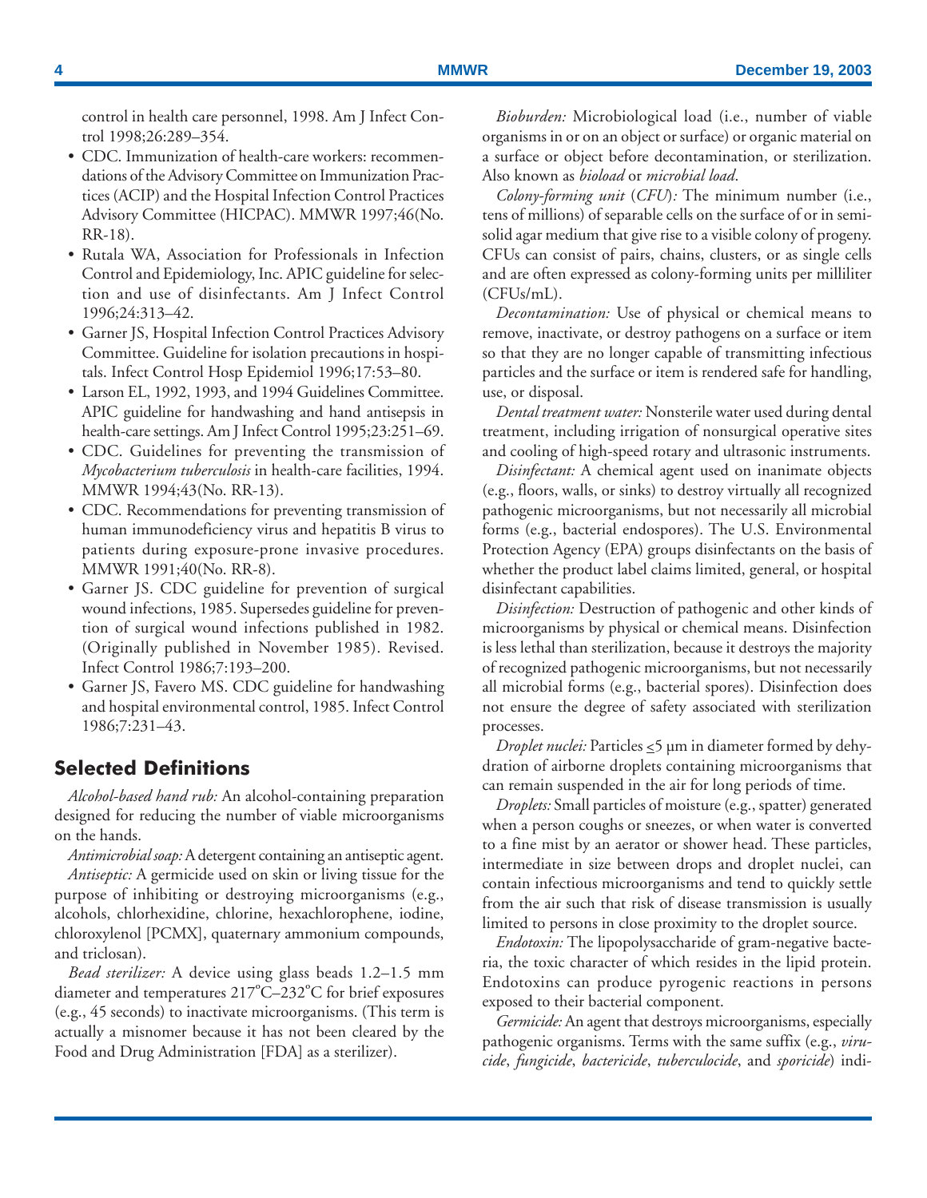control in health care personnel, 1998. Am J Infect Control 1998;26:289–354.

- CDC. Immunization of health-care workers: recommendations of the Advisory Committee on Immunization Practices (ACIP) and the Hospital Infection Control Practices Advisory Committee (HICPAC). MMWR 1997;46(No. RR-18).
- Rutala WA, Association for Professionals in Infection Control and Epidemiology, Inc. APIC guideline for selection and use of disinfectants. Am J Infect Control 1996;24:313–42.
- Garner JS, Hospital Infection Control Practices Advisory Committee. Guideline for isolation precautions in hospitals. Infect Control Hosp Epidemiol 1996;17:53–80.
- Larson EL, 1992, 1993, and 1994 Guidelines Committee. APIC guideline for handwashing and hand antisepsis in health-care settings. Am J Infect Control 1995;23:251–69.
- CDC. Guidelines for preventing the transmission of *Mycobacterium tuberculosis* in health-care facilities, 1994. MMWR 1994;43(No. RR-13).
- CDC. Recommendations for preventing transmission of human immunodeficiency virus and hepatitis B virus to patients during exposure-prone invasive procedures. MMWR 1991;40(No. RR-8).
- Garner JS. CDC guideline for prevention of surgical wound infections, 1985. Supersedes guideline for prevention of surgical wound infections published in 1982. (Originally published in November 1985). Revised. Infect Control 1986;7:193–200.
- Garner JS, Favero MS. CDC guideline for handwashing and hospital environmental control, 1985. Infect Control 1986;7:231–43.

## Selected Definitions

*Alcohol-based hand rub:* An alcohol-containing preparation designed for reducing the number of viable microorganisms on the hands.

*Antimicrobial soap:* A detergent containing an antiseptic agent.

*Antiseptic:* A germicide used on skin or living tissue for the purpose of inhibiting or destroying microorganisms (e.g., alcohols, chlorhexidine, chlorine, hexachlorophene, iodine, chloroxylenol [PCMX], quaternary ammonium compounds, and triclosan).

*Bead sterilizer:* A device using glass beads 1.2–1.5 mm diameter and temperatures 217°C–232°C for brief exposures (e.g., 45 seconds) to inactivate microorganisms. (This term is actually a misnomer because it has not been cleared by the Food and Drug Administration [FDA] as a sterilizer).

*Bioburden:* Microbiological load (i.e., number of viable organisms in or on an object or surface) or organic material on a surface or object before decontamination, or sterilization. Also known as *bioload* or *microbial load*.

*Colony-forming unit* (*CFU*)*:* The minimum number (i.e., tens of millions) of separable cells on the surface of or in semisolid agar medium that give rise to a visible colony of progeny. CFUs can consist of pairs, chains, clusters, or as single cells and are often expressed as colony-forming units per milliliter (CFUs/mL).

*Decontamination:* Use of physical or chemical means to remove, inactivate, or destroy pathogens on a surface or item so that they are no longer capable of transmitting infectious particles and the surface or item is rendered safe for handling, use, or disposal.

*Dental treatment water:* Nonsterile water used during dental treatment, including irrigation of nonsurgical operative sites and cooling of high-speed rotary and ultrasonic instruments.

*Disinfectant:* A chemical agent used on inanimate objects (e.g., floors, walls, or sinks) to destroy virtually all recognized pathogenic microorganisms, but not necessarily all microbial forms (e.g., bacterial endospores). The U.S. Environmental Protection Agency (EPA) groups disinfectants on the basis of whether the product label claims limited, general, or hospital disinfectant capabilities.

*Disinfection:* Destruction of pathogenic and other kinds of microorganisms by physical or chemical means. Disinfection is less lethal than sterilization, because it destroys the majority of recognized pathogenic microorganisms, but not necessarily all microbial forms (e.g., bacterial spores). Disinfection does not ensure the degree of safety associated with sterilization processes.

*Droplet nuclei:* Particles $\leq$5 µm in diameter formed by dehydration of airborne droplets containing microorganisms that can remain suspended in the air for long periods of time.

*Droplets:* Small particles of moisture (e.g., spatter) generated when a person coughs or sneezes, or when water is converted to a fine mist by an aerator or shower head. These particles, intermediate in size between drops and droplet nuclei, can contain infectious microorganisms and tend to quickly settle from the air such that risk of disease transmission is usually limited to persons in close proximity to the droplet source.

*Endotoxin:* The lipopolysaccharide of gram-negative bacteria, the toxic character of which resides in the lipid protein. Endotoxins can produce pyrogenic reactions in persons exposed to their bacterial component.

*Germicide:* An agent that destroys microorganisms, especially pathogenic organisms. Terms with the same suffix (e.g., *virucide*, *fungicide*, *bactericide*, *tuberculocide*, and *sporicide*) indi-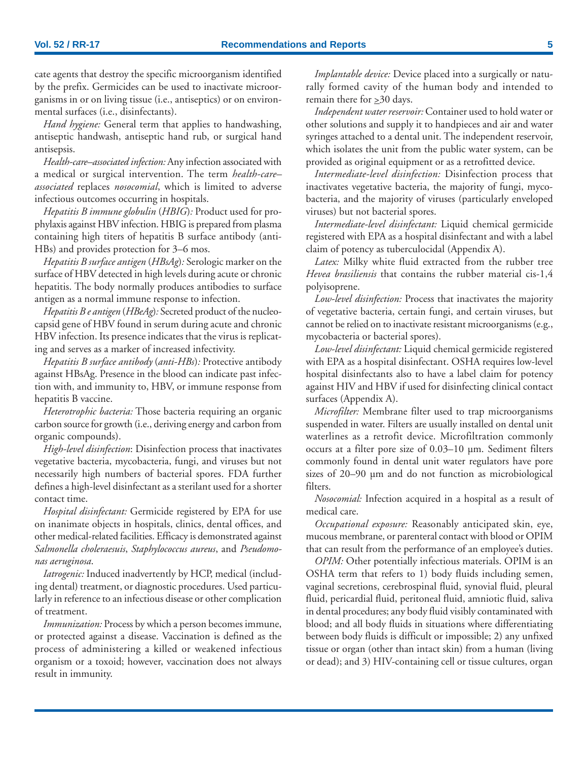cate agents that destroy the specific microorganism identified by the prefix. Germicides can be used to inactivate microorganisms in or on living tissue (i.e., antiseptics) or on environmental surfaces (i.e., disinfectants).

*Hand hygiene:* General term that applies to handwashing, antiseptic handwash, antiseptic hand rub, or surgical hand antisepsis.

*Health-care–associated infection:* Any infection associated with a medical or surgical intervention. The term *health-care–associated* replaces *nosocomial*, which is limited to adverse infectious outcomes occurring in hospitals.

*Hepatitis B immune globulin* (*HBIG*)*:* Product used for prophylaxis against HBV infection. HBIG is prepared from plasma containing high titers of hepatitis B surface antibody (anti-HBs) and provides protection for 3–6 mos.

*Hepatitis B surface antigen* (*HBsAg*)*:* Serologic marker on the surface of HBV detected in high levels during acute or chronic hepatitis. The body normally produces antibodies to surface antigen as a normal immune response to infection.

*Hepatitis B e antigen* (*HBeAg*)*:* Secreted product of the nucleocapsid gene of HBV found in serum during acute and chronic HBV infection. Its presence indicates that the virus is replicating and serves as a marker of increased infectivity.

*Hepatitis B surface antibody* (*anti-HBs*)*:* Protective antibody against HBsAg. Presence in the blood can indicate past infection with, and immunity to, HBV, or immune response from hepatitis B vaccine.

*Heterotrophic bacteria:* Those bacteria requiring an organic carbon source for growth (i.e., deriving energy and carbon from organic compounds).

*High-level disinfection*: Disinfection process that inactivates vegetative bacteria, mycobacteria, fungi, and viruses but not necessarily high numbers of bacterial spores. FDA further defines a high-level disinfectant as a sterilant used for a shorter contact time.

*Hospital disinfectant:* Germicide registered by EPA for use on inanimate objects in hospitals, clinics, dental offices, and other medical-related facilities. Efficacy is demonstrated against *Salmonella choleraesuis*, *Staphylococcus aureus*, and *Pseudomonas aeruginosa*.

*Iatrogenic:* Induced inadvertently by HCP, medical (including dental) treatment, or diagnostic procedures. Used particularly in reference to an infectious disease or other complication of treatment.

*Immunization:* Process by which a person becomes immune, or protected against a disease. Vaccination is defined as the process of administering a killed or weakened infectious organism or a toxoid; however, vaccination does not always result in immunity.

*Implantable device:* Device placed into a surgically or naturally formed cavity of the human body and intended to remain there for $\geq$30 days.

*Independent water reservoir:* Container used to hold water or other solutions and supply it to handpieces and air and water syringes attached to a dental unit. The independent reservoir, which isolates the unit from the public water system, can be provided as original equipment or as a retrofitted device.

*Intermediate-level disinfection:* Disinfection process that inactivates vegetative bacteria, the majority of fungi, mycobacteria, and the majority of viruses (particularly enveloped viruses) but not bacterial spores.

*Intermediate-level disinfectant:* Liquid chemical germicide registered with EPA as a hospital disinfectant and with a label claim of potency as tuberculocidal (Appendix A).

*Latex:* Milky white fluid extracted from the rubber tree *Hevea brasiliensis* that contains the rubber material cis-1,4 polyisoprene.

*Low-level disinfection:* Process that inactivates the majority of vegetative bacteria, certain fungi, and certain viruses, but cannot be relied on to inactivate resistant microorganisms (e.g., mycobacteria or bacterial spores).

*Low-level disinfectant:* Liquid chemical germicide registered with EPA as a hospital disinfectant. OSHA requires low-level hospital disinfectants also to have a label claim for potency against HIV and HBV if used for disinfecting clinical contact surfaces (Appendix A).

*Microfilter:* Membrane filter used to trap microorganisms suspended in water. Filters are usually installed on dental unit waterlines as a retrofit device. Microfiltration commonly occurs at a filter pore size of 0.03–10 µm. Sediment filters commonly found in dental unit water regulators have pore sizes of 20–90 µm and do not function as microbiological filters.

*Nosocomial:* Infection acquired in a hospital as a result of medical care.

*Occupational exposure:* Reasonably anticipated skin, eye, mucous membrane, or parenteral contact with blood or OPIM that can result from the performance of an employee's duties.

*OPIM:* Other potentially infectious materials. OPIM is an OSHA term that refers to 1) body fluids including semen, vaginal secretions, cerebrospinal fluid, synovial fluid, pleural fluid, pericardial fluid, peritoneal fluid, amniotic fluid, saliva in dental procedures; any body fluid visibly contaminated with blood; and all body fluids in situations where differentiating between body fluids is difficult or impossible; 2) any unfixed tissue or organ (other than intact skin) from a human (living or dead); and 3) HIV-containing cell or tissue cultures, organ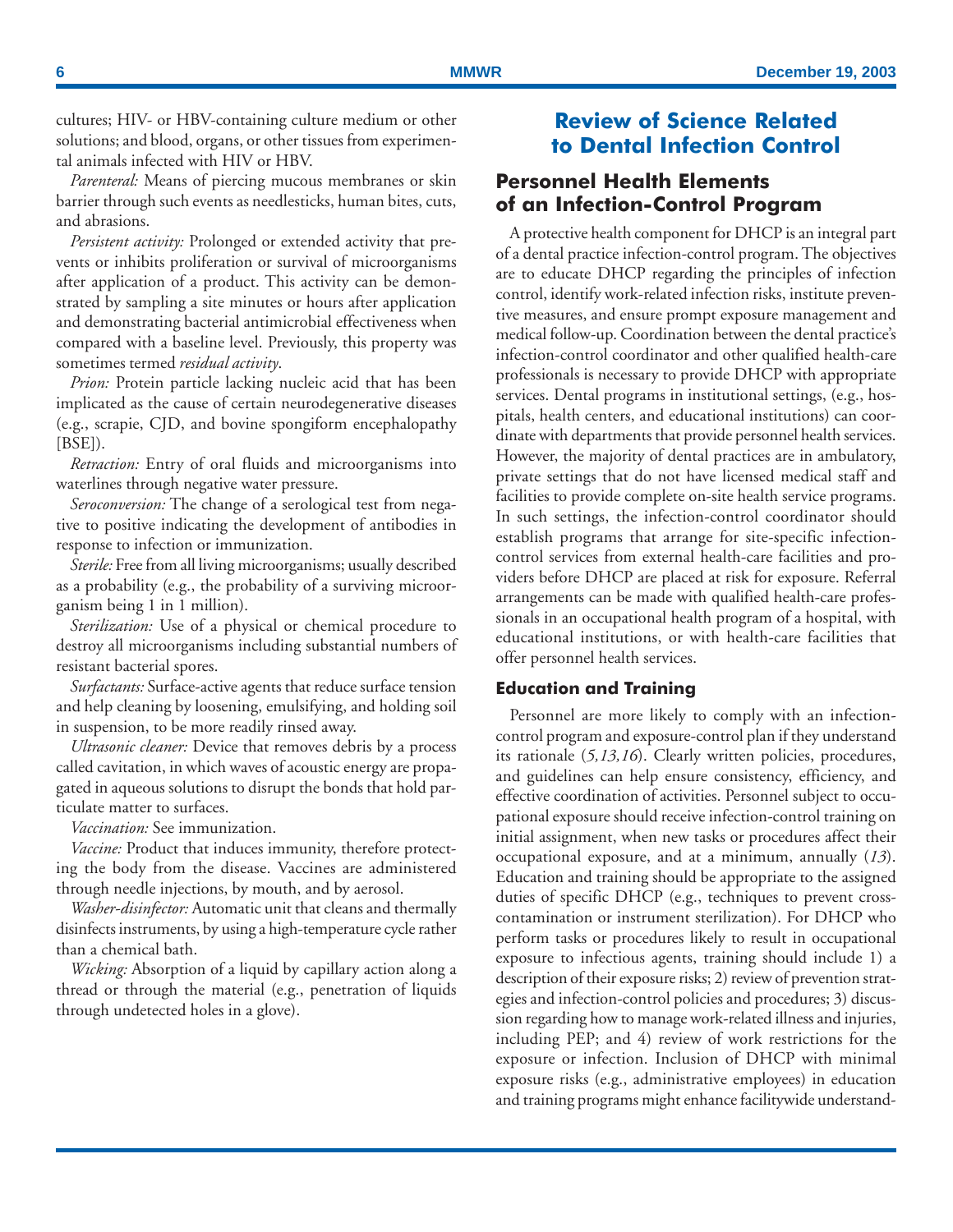cultures; HIV- or HBV-containing culture medium or other solutions; and blood, organs, or other tissues from experimental animals infected with HIV or HBV.

*Parenteral:* Means of piercing mucous membranes or skin barrier through such events as needlesticks, human bites, cuts, and abrasions.

*Persistent activity:* Prolonged or extended activity that prevents or inhibits proliferation or survival of microorganisms after application of a product. This activity can be demonstrated by sampling a site minutes or hours after application and demonstrating bacterial antimicrobial effectiveness when compared with a baseline level. Previously, this property was sometimes termed *residual activity*.

*Prion:* Protein particle lacking nucleic acid that has been implicated as the cause of certain neurodegenerative diseases (e.g., scrapie, CJD, and bovine spongiform encephalopathy [BSE]).

*Retraction:* Entry of oral fluids and microorganisms into waterlines through negative water pressure.

*Seroconversion:* The change of a serological test from negative to positive indicating the development of antibodies in response to infection or immunization.

*Sterile:* Free from all living microorganisms; usually described as a probability (e.g., the probability of a surviving microorganism being 1 in 1 million).

*Sterilization:* Use of a physical or chemical procedure to destroy all microorganisms including substantial numbers of resistant bacterial spores.

*Surfactants:* Surface-active agents that reduce surface tension and help cleaning by loosening, emulsifying, and holding soil in suspension, to be more readily rinsed away.

*Ultrasonic cleaner:* Device that removes debris by a process called cavitation, in which waves of acoustic energy are propagated in aqueous solutions to disrupt the bonds that hold particulate matter to surfaces.

*Vaccination:* See immunization.

*Vaccine:* Product that induces immunity, therefore protecting the body from the disease. Vaccines are administered through needle injections, by mouth, and by aerosol.

*Washer-disinfector:* Automatic unit that cleans and thermally disinfects instruments, by using a high-temperature cycle rather than a chemical bath.

*Wicking:* Absorption of a liquid by capillary action along a thread or through the material (e.g., penetration of liquids through undetected holes in a glove).

# Review of Science Related to Dental Infection Control

## Personnel Health Elements of an Infection-Control Program

A protective health component for DHCP is an integral part of a dental practice infection-control program. The objectives are to educate DHCP regarding the principles of infection control, identify work-related infection risks, institute preventive measures, and ensure prompt exposure management and medical follow-up. Coordination between the dental practice's infection-control coordinator and other qualified health-care professionals is necessary to provide DHCP with appropriate services. Dental programs in institutional settings, (e.g., hospitals, health centers, and educational institutions) can coordinate with departments that provide personnel health services. However, the majority of dental practices are in ambulatory, private settings that do not have licensed medical staff and facilities to provide complete on-site health service programs. In such settings, the infection-control coordinator should establish programs that arrange for site-specific infection-control services from external health-care facilities and providers before DHCP are placed at risk for exposure. Referral arrangements can be made with qualified health-care professionals in an occupational health program of a hospital, with educational institutions, or with health-care facilities that offer personnel health services.

### Education and Training

Personnel are more likely to comply with an infection-control program and exposure-control plan if they understand its rationale (*5,13,16*). Clearly written policies, procedures, and guidelines can help ensure consistency, efficiency, and effective coordination of activities. Personnel subject to occupational exposure should receive infection-control training on initial assignment, when new tasks or procedures affect their occupational exposure, and at a minimum, annually (*13*). Education and training should be appropriate to the assigned duties of specific DHCP (e.g., techniques to prevent cross-contamination or instrument sterilization). For DHCP who perform tasks or procedures likely to result in occupational exposure to infectious agents, training should include 1) a description of their exposure risks; 2) review of prevention strategies and infection-control policies and procedures; 3) discussion regarding how to manage work-related illness and injuries, including PEP; and 4) review of work restrictions for the exposure or infection. Inclusion of DHCP with minimal exposure risks (e.g., administrative employees) in education and training programs might enhance facilitywide understand-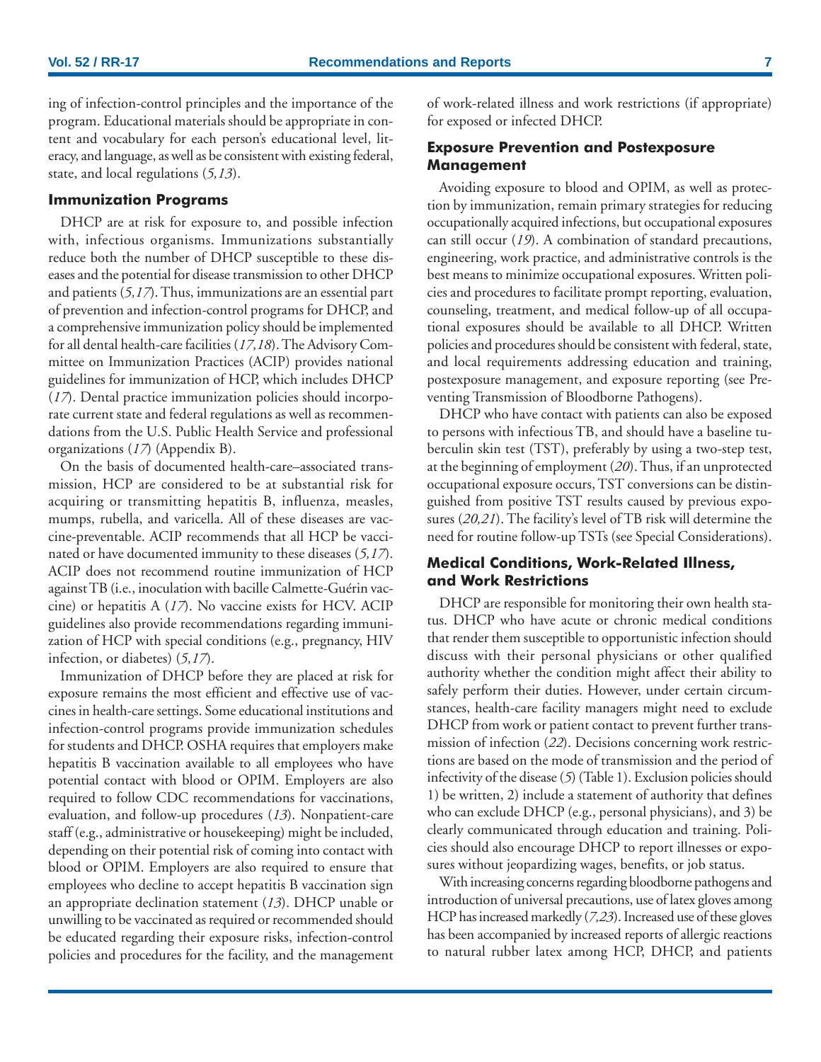ing of infection-control principles and the importance of the program. Educational materials should be appropriate in content and vocabulary for each person's educational level, literacy, and language, as well as be consistent with existing federal, state, and local regulations (*5,13*).

### Immunization Programs

DHCP are at risk for exposure to, and possible infection with, infectious organisms. Immunizations substantially reduce both the number of DHCP susceptible to these diseases and the potential for disease transmission to other DHCP and patients (*5,17*). Thus, immunizations are an essential part of prevention and infection-control programs for DHCP, and a comprehensive immunization policy should be implemented for all dental health-care facilities (*17,18*). The Advisory Committee on Immunization Practices (ACIP) provides national guidelines for immunization of HCP, which includes DHCP (*17*). Dental practice immunization policies should incorporate current state and federal regulations as well as recommendations from the U.S. Public Health Service and professional organizations (*17*) (Appendix B).

On the basis of documented health-care–associated transmission, HCP are considered to be at substantial risk for acquiring or transmitting hepatitis B, influenza, measles, mumps, rubella, and varicella. All of these diseases are vaccine-preventable. ACIP recommends that all HCP be vaccinated or have documented immunity to these diseases (*5,17*). ACIP does not recommend routine immunization of HCP against TB (i.e., inoculation with bacille Calmette-Guérin vaccine) or hepatitis A (*17*). No vaccine exists for HCV. ACIP guidelines also provide recommendations regarding immunization of HCP with special conditions (e.g., pregnancy, HIV infection, or diabetes) (*5,17*).

Immunization of DHCP before they are placed at risk for exposure remains the most efficient and effective use of vaccines in health-care settings. Some educational institutions and infection-control programs provide immunization schedules for students and DHCP. OSHA requires that employers make hepatitis B vaccination available to all employees who have potential contact with blood or OPIM. Employers are also required to follow CDC recommendations for vaccinations, evaluation, and follow-up procedures (*13*). Nonpatient-care staff (e.g., administrative or housekeeping) might be included, depending on their potential risk of coming into contact with blood or OPIM. Employers are also required to ensure that employees who decline to accept hepatitis B vaccination sign an appropriate declination statement (*13*). DHCP unable or unwilling to be vaccinated as required or recommended should be educated regarding their exposure risks, infection-control policies and procedures for the facility, and the management of work-related illness and work restrictions (if appropriate) for exposed or infected DHCP.

### Exposure Prevention and Postexposure Management

Avoiding exposure to blood and OPIM, as well as protection by immunization, remain primary strategies for reducing occupationally acquired infections, but occupational exposures can still occur (*19*). A combination of standard precautions, engineering, work practice, and administrative controls is the best means to minimize occupational exposures. Written policies and procedures to facilitate prompt reporting, evaluation, counseling, treatment, and medical follow-up of all occupational exposures should be available to all DHCP. Written policies and procedures should be consistent with federal, state, and local requirements addressing education and training, postexposure management, and exposure reporting (see Preventing Transmission of Bloodborne Pathogens).

DHCP who have contact with patients can also be exposed to persons with infectious TB, and should have a baseline tuberculin skin test (TST), preferably by using a two-step test, at the beginning of employment (*20*). Thus, if an unprotected occupational exposure occurs, TST conversions can be distinguished from positive TST results caused by previous exposures (*20,21*). The facility's level of TB risk will determine the need for routine follow-up TSTs (see Special Considerations).

### Medical Conditions, Work-Related Illness, and Work Restrictions

DHCP are responsible for monitoring their own health status. DHCP who have acute or chronic medical conditions that render them susceptible to opportunistic infection should discuss with their personal physicians or other qualified authority whether the condition might affect their ability to safely perform their duties. However, under certain circumstances, health-care facility managers might need to exclude DHCP from work or patient contact to prevent further transmission of infection (*22*). Decisions concerning work restrictions are based on the mode of transmission and the period of infectivity of the disease (*5*) (Table 1). Exclusion policies should 1) be written, 2) include a statement of authority that defines who can exclude DHCP (e.g., personal physicians), and 3) be clearly communicated through education and training. Policies should also encourage DHCP to report illnesses or exposures without jeopardizing wages, benefits, or job status.

With increasing concerns regarding bloodborne pathogens and introduction of universal precautions, use of latex gloves among HCP has increased markedly (*7,23*). Increased use of these gloves has been accompanied by increased reports of allergic reactions to natural rubber latex among HCP, DHCP, and patients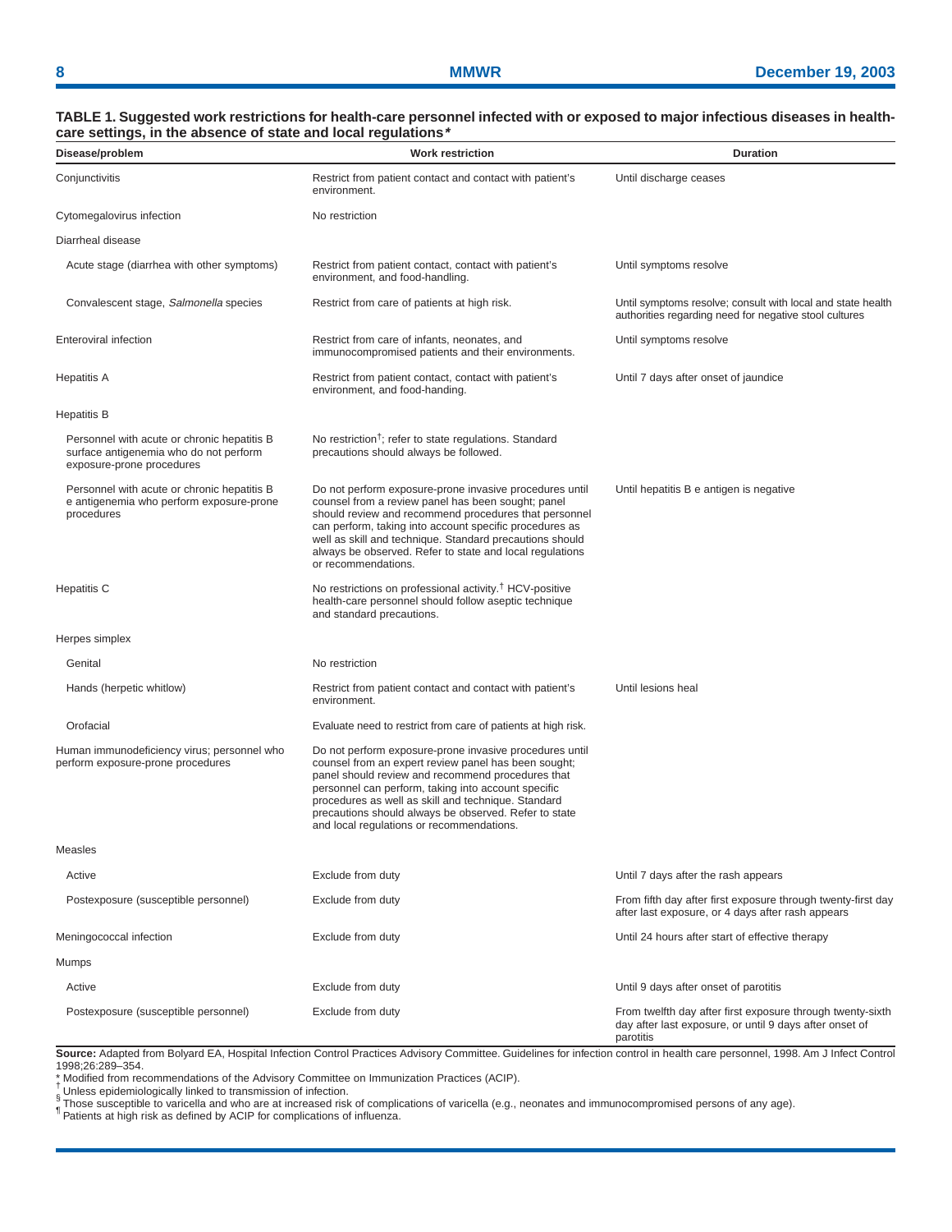**TABLE 1. Suggested work restrictions for health-care personnel infected with or exposed to major infectious diseases in health-care settings, in the absence of state and local regulations***

| Disease/problem | Work restriction | Duration |
|---|---|---|
| Conjunctivitis | Restrict from patient contact and contact with patient's environment. | Until discharge ceases |
| Cytomegalovirus infection | No restriction | |
| Diarrheal disease | | |
| Acute stage (diarrhea with other symptoms) | Restrict from patient contact, contact with patient's environment, and food-handling. | Until symptoms resolve |
| Convalescent stage, *Salmonella* species | Restrict from care of patients at high risk. | Until symptoms resolve; consult with local and state health authorities regarding need for negative stool cultures |
| Enteroviral infection | Restrict from care of infants, neonates, and immunocompromised patients and their environments. | Until symptoms resolve |
| Hepatitis A | Restrict from patient contact, contact with patient's environment, and food-handing. | Until 7 days after onset of jaundice |
| Hepatitis B | | |
| Personnel with acute or chronic hepatitis B surface antigenemia who do not perform exposure-prone procedures | No restriction†; refer to state regulations. Standard precautions should always be followed. | |
| Personnel with acute or chronic hepatitis B e antigenemia who perform exposure-prone procedures | Do not perform exposure-prone invasive procedures until counsel from a review panel has been sought; panel should review and recommend procedures that personnel can perform, taking into account specific procedures as well as skill and technique. Standard precautions should always be observed. Refer to state and local regulations or recommendations. | Until hepatitis B e antigen is negative |
| Hepatitis C | No restrictions on professional activity.† HCV-positive health-care personnel should follow aseptic technique and standard precautions. | |
| Herpes simplex | | |
| Genital | No restriction | |
| Hands (herpetic whitlow) | Restrict from patient contact and contact with patient's environment. | Until lesions heal |
| Orofacial | Evaluate need to restrict from care of patients at high risk. | |
| Human immunodeficiency virus; personnel who perform exposure-prone procedures | Do not perform exposure-prone invasive procedures until counsel from an expert review panel has been sought; panel should review and recommend procedures that personnel can perform, taking into account specific procedures as well as skill and technique. Standard precautions should always be observed. Refer to state and local regulations or recommendations. | |
| Measles | | |
| Active | Exclude from duty | Until 7 days after the rash appears |
| Postexposure (susceptible personnel) | Exclude from duty | From fifth day after first exposure through twenty-first day after last exposure, or 4 days after rash appears |
| Meningococcal infection | Exclude from duty | Until 24 hours after start of effective therapy |
| Mumps | | |
| Active | Exclude from duty | Until 9 days after onset of parotitis |
| Postexposure (susceptible personnel) | Exclude from duty | From twelfth day after first exposure through twenty-sixth day after last exposure, or until 9 days after onset of parotitis |

**Source:** Adapted from Bolyard EA, Hospital Infection Control Practices Advisory Committee. Guidelines for infection control in health care personnel, 1998. Am J Infect Control 1998;26:289–354.

\* Modified from recommendations of the Advisory Committee on Immunization Practices (ACIP).

† Unless epidemiologically linked to transmission of infection.

§ Those susceptible to varicella and who are at increased risk of complications of varicella (e.g., neonates and immunocompromised persons of any age).

¶ Patients at high risk as defined by ACIP for complications of influenza.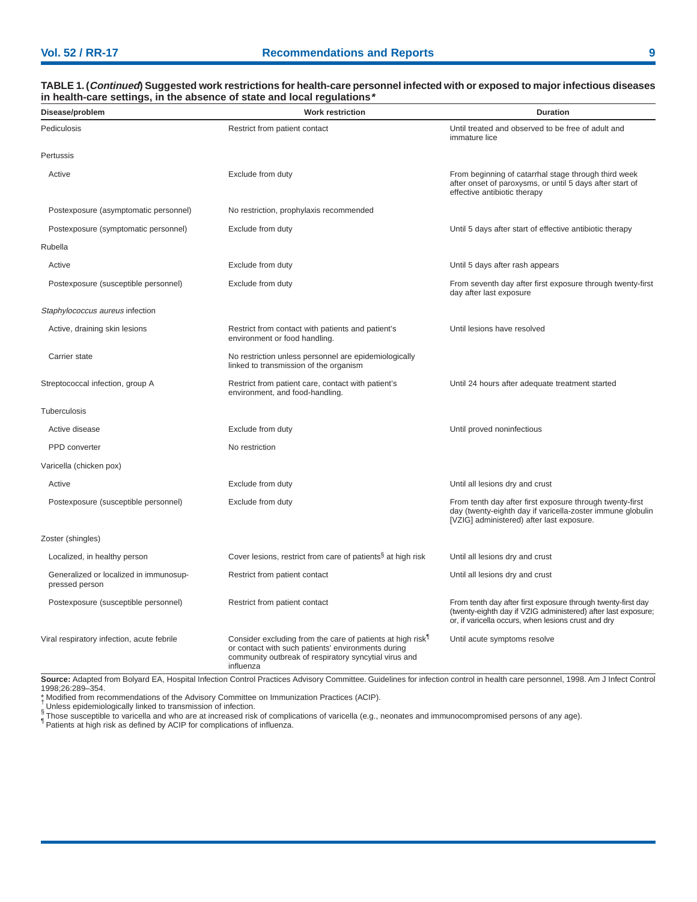**TABLE 1. (*Continued*) Suggested work restrictions for health-care personnel infected with or exposed to major infectious diseases in health-care settings, in the absence of state and local regulations***

| Disease/problem | Work restriction | Duration |
|---|---|---|
| Pediculosis | Restrict from patient contact | Until treated and observed to be free of adult and immature lice |
| Pertussis | | |
| Active | Exclude from duty | From beginning of catarrhal stage through third week after onset of paroxysms, or until 5 days after start of effective antibiotic therapy |
| Postexposure (asymptomatic personnel) | No restriction, prophylaxis recommended | |
| Postexposure (symptomatic personnel) | Exclude from duty | Until 5 days after start of effective antibiotic therapy |
| Rubella | | |
| Active | Exclude from duty | Until 5 days after rash appears |
| Postexposure (susceptible personnel) | Exclude from duty | From seventh day after first exposure through twenty-first day after last exposure |
| *Staphylococcus aureus* infection | | |
| Active, draining skin lesions | Restrict from contact with patients and patient's environment or food handling. | Until lesions have resolved |
| Carrier state | No restriction unless personnel are epidemiologically linked to transmission of the organism | |
| Streptococcal infection, group A | Restrict from patient care, contact with patient's environment, and food-handling. | Until 24 hours after adequate treatment started |
| Tuberculosis | | |
| Active disease | Exclude from duty | Until proved noninfectious |
| PPD converter | No restriction | |
| Varicella (chicken pox) | | |
| Active | Exclude from duty | Until all lesions dry and crust |
| Postexposure (susceptible personnel) | Exclude from duty | From tenth day after first exposure through twenty-first day (twenty-eighth day if varicella-zoster immune globulin [VZIG] administered) after last exposure. |
| Zoster (shingles) | | |
| Localized, in healthy person | Cover lesions, restrict from care of patients[§] at high risk | Until all lesions dry and crust |
| Generalized or localized in immunosuppressed person | Restrict from patient contact | Until all lesions dry and crust |
| Postexposure (susceptible personnel) | Restrict from patient contact | From tenth day after first exposure through twenty-first day (twenty-eighth day if VZIG administered) after last exposure; or, if varicella occurs, when lesions crust and dry |
| Viral respiratory infection, acute febrile | Consider excluding from the care of patients at high risk[¶] or contact with such patients' environments during community outbreak of respiratory syncytial virus and influenza | Until acute symptoms resolve |

**Source:** Adapted from Bolyard EA, Hospital Infection Control Practices Advisory Committee. Guidelines for infection control in health care personnel, 1998. Am J Infect Control 1998;26:289–354.

[*] Modified from recommendations of the Advisory Committee on Immunization Practices (ACIP).

[†] Unless epidemiologically linked to transmission of infection.

[§] Those susceptible to varicella and who are at increased risk of complications of varicella (e.g., neonates and immunocompromised persons of any age).

[¶] Patients at high risk as defined by ACIP for complications of influenza.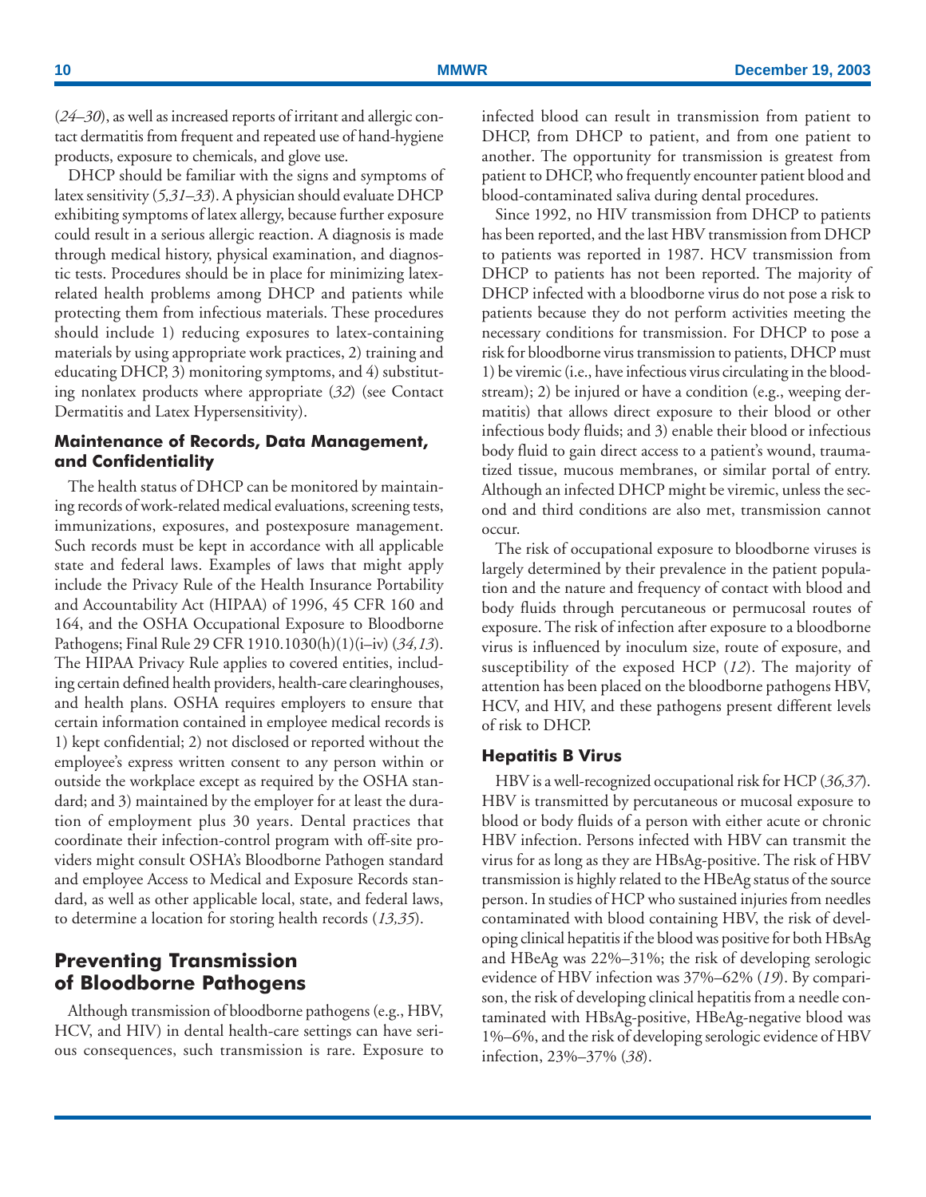(*24–30*), as well as increased reports of irritant and allergic contact dermatitis from frequent and repeated use of hand-hygiene products, exposure to chemicals, and glove use.

DHCP should be familiar with the signs and symptoms of latex sensitivity (*5,31–33*). A physician should evaluate DHCP exhibiting symptoms of latex allergy, because further exposure could result in a serious allergic reaction. A diagnosis is made through medical history, physical examination, and diagnostic tests. Procedures should be in place for minimizing latex-related health problems among DHCP and patients while protecting them from infectious materials. These procedures should include 1) reducing exposures to latex-containing materials by using appropriate work practices, 2) training and educating DHCP, 3) monitoring symptoms, and 4) substituting nonlatex products where appropriate (*32*) (see Contact Dermatitis and Latex Hypersensitivity).

### Maintenance of Records, Data Management, and Confidentiality

The health status of DHCP can be monitored by maintaining records of work-related medical evaluations, screening tests, immunizations, exposures, and postexposure management. Such records must be kept in accordance with all applicable state and federal laws. Examples of laws that might apply include the Privacy Rule of the Health Insurance Portability and Accountability Act (HIPAA) of 1996, 45 CFR 160 and 164, and the OSHA Occupational Exposure to Bloodborne Pathogens; Final Rule 29 CFR 1910.1030(h)(1)(i–iv) (*34,13*). The HIPAA Privacy Rule applies to covered entities, including certain defined health providers, health-care clearinghouses, and health plans. OSHA requires employers to ensure that certain information contained in employee medical records is 1) kept confidential; 2) not disclosed or reported without the employee's express written consent to any person within or outside the workplace except as required by the OSHA standard; and 3) maintained by the employer for at least the duration of employment plus 30 years. Dental practices that coordinate their infection-control program with off-site providers might consult OSHA's Bloodborne Pathogen standard and employee Access to Medical and Exposure Records standard, as well as other applicable local, state, and federal laws, to determine a location for storing health records (*13,35*).

## Preventing Transmission of Bloodborne Pathogens

Although transmission of bloodborne pathogens (e.g., HBV, HCV, and HIV) in dental health-care settings can have serious consequences, such transmission is rare. Exposure to infected blood can result in transmission from patient to DHCP, from DHCP to patient, and from one patient to another. The opportunity for transmission is greatest from patient to DHCP, who frequently encounter patient blood and blood-contaminated saliva during dental procedures.

Since 1992, no HIV transmission from DHCP to patients has been reported, and the last HBV transmission from DHCP to patients was reported in 1987. HCV transmission from DHCP to patients has not been reported. The majority of DHCP infected with a bloodborne virus do not pose a risk to patients because they do not perform activities meeting the necessary conditions for transmission. For DHCP to pose a risk for bloodborne virus transmission to patients, DHCP must 1) be viremic (i.e., have infectious virus circulating in the bloodstream); 2) be injured or have a condition (e.g., weeping dermatitis) that allows direct exposure to their blood or other infectious body fluids; and 3) enable their blood or infectious body fluid to gain direct access to a patient's wound, traumatized tissue, mucous membranes, or similar portal of entry. Although an infected DHCP might be viremic, unless the second and third conditions are also met, transmission cannot occur.

The risk of occupational exposure to bloodborne viruses is largely determined by their prevalence in the patient population and the nature and frequency of contact with blood and body fluids through percutaneous or permucosal routes of exposure. The risk of infection after exposure to a bloodborne virus is influenced by inoculum size, route of exposure, and susceptibility of the exposed HCP (*12*). The majority of attention has been placed on the bloodborne pathogens HBV, HCV, and HIV, and these pathogens present different levels of risk to DHCP.

### Hepatitis B Virus

HBV is a well-recognized occupational risk for HCP (*36,37*). HBV is transmitted by percutaneous or mucosal exposure to blood or body fluids of a person with either acute or chronic HBV infection. Persons infected with HBV can transmit the virus for as long as they are HBsAg-positive. The risk of HBV transmission is highly related to the HBeAg status of the source person. In studies of HCP who sustained injuries from needles contaminated with blood containing HBV, the risk of developing clinical hepatitis if the blood was positive for both HBsAg and HBeAg was 22%–31%; the risk of developing serologic evidence of HBV infection was 37%–62% (*19*). By comparison, the risk of developing clinical hepatitis from a needle contaminated with HBsAg-positive, HBeAg-negative blood was 1%–6%, and the risk of developing serologic evidence of HBV infection, 23%–37% (*38*).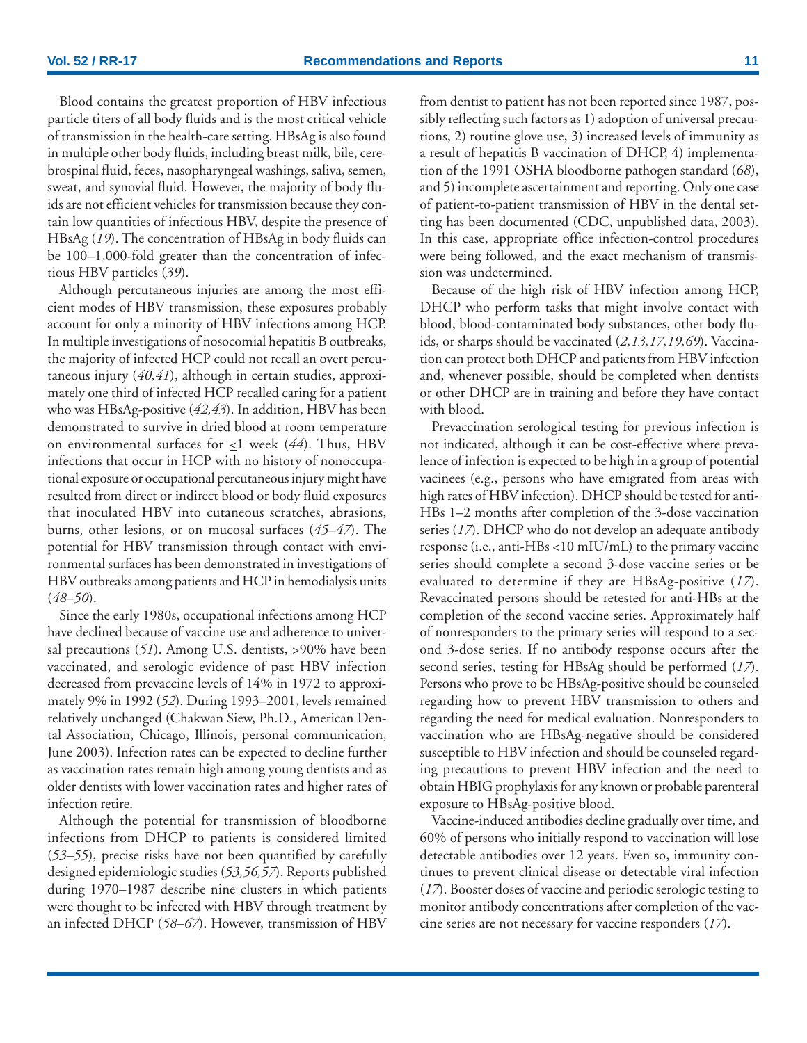Blood contains the greatest proportion of HBV infectious particle titers of all body fluids and is the most critical vehicle of transmission in the health-care setting. HBsAg is also found in multiple other body fluids, including breast milk, bile, cerebrospinal fluid, feces, nasopharyngeal washings, saliva, semen, sweat, and synovial fluid. However, the majority of body fluids are not efficient vehicles for transmission because they contain low quantities of infectious HBV, despite the presence of HBsAg (*19*). The concentration of HBsAg in body fluids can be 100–1,000-fold greater than the concentration of infectious HBV particles (*39*).

Although percutaneous injuries are among the most efficient modes of HBV transmission, these exposures probably account for only a minority of HBV infections among HCP. In multiple investigations of nosocomial hepatitis B outbreaks, the majority of infected HCP could not recall an overt percutaneous injury (*40,41*), although in certain studies, approximately one third of infected HCP recalled caring for a patient who was HBsAg-positive (*42,43*). In addition, HBV has been demonstrated to survive in dried blood at room temperature on environmental surfaces for ≤1 week (*44*). Thus, HBV infections that occur in HCP with no history of nonoccupational exposure or occupational percutaneous injury might have resulted from direct or indirect blood or body fluid exposures that inoculated HBV into cutaneous scratches, abrasions, burns, other lesions, or on mucosal surfaces (*45–47*). The potential for HBV transmission through contact with environmental surfaces has been demonstrated in investigations of HBV outbreaks among patients and HCP in hemodialysis units (*48–50*).

Since the early 1980s, occupational infections among HCP have declined because of vaccine use and adherence to universal precautions (*51*). Among U.S. dentists, >90% have been vaccinated, and serologic evidence of past HBV infection decreased from prevaccine levels of 14% in 1972 to approximately 9% in 1992 (*52*). During 1993–2001, levels remained relatively unchanged (Chakwan Siew, Ph.D., American Dental Association, Chicago, Illinois, personal communication, June 2003). Infection rates can be expected to decline further as vaccination rates remain high among young dentists and as older dentists with lower vaccination rates and higher rates of infection retire.

Although the potential for transmission of bloodborne infections from DHCP to patients is considered limited (*53–55*), precise risks have not been quantified by carefully designed epidemiologic studies (*53,56,57*). Reports published during 1970–1987 describe nine clusters in which patients were thought to be infected with HBV through treatment by an infected DHCP (*58–67*). However, transmission of HBV from dentist to patient has not been reported since 1987, possibly reflecting such factors as 1) adoption of universal precautions, 2) routine glove use, 3) increased levels of immunity as a result of hepatitis B vaccination of DHCP, 4) implementation of the 1991 OSHA bloodborne pathogen standard (*68*), and 5) incomplete ascertainment and reporting. Only one case of patient-to-patient transmission of HBV in the dental setting has been documented (CDC, unpublished data, 2003). In this case, appropriate office infection-control procedures were being followed, and the exact mechanism of transmission was undetermined.

Because of the high risk of HBV infection among HCP, DHCP who perform tasks that might involve contact with blood, blood-contaminated body substances, other body fluids, or sharps should be vaccinated (*2,13,17,19,69*). Vaccination can protect both DHCP and patients from HBV infection and, whenever possible, should be completed when dentists or other DHCP are in training and before they have contact with blood.

Prevaccination serological testing for previous infection is not indicated, although it can be cost-effective where prevalence of infection is expected to be high in a group of potential vacinees (e.g., persons who have emigrated from areas with high rates of HBV infection). DHCP should be tested for anti-HBs 1–2 months after completion of the 3-dose vaccination series (*17*). DHCP who do not develop an adequate antibody response (i.e., anti-HBs <10 mIU/mL) to the primary vaccine series should complete a second 3-dose vaccine series or be evaluated to determine if they are HBsAg-positive (*17*). Revaccinated persons should be retested for anti-HBs at the completion of the second vaccine series. Approximately half of nonresponders to the primary series will respond to a second 3-dose series. If no antibody response occurs after the second series, testing for HBsAg should be performed (*17*). Persons who prove to be HBsAg-positive should be counseled regarding how to prevent HBV transmission to others and regarding the need for medical evaluation. Nonresponders to vaccination who are HBsAg-negative should be considered susceptible to HBV infection and should be counseled regarding precautions to prevent HBV infection and the need to obtain HBIG prophylaxis for any known or probable parenteral exposure to HBsAg-positive blood.

Vaccine-induced antibodies decline gradually over time, and 60% of persons who initially respond to vaccination will lose detectable antibodies over 12 years. Even so, immunity continues to prevent clinical disease or detectable viral infection (*17*). Booster doses of vaccine and periodic serologic testing to monitor antibody concentrations after completion of the vaccine series are not necessary for vaccine responders (*17*).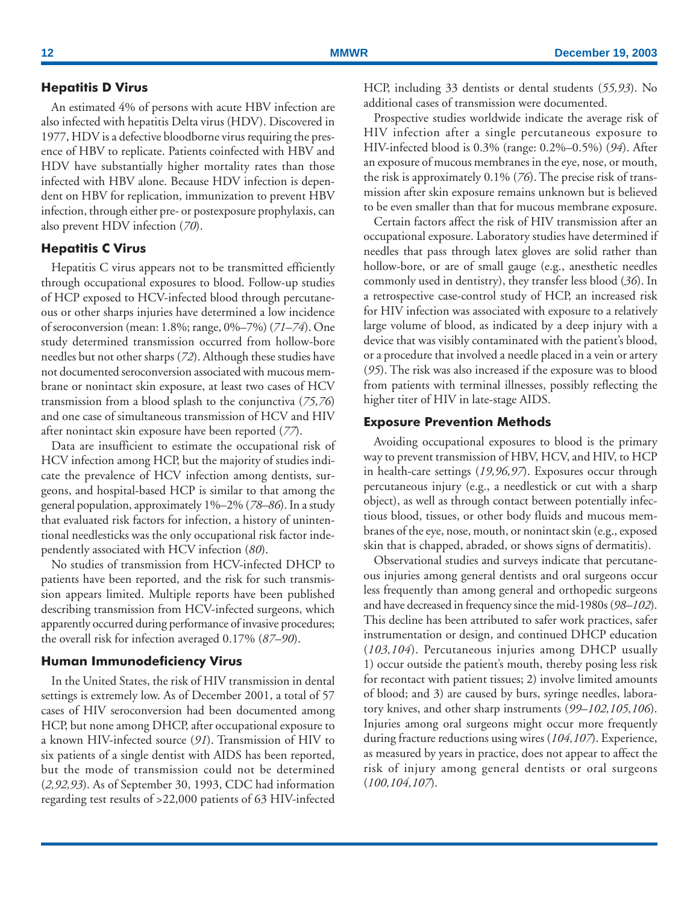### Hepatitis D Virus

An estimated 4% of persons with acute HBV infection are also infected with hepatitis Delta virus (HDV). Discovered in 1977, HDV is a defective bloodborne virus requiring the presence of HBV to replicate. Patients coinfected with HBV and HDV have substantially higher mortality rates than those infected with HBV alone. Because HDV infection is dependent on HBV for replication, immunization to prevent HBV infection, through either pre- or postexposure prophylaxis, can also prevent HDV infection (*70*).

### Hepatitis C Virus

Hepatitis C virus appears not to be transmitted efficiently through occupational exposures to blood. Follow-up studies of HCP exposed to HCV-infected blood through percutaneous or other sharps injuries have determined a low incidence of seroconversion (mean: 1.8%; range, 0%–7%) (*71–74*). One study determined transmission occurred from hollow-bore needles but not other sharps (*72*). Although these studies have not documented seroconversion associated with mucous membrane or nonintact skin exposure, at least two cases of HCV transmission from a blood splash to the conjunctiva (*75,76*) and one case of simultaneous transmission of HCV and HIV after nonintact skin exposure have been reported (*77*).

Data are insufficient to estimate the occupational risk of HCV infection among HCP, but the majority of studies indicate the prevalence of HCV infection among dentists, surgeons, and hospital-based HCP is similar to that among the general population, approximately 1%–2% (*78–86*). In a study that evaluated risk factors for infection, a history of unintentional needlesticks was the only occupational risk factor independently associated with HCV infection (*80*).

No studies of transmission from HCV-infected DHCP to patients have been reported, and the risk for such transmission appears limited. Multiple reports have been published describing transmission from HCV-infected surgeons, which apparently occurred during performance of invasive procedures; the overall risk for infection averaged 0.17% (*87–90*).

### Human Immunodeficiency Virus

In the United States, the risk of HIV transmission in dental settings is extremely low. As of December 2001, a total of 57 cases of HIV seroconversion had been documented among HCP, but none among DHCP, after occupational exposure to a known HIV-infected source (*91*). Transmission of HIV to six patients of a single dentist with AIDS has been reported, but the mode of transmission could not be determined (*2,92,93*). As of September 30, 1993, CDC had information regarding test results of >22,000 patients of 63 HIV-infected HCP, including 33 dentists or dental students (*55,93*). No additional cases of transmission were documented.

Prospective studies worldwide indicate the average risk of HIV infection after a single percutaneous exposure to HIV-infected blood is 0.3% (range: 0.2%–0.5%) (*94*). After an exposure of mucous membranes in the eye, nose, or mouth, the risk is approximately 0.1% (*76*). The precise risk of transmission after skin exposure remains unknown but is believed to be even smaller than that for mucous membrane exposure.

Certain factors affect the risk of HIV transmission after an occupational exposure. Laboratory studies have determined if needles that pass through latex gloves are solid rather than hollow-bore, or are of small gauge (e.g., anesthetic needles commonly used in dentistry), they transfer less blood (*36*). In a retrospective case-control study of HCP, an increased risk for HIV infection was associated with exposure to a relatively large volume of blood, as indicated by a deep injury with a device that was visibly contaminated with the patient's blood, or a procedure that involved a needle placed in a vein or artery (*95*). The risk was also increased if the exposure was to blood from patients with terminal illnesses, possibly reflecting the higher titer of HIV in late-stage AIDS.

### Exposure Prevention Methods

Avoiding occupational exposures to blood is the primary way to prevent transmission of HBV, HCV, and HIV, to HCP in health-care settings (*19,96,97*). Exposures occur through percutaneous injury (e.g., a needlestick or cut with a sharp object), as well as through contact between potentially infectious blood, tissues, or other body fluids and mucous membranes of the eye, nose, mouth, or nonintact skin (e.g., exposed skin that is chapped, abraded, or shows signs of dermatitis).

Observational studies and surveys indicate that percutaneous injuries among general dentists and oral surgeons occur less frequently than among general and orthopedic surgeons and have decreased in frequency since the mid-1980s (*98–102*). This decline has been attributed to safer work practices, safer instrumentation or design, and continued DHCP education (*103,104*). Percutaneous injuries among DHCP usually 1) occur outside the patient's mouth, thereby posing less risk for recontact with patient tissues; 2) involve limited amounts of blood; and 3) are caused by burs, syringe needles, laboratory knives, and other sharp instruments (*99–102,105,106*). Injuries among oral surgeons might occur more frequently during fracture reductions using wires (*104,107*). Experience, as measured by years in practice, does not appear to affect the risk of injury among general dentists or oral surgeons (*100,104,107*).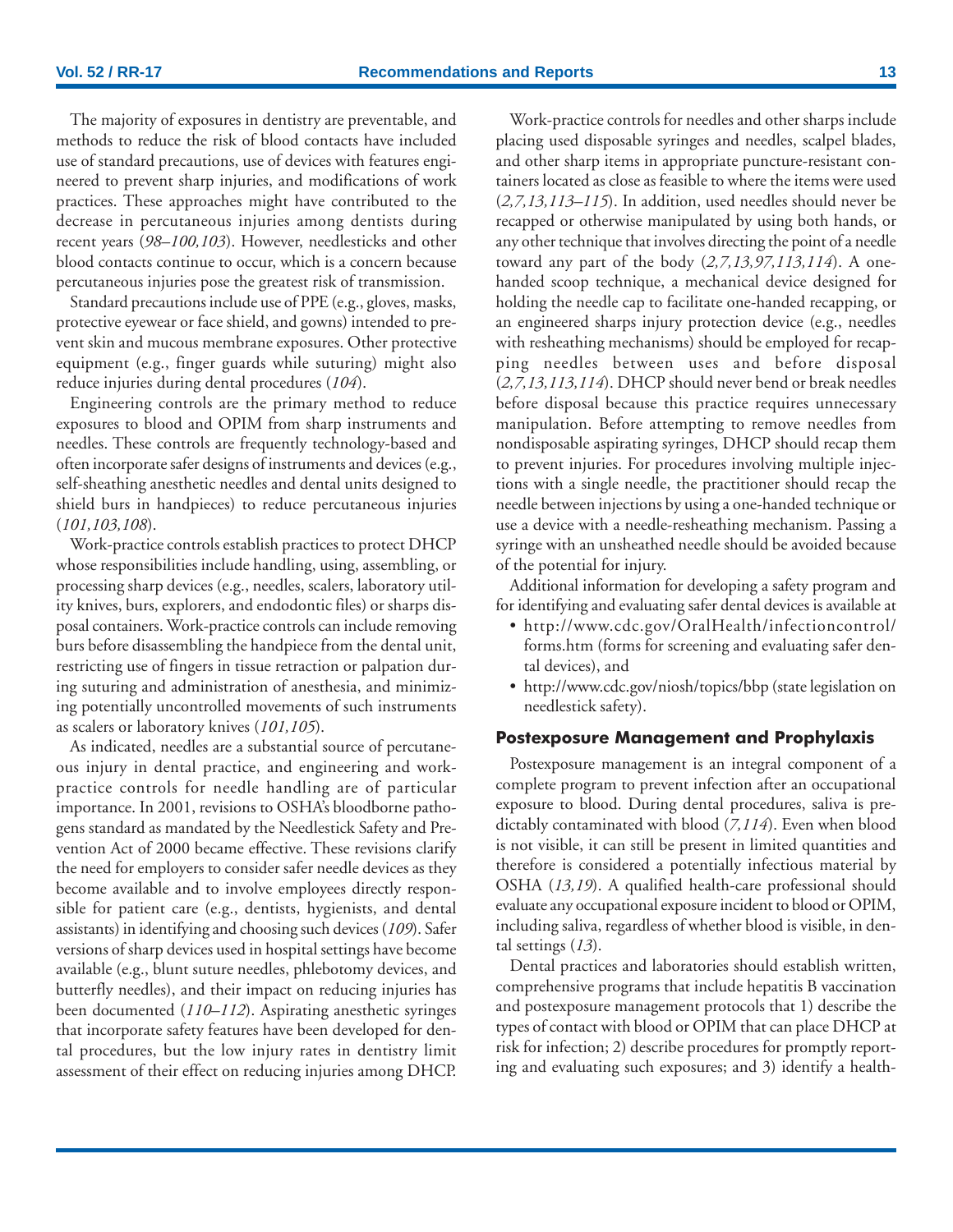The majority of exposures in dentistry are preventable, and methods to reduce the risk of blood contacts have included use of standard precautions, use of devices with features engineered to prevent sharp injuries, and modifications of work practices. These approaches might have contributed to the decrease in percutaneous injuries among dentists during recent years (*98–100,103*). However, needlesticks and other blood contacts continue to occur, which is a concern because percutaneous injuries pose the greatest risk of transmission.

Standard precautions include use of PPE (e.g., gloves, masks, protective eyewear or face shield, and gowns) intended to prevent skin and mucous membrane exposures. Other protective equipment (e.g., finger guards while suturing) might also reduce injuries during dental procedures (*104*).

Engineering controls are the primary method to reduce exposures to blood and OPIM from sharp instruments and needles. These controls are frequently technology-based and often incorporate safer designs of instruments and devices (e.g., self-sheathing anesthetic needles and dental units designed to shield burs in handpieces) to reduce percutaneous injuries (*101,103,108*).

Work-practice controls establish practices to protect DHCP whose responsibilities include handling, using, assembling, or processing sharp devices (e.g., needles, scalers, laboratory utility knives, burs, explorers, and endodontic files) or sharps disposal containers. Work-practice controls can include removing burs before disassembling the handpiece from the dental unit, restricting use of fingers in tissue retraction or palpation during suturing and administration of anesthesia, and minimizing potentially uncontrolled movements of such instruments as scalers or laboratory knives (*101,105*).

As indicated, needles are a substantial source of percutaneous injury in dental practice, and engineering and work-practice controls for needle handling are of particular importance. In 2001, revisions to OSHA's bloodborne pathogens standard as mandated by the Needlestick Safety and Prevention Act of 2000 became effective. These revisions clarify the need for employers to consider safer needle devices as they become available and to involve employees directly responsible for patient care (e.g., dentists, hygienists, and dental assistants) in identifying and choosing such devices (*109*). Safer versions of sharp devices used in hospital settings have become available (e.g., blunt suture needles, phlebotomy devices, and butterfly needles), and their impact on reducing injuries has been documented (*110–112*). Aspirating anesthetic syringes that incorporate safety features have been developed for dental procedures, but the low injury rates in dentistry limit assessment of their effect on reducing injuries among DHCP.

Work-practice controls for needles and other sharps include placing used disposable syringes and needles, scalpel blades, and other sharp items in appropriate puncture-resistant containers located as close as feasible to where the items were used (*2,7,13,113–115*). In addition, used needles should never be recapped or otherwise manipulated by using both hands, or any other technique that involves directing the point of a needle toward any part of the body (*2,7,13,97,113,114*). A one-handed scoop technique, a mechanical device designed for holding the needle cap to facilitate one-handed recapping, or an engineered sharps injury protection device (e.g., needles with resheathing mechanisms) should be employed for recapping needles between uses and before disposal (*2,7,13,113,114*). DHCP should never bend or break needles before disposal because this practice requires unnecessary manipulation. Before attempting to remove needles from nondisposable aspirating syringes, DHCP should recap them to prevent injuries. For procedures involving multiple injections with a single needle, the practitioner should recap the needle between injections by using a one-handed technique or use a device with a needle-resheathing mechanism. Passing a syringe with an unsheathed needle should be avoided because of the potential for injury.

Additional information for developing a safety program and for identifying and evaluating safer dental devices is available at

- http://www.cdc.gov/OralHealth/infectioncontrol/forms.htm (forms for screening and evaluating safer dental devices), and
- http://www.cdc.gov/niosh/topics/bbp (state legislation on needlestick safety).

## Postexposure Management and Prophylaxis

Postexposure management is an integral component of a complete program to prevent infection after an occupational exposure to blood. During dental procedures, saliva is predictably contaminated with blood (*7,114*). Even when blood is not visible, it can still be present in limited quantities and therefore is considered a potentially infectious material by OSHA (*13,19*). A qualified health-care professional should evaluate any occupational exposure incident to blood or OPIM, including saliva, regardless of whether blood is visible, in dental settings (*13*).

Dental practices and laboratories should establish written, comprehensive programs that include hepatitis B vaccination and postexposure management protocols that 1) describe the types of contact with blood or OPIM that can place DHCP at risk for infection; 2) describe procedures for promptly reporting and evaluating such exposures; and 3) identify a health-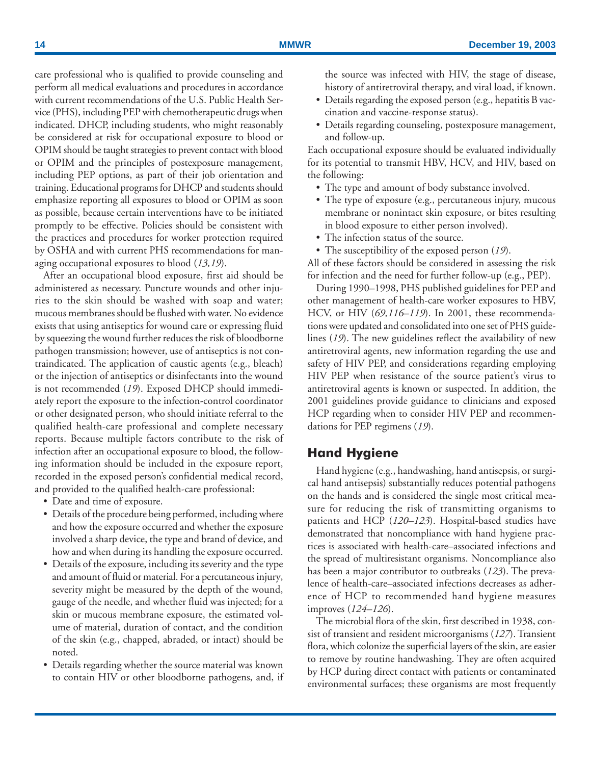care professional who is qualified to provide counseling and perform all medical evaluations and procedures in accordance with current recommendations of the U.S. Public Health Service (PHS), including PEP with chemotherapeutic drugs when indicated. DHCP, including students, who might reasonably be considered at risk for occupational exposure to blood or OPIM should be taught strategies to prevent contact with blood or OPIM and the principles of postexposure management, including PEP options, as part of their job orientation and training. Educational programs for DHCP and students should emphasize reporting all exposures to blood or OPIM as soon as possible, because certain interventions have to be initiated promptly to be effective. Policies should be consistent with the practices and procedures for worker protection required by OSHA and with current PHS recommendations for managing occupational exposures to blood (*13,19*).

After an occupational blood exposure, first aid should be administered as necessary. Puncture wounds and other injuries to the skin should be washed with soap and water; mucous membranes should be flushed with water. No evidence exists that using antiseptics for wound care or expressing fluid by squeezing the wound further reduces the risk of bloodborne pathogen transmission; however, use of antiseptics is not contraindicated. The application of caustic agents (e.g., bleach) or the injection of antiseptics or disinfectants into the wound is not recommended (*19*). Exposed DHCP should immediately report the exposure to the infection-control coordinator or other designated person, who should initiate referral to the qualified health-care professional and complete necessary reports. Because multiple factors contribute to the risk of infection after an occupational exposure to blood, the following information should be included in the exposure report, recorded in the exposed person's confidential medical record, and provided to the qualified health-care professional:

- Date and time of exposure.
- Details of the procedure being performed, including where and how the exposure occurred and whether the exposure involved a sharp device, the type and brand of device, and how and when during its handling the exposure occurred.
- Details of the exposure, including its severity and the type and amount of fluid or material. For a percutaneous injury, severity might be measured by the depth of the wound, gauge of the needle, and whether fluid was injected; for a skin or mucous membrane exposure, the estimated volume of material, duration of contact, and the condition of the skin (e.g., chapped, abraded, or intact) should be noted.
- Details regarding whether the source material was known to contain HIV or other bloodborne pathogens, and, if the source was infected with HIV, the stage of disease, history of antiretroviral therapy, and viral load, if known.
- Details regarding the exposed person (e.g., hepatitis B vaccination and vaccine-response status).
- Details regarding counseling, postexposure management, and follow-up.

Each occupational exposure should be evaluated individually for its potential to transmit HBV, HCV, and HIV, based on the following:

- The type and amount of body substance involved.
- The type of exposure (e.g., percutaneous injury, mucous membrane or nonintact skin exposure, or bites resulting in blood exposure to either person involved).
- The infection status of the source.
- The susceptibility of the exposed person (*19*).

All of these factors should be considered in assessing the risk for infection and the need for further follow-up (e.g., PEP).

During 1990–1998, PHS published guidelines for PEP and other management of health-care worker exposures to HBV, HCV, or HIV (*69,116–119*). In 2001, these recommendations were updated and consolidated into one set of PHS guidelines (*19*). The new guidelines reflect the availability of new antiretroviral agents, new information regarding the use and safety of HIV PEP, and considerations regarding employing HIV PEP when resistance of the source patient's virus to antiretroviral agents is known or suspected. In addition, the 2001 guidelines provide guidance to clinicians and exposed HCP regarding when to consider HIV PEP and recommendations for PEP regimens (*19*).

## Hand Hygiene

Hand hygiene (e.g., handwashing, hand antisepsis, or surgical hand antisepsis) substantially reduces potential pathogens on the hands and is considered the single most critical measure for reducing the risk of transmitting organisms to patients and HCP (*120–123*). Hospital-based studies have demonstrated that noncompliance with hand hygiene practices is associated with health-care–associated infections and the spread of multiresistant organisms. Noncompliance also has been a major contributor to outbreaks (*123*). The prevalence of health-care–associated infections decreases as adherence of HCP to recommended hand hygiene measures improves (*124–126*).

The microbial flora of the skin, first described in 1938, consist of transient and resident microorganisms (*127*). Transient flora, which colonize the superficial layers of the skin, are easier to remove by routine handwashing. They are often acquired by HCP during direct contact with patients or contaminated environmental surfaces; these organisms are most frequently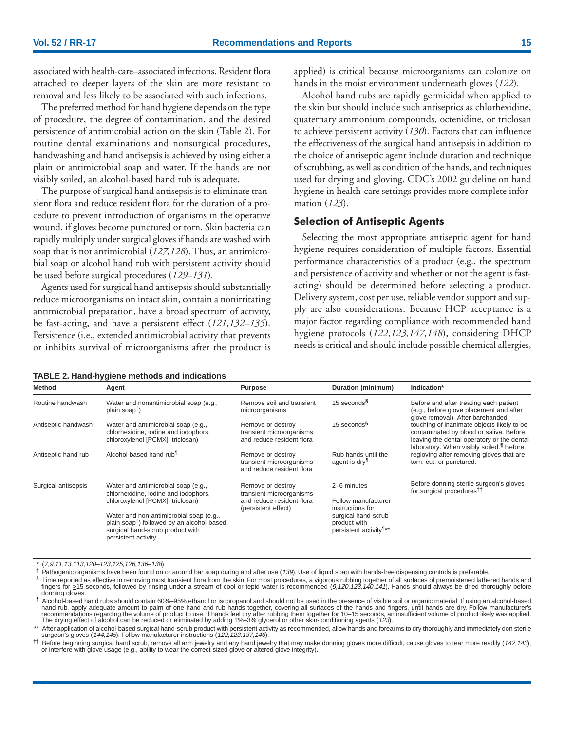associated with health-care–associated infections. Resident flora attached to deeper layers of the skin are more resistant to removal and less likely to be associated with such infections.

The preferred method for hand hygiene depends on the type of procedure, the degree of contamination, and the desired persistence of antimicrobial action on the skin (Table 2). For routine dental examinations and nonsurgical procedures, handwashing and hand antisepsis is achieved by using either a plain or antimicrobial soap and water. If the hands are not visibly soiled, an alcohol-based hand rub is adequate.

The purpose of surgical hand antisepsis is to eliminate transient flora and reduce resident flora for the duration of a procedure to prevent introduction of organisms in the operative wound, if gloves become punctured or torn. Skin bacteria can rapidly multiply under surgical gloves if hands are washed with soap that is not antimicrobial (*127,128*). Thus, an antimicrobial soap or alcohol hand rub with persistent activity should be used before surgical procedures (*129–131*).

Agents used for surgical hand antisepsis should substantially reduce microorganisms on intact skin, contain a nonirritating antimicrobial preparation, have a broad spectrum of activity, be fast-acting, and have a persistent effect (*121,132–135*). Persistence (i.e., extended antimicrobial activity that prevents or inhibits survival of microorganisms after the product is applied) is critical because microorganisms can colonize on hands in the moist environment underneath gloves (*122*).

Alcohol hand rubs are rapidly germicidal when applied to the skin but should include such antiseptics as chlorhexidine, quaternary ammonium compounds, octenidine, or triclosan to achieve persistent activity (*130*). Factors that can influence the effectiveness of the surgical hand antisepsis in addition to the choice of antiseptic agent include duration and technique of scrubbing, as well as condition of the hands, and techniques used for drying and gloving. CDC's 2002 guideline on hand hygiene in health-care settings provides more complete information (*123*).

## Selection of Antiseptic Agents

Selecting the most appropriate antiseptic agent for hand hygiene requires consideration of multiple factors. Essential performance characteristics of a product (e.g., the spectrum and persistence of activity and whether or not the agent is fast-acting) should be determined before selecting a product. Delivery system, cost per use, reliable vendor support and supply are also considerations. Because HCP acceptance is a major factor regarding compliance with recommended hand hygiene protocols (*122,123,147,148*), considering DHCP needs is critical and should include possible chemical allergies,

**TABLE 2. Hand-hygiene methods and indications**

| Method | Agent | Purpose | Duration (minimum) | Indication* |
|---|---|---|---|---|
| Routine handwash | Water and nonantimicrobial soap (e.g., plain soap†) | Remove soil and transient microorganisms | 15 seconds§ | Before and after treating each patient (e.g., before glove placement and after glove removal). After barehanded touching of inanimate objects likely to be contaminated by blood or saliva. Before leaving the dental operatory or the dental laboratory. When visibly soiled.¶ Before regloving after removing gloves that are torn, cut, or punctured. |
| Antiseptic handwash | Water and antimicrobial soap (e.g., chlorhexidine, iodine and iodophors, chloroxylenol [PCMX], triclosan) | Remove or destroy transient microorganisms and reduce resident flora | 15 seconds§ | |
| Antiseptic hand rub | Alcohol-based hand rub¶ | Remove or destroy transient microorganisms and reduce resident flora | Rub hands until the agent is dry¶ | |
| Surgical antisepsis | Water and antimicrobial soap (e.g., chlorhexidine, iodine and iodophors, chloroxylenol [PCMX], triclosan) | Remove or destroy transient microorganisms and reduce resident flora (persistent effect) | 2–6 minutes | Before donning sterile surgeon's gloves for surgical procedures†† |
| | Water and non-antimicrobial soap (e.g., plain soap†) followed by an alcohol-based surgical hand-scrub product with persistent activity | | Follow manufacturer instructions for surgical hand-scrub product with persistent activity¶** | |

\* (*7,9,11,13,113,120–123,125,126,136–138*).

† Pathogenic organisms have been found on or around bar soap during and after use (*139*). Use of liquid soap with hands-free dispensing controls is preferable.

§ Time reported as effective in removing most transient flora from the skin. For most procedures, a vigorous rubbing together of all surfaces of premoistened lathered hands and fingers for ≥15 seconds, followed by rinsing under a stream of cool or tepid water is recommended (*9,120,123,140,141*). Hands should always be dried thoroughly before donning gloves.

¶ Alcohol-based hand rubs should contain 60%–95% ethanol or isopropanol and should not be used in the presence of visible soil or organic material. If using an alcohol-based hand rub, apply adequate amount to palm of one hand and rub hands together, covering all surfaces of the hands and fingers, until hands are dry. Follow manufacturer's recommendations regarding the volume of product to use. If hands feel dry after rubbing them together for 10–15 seconds, an insufficient volume of product likely was applied. The drying effect of alcohol can be reduced or eliminated by adding 1%–3% glycerol or other skin-conditioning agents (*123*).

\*\* After application of alcohol-based surgical hand-scrub product with persistent activity as recommended, allow hands and forearms to dry thoroughly and immediately don sterile surgeon's gloves (*144,145*). Follow manufacturer instructions (*122,123,137,146*).

†† Before beginning surgical hand scrub, remove all arm jewelry and any hand jewelry that may make donning gloves more difficult, cause gloves to tear more readily (*142,143*), or interfere with glove usage (e.g., ability to wear the correct-sized glove or altered glove integrity).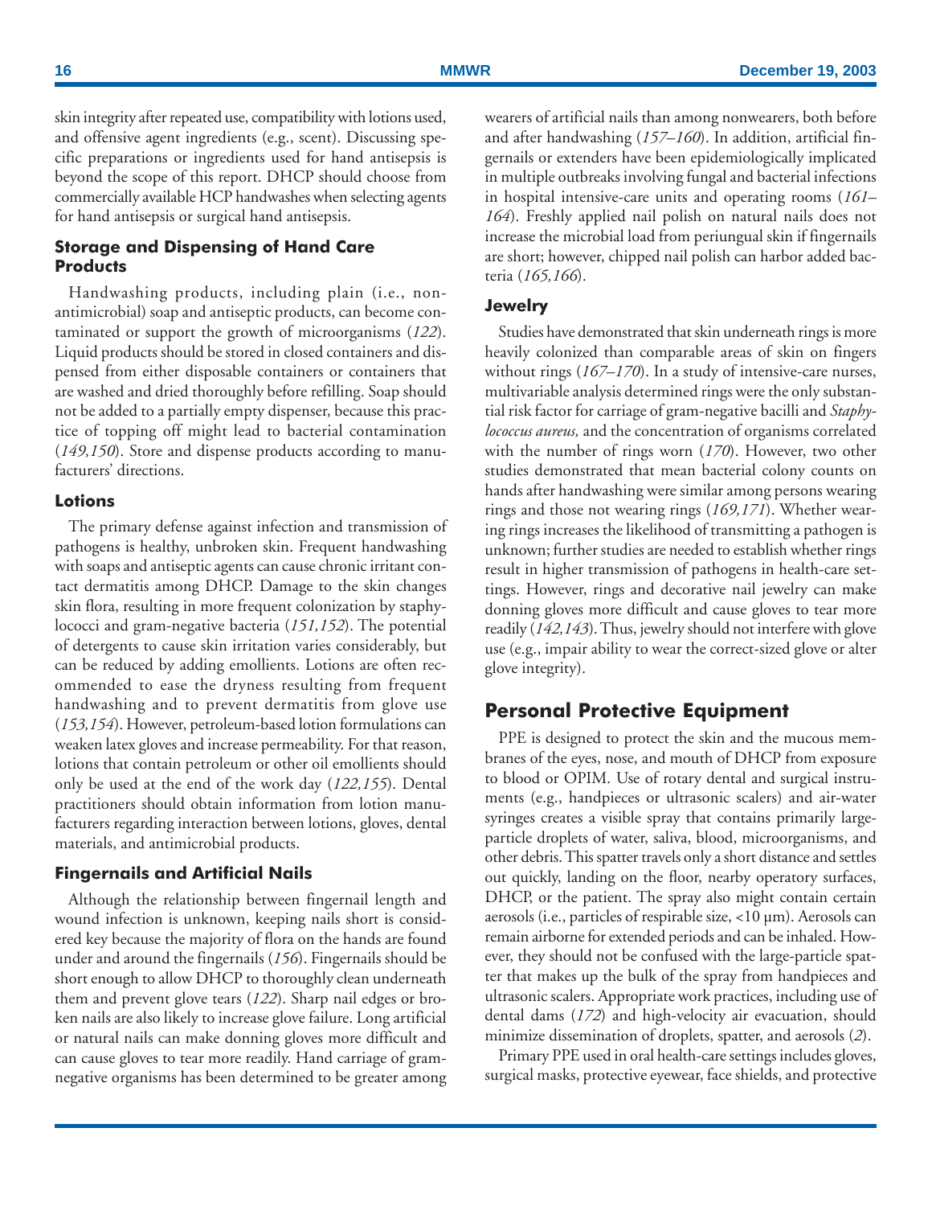skin integrity after repeated use, compatibility with lotions used, and offensive agent ingredients (e.g., scent). Discussing specific preparations or ingredients used for hand antisepsis is beyond the scope of this report. DHCP should choose from commercially available HCP handwashes when selecting agents for hand antisepsis or surgical hand antisepsis.

### Storage and Dispensing of Hand Care Products

Handwashing products, including plain (i.e., nonantimicrobial) soap and antiseptic products, can become contaminated or support the growth of microorganisms (*122*). Liquid products should be stored in closed containers and dispensed from either disposable containers or containers that are washed and dried thoroughly before refilling. Soap should not be added to a partially empty dispenser, because this practice of topping off might lead to bacterial contamination (*149,150*). Store and dispense products according to manufacturers' directions.

### Lotions

The primary defense against infection and transmission of pathogens is healthy, unbroken skin. Frequent handwashing with soaps and antiseptic agents can cause chronic irritant contact dermatitis among DHCP. Damage to the skin changes skin flora, resulting in more frequent colonization by staphylococci and gram-negative bacteria (*151,152*). The potential of detergents to cause skin irritation varies considerably, but can be reduced by adding emollients. Lotions are often recommended to ease the dryness resulting from frequent handwashing and to prevent dermatitis from glove use (*153,154*). However, petroleum-based lotion formulations can weaken latex gloves and increase permeability. For that reason, lotions that contain petroleum or other oil emollients should only be used at the end of the work day (*122,155*). Dental practitioners should obtain information from lotion manufacturers regarding interaction between lotions, gloves, dental materials, and antimicrobial products.

### Fingernails and Artificial Nails

Although the relationship between fingernail length and wound infection is unknown, keeping nails short is considered key because the majority of flora on the hands are found under and around the fingernails (*156*). Fingernails should be short enough to allow DHCP to thoroughly clean underneath them and prevent glove tears (*122*). Sharp nail edges or broken nails are also likely to increase glove failure. Long artificial or natural nails can make donning gloves more difficult and can cause gloves to tear more readily. Hand carriage of gram-negative organisms has been determined to be greater among wearers of artificial nails than among nonwearers, both before and after handwashing (*157–160*). In addition, artificial fingernails or extenders have been epidemiologically implicated in multiple outbreaks involving fungal and bacterial infections in hospital intensive-care units and operating rooms (*161–164*). Freshly applied nail polish on natural nails does not increase the microbial load from periungual skin if fingernails are short; however, chipped nail polish can harbor added bacteria (*165,166*).

### Jewelry

Studies have demonstrated that skin underneath rings is more heavily colonized than comparable areas of skin on fingers without rings (*167–170*). In a study of intensive-care nurses, multivariable analysis determined rings were the only substantial risk factor for carriage of gram-negative bacilli and *Staphylococcus aureus,* and the concentration of organisms correlated with the number of rings worn (*170*). However, two other studies demonstrated that mean bacterial colony counts on hands after handwashing were similar among persons wearing rings and those not wearing rings (*169,171*). Whether wearing rings increases the likelihood of transmitting a pathogen is unknown; further studies are needed to establish whether rings result in higher transmission of pathogens in health-care settings. However, rings and decorative nail jewelry can make donning gloves more difficult and cause gloves to tear more readily (*142,143*). Thus, jewelry should not interfere with glove use (e.g., impair ability to wear the correct-sized glove or alter glove integrity).

## Personal Protective Equipment

PPE is designed to protect the skin and the mucous membranes of the eyes, nose, and mouth of DHCP from exposure to blood or OPIM. Use of rotary dental and surgical instruments (e.g., handpieces or ultrasonic scalers) and air-water syringes creates a visible spray that contains primarily large-particle droplets of water, saliva, blood, microorganisms, and other debris. This spatter travels only a short distance and settles out quickly, landing on the floor, nearby operatory surfaces, DHCP, or the patient. The spray also might contain certain aerosols (i.e., particles of respirable size, <10 µm). Aerosols can remain airborne for extended periods and can be inhaled. However, they should not be confused with the large-particle spatter that makes up the bulk of the spray from handpieces and ultrasonic scalers. Appropriate work practices, including use of dental dams (*172*) and high-velocity air evacuation, should minimize dissemination of droplets, spatter, and aerosols (*2*).

Primary PPE used in oral health-care settings includes gloves, surgical masks, protective eyewear, face shields, and protective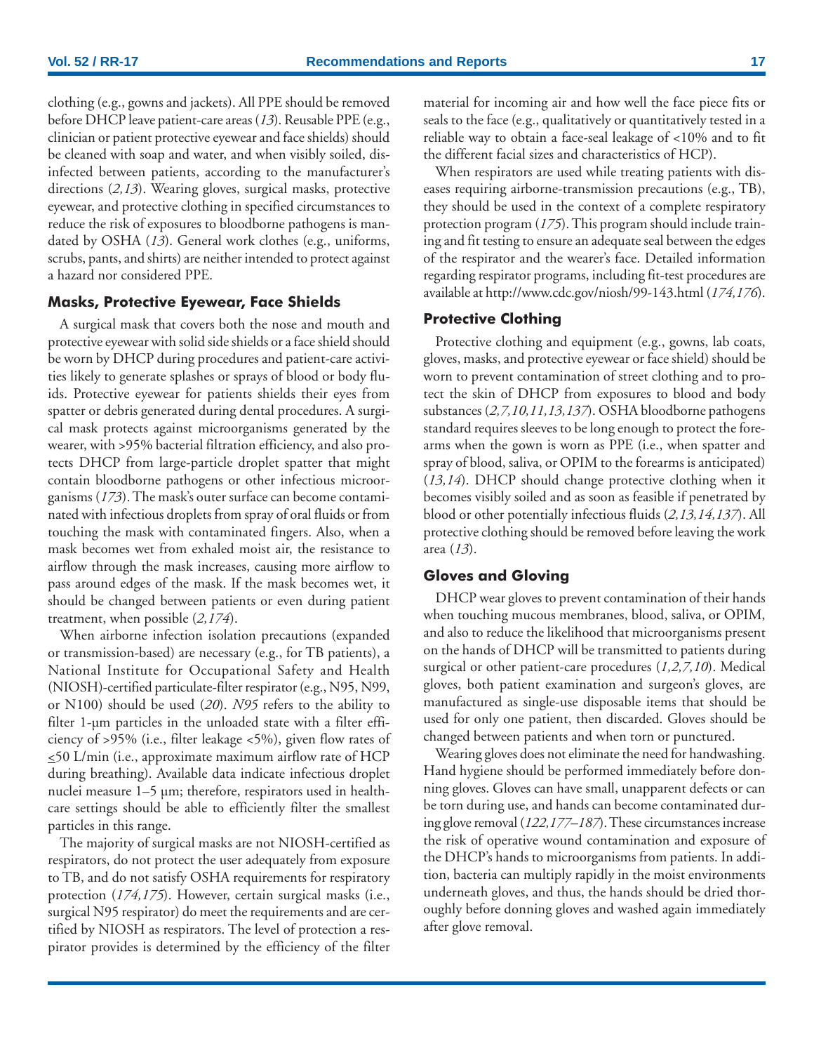clothing (e.g., gowns and jackets). All PPE should be removed before DHCP leave patient-care areas (*13*). Reusable PPE (e.g., clinician or patient protective eyewear and face shields) should be cleaned with soap and water, and when visibly soiled, disinfected between patients, according to the manufacturer's directions (*2,13*). Wearing gloves, surgical masks, protective eyewear, and protective clothing in specified circumstances to reduce the risk of exposures to bloodborne pathogens is mandated by OSHA (*13*). General work clothes (e.g., uniforms, scrubs, pants, and shirts) are neither intended to protect against a hazard nor considered PPE.

### Masks, Protective Eyewear, Face Shields

A surgical mask that covers both the nose and mouth and protective eyewear with solid side shields or a face shield should be worn by DHCP during procedures and patient-care activities likely to generate splashes or sprays of blood or body fluids. Protective eyewear for patients shields their eyes from spatter or debris generated during dental procedures. A surgical mask protects against microorganisms generated by the wearer, with >95% bacterial filtration efficiency, and also protects DHCP from large-particle droplet spatter that might contain bloodborne pathogens or other infectious microorganisms (*173*). The mask's outer surface can become contaminated with infectious droplets from spray of oral fluids or from touching the mask with contaminated fingers. Also, when a mask becomes wet from exhaled moist air, the resistance to airflow through the mask increases, causing more airflow to pass around edges of the mask. If the mask becomes wet, it should be changed between patients or even during patient treatment, when possible (*2,174*).

When airborne infection isolation precautions (expanded or transmission-based) are necessary (e.g., for TB patients), a National Institute for Occupational Safety and Health (NIOSH)-certified particulate-filter respirator (e.g., N95, N99, or N100) should be used (*20*). *N95* refers to the ability to filter 1-µm particles in the unloaded state with a filter efficiency of >95% (i.e., filter leakage <5%), given flow rates of ≤50 L/min (i.e., approximate maximum airflow rate of HCP during breathing). Available data indicate infectious droplet nuclei measure 1–5 µm; therefore, respirators used in health-care settings should be able to efficiently filter the smallest particles in this range.

The majority of surgical masks are not NIOSH-certified as respirators, do not protect the user adequately from exposure to TB, and do not satisfy OSHA requirements for respiratory protection (*174,175*). However, certain surgical masks (i.e., surgical N95 respirator) do meet the requirements and are certified by NIOSH as respirators. The level of protection a respirator provides is determined by the efficiency of the filter material for incoming air and how well the face piece fits or seals to the face (e.g., qualitatively or quantitatively tested in a reliable way to obtain a face-seal leakage of <10% and to fit the different facial sizes and characteristics of HCP).

When respirators are used while treating patients with diseases requiring airborne-transmission precautions (e.g., TB), they should be used in the context of a complete respiratory protection program (*175*). This program should include training and fit testing to ensure an adequate seal between the edges of the respirator and the wearer's face. Detailed information regarding respirator programs, including fit-test procedures are available at http://www.cdc.gov/niosh/99-143.html (*174,176*).

### Protective Clothing

Protective clothing and equipment (e.g., gowns, lab coats, gloves, masks, and protective eyewear or face shield) should be worn to prevent contamination of street clothing and to protect the skin of DHCP from exposures to blood and body substances (*2,7,10,11,13,137*). OSHA bloodborne pathogens standard requires sleeves to be long enough to protect the forearms when the gown is worn as PPE (i.e., when spatter and spray of blood, saliva, or OPIM to the forearms is anticipated) (*13,14*). DHCP should change protective clothing when it becomes visibly soiled and as soon as feasible if penetrated by blood or other potentially infectious fluids (*2,13,14,137*). All protective clothing should be removed before leaving the work area (*13*).

### Gloves and Gloving

DHCP wear gloves to prevent contamination of their hands when touching mucous membranes, blood, saliva, or OPIM, and also to reduce the likelihood that microorganisms present on the hands of DHCP will be transmitted to patients during surgical or other patient-care procedures (*1,2,7,10*). Medical gloves, both patient examination and surgeon's gloves, are manufactured as single-use disposable items that should be used for only one patient, then discarded. Gloves should be changed between patients and when torn or punctured.

Wearing gloves does not eliminate the need for handwashing. Hand hygiene should be performed immediately before donning gloves. Gloves can have small, unapparent defects or can be torn during use, and hands can become contaminated during glove removal (*122,177–187*). These circumstances increase the risk of operative wound contamination and exposure of the DHCP's hands to microorganisms from patients. In addition, bacteria can multiply rapidly in the moist environments underneath gloves, and thus, the hands should be dried thoroughly before donning gloves and washed again immediately after glove removal.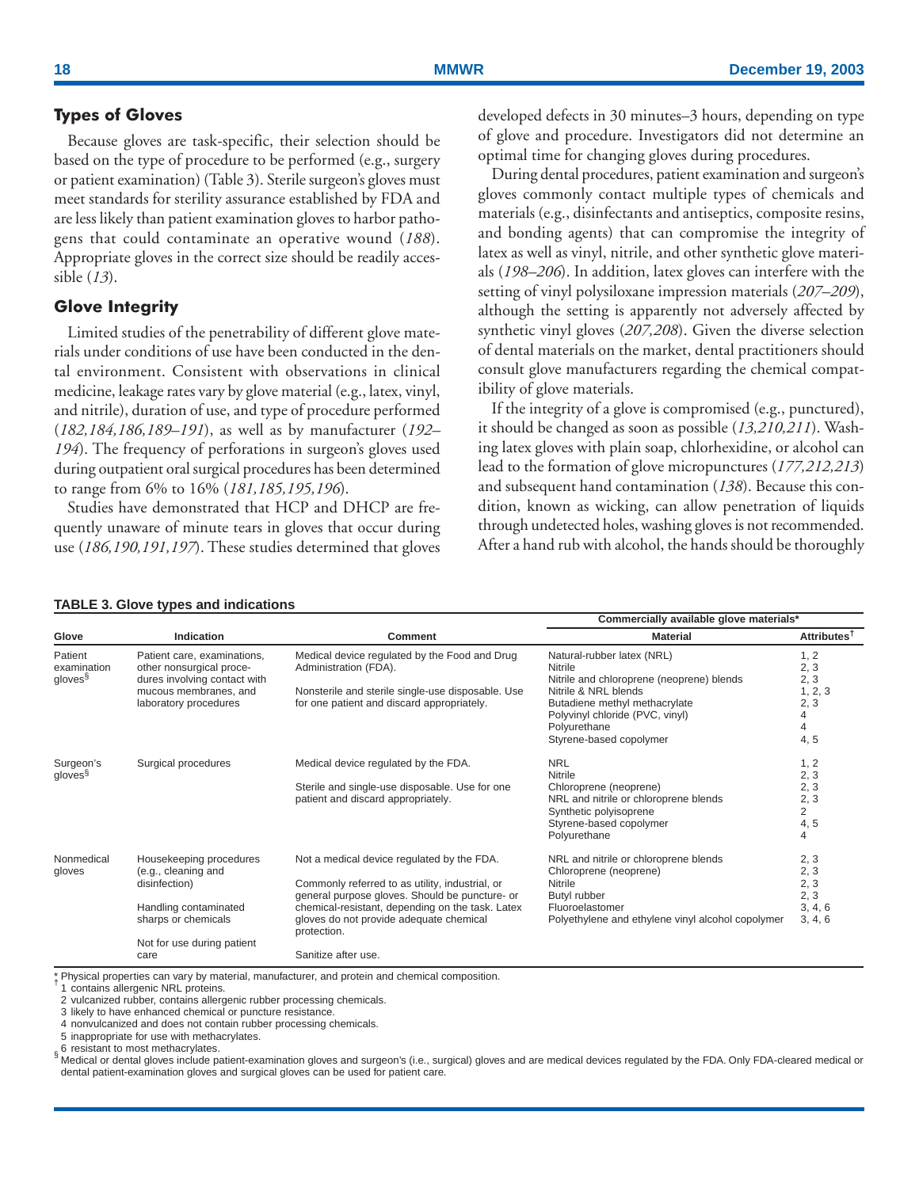## Types of Gloves

Because gloves are task-specific, their selection should be based on the type of procedure to be performed (e.g., surgery or patient examination) (Table 3). Sterile surgeon's gloves must meet standards for sterility assurance established by FDA and are less likely than patient examination gloves to harbor pathogens that could contaminate an operative wound (*188*). Appropriate gloves in the correct size should be readily accessible (*13*).

## Glove Integrity

Limited studies of the penetrability of different glove materials under conditions of use have been conducted in the dental environment. Consistent with observations in clinical medicine, leakage rates vary by glove material (e.g., latex, vinyl, and nitrile), duration of use, and type of procedure performed (*182,184,186,189–191*), as well as by manufacturer (*192–194*). The frequency of perforations in surgeon's gloves used during outpatient oral surgical procedures has been determined to range from 6% to 16% (*181,185,195,196*).

Studies have demonstrated that HCP and DHCP are frequently unaware of minute tears in gloves that occur during use (*186,190,191,197*). These studies determined that gloves developed defects in 30 minutes–3 hours, depending on type of glove and procedure. Investigators did not determine an optimal time for changing gloves during procedures.

During dental procedures, patient examination and surgeon's gloves commonly contact multiple types of chemicals and materials (e.g., disinfectants and antiseptics, composite resins, and bonding agents) that can compromise the integrity of latex as well as vinyl, nitrile, and other synthetic glove materials (*198–206*). In addition, latex gloves can interfere with the setting of vinyl polysiloxane impression materials (*207–209*), although the setting is apparently not adversely affected by synthetic vinyl gloves (*207,208*). Given the diverse selection of dental materials on the market, dental practitioners should consult glove manufacturers regarding the chemical compatibility of glove materials.

If the integrity of a glove is compromised (e.g., punctured), it should be changed as soon as possible (*13,210,211*). Washing latex gloves with plain soap, chlorhexidine, or alcohol can lead to the formation of glove micropunctures (*177,212,213*) and subsequent hand contamination (*138*). Because this condition, known as wicking, can allow penetration of liquids through undetected holes, washing gloves is not recommended. After a hand rub with alcohol, the hands should be thoroughly

**TABLE 3. Glove types and indications**

| | | | Commercially available glove materials* | |
|---|---|---|---|---|
| **Glove** | **Indication** | **Comment** | **Material** | **Attributes**[†] |
| Patient examination gloves[§] | Patient care, examinations, other nonsurgical procedures involving contact with mucous membranes, and laboratory procedures | Medical device regulated by the Food and Drug Administration (FDA). Nonsterile and sterile single-use disposable. Use for one patient and discard appropriately. | Natural-rubber latex (NRL) | 1, 2 |
| | | | Nitrile | 2, 3 |
| | | | Nitrile and chloroprene (neoprene) blends | 2, 3 |
| | | | Nitrile & NRL blends | 1, 2, 3 |
| | | | Butadiene methyl methacrylate | 2, 3 |
| | | | Polyvinyl chloride (PVC, vinyl) | 4 |
| | | | Polyurethane | 4 |
| | | | Styrene-based copolymer | 4, 5 |
| Surgeon's gloves[§] | Surgical procedures | Medical device regulated by the FDA. Sterile and single-use disposable. Use for one patient and discard appropriately. | NRL | 1, 2 |
| | | | Nitrile | 2, 3 |
| | | | Chloroprene (neoprene) | 2, 3 |
| | | | NRL and nitrile or chloroprene blends | 2, 3 |
| | | | Synthetic polyisoprene | 2 |
| | | | Styrene-based copolymer | 4, 5 |
| | | | Polyurethane | 4 |
| Nonmedical gloves | Housekeeping procedures (e.g., cleaning and disinfection) Handling contaminated sharps or chemicals Not for use during patient care | Not a medical device regulated by the FDA. Commonly referred to as utility, industrial, or general purpose gloves. Should be puncture- or chemical-resistant, depending on the task. Latex gloves do not provide adequate chemical protection. Sanitize after use. | NRL and nitrile or chloroprene blends | 2, 3 |
| | | | Chloroprene (neoprene) | 2, 3 |
| | | | Nitrile | 2, 3 |
| | | | Butyl rubber | 2, 3 |
| | | | Fluoroelastomer | 3, 4, 6 |
| | | | Polyethylene and ethylene vinyl alcohol copolymer | 3, 4, 6 |

\* Physical properties can vary by material, manufacturer, and protein and chemical composition.
† 1 contains allergenic NRL proteins.
2 vulcanized rubber, contains allergenic rubber processing chemicals.
3 likely to have enhanced chemical or puncture resistance.
4 nonvulcanized and does not contain rubber processing chemicals.
5 inappropriate for use with methacrylates.
6 resistant to most methacrylates.
§ Medical or dental gloves include patient-examination gloves and surgeon's (i.e., surgical) gloves and are medical devices regulated by the FDA. Only FDA-cleared medical or dental patient-examination gloves and surgical gloves can be used for patient care.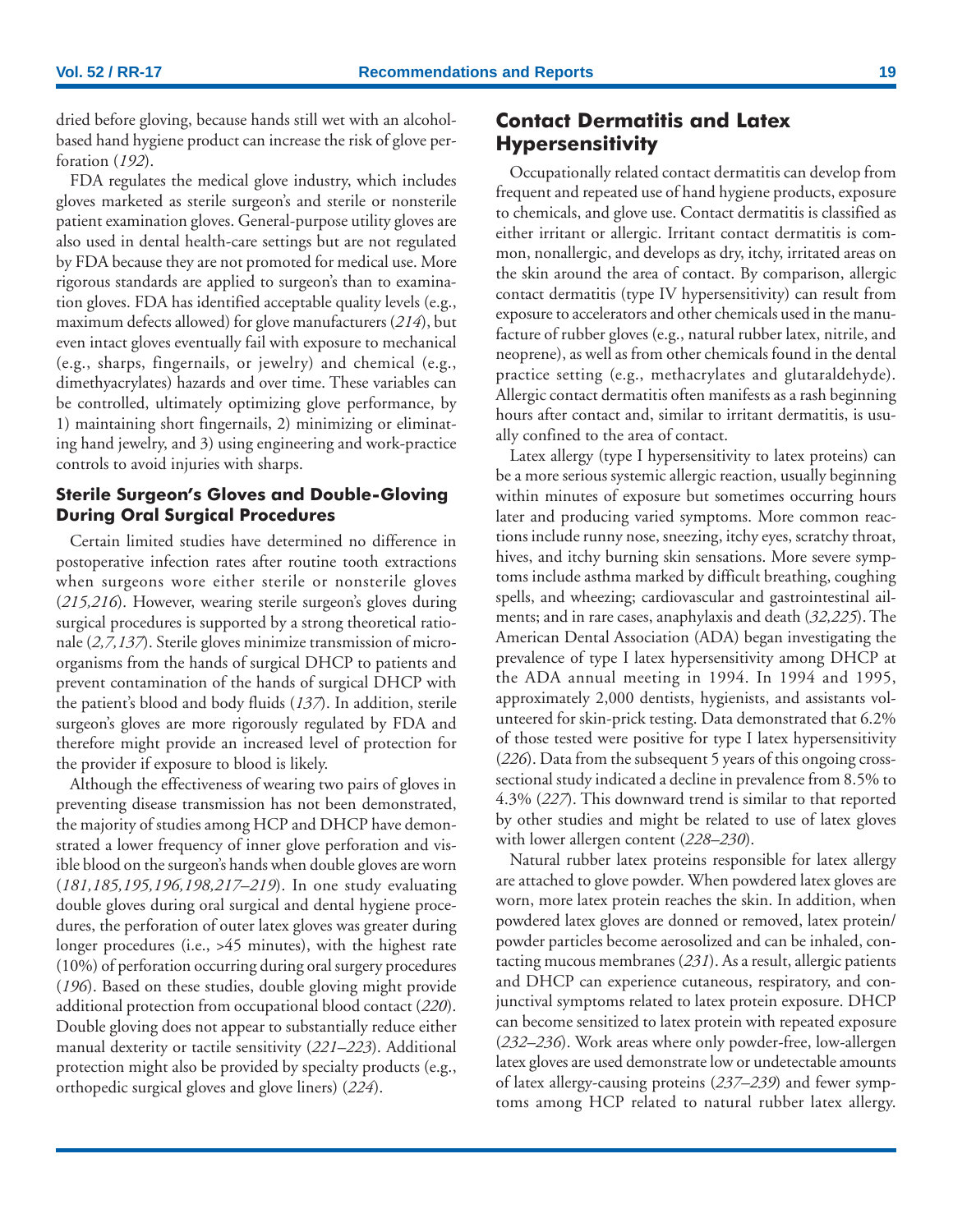dried before gloving, because hands still wet with an alcohol-based hand hygiene product can increase the risk of glove perforation (*192*).

FDA regulates the medical glove industry, which includes gloves marketed as sterile surgeon's and sterile or nonsterile patient examination gloves. General-purpose utility gloves are also used in dental health-care settings but are not regulated by FDA because they are not promoted for medical use. More rigorous standards are applied to surgeon's than to examination gloves. FDA has identified acceptable quality levels (e.g., maximum defects allowed) for glove manufacturers (*214*), but even intact gloves eventually fail with exposure to mechanical (e.g., sharps, fingernails, or jewelry) and chemical (e.g., dimethyacrylates) hazards and over time. These variables can be controlled, ultimately optimizing glove performance, by 1) maintaining short fingernails, 2) minimizing or eliminating hand jewelry, and 3) using engineering and work-practice controls to avoid injuries with sharps.

### Sterile Surgeon's Gloves and Double-Gloving During Oral Surgical Procedures

Certain limited studies have determined no difference in postoperative infection rates after routine tooth extractions when surgeons wore either sterile or nonsterile gloves (*215,216*). However, wearing sterile surgeon's gloves during surgical procedures is supported by a strong theoretical rationale (*2,7,137*). Sterile gloves minimize transmission of microorganisms from the hands of surgical DHCP to patients and prevent contamination of the hands of surgical DHCP with the patient's blood and body fluids (*137*). In addition, sterile surgeon's gloves are more rigorously regulated by FDA and therefore might provide an increased level of protection for the provider if exposure to blood is likely.

Although the effectiveness of wearing two pairs of gloves in preventing disease transmission has not been demonstrated, the majority of studies among HCP and DHCP have demonstrated a lower frequency of inner glove perforation and visible blood on the surgeon's hands when double gloves are worn (*181,185,195,196,198,217–219*). In one study evaluating double gloves during oral surgical and dental hygiene procedures, the perforation of outer latex gloves was greater during longer procedures (i.e., >45 minutes), with the highest rate (10%) of perforation occurring during oral surgery procedures (*196*). Based on these studies, double gloving might provide additional protection from occupational blood contact (*220*). Double gloving does not appear to substantially reduce either manual dexterity or tactile sensitivity (*221–223*). Additional protection might also be provided by specialty products (e.g., orthopedic surgical gloves and glove liners) (*224*).

## Contact Dermatitis and Latex Hypersensitivity

Occupationally related contact dermatitis can develop from frequent and repeated use of hand hygiene products, exposure to chemicals, and glove use. Contact dermatitis is classified as either irritant or allergic. Irritant contact dermatitis is common, nonallergic, and develops as dry, itchy, irritated areas on the skin around the area of contact. By comparison, allergic contact dermatitis (type IV hypersensitivity) can result from exposure to accelerators and other chemicals used in the manufacture of rubber gloves (e.g., natural rubber latex, nitrile, and neoprene), as well as from other chemicals found in the dental practice setting (e.g., methacrylates and glutaraldehyde). Allergic contact dermatitis often manifests as a rash beginning hours after contact and, similar to irritant dermatitis, is usually confined to the area of contact.

Latex allergy (type I hypersensitivity to latex proteins) can be a more serious systemic allergic reaction, usually beginning within minutes of exposure but sometimes occurring hours later and producing varied symptoms. More common reactions include runny nose, sneezing, itchy eyes, scratchy throat, hives, and itchy burning skin sensations. More severe symptoms include asthma marked by difficult breathing, coughing spells, and wheezing; cardiovascular and gastrointestinal ailments; and in rare cases, anaphylaxis and death (*32,225*). The American Dental Association (ADA) began investigating the prevalence of type I latex hypersensitivity among DHCP at the ADA annual meeting in 1994. In 1994 and 1995, approximately 2,000 dentists, hygienists, and assistants volunteered for skin-prick testing. Data demonstrated that 6.2% of those tested were positive for type I latex hypersensitivity (*226*). Data from the subsequent 5 years of this ongoing cross-sectional study indicated a decline in prevalence from 8.5% to 4.3% (*227*). This downward trend is similar to that reported by other studies and might be related to use of latex gloves with lower allergen content (*228–230*).

Natural rubber latex proteins responsible for latex allergy are attached to glove powder. When powdered latex gloves are worn, more latex protein reaches the skin. In addition, when powdered latex gloves are donned or removed, latex protein/powder particles become aerosolized and can be inhaled, contacting mucous membranes (*231*). As a result, allergic patients and DHCP can experience cutaneous, respiratory, and conjunctival symptoms related to latex protein exposure. DHCP can become sensitized to latex protein with repeated exposure (*232–236*). Work areas where only powder-free, low-allergen latex gloves are used demonstrate low or undetectable amounts of latex allergy-causing proteins (*237–239*) and fewer symptoms among HCP related to natural rubber latex allergy.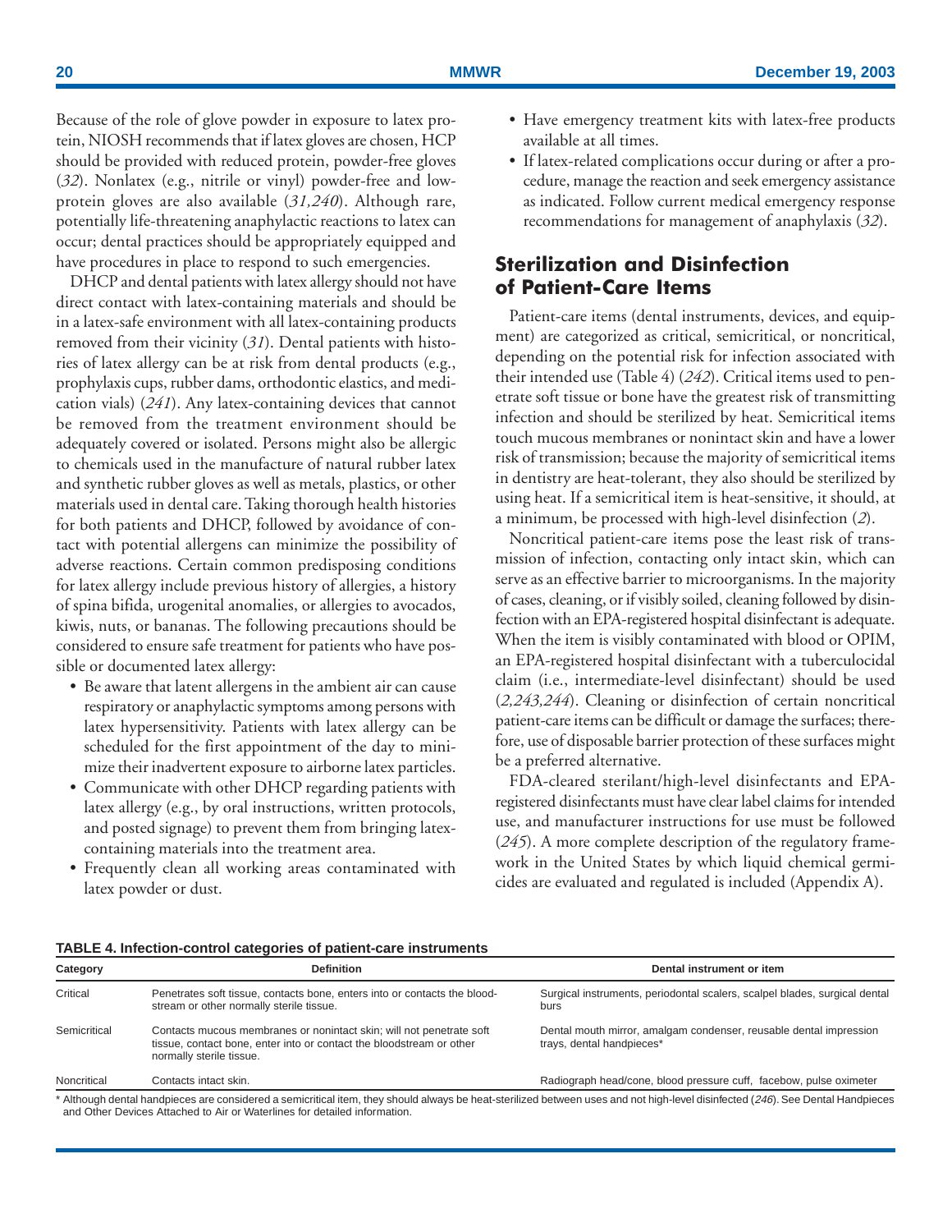Because of the role of glove powder in exposure to latex protein, NIOSH recommends that if latex gloves are chosen, HCP should be provided with reduced protein, powder-free gloves (*32*). Nonlatex (e.g., nitrile or vinyl) powder-free and low-protein gloves are also available (*31,240*). Although rare, potentially life-threatening anaphylactic reactions to latex can occur; dental practices should be appropriately equipped and have procedures in place to respond to such emergencies.

DHCP and dental patients with latex allergy should not have direct contact with latex-containing materials and should be in a latex-safe environment with all latex-containing products removed from their vicinity (*31*). Dental patients with histories of latex allergy can be at risk from dental products (e.g., prophylaxis cups, rubber dams, orthodontic elastics, and medication vials) (*241*). Any latex-containing devices that cannot be removed from the treatment environment should be adequately covered or isolated. Persons might also be allergic to chemicals used in the manufacture of natural rubber latex and synthetic rubber gloves as well as metals, plastics, or other materials used in dental care. Taking thorough health histories for both patients and DHCP, followed by avoidance of contact with potential allergens can minimize the possibility of adverse reactions. Certain common predisposing conditions for latex allergy include previous history of allergies, a history of spina bifida, urogenital anomalies, or allergies to avocados, kiwis, nuts, or bananas. The following precautions should be considered to ensure safe treatment for patients who have possible or documented latex allergy:

- Be aware that latent allergens in the ambient air can cause respiratory or anaphylactic symptoms among persons with latex hypersensitivity. Patients with latex allergy can be scheduled for the first appointment of the day to minimize their inadvertent exposure to airborne latex particles.
- Communicate with other DHCP regarding patients with latex allergy (e.g., by oral instructions, written protocols, and posted signage) to prevent them from bringing latex-containing materials into the treatment area.
- Frequently clean all working areas contaminated with latex powder or dust.
- Have emergency treatment kits with latex-free products available at all times.
- If latex-related complications occur during or after a procedure, manage the reaction and seek emergency assistance as indicated. Follow current medical emergency response recommendations for management of anaphylaxis (*32*).

## Sterilization and Disinfection of Patient-Care Items

Patient-care items (dental instruments, devices, and equipment) are categorized as critical, semicritical, or noncritical, depending on the potential risk for infection associated with their intended use (Table 4) (*242*). Critical items used to penetrate soft tissue or bone have the greatest risk of transmitting infection and should be sterilized by heat. Semicritical items touch mucous membranes or nonintact skin and have a lower risk of transmission; because the majority of semicritical items in dentistry are heat-tolerant, they also should be sterilized by using heat. If a semicritical item is heat-sensitive, it should, at a minimum, be processed with high-level disinfection (*2*).

Noncritical patient-care items pose the least risk of transmission of infection, contacting only intact skin, which can serve as an effective barrier to microorganisms. In the majority of cases, cleaning, or if visibly soiled, cleaning followed by disinfection with an EPA-registered hospital disinfectant is adequate. When the item is visibly contaminated with blood or OPIM, an EPA-registered hospital disinfectant with a tuberculocidal claim (i.e., intermediate-level disinfectant) should be used (*2,243,244*). Cleaning or disinfection of certain noncritical patient-care items can be difficult or damage the surfaces; therefore, use of disposable barrier protection of these surfaces might be a preferred alternative.

FDA-cleared sterilant/high-level disinfectants and EPA-registered disinfectants must have clear label claims for intended use, and manufacturer instructions for use must be followed (*245*). A more complete description of the regulatory framework in the United States by which liquid chemical germicides are evaluated and regulated is included (Appendix A).

**TABLE 4. Infection-control categories of patient-care instruments**

| Category | Definition | Dental instrument or item |
|---|---|---|
| Critical | Penetrates soft tissue, contacts bone, enters into or contacts the bloodstream or other normally sterile tissue. | Surgical instruments, periodontal scalers, scalpel blades, surgical dental burs |
| Semicritical | Contacts mucous membranes or nonintact skin; will not penetrate soft tissue, contact bone, enter into or contact the bloodstream or other normally sterile tissue. | Dental mouth mirror, amalgam condenser, reusable dental impression trays, dental handpieces* |
| Noncritical | Contacts intact skin. | Radiograph head/cone, blood pressure cuff, facebow, pulse oximeter |

\* Although dental handpieces are considered a semicritical item, they should always be heat-sterilized between uses and not high-level disinfected (*246*). See Dental Handpieces and Other Devices Attached to Air or Waterlines for detailed information.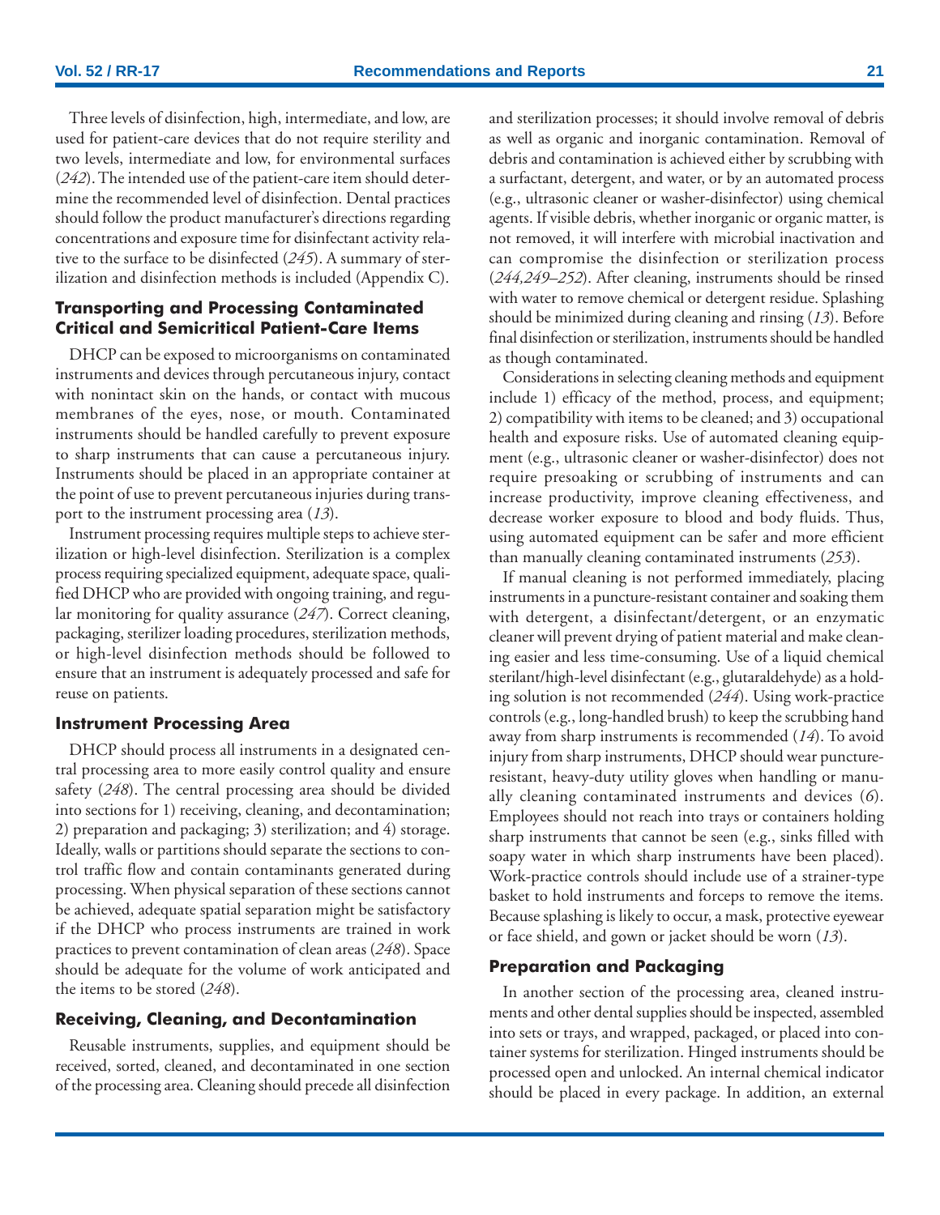Three levels of disinfection, high, intermediate, and low, are used for patient-care devices that do not require sterility and two levels, intermediate and low, for environmental surfaces (*242*). The intended use of the patient-care item should determine the recommended level of disinfection. Dental practices should follow the product manufacturer's directions regarding concentrations and exposure time for disinfectant activity relative to the surface to be disinfected (*245*). A summary of sterilization and disinfection methods is included (Appendix C).

### Transporting and Processing Contaminated Critical and Semicritical Patient-Care Items

DHCP can be exposed to microorganisms on contaminated instruments and devices through percutaneous injury, contact with nonintact skin on the hands, or contact with mucous membranes of the eyes, nose, or mouth. Contaminated instruments should be handled carefully to prevent exposure to sharp instruments that can cause a percutaneous injury. Instruments should be placed in an appropriate container at the point of use to prevent percutaneous injuries during transport to the instrument processing area (*13*).

Instrument processing requires multiple steps to achieve sterilization or high-level disinfection. Sterilization is a complex process requiring specialized equipment, adequate space, qualified DHCP who are provided with ongoing training, and regular monitoring for quality assurance (*247*). Correct cleaning, packaging, sterilizer loading procedures, sterilization methods, or high-level disinfection methods should be followed to ensure that an instrument is adequately processed and safe for reuse on patients.

### Instrument Processing Area

DHCP should process all instruments in a designated central processing area to more easily control quality and ensure safety (*248*). The central processing area should be divided into sections for 1) receiving, cleaning, and decontamination; 2) preparation and packaging; 3) sterilization; and 4) storage. Ideally, walls or partitions should separate the sections to control traffic flow and contain contaminants generated during processing. When physical separation of these sections cannot be achieved, adequate spatial separation might be satisfactory if the DHCP who process instruments are trained in work practices to prevent contamination of clean areas (*248*). Space should be adequate for the volume of work anticipated and the items to be stored (*248*).

### Receiving, Cleaning, and Decontamination

Reusable instruments, supplies, and equipment should be received, sorted, cleaned, and decontaminated in one section of the processing area. Cleaning should precede all disinfection and sterilization processes; it should involve removal of debris as well as organic and inorganic contamination. Removal of debris and contamination is achieved either by scrubbing with a surfactant, detergent, and water, or by an automated process (e.g., ultrasonic cleaner or washer-disinfector) using chemical agents. If visible debris, whether inorganic or organic matter, is not removed, it will interfere with microbial inactivation and can compromise the disinfection or sterilization process (*244,249–252*). After cleaning, instruments should be rinsed with water to remove chemical or detergent residue. Splashing should be minimized during cleaning and rinsing (*13*). Before final disinfection or sterilization, instruments should be handled as though contaminated.

Considerations in selecting cleaning methods and equipment include 1) efficacy of the method, process, and equipment; 2) compatibility with items to be cleaned; and 3) occupational health and exposure risks. Use of automated cleaning equipment (e.g., ultrasonic cleaner or washer-disinfector) does not require presoaking or scrubbing of instruments and can increase productivity, improve cleaning effectiveness, and decrease worker exposure to blood and body fluids. Thus, using automated equipment can be safer and more efficient than manually cleaning contaminated instruments (*253*).

If manual cleaning is not performed immediately, placing instruments in a puncture-resistant container and soaking them with detergent, a disinfectant/detergent, or an enzymatic cleaner will prevent drying of patient material and make cleaning easier and less time-consuming. Use of a liquid chemical sterilant/high-level disinfectant (e.g., glutaraldehyde) as a holding solution is not recommended (*244*). Using work-practice controls (e.g., long-handled brush) to keep the scrubbing hand away from sharp instruments is recommended (*14*). To avoid injury from sharp instruments, DHCP should wear puncture-resistant, heavy-duty utility gloves when handling or manually cleaning contaminated instruments and devices (*6*). Employees should not reach into trays or containers holding sharp instruments that cannot be seen (e.g., sinks filled with soapy water in which sharp instruments have been placed). Work-practice controls should include use of a strainer-type basket to hold instruments and forceps to remove the items. Because splashing is likely to occur, a mask, protective eyewear or face shield, and gown or jacket should be worn (*13*).

### Preparation and Packaging

In another section of the processing area, cleaned instruments and other dental supplies should be inspected, assembled into sets or trays, and wrapped, packaged, or placed into container systems for sterilization. Hinged instruments should be processed open and unlocked. An internal chemical indicator should be placed in every package. In addition, an external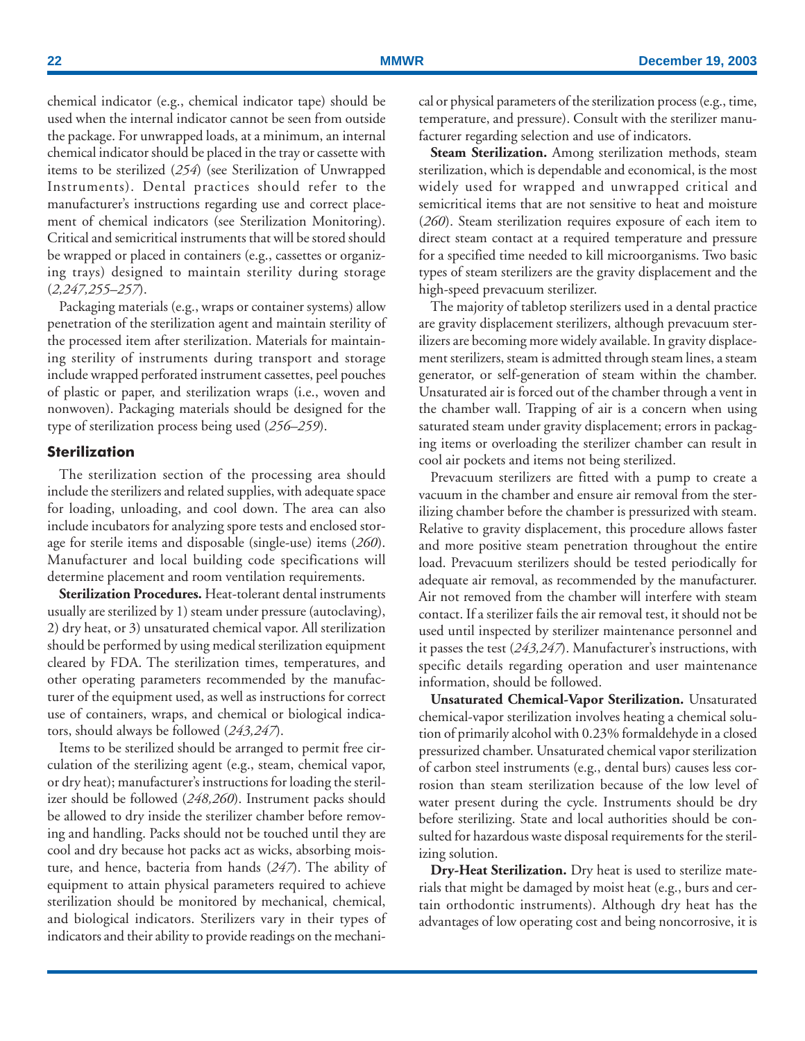chemical indicator (e.g., chemical indicator tape) should be used when the internal indicator cannot be seen from outside the package. For unwrapped loads, at a minimum, an internal chemical indicator should be placed in the tray or cassette with items to be sterilized (*254*) (see Sterilization of Unwrapped Instruments). Dental practices should refer to the manufacturer's instructions regarding use and correct placement of chemical indicators (see Sterilization Monitoring). Critical and semicritical instruments that will be stored should be wrapped or placed in containers (e.g., cassettes or organizing trays) designed to maintain sterility during storage (*2,247,255–257*).

Packaging materials (e.g., wraps or container systems) allow penetration of the sterilization agent and maintain sterility of the processed item after sterilization. Materials for maintaining sterility of instruments during transport and storage include wrapped perforated instrument cassettes, peel pouches of plastic or paper, and sterilization wraps (i.e., woven and nonwoven). Packaging materials should be designed for the type of sterilization process being used (*256–259*).

### Sterilization

The sterilization section of the processing area should include the sterilizers and related supplies, with adequate space for loading, unloading, and cool down. The area can also include incubators for analyzing spore tests and enclosed storage for sterile items and disposable (single-use) items (*260*). Manufacturer and local building code specifications will determine placement and room ventilation requirements.

**Sterilization Procedures.** Heat-tolerant dental instruments usually are sterilized by 1) steam under pressure (autoclaving), 2) dry heat, or 3) unsaturated chemical vapor. All sterilization should be performed by using medical sterilization equipment cleared by FDA. The sterilization times, temperatures, and other operating parameters recommended by the manufacturer of the equipment used, as well as instructions for correct use of containers, wraps, and chemical or biological indicators, should always be followed (*243,247*).

Items to be sterilized should be arranged to permit free circulation of the sterilizing agent (e.g., steam, chemical vapor, or dry heat); manufacturer's instructions for loading the sterilizer should be followed (*248,260*). Instrument packs should be allowed to dry inside the sterilizer chamber before removing and handling. Packs should not be touched until they are cool and dry because hot packs act as wicks, absorbing moisture, and hence, bacteria from hands (*247*). The ability of equipment to attain physical parameters required to achieve sterilization should be monitored by mechanical, chemical, and biological indicators. Sterilizers vary in their types of indicators and their ability to provide readings on the mechanical or physical parameters of the sterilization process (e.g., time, temperature, and pressure). Consult with the sterilizer manufacturer regarding selection and use of indicators.

**Steam Sterilization.** Among sterilization methods, steam sterilization, which is dependable and economical, is the most widely used for wrapped and unwrapped critical and semicritical items that are not sensitive to heat and moisture (*260*). Steam sterilization requires exposure of each item to direct steam contact at a required temperature and pressure for a specified time needed to kill microorganisms. Two basic types of steam sterilizers are the gravity displacement and the high-speed prevacuum sterilizer.

The majority of tabletop sterilizers used in a dental practice are gravity displacement sterilizers, although prevacuum sterilizers are becoming more widely available. In gravity displacement sterilizers, steam is admitted through steam lines, a steam generator, or self-generation of steam within the chamber. Unsaturated air is forced out of the chamber through a vent in the chamber wall. Trapping of air is a concern when using saturated steam under gravity displacement; errors in packaging items or overloading the sterilizer chamber can result in cool air pockets and items not being sterilized.

Prevacuum sterilizers are fitted with a pump to create a vacuum in the chamber and ensure air removal from the sterilizing chamber before the chamber is pressurized with steam. Relative to gravity displacement, this procedure allows faster and more positive steam penetration throughout the entire load. Prevacuum sterilizers should be tested periodically for adequate air removal, as recommended by the manufacturer. Air not removed from the chamber will interfere with steam contact. If a sterilizer fails the air removal test, it should not be used until inspected by sterilizer maintenance personnel and it passes the test (*243,247*). Manufacturer's instructions, with specific details regarding operation and user maintenance information, should be followed.

**Unsaturated Chemical-Vapor Sterilization.** Unsaturated chemical-vapor sterilization involves heating a chemical solution of primarily alcohol with 0.23% formaldehyde in a closed pressurized chamber. Unsaturated chemical vapor sterilization of carbon steel instruments (e.g., dental burs) causes less corrosion than steam sterilization because of the low level of water present during the cycle. Instruments should be dry before sterilizing. State and local authorities should be consulted for hazardous waste disposal requirements for the sterilizing solution.

**Dry-Heat Sterilization.** Dry heat is used to sterilize materials that might be damaged by moist heat (e.g., burs and certain orthodontic instruments). Although dry heat has the advantages of low operating cost and being noncorrosive, it is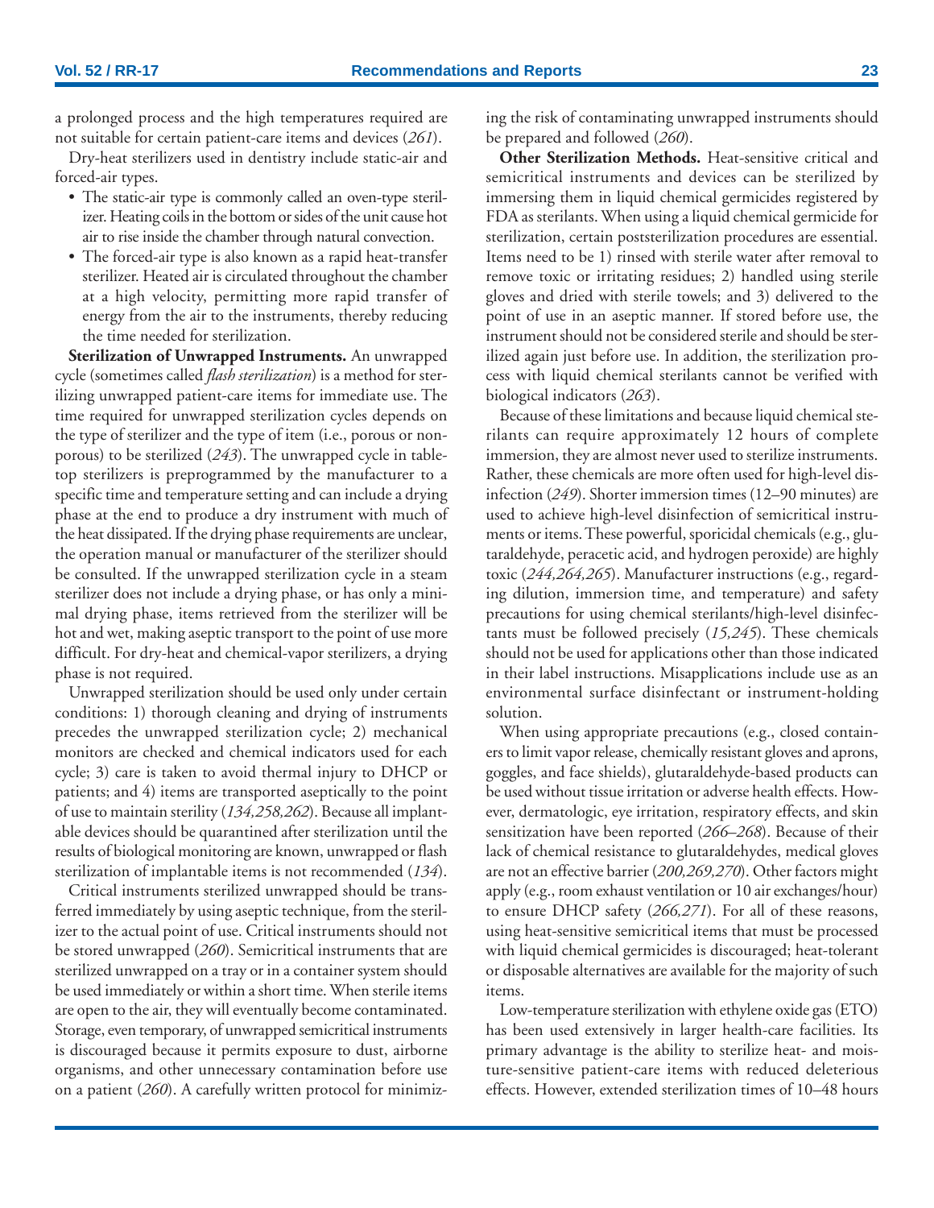a prolonged process and the high temperatures required are not suitable for certain patient-care items and devices (*261*).

Dry-heat sterilizers used in dentistry include static-air and forced-air types.

- The static-air type is commonly called an oven-type sterilizer. Heating coils in the bottom or sides of the unit cause hot air to rise inside the chamber through natural convection.
- The forced-air type is also known as a rapid heat-transfer sterilizer. Heated air is circulated throughout the chamber at a high velocity, permitting more rapid transfer of energy from the air to the instruments, thereby reducing the time needed for sterilization.

**Sterilization of Unwrapped Instruments.** An unwrapped cycle (sometimes called *flash sterilization*) is a method for sterilizing unwrapped patient-care items for immediate use. The time required for unwrapped sterilization cycles depends on the type of sterilizer and the type of item (i.e., porous or nonporous) to be sterilized (*243*). The unwrapped cycle in tabletop sterilizers is preprogrammed by the manufacturer to a specific time and temperature setting and can include a drying phase at the end to produce a dry instrument with much of the heat dissipated. If the drying phase requirements are unclear, the operation manual or manufacturer of the sterilizer should be consulted. If the unwrapped sterilization cycle in a steam sterilizer does not include a drying phase, or has only a minimal drying phase, items retrieved from the sterilizer will be hot and wet, making aseptic transport to the point of use more difficult. For dry-heat and chemical-vapor sterilizers, a drying phase is not required.

Unwrapped sterilization should be used only under certain conditions: 1) thorough cleaning and drying of instruments precedes the unwrapped sterilization cycle; 2) mechanical monitors are checked and chemical indicators used for each cycle; 3) care is taken to avoid thermal injury to DHCP or patients; and 4) items are transported aseptically to the point of use to maintain sterility (*134,258,262*). Because all implantable devices should be quarantined after sterilization until the results of biological monitoring are known, unwrapped or flash sterilization of implantable items is not recommended (*134*).

Critical instruments sterilized unwrapped should be transferred immediately by using aseptic technique, from the sterilizer to the actual point of use. Critical instruments should not be stored unwrapped (*260*). Semicritical instruments that are sterilized unwrapped on a tray or in a container system should be used immediately or within a short time. When sterile items are open to the air, they will eventually become contaminated. Storage, even temporary, of unwrapped semicritical instruments is discouraged because it permits exposure to dust, airborne organisms, and other unnecessary contamination before use on a patient (*260*). A carefully written protocol for minimizing the risk of contaminating unwrapped instruments should be prepared and followed (*260*).

**Other Sterilization Methods.** Heat-sensitive critical and semicritical instruments and devices can be sterilized by immersing them in liquid chemical germicides registered by FDA as sterilants. When using a liquid chemical germicide for sterilization, certain poststerilization procedures are essential. Items need to be 1) rinsed with sterile water after removal to remove toxic or irritating residues; 2) handled using sterile gloves and dried with sterile towels; and 3) delivered to the point of use in an aseptic manner. If stored before use, the instrument should not be considered sterile and should be sterilized again just before use. In addition, the sterilization process with liquid chemical sterilants cannot be verified with biological indicators (*263*).

Because of these limitations and because liquid chemical sterilants can require approximately 12 hours of complete immersion, they are almost never used to sterilize instruments. Rather, these chemicals are more often used for high-level disinfection (*249*). Shorter immersion times (12–90 minutes) are used to achieve high-level disinfection of semicritical instruments or items. These powerful, sporicidal chemicals (e.g., glutaraldehyde, peracetic acid, and hydrogen peroxide) are highly toxic (*244,264,265*). Manufacturer instructions (e.g., regarding dilution, immersion time, and temperature) and safety precautions for using chemical sterilants/high-level disinfectants must be followed precisely (*15,245*). These chemicals should not be used for applications other than those indicated in their label instructions. Misapplications include use as an environmental surface disinfectant or instrument-holding solution.

When using appropriate precautions (e.g., closed containers to limit vapor release, chemically resistant gloves and aprons, goggles, and face shields), glutaraldehyde-based products can be used without tissue irritation or adverse health effects. However, dermatologic, eye irritation, respiratory effects, and skin sensitization have been reported (*266–268*). Because of their lack of chemical resistance to glutaraldehydes, medical gloves are not an effective barrier (*200,269,270*). Other factors might apply (e.g., room exhaust ventilation or 10 air exchanges/hour) to ensure DHCP safety (*266,271*). For all of these reasons, using heat-sensitive semicritical items that must be processed with liquid chemical germicides is discouraged; heat-tolerant or disposable alternatives are available for the majority of such items.

Low-temperature sterilization with ethylene oxide gas (ETO) has been used extensively in larger health-care facilities. Its primary advantage is the ability to sterilize heat- and moisture-sensitive patient-care items with reduced deleterious effects. However, extended sterilization times of 10–48 hours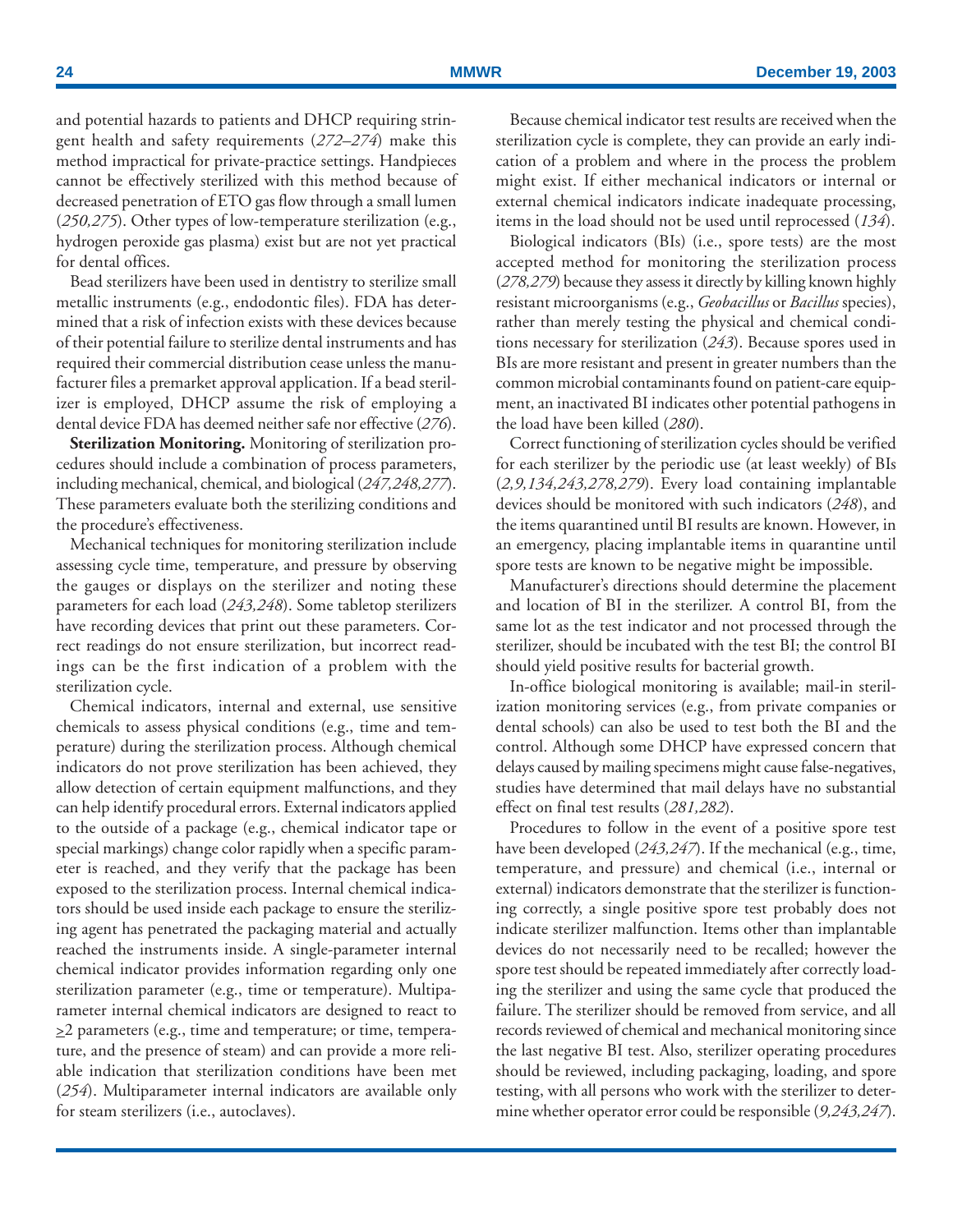and potential hazards to patients and DHCP requiring stringent health and safety requirements (*272–274*) make this method impractical for private-practice settings. Handpieces cannot be effectively sterilized with this method because of decreased penetration of ETO gas flow through a small lumen (*250,275*). Other types of low-temperature sterilization (e.g., hydrogen peroxide gas plasma) exist but are not yet practical for dental offices.

Bead sterilizers have been used in dentistry to sterilize small metallic instruments (e.g., endodontic files). FDA has determined that a risk of infection exists with these devices because of their potential failure to sterilize dental instruments and has required their commercial distribution cease unless the manufacturer files a premarket approval application. If a bead sterilizer is employed, DHCP assume the risk of employing a dental device FDA has deemed neither safe nor effective (*276*).

**Sterilization Monitoring.** Monitoring of sterilization procedures should include a combination of process parameters, including mechanical, chemical, and biological (*247,248,277*). These parameters evaluate both the sterilizing conditions and the procedure's effectiveness.

Mechanical techniques for monitoring sterilization include assessing cycle time, temperature, and pressure by observing the gauges or displays on the sterilizer and noting these parameters for each load (*243,248*). Some tabletop sterilizers have recording devices that print out these parameters. Correct readings do not ensure sterilization, but incorrect readings can be the first indication of a problem with the sterilization cycle.

Chemical indicators, internal and external, use sensitive chemicals to assess physical conditions (e.g., time and temperature) during the sterilization process. Although chemical indicators do not prove sterilization has been achieved, they allow detection of certain equipment malfunctions, and they can help identify procedural errors. External indicators applied to the outside of a package (e.g., chemical indicator tape or special markings) change color rapidly when a specific parameter is reached, and they verify that the package has been exposed to the sterilization process. Internal chemical indicators should be used inside each package to ensure the sterilizing agent has penetrated the packaging material and actually reached the instruments inside. A single-parameter internal chemical indicator provides information regarding only one sterilization parameter (e.g., time or temperature). Multiparameter internal chemical indicators are designed to react to $\geq$2 parameters (e.g., time and temperature; or time, temperature, and the presence of steam) and can provide a more reliable indication that sterilization conditions have been met (*254*). Multiparameter internal indicators are available only for steam sterilizers (i.e., autoclaves).

Because chemical indicator test results are received when the sterilization cycle is complete, they can provide an early indication of a problem and where in the process the problem might exist. If either mechanical indicators or internal or external chemical indicators indicate inadequate processing, items in the load should not be used until reprocessed (*134*).

Biological indicators (BIs) (i.e., spore tests) are the most accepted method for monitoring the sterilization process (*278,279*) because they assess it directly by killing known highly resistant microorganisms (e.g., *Geobacillus* or *Bacillus* species), rather than merely testing the physical and chemical conditions necessary for sterilization (*243*). Because spores used in BIs are more resistant and present in greater numbers than the common microbial contaminants found on patient-care equipment, an inactivated BI indicates other potential pathogens in the load have been killed (*280*).

Correct functioning of sterilization cycles should be verified for each sterilizer by the periodic use (at least weekly) of BIs (*2,9,134,243,278,279*). Every load containing implantable devices should be monitored with such indicators (*248*), and the items quarantined until BI results are known. However, in an emergency, placing implantable items in quarantine until spore tests are known to be negative might be impossible.

Manufacturer's directions should determine the placement and location of BI in the sterilizer. A control BI, from the same lot as the test indicator and not processed through the sterilizer, should be incubated with the test BI; the control BI should yield positive results for bacterial growth.

In-office biological monitoring is available; mail-in sterilization monitoring services (e.g., from private companies or dental schools) can also be used to test both the BI and the control. Although some DHCP have expressed concern that delays caused by mailing specimens might cause false-negatives, studies have determined that mail delays have no substantial effect on final test results (*281,282*).

Procedures to follow in the event of a positive spore test have been developed (*243,247*). If the mechanical (e.g., time, temperature, and pressure) and chemical (i.e., internal or external) indicators demonstrate that the sterilizer is functioning correctly, a single positive spore test probably does not indicate sterilizer malfunction. Items other than implantable devices do not necessarily need to be recalled; however the spore test should be repeated immediately after correctly loading the sterilizer and using the same cycle that produced the failure. The sterilizer should be removed from service, and all records reviewed of chemical and mechanical monitoring since the last negative BI test. Also, sterilizer operating procedures should be reviewed, including packaging, loading, and spore testing, with all persons who work with the sterilizer to determine whether operator error could be responsible (*9,243,247*).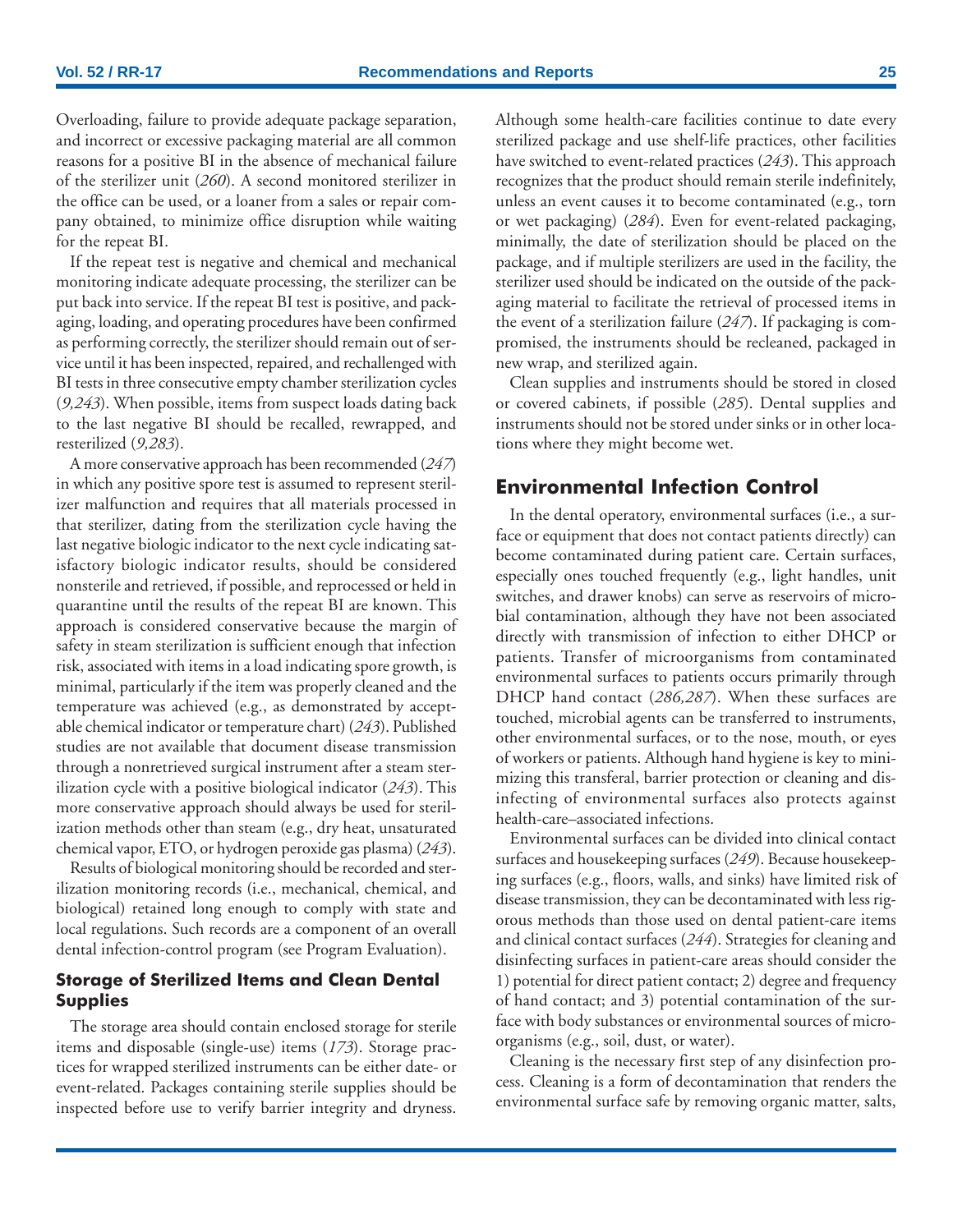Overloading, failure to provide adequate package separation, and incorrect or excessive packaging material are all common reasons for a positive BI in the absence of mechanical failure of the sterilizer unit (*260*). A second monitored sterilizer in the office can be used, or a loaner from a sales or repair company obtained, to minimize office disruption while waiting for the repeat BI.

If the repeat test is negative and chemical and mechanical monitoring indicate adequate processing, the sterilizer can be put back into service. If the repeat BI test is positive, and packaging, loading, and operating procedures have been confirmed as performing correctly, the sterilizer should remain out of service until it has been inspected, repaired, and rechallenged with BI tests in three consecutive empty chamber sterilization cycles (*9,243*). When possible, items from suspect loads dating back to the last negative BI should be recalled, rewrapped, and resterilized (*9,283*).

A more conservative approach has been recommended (*247*) in which any positive spore test is assumed to represent sterilizer malfunction and requires that all materials processed in that sterilizer, dating from the sterilization cycle having the last negative biologic indicator to the next cycle indicating satisfactory biologic indicator results, should be considered nonsterile and retrieved, if possible, and reprocessed or held in quarantine until the results of the repeat BI are known. This approach is considered conservative because the margin of safety in steam sterilization is sufficient enough that infection risk, associated with items in a load indicating spore growth, is minimal, particularly if the item was properly cleaned and the temperature was achieved (e.g., as demonstrated by acceptable chemical indicator or temperature chart) (*243*). Published studies are not available that document disease transmission through a nonretrieved surgical instrument after a steam sterilization cycle with a positive biological indicator (*243*). This more conservative approach should always be used for sterilization methods other than steam (e.g., dry heat, unsaturated chemical vapor, ETO, or hydrogen peroxide gas plasma) (*243*).

Results of biological monitoring should be recorded and sterilization monitoring records (i.e., mechanical, chemical, and biological) retained long enough to comply with state and local regulations. Such records are a component of an overall dental infection-control program (see Program Evaluation).

### Storage of Sterilized Items and Clean Dental Supplies

The storage area should contain enclosed storage for sterile items and disposable (single-use) items (*173*). Storage practices for wrapped sterilized instruments can be either date- or event-related. Packages containing sterile supplies should be inspected before use to verify barrier integrity and dryness. Although some health-care facilities continue to date every sterilized package and use shelf-life practices, other facilities have switched to event-related practices (*243*). This approach recognizes that the product should remain sterile indefinitely, unless an event causes it to become contaminated (e.g., torn or wet packaging) (*284*). Even for event-related packaging, minimally, the date of sterilization should be placed on the package, and if multiple sterilizers are used in the facility, the sterilizer used should be indicated on the outside of the packaging material to facilitate the retrieval of processed items in the event of a sterilization failure (*247*). If packaging is compromised, the instruments should be recleaned, packaged in new wrap, and sterilized again.

Clean supplies and instruments should be stored in closed or covered cabinets, if possible (*285*). Dental supplies and instruments should not be stored under sinks or in other locations where they might become wet.

## Environmental Infection Control

In the dental operatory, environmental surfaces (i.e., a surface or equipment that does not contact patients directly) can become contaminated during patient care. Certain surfaces, especially ones touched frequently (e.g., light handles, unit switches, and drawer knobs) can serve as reservoirs of microbial contamination, although they have not been associated directly with transmission of infection to either DHCP or patients. Transfer of microorganisms from contaminated environmental surfaces to patients occurs primarily through DHCP hand contact (*286,287*). When these surfaces are touched, microbial agents can be transferred to instruments, other environmental surfaces, or to the nose, mouth, or eyes of workers or patients. Although hand hygiene is key to minimizing this transferal, barrier protection or cleaning and disinfecting of environmental surfaces also protects against health-care–associated infections.

Environmental surfaces can be divided into clinical contact surfaces and housekeeping surfaces (*249*). Because housekeeping surfaces (e.g., floors, walls, and sinks) have limited risk of disease transmission, they can be decontaminated with less rigorous methods than those used on dental patient-care items and clinical contact surfaces (*244*). Strategies for cleaning and disinfecting surfaces in patient-care areas should consider the 1) potential for direct patient contact; 2) degree and frequency of hand contact; and 3) potential contamination of the surface with body substances or environmental sources of microorganisms (e.g., soil, dust, or water).

Cleaning is the necessary first step of any disinfection process. Cleaning is a form of decontamination that renders the environmental surface safe by removing organic matter, salts,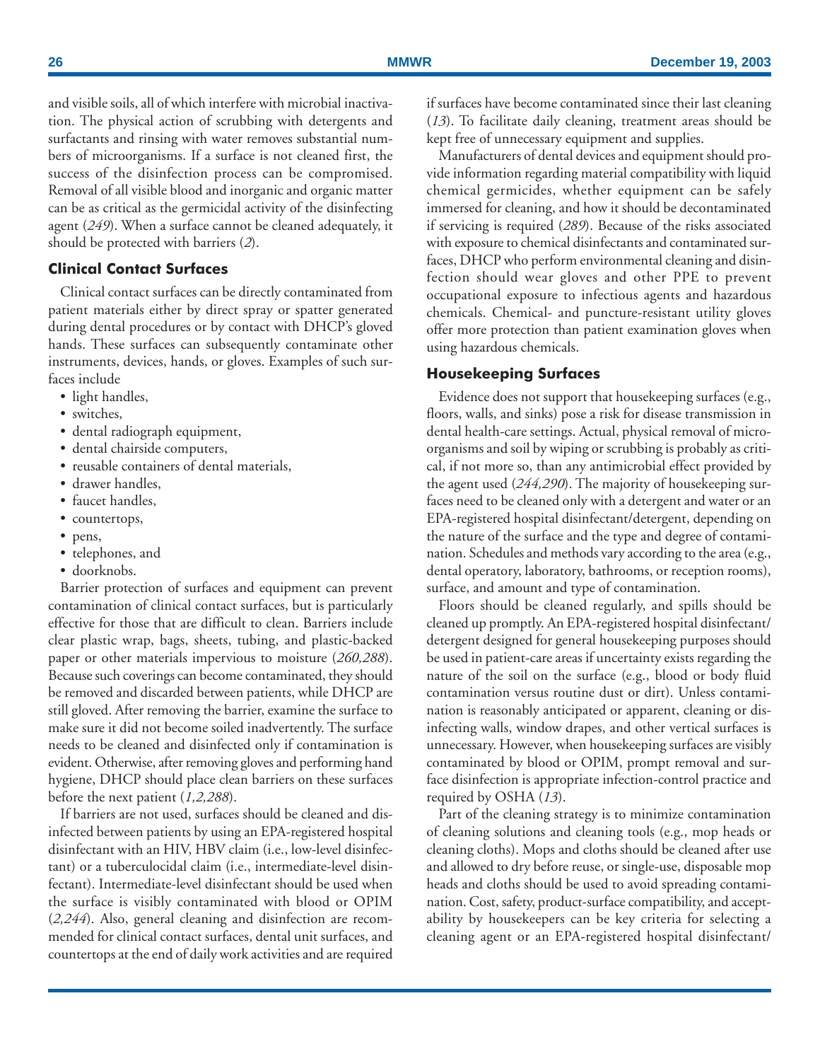and visible soils, all of which interfere with microbial inactivation. The physical action of scrubbing with detergents and surfactants and rinsing with water removes substantial numbers of microorganisms. If a surface is not cleaned first, the success of the disinfection process can be compromised. Removal of all visible blood and inorganic and organic matter can be as critical as the germicidal activity of the disinfecting agent (*249*). When a surface cannot be cleaned adequately, it should be protected with barriers (*2*).

### Clinical Contact Surfaces

Clinical contact surfaces can be directly contaminated from patient materials either by direct spray or spatter generated during dental procedures or by contact with DHCP's gloved hands. These surfaces can subsequently contaminate other instruments, devices, hands, or gloves. Examples of such surfaces include

- light handles,
- switches,
- dental radiograph equipment,
- dental chairside computers,
- reusable containers of dental materials,
- drawer handles,
- faucet handles,
- countertops,
- pens,
- telephones, and
- doorknobs.

Barrier protection of surfaces and equipment can prevent contamination of clinical contact surfaces, but is particularly effective for those that are difficult to clean. Barriers include clear plastic wrap, bags, sheets, tubing, and plastic-backed paper or other materials impervious to moisture (*260,288*). Because such coverings can become contaminated, they should be removed and discarded between patients, while DHCP are still gloved. After removing the barrier, examine the surface to make sure it did not become soiled inadvertently. The surface needs to be cleaned and disinfected only if contamination is evident. Otherwise, after removing gloves and performing hand hygiene, DHCP should place clean barriers on these surfaces before the next patient (*1,2,288*).

If barriers are not used, surfaces should be cleaned and disinfected between patients by using an EPA-registered hospital disinfectant with an HIV, HBV claim (i.e., low-level disinfectant) or a tuberculocidal claim (i.e., intermediate-level disinfectant). Intermediate-level disinfectant should be used when the surface is visibly contaminated with blood or OPIM (*2,244*). Also, general cleaning and disinfection are recommended for clinical contact surfaces, dental unit surfaces, and countertops at the end of daily work activities and are required if surfaces have become contaminated since their last cleaning (*13*). To facilitate daily cleaning, treatment areas should be kept free of unnecessary equipment and supplies.

Manufacturers of dental devices and equipment should provide information regarding material compatibility with liquid chemical germicides, whether equipment can be safely immersed for cleaning, and how it should be decontaminated if servicing is required (*289*). Because of the risks associated with exposure to chemical disinfectants and contaminated surfaces, DHCP who perform environmental cleaning and disinfection should wear gloves and other PPE to prevent occupational exposure to infectious agents and hazardous chemicals. Chemical- and puncture-resistant utility gloves offer more protection than patient examination gloves when using hazardous chemicals.

### Housekeeping Surfaces

Evidence does not support that housekeeping surfaces (e.g., floors, walls, and sinks) pose a risk for disease transmission in dental health-care settings. Actual, physical removal of microorganisms and soil by wiping or scrubbing is probably as critical, if not more so, than any antimicrobial effect provided by the agent used (*244,290*). The majority of housekeeping surfaces need to be cleaned only with a detergent and water or an EPA-registered hospital disinfectant/detergent, depending on the nature of the surface and the type and degree of contamination. Schedules and methods vary according to the area (e.g., dental operatory, laboratory, bathrooms, or reception rooms), surface, and amount and type of contamination.

Floors should be cleaned regularly, and spills should be cleaned up promptly. An EPA-registered hospital disinfectant/detergent designed for general housekeeping purposes should be used in patient-care areas if uncertainty exists regarding the nature of the soil on the surface (e.g., blood or body fluid contamination versus routine dust or dirt). Unless contamination is reasonably anticipated or apparent, cleaning or disinfecting walls, window drapes, and other vertical surfaces is unnecessary. However, when housekeeping surfaces are visibly contaminated by blood or OPIM, prompt removal and surface disinfection is appropriate infection-control practice and required by OSHA (*13*).

Part of the cleaning strategy is to minimize contamination of cleaning solutions and cleaning tools (e.g., mop heads or cleaning cloths). Mops and cloths should be cleaned after use and allowed to dry before reuse, or single-use, disposable mop heads and cloths should be used to avoid spreading contamination. Cost, safety, product-surface compatibility, and acceptability by housekeepers can be key criteria for selecting a cleaning agent or an EPA-registered hospital disinfectant/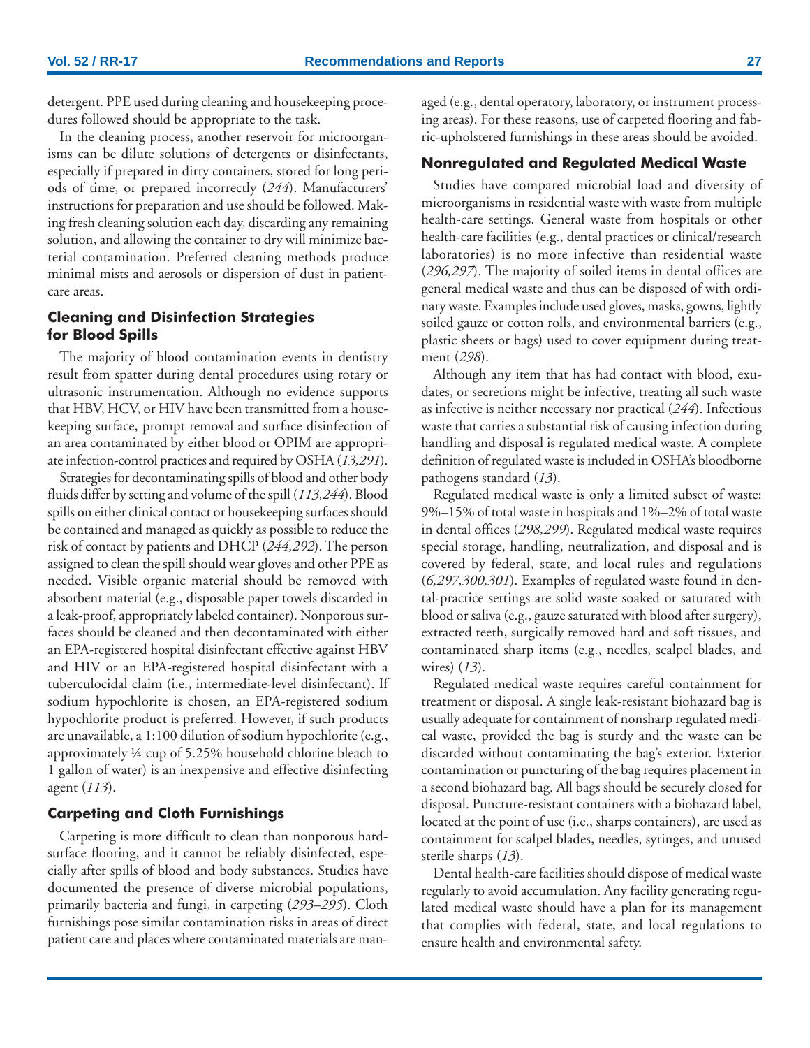detergent. PPE used during cleaning and housekeeping procedures followed should be appropriate to the task.

In the cleaning process, another reservoir for microorganisms can be dilute solutions of detergents or disinfectants, especially if prepared in dirty containers, stored for long periods of time, or prepared incorrectly (*244*). Manufacturers' instructions for preparation and use should be followed. Making fresh cleaning solution each day, discarding any remaining solution, and allowing the container to dry will minimize bacterial contamination. Preferred cleaning methods produce minimal mists and aerosols or dispersion of dust in patient-care areas.

### Cleaning and Disinfection Strategies for Blood Spills

The majority of blood contamination events in dentistry result from spatter during dental procedures using rotary or ultrasonic instrumentation. Although no evidence supports that HBV, HCV, or HIV have been transmitted from a housekeeping surface, prompt removal and surface disinfection of an area contaminated by either blood or OPIM are appropriate infection-control practices and required by OSHA (*13,291*).

Strategies for decontaminating spills of blood and other body fluids differ by setting and volume of the spill (*113,244*). Blood spills on either clinical contact or housekeeping surfaces should be contained and managed as quickly as possible to reduce the risk of contact by patients and DHCP (*244,292*). The person assigned to clean the spill should wear gloves and other PPE as needed. Visible organic material should be removed with absorbent material (e.g., disposable paper towels discarded in a leak-proof, appropriately labeled container). Nonporous surfaces should be cleaned and then decontaminated with either an EPA-registered hospital disinfectant effective against HBV and HIV or an EPA-registered hospital disinfectant with a tuberculocidal claim (i.e., intermediate-level disinfectant). If sodium hypochlorite is chosen, an EPA-registered sodium hypochlorite product is preferred. However, if such products are unavailable, a 1:100 dilution of sodium hypochlorite (e.g., approximately ¼ cup of 5.25% household chlorine bleach to 1 gallon of water) is an inexpensive and effective disinfecting agent (*113*).

### Carpeting and Cloth Furnishings

Carpeting is more difficult to clean than nonporous hard-surface flooring, and it cannot be reliably disinfected, especially after spills of blood and body substances. Studies have documented the presence of diverse microbial populations, primarily bacteria and fungi, in carpeting (*293–295*). Cloth furnishings pose similar contamination risks in areas of direct patient care and places where contaminated materials are managed (e.g., dental operatory, laboratory, or instrument processing areas). For these reasons, use of carpeted flooring and fabric-upholstered furnishings in these areas should be avoided.

### Nonregulated and Regulated Medical Waste

Studies have compared microbial load and diversity of microorganisms in residential waste with waste from multiple health-care settings. General waste from hospitals or other health-care facilities (e.g., dental practices or clinical/research laboratories) is no more infective than residential waste (*296,297*). The majority of soiled items in dental offices are general medical waste and thus can be disposed of with ordinary waste. Examples include used gloves, masks, gowns, lightly soiled gauze or cotton rolls, and environmental barriers (e.g., plastic sheets or bags) used to cover equipment during treatment (*298*).

Although any item that has had contact with blood, exudates, or secretions might be infective, treating all such waste as infective is neither necessary nor practical (*244*). Infectious waste that carries a substantial risk of causing infection during handling and disposal is regulated medical waste. A complete definition of regulated waste is included in OSHA's bloodborne pathogens standard (*13*).

Regulated medical waste is only a limited subset of waste: 9%–15% of total waste in hospitals and 1%–2% of total waste in dental offices (*298,299*). Regulated medical waste requires special storage, handling, neutralization, and disposal and is covered by federal, state, and local rules and regulations (*6,297,300,301*). Examples of regulated waste found in dental-practice settings are solid waste soaked or saturated with blood or saliva (e.g., gauze saturated with blood after surgery), extracted teeth, surgically removed hard and soft tissues, and contaminated sharp items (e.g., needles, scalpel blades, and wires) (*13*).

Regulated medical waste requires careful containment for treatment or disposal. A single leak-resistant biohazard bag is usually adequate for containment of nonsharp regulated medical waste, provided the bag is sturdy and the waste can be discarded without contaminating the bag's exterior. Exterior contamination or puncturing of the bag requires placement in a second biohazard bag. All bags should be securely closed for disposal. Puncture-resistant containers with a biohazard label, located at the point of use (i.e., sharps containers), are used as containment for scalpel blades, needles, syringes, and unused sterile sharps (*13*).

Dental health-care facilities should dispose of medical waste regularly to avoid accumulation. Any facility generating regulated medical waste should have a plan for its management that complies with federal, state, and local regulations to ensure health and environmental safety.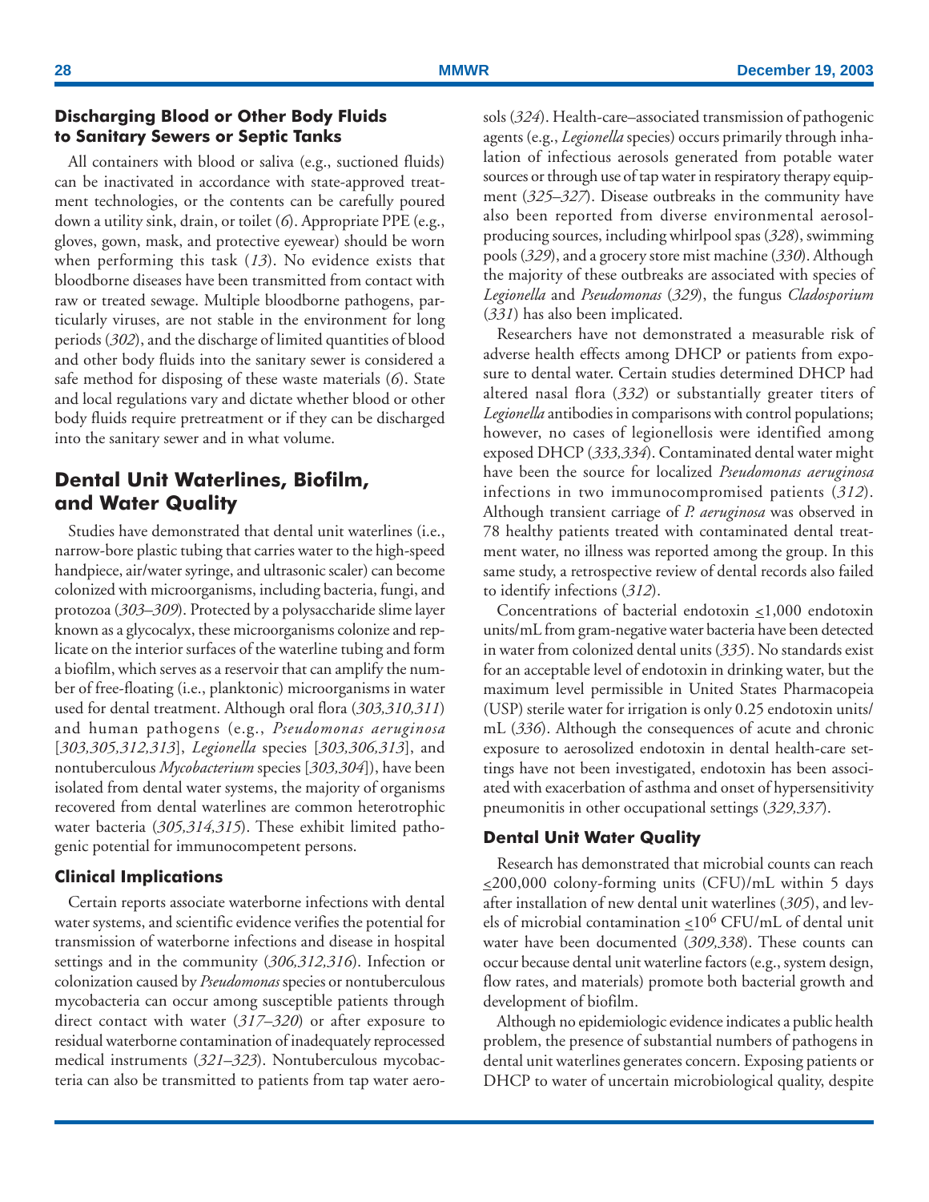### Discharging Blood or Other Body Fluids to Sanitary Sewers or Septic Tanks

All containers with blood or saliva (e.g., suctioned fluids) can be inactivated in accordance with state-approved treatment technologies, or the contents can be carefully poured down a utility sink, drain, or toilet (*6*). Appropriate PPE (e.g., gloves, gown, mask, and protective eyewear) should be worn when performing this task (*13*). No evidence exists that bloodborne diseases have been transmitted from contact with raw or treated sewage. Multiple bloodborne pathogens, particularly viruses, are not stable in the environment for long periods (*302*), and the discharge of limited quantities of blood and other body fluids into the sanitary sewer is considered a safe method for disposing of these waste materials (*6*). State and local regulations vary and dictate whether blood or other body fluids require pretreatment or if they can be discharged into the sanitary sewer and in what volume.

## Dental Unit Waterlines, Biofilm, and Water Quality

Studies have demonstrated that dental unit waterlines (i.e., narrow-bore plastic tubing that carries water to the high-speed handpiece, air/water syringe, and ultrasonic scaler) can become colonized with microorganisms, including bacteria, fungi, and protozoa (*303–309*). Protected by a polysaccharide slime layer known as a glycocalyx, these microorganisms colonize and replicate on the interior surfaces of the waterline tubing and form a biofilm, which serves as a reservoir that can amplify the number of free-floating (i.e., planktonic) microorganisms in water used for dental treatment. Although oral flora (*303,310,311*) and human pathogens (e.g., *Pseudomonas aeruginosa* [*303,305,312,313*], *Legionella* species [*303,306,313*], and nontuberculous *Mycobacterium* species [*303,304*]), have been isolated from dental water systems, the majority of organisms recovered from dental waterlines are common heterotrophic water bacteria (*305,314,315*). These exhibit limited pathogenic potential for immunocompetent persons.

### Clinical Implications

Certain reports associate waterborne infections with dental water systems, and scientific evidence verifies the potential for transmission of waterborne infections and disease in hospital settings and in the community (*306,312,316*). Infection or colonization caused by *Pseudomonas* species or nontuberculous mycobacteria can occur among susceptible patients through direct contact with water (*317–320*) or after exposure to residual waterborne contamination of inadequately reprocessed medical instruments (*321–323*). Nontuberculous mycobacteria can also be transmitted to patients from tap water aerosols (*324*). Health-care–associated transmission of pathogenic agents (e.g., *Legionella* species) occurs primarily through inhalation of infectious aerosols generated from potable water sources or through use of tap water in respiratory therapy equipment (*325–327*). Disease outbreaks in the community have also been reported from diverse environmental aerosol-producing sources, including whirlpool spas (*328*), swimming pools (*329*), and a grocery store mist machine (*330*). Although the majority of these outbreaks are associated with species of *Legionella* and *Pseudomonas* (*329*), the fungus *Cladosporium* (*331*) has also been implicated.

Researchers have not demonstrated a measurable risk of adverse health effects among DHCP or patients from exposure to dental water. Certain studies determined DHCP had altered nasal flora (*332*) or substantially greater titers of *Legionella* antibodies in comparisons with control populations; however, no cases of legionellosis were identified among exposed DHCP (*333,334*). Contaminated dental water might have been the source for localized *Pseudomonas aeruginosa* infections in two immunocompromised patients (*312*). Although transient carriage of *P. aeruginosa* was observed in 78 healthy patients treated with contaminated dental treatment water, no illness was reported among the group. In this same study, a retrospective review of dental records also failed to identify infections (*312*).

Concentrations of bacterial endotoxin $\leq$1,000 endotoxin units/mL from gram-negative water bacteria have been detected in water from colonized dental units (*335*). No standards exist for an acceptable level of endotoxin in drinking water, but the maximum level permissible in United States Pharmacopeia (USP) sterile water for irrigation is only 0.25 endotoxin units/mL (*336*). Although the consequences of acute and chronic exposure to aerosolized endotoxin in dental health-care settings have not been investigated, endotoxin has been associated with exacerbation of asthma and onset of hypersensitivity pneumonitis in other occupational settings (*329,337*).

### Dental Unit Water Quality

Research has demonstrated that microbial counts can reach $\leq$200,000 colony-forming units (CFU)/mL within 5 days after installation of new dental unit waterlines (*305*), and levels of microbial contamination $\leq 10^6$ CFU/mL of dental unit water have been documented (*309,338*). These counts can occur because dental unit waterline factors (e.g., system design, flow rates, and materials) promote both bacterial growth and development of biofilm.

Although no epidemiologic evidence indicates a public health problem, the presence of substantial numbers of pathogens in dental unit waterlines generates concern. Exposing patients or DHCP to water of uncertain microbiological quality, despite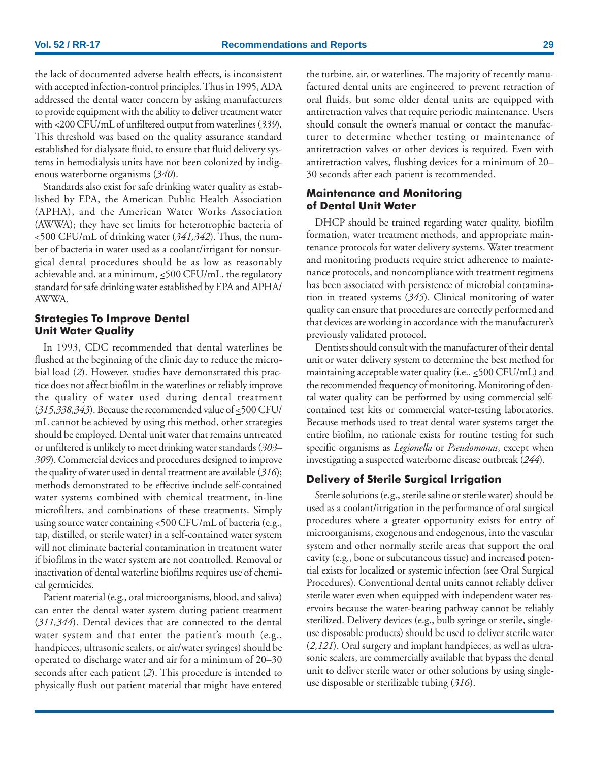the lack of documented adverse health effects, is inconsistent with accepted infection-control principles. Thus in 1995, ADA addressed the dental water concern by asking manufacturers to provide equipment with the ability to deliver treatment water with ≤200 CFU/mL of unfiltered output from waterlines (*339*). This threshold was based on the quality assurance standard established for dialysate fluid, to ensure that fluid delivery systems in hemodialysis units have not been colonized by indigenous waterborne organisms (*340*).

Standards also exist for safe drinking water quality as established by EPA, the American Public Health Association (APHA), and the American Water Works Association (AWWA); they have set limits for heterotrophic bacteria of ≤500 CFU/mL of drinking water (*341,342*). Thus, the number of bacteria in water used as a coolant/irrigant for nonsurgical dental procedures should be as low as reasonably achievable and, at a minimum, ≤500 CFU/mL, the regulatory standard for safe drinking water established by EPA and APHA/AWWA.

### Strategies To Improve Dental Unit Water Quality

In 1993, CDC recommended that dental waterlines be flushed at the beginning of the clinic day to reduce the microbial load (*2*). However, studies have demonstrated this practice does not affect biofilm in the waterlines or reliably improve the quality of water used during dental treatment (*315,338,343*). Because the recommended value of ≤500 CFU/mL cannot be achieved by using this method, other strategies should be employed. Dental unit water that remains untreated or unfiltered is unlikely to meet drinking water standards (*303–309*). Commercial devices and procedures designed to improve the quality of water used in dental treatment are available (*316*); methods demonstrated to be effective include self-contained water systems combined with chemical treatment, in-line microfilters, and combinations of these treatments. Simply using source water containing ≤500 CFU/mL of bacteria (e.g., tap, distilled, or sterile water) in a self-contained water system will not eliminate bacterial contamination in treatment water if biofilms in the water system are not controlled. Removal or inactivation of dental waterline biofilms requires use of chemical germicides.

Patient material (e.g., oral microorganisms, blood, and saliva) can enter the dental water system during patient treatment (*311,344*). Dental devices that are connected to the dental water system and that enter the patient's mouth (e.g., handpieces, ultrasonic scalers, or air/water syringes) should be operated to discharge water and air for a minimum of 20–30 seconds after each patient (*2*). This procedure is intended to physically flush out patient material that might have entered the turbine, air, or waterlines. The majority of recently manufactured dental units are engineered to prevent retraction of oral fluids, but some older dental units are equipped with antiretraction valves that require periodic maintenance. Users should consult the owner's manual or contact the manufacturer to determine whether testing or maintenance of antiretraction valves or other devices is required. Even with antiretraction valves, flushing devices for a minimum of 20–30 seconds after each patient is recommended.

### Maintenance and Monitoring of Dental Unit Water

DHCP should be trained regarding water quality, biofilm formation, water treatment methods, and appropriate maintenance protocols for water delivery systems. Water treatment and monitoring products require strict adherence to maintenance protocols, and noncompliance with treatment regimens has been associated with persistence of microbial contamination in treated systems (*345*). Clinical monitoring of water quality can ensure that procedures are correctly performed and that devices are working in accordance with the manufacturer's previously validated protocol.

Dentists should consult with the manufacturer of their dental unit or water delivery system to determine the best method for maintaining acceptable water quality (i.e., ≤500 CFU/mL) and the recommended frequency of monitoring. Monitoring of dental water quality can be performed by using commercial self-contained test kits or commercial water-testing laboratories. Because methods used to treat dental water systems target the entire biofilm, no rationale exists for routine testing for such specific organisms as *Legionella* or *Pseudomonas*, except when investigating a suspected waterborne disease outbreak (*244*).

### Delivery of Sterile Surgical Irrigation

Sterile solutions (e.g., sterile saline or sterile water) should be used as a coolant/irrigation in the performance of oral surgical procedures where a greater opportunity exists for entry of microorganisms, exogenous and endogenous, into the vascular system and other normally sterile areas that support the oral cavity (e.g., bone or subcutaneous tissue) and increased potential exists for localized or systemic infection (see Oral Surgical Procedures). Conventional dental units cannot reliably deliver sterile water even when equipped with independent water reservoirs because the water-bearing pathway cannot be reliably sterilized. Delivery devices (e.g., bulb syringe or sterile, single-use disposable products) should be used to deliver sterile water (*2,121*). Oral surgery and implant handpieces, as well as ultrasonic scalers, are commercially available that bypass the dental unit to deliver sterile water or other solutions by using single-use disposable or sterilizable tubing (*316*).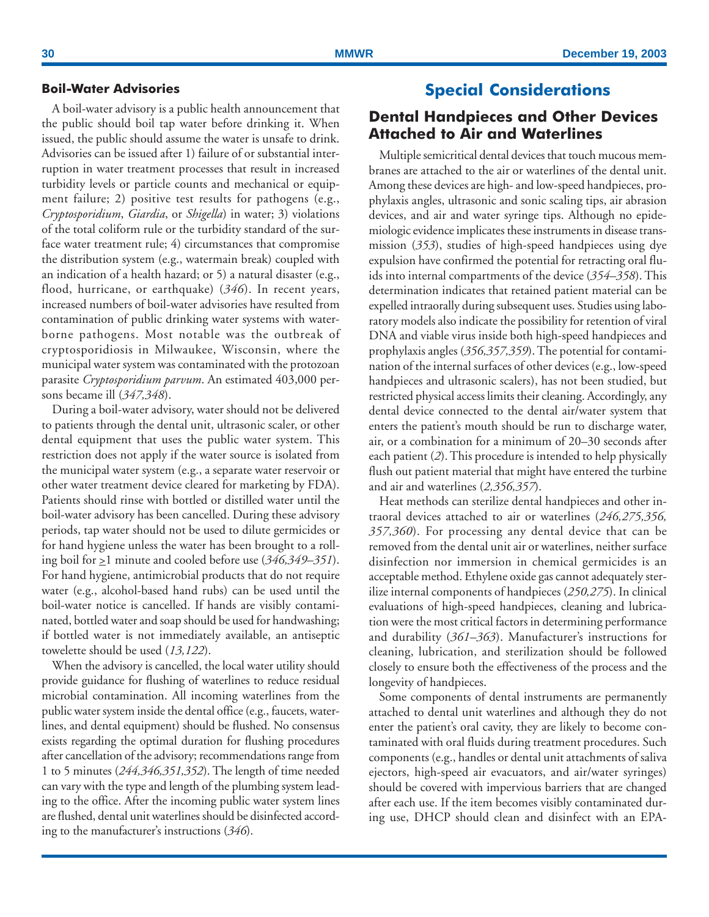### Boil-Water Advisories

A boil-water advisory is a public health announcement that the public should boil tap water before drinking it. When issued, the public should assume the water is unsafe to drink. Advisories can be issued after 1) failure of or substantial interruption in water treatment processes that result in increased turbidity levels or particle counts and mechanical or equipment failure; 2) positive test results for pathogens (e.g., *Cryptosporidium*, *Giardia*, or *Shigella*) in water; 3) violations of the total coliform rule or the turbidity standard of the surface water treatment rule; 4) circumstances that compromise the distribution system (e.g., watermain break) coupled with an indication of a health hazard; or 5) a natural disaster (e.g., flood, hurricane, or earthquake) (*346*). In recent years, increased numbers of boil-water advisories have resulted from contamination of public drinking water systems with waterborne pathogens. Most notable was the outbreak of cryptosporidiosis in Milwaukee, Wisconsin, where the municipal water system was contaminated with the protozoan parasite *Cryptosporidium parvum*. An estimated 403,000 persons became ill (*347,348*).

During a boil-water advisory, water should not be delivered to patients through the dental unit, ultrasonic scaler, or other dental equipment that uses the public water system. This restriction does not apply if the water source is isolated from the municipal water system (e.g., a separate water reservoir or other water treatment device cleared for marketing by FDA). Patients should rinse with bottled or distilled water until the boil-water advisory has been cancelled. During these advisory periods, tap water should not be used to dilute germicides or for hand hygiene unless the water has been brought to a rolling boil for ≥1 minute and cooled before use (*346,349–351*). For hand hygiene, antimicrobial products that do not require water (e.g., alcohol-based hand rubs) can be used until the boil-water notice is cancelled. If hands are visibly contaminated, bottled water and soap should be used for handwashing; if bottled water is not immediately available, an antiseptic towelette should be used (*13,122*).

When the advisory is cancelled, the local water utility should provide guidance for flushing of waterlines to reduce residual microbial contamination. All incoming waterlines from the public water system inside the dental office (e.g., faucets, waterlines, and dental equipment) should be flushed. No consensus exists regarding the optimal duration for flushing procedures after cancellation of the advisory; recommendations range from 1 to 5 minutes (*244,346,351,352*). The length of time needed can vary with the type and length of the plumbing system leading to the office. After the incoming public water system lines are flushed, dental unit waterlines should be disinfected according to the manufacturer's instructions (*346*).

## Special Considerations

### Dental Handpieces and Other Devices Attached to Air and Waterlines

Multiple semicritical dental devices that touch mucous membranes are attached to the air or waterlines of the dental unit. Among these devices are high- and low-speed handpieces, prophylaxis angles, ultrasonic and sonic scaling tips, air abrasion devices, and air and water syringe tips. Although no epidemiologic evidence implicates these instruments in disease transmission (*353*), studies of high-speed handpieces using dye expulsion have confirmed the potential for retracting oral fluids into internal compartments of the device (*354–358*). This determination indicates that retained patient material can be expelled intraorally during subsequent uses. Studies using laboratory models also indicate the possibility for retention of viral DNA and viable virus inside both high-speed handpieces and prophylaxis angles (*356,357,359*). The potential for contamination of the internal surfaces of other devices (e.g., low-speed handpieces and ultrasonic scalers), has not been studied, but restricted physical access limits their cleaning. Accordingly, any dental device connected to the dental air/water system that enters the patient's mouth should be run to discharge water, air, or a combination for a minimum of 20–30 seconds after each patient (*2*). This procedure is intended to help physically flush out patient material that might have entered the turbine and air and waterlines (*2,356,357*).

Heat methods can sterilize dental handpieces and other intraoral devices attached to air or waterlines (*246,275,356, 357,360*). For processing any dental device that can be removed from the dental unit air or waterlines, neither surface disinfection nor immersion in chemical germicides is an acceptable method. Ethylene oxide gas cannot adequately sterilize internal components of handpieces (*250,275*). In clinical evaluations of high-speed handpieces, cleaning and lubrication were the most critical factors in determining performance and durability (*361–363*). Manufacturer's instructions for cleaning, lubrication, and sterilization should be followed closely to ensure both the effectiveness of the process and the longevity of handpieces.

Some components of dental instruments are permanently attached to dental unit waterlines and although they do not enter the patient's oral cavity, they are likely to become contaminated with oral fluids during treatment procedures. Such components (e.g., handles or dental unit attachments of saliva ejectors, high-speed air evacuators, and air/water syringes) should be covered with impervious barriers that are changed after each use. If the item becomes visibly contaminated during use, DHCP should clean and disinfect with an EPA-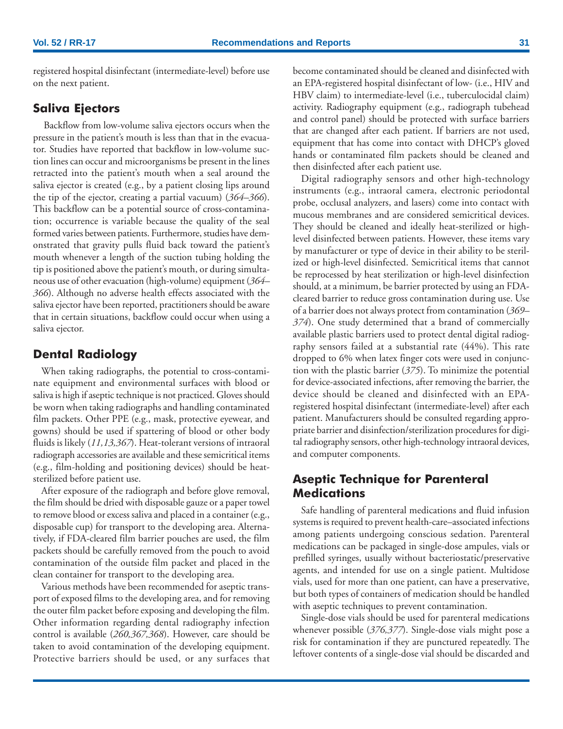registered hospital disinfectant (intermediate-level) before use on the next patient.

## Saliva Ejectors

Backflow from low-volume saliva ejectors occurs when the pressure in the patient's mouth is less than that in the evacuator. Studies have reported that backflow in low-volume suction lines can occur and microorganisms be present in the lines retracted into the patient's mouth when a seal around the saliva ejector is created (e.g., by a patient closing lips around the tip of the ejector, creating a partial vacuum) (*364–366*). This backflow can be a potential source of cross-contamination; occurrence is variable because the quality of the seal formed varies between patients. Furthermore, studies have demonstrated that gravity pulls fluid back toward the patient's mouth whenever a length of the suction tubing holding the tip is positioned above the patient's mouth, or during simultaneous use of other evacuation (high-volume) equipment (*364–366*). Although no adverse health effects associated with the saliva ejector have been reported, practitioners should be aware that in certain situations, backflow could occur when using a saliva ejector.

## Dental Radiology

When taking radiographs, the potential to cross-contaminate equipment and environmental surfaces with blood or saliva is high if aseptic technique is not practiced. Gloves should be worn when taking radiographs and handling contaminated film packets. Other PPE (e.g., mask, protective eyewear, and gowns) should be used if spattering of blood or other body fluids is likely (*11,13,367*). Heat-tolerant versions of intraoral radiograph accessories are available and these semicritical items (e.g., film-holding and positioning devices) should be heat-sterilized before patient use.

After exposure of the radiograph and before glove removal, the film should be dried with disposable gauze or a paper towel to remove blood or excess saliva and placed in a container (e.g., disposable cup) for transport to the developing area. Alternatively, if FDA-cleared film barrier pouches are used, the film packets should be carefully removed from the pouch to avoid contamination of the outside film packet and placed in the clean container for transport to the developing area.

Various methods have been recommended for aseptic transport of exposed films to the developing area, and for removing the outer film packet before exposing and developing the film. Other information regarding dental radiography infection control is available (*260,367,368*). However, care should be taken to avoid contamination of the developing equipment. Protective barriers should be used, or any surfaces that become contaminated should be cleaned and disinfected with an EPA-registered hospital disinfectant of low- (i.e., HIV and HBV claim) to intermediate-level (i.e., tuberculocidal claim) activity. Radiography equipment (e.g., radiograph tubehead and control panel) should be protected with surface barriers that are changed after each patient. If barriers are not used, equipment that has come into contact with DHCP's gloved hands or contaminated film packets should be cleaned and then disinfected after each patient use.

Digital radiography sensors and other high-technology instruments (e.g., intraoral camera, electronic periodontal probe, occlusal analyzers, and lasers) come into contact with mucous membranes and are considered semicritical devices. They should be cleaned and ideally heat-sterilized or high-level disinfected between patients. However, these items vary by manufacturer or type of device in their ability to be sterilized or high-level disinfected. Semicritical items that cannot be reprocessed by heat sterilization or high-level disinfection should, at a minimum, be barrier protected by using an FDA-cleared barrier to reduce gross contamination during use. Use of a barrier does not always protect from contamination (*369–374*). One study determined that a brand of commercially available plastic barriers used to protect dental digital radiography sensors failed at a substantial rate (44%). This rate dropped to 6% when latex finger cots were used in conjunction with the plastic barrier (*375*). To minimize the potential for device-associated infections, after removing the barrier, the device should be cleaned and disinfected with an EPA-registered hospital disinfectant (intermediate-level) after each patient. Manufacturers should be consulted regarding appropriate barrier and disinfection/sterilization procedures for digital radiography sensors, other high-technology intraoral devices, and computer components.

## Aseptic Technique for Parenteral Medications

Safe handling of parenteral medications and fluid infusion systems is required to prevent health-care–associated infections among patients undergoing conscious sedation. Parenteral medications can be packaged in single-dose ampules, vials or prefilled syringes, usually without bacteriostatic/preservative agents, and intended for use on a single patient. Multidose vials, used for more than one patient, can have a preservative, but both types of containers of medication should be handled with aseptic techniques to prevent contamination.

Single-dose vials should be used for parenteral medications whenever possible (*376,377*). Single-dose vials might pose a risk for contamination if they are punctured repeatedly. The leftover contents of a single-dose vial should be discarded and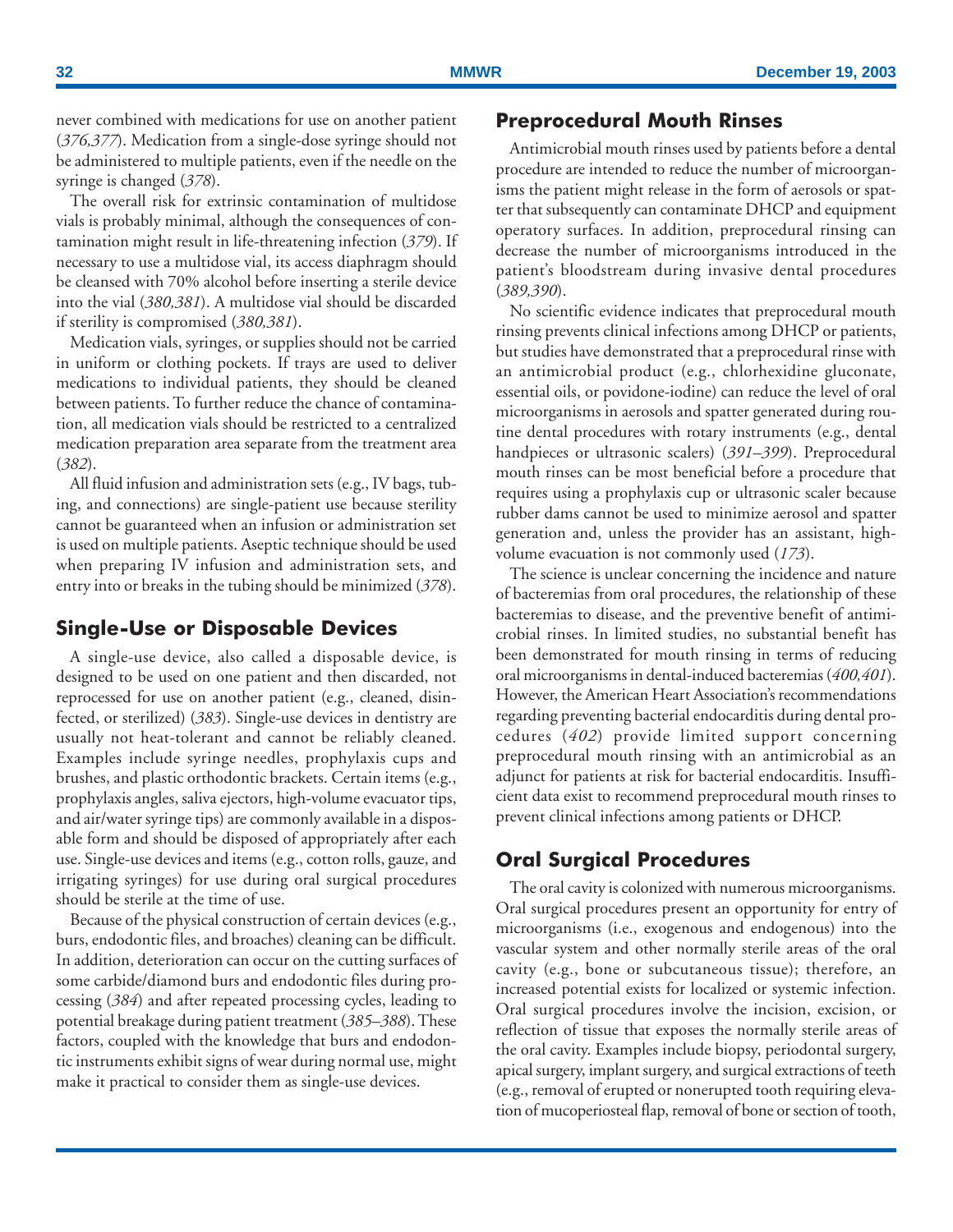never combined with medications for use on another patient (*376,377*). Medication from a single-dose syringe should not be administered to multiple patients, even if the needle on the syringe is changed (*378*).

The overall risk for extrinsic contamination of multidose vials is probably minimal, although the consequences of contamination might result in life-threatening infection (*379*). If necessary to use a multidose vial, its access diaphragm should be cleansed with 70% alcohol before inserting a sterile device into the vial (*380,381*). A multidose vial should be discarded if sterility is compromised (*380,381*).

Medication vials, syringes, or supplies should not be carried in uniform or clothing pockets. If trays are used to deliver medications to individual patients, they should be cleaned between patients. To further reduce the chance of contamination, all medication vials should be restricted to a centralized medication preparation area separate from the treatment area (*382*).

All fluid infusion and administration sets (e.g., IV bags, tubing, and connections) are single-patient use because sterility cannot be guaranteed when an infusion or administration set is used on multiple patients. Aseptic technique should be used when preparing IV infusion and administration sets, and entry into or breaks in the tubing should be minimized (*378*).

## Single-Use or Disposable Devices

A single-use device, also called a disposable device, is designed to be used on one patient and then discarded, not reprocessed for use on another patient (e.g., cleaned, disinfected, or sterilized) (*383*). Single-use devices in dentistry are usually not heat-tolerant and cannot be reliably cleaned. Examples include syringe needles, prophylaxis cups and brushes, and plastic orthodontic brackets. Certain items (e.g., prophylaxis angles, saliva ejectors, high-volume evacuator tips, and air/water syringe tips) are commonly available in a disposable form and should be disposed of appropriately after each use. Single-use devices and items (e.g., cotton rolls, gauze, and irrigating syringes) for use during oral surgical procedures should be sterile at the time of use.

Because of the physical construction of certain devices (e.g., burs, endodontic files, and broaches) cleaning can be difficult. In addition, deterioration can occur on the cutting surfaces of some carbide/diamond burs and endodontic files during processing (*384*) and after repeated processing cycles, leading to potential breakage during patient treatment (*385–388*). These factors, coupled with the knowledge that burs and endodontic instruments exhibit signs of wear during normal use, might make it practical to consider them as single-use devices.

## Preprocedural Mouth Rinses

Antimicrobial mouth rinses used by patients before a dental procedure are intended to reduce the number of microorganisms the patient might release in the form of aerosols or spatter that subsequently can contaminate DHCP and equipment operatory surfaces. In addition, preprocedural rinsing can decrease the number of microorganisms introduced in the patient's bloodstream during invasive dental procedures (*389,390*).

No scientific evidence indicates that preprocedural mouth rinsing prevents clinical infections among DHCP or patients, but studies have demonstrated that a preprocedural rinse with an antimicrobial product (e.g., chlorhexidine gluconate, essential oils, or povidone-iodine) can reduce the level of oral microorganisms in aerosols and spatter generated during routine dental procedures with rotary instruments (e.g., dental handpieces or ultrasonic scalers) (*391–399*). Preprocedural mouth rinses can be most beneficial before a procedure that requires using a prophylaxis cup or ultrasonic scaler because rubber dams cannot be used to minimize aerosol and spatter generation and, unless the provider has an assistant, high-volume evacuation is not commonly used (*173*).

The science is unclear concerning the incidence and nature of bacteremias from oral procedures, the relationship of these bacteremias to disease, and the preventive benefit of antimicrobial rinses. In limited studies, no substantial benefit has been demonstrated for mouth rinsing in terms of reducing oral microorganisms in dental-induced bacteremias (*400,401*). However, the American Heart Association's recommendations regarding preventing bacterial endocarditis during dental procedures (*402*) provide limited support concerning preprocedural mouth rinsing with an antimicrobial as an adjunct for patients at risk for bacterial endocarditis. Insufficient data exist to recommend preprocedural mouth rinses to prevent clinical infections among patients or DHCP.

## Oral Surgical Procedures

The oral cavity is colonized with numerous microorganisms. Oral surgical procedures present an opportunity for entry of microorganisms (i.e., exogenous and endogenous) into the vascular system and other normally sterile areas of the oral cavity (e.g., bone or subcutaneous tissue); therefore, an increased potential exists for localized or systemic infection. Oral surgical procedures involve the incision, excision, or reflection of tissue that exposes the normally sterile areas of the oral cavity. Examples include biopsy, periodontal surgery, apical surgery, implant surgery, and surgical extractions of teeth (e.g., removal of erupted or nonerupted tooth requiring elevation of mucoperiosteal flap, removal of bone or section of tooth,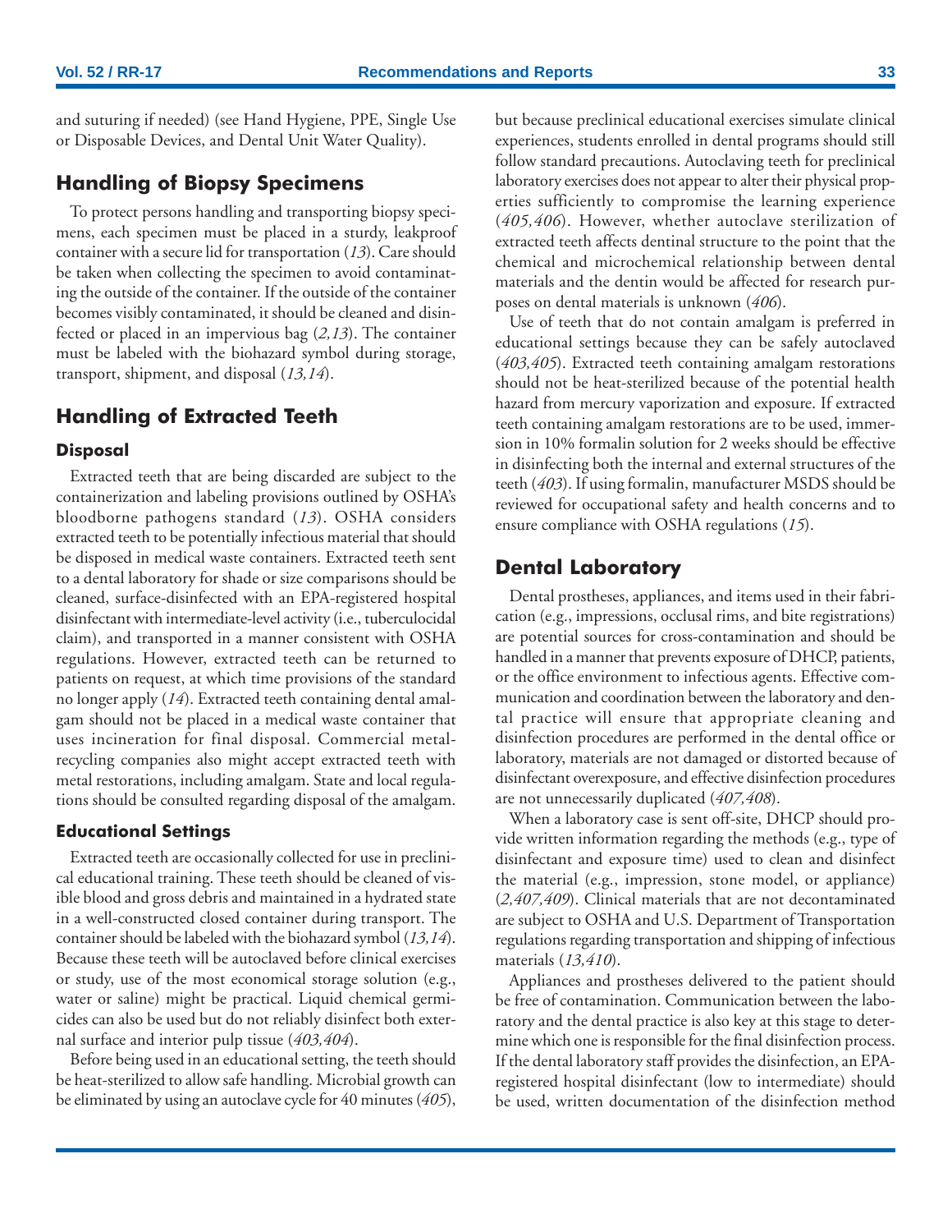and suturing if needed) (see Hand Hygiene, PPE, Single Use or Disposable Devices, and Dental Unit Water Quality).

## Handling of Biopsy Specimens

To protect persons handling and transporting biopsy specimens, each specimen must be placed in a sturdy, leakproof container with a secure lid for transportation (*13*). Care should be taken when collecting the specimen to avoid contaminating the outside of the container. If the outside of the container becomes visibly contaminated, it should be cleaned and disinfected or placed in an impervious bag (*2,13*). The container must be labeled with the biohazard symbol during storage, transport, shipment, and disposal (*13,14*).

## Handling of Extracted Teeth

### Disposal

Extracted teeth that are being discarded are subject to the containerization and labeling provisions outlined by OSHA's bloodborne pathogens standard (*13*). OSHA considers extracted teeth to be potentially infectious material that should be disposed in medical waste containers. Extracted teeth sent to a dental laboratory for shade or size comparisons should be cleaned, surface-disinfected with an EPA-registered hospital disinfectant with intermediate-level activity (i.e., tuberculocidal claim), and transported in a manner consistent with OSHA regulations. However, extracted teeth can be returned to patients on request, at which time provisions of the standard no longer apply (*14*). Extracted teeth containing dental amalgam should not be placed in a medical waste container that uses incineration for final disposal. Commercial metal-recycling companies also might accept extracted teeth with metal restorations, including amalgam. State and local regulations should be consulted regarding disposal of the amalgam.

### Educational Settings

Extracted teeth are occasionally collected for use in preclinical educational training. These teeth should be cleaned of visible blood and gross debris and maintained in a hydrated state in a well-constructed closed container during transport. The container should be labeled with the biohazard symbol (*13,14*). Because these teeth will be autoclaved before clinical exercises or study, use of the most economical storage solution (e.g., water or saline) might be practical. Liquid chemical germicides can also be used but do not reliably disinfect both external surface and interior pulp tissue (*403,404*).

Before being used in an educational setting, the teeth should be heat-sterilized to allow safe handling. Microbial growth can be eliminated by using an autoclave cycle for 40 minutes (*405*), but because preclinical educational exercises simulate clinical experiences, students enrolled in dental programs should still follow standard precautions. Autoclaving teeth for preclinical laboratory exercises does not appear to alter their physical properties sufficiently to compromise the learning experience (*405,406*). However, whether autoclave sterilization of extracted teeth affects dentinal structure to the point that the chemical and microchemical relationship between dental materials and the dentin would be affected for research purposes on dental materials is unknown (*406*).

Use of teeth that do not contain amalgam is preferred in educational settings because they can be safely autoclaved (*403,405*). Extracted teeth containing amalgam restorations should not be heat-sterilized because of the potential health hazard from mercury vaporization and exposure. If extracted teeth containing amalgam restorations are to be used, immersion in 10% formalin solution for 2 weeks should be effective in disinfecting both the internal and external structures of the teeth (*403*). If using formalin, manufacturer MSDS should be reviewed for occupational safety and health concerns and to ensure compliance with OSHA regulations (*15*).

## Dental Laboratory

Dental prostheses, appliances, and items used in their fabrication (e.g., impressions, occlusal rims, and bite registrations) are potential sources for cross-contamination and should be handled in a manner that prevents exposure of DHCP, patients, or the office environment to infectious agents. Effective communication and coordination between the laboratory and dental practice will ensure that appropriate cleaning and disinfection procedures are performed in the dental office or laboratory, materials are not damaged or distorted because of disinfectant overexposure, and effective disinfection procedures are not unnecessarily duplicated (*407,408*).

When a laboratory case is sent off-site, DHCP should provide written information regarding the methods (e.g., type of disinfectant and exposure time) used to clean and disinfect the material (e.g., impression, stone model, or appliance) (*2,407,409*). Clinical materials that are not decontaminated are subject to OSHA and U.S. Department of Transportation regulations regarding transportation and shipping of infectious materials (*13,410*).

Appliances and prostheses delivered to the patient should be free of contamination. Communication between the laboratory and the dental practice is also key at this stage to determine which one is responsible for the final disinfection process. If the dental laboratory staff provides the disinfection, an EPA-registered hospital disinfectant (low to intermediate) should be used, written documentation of the disinfection method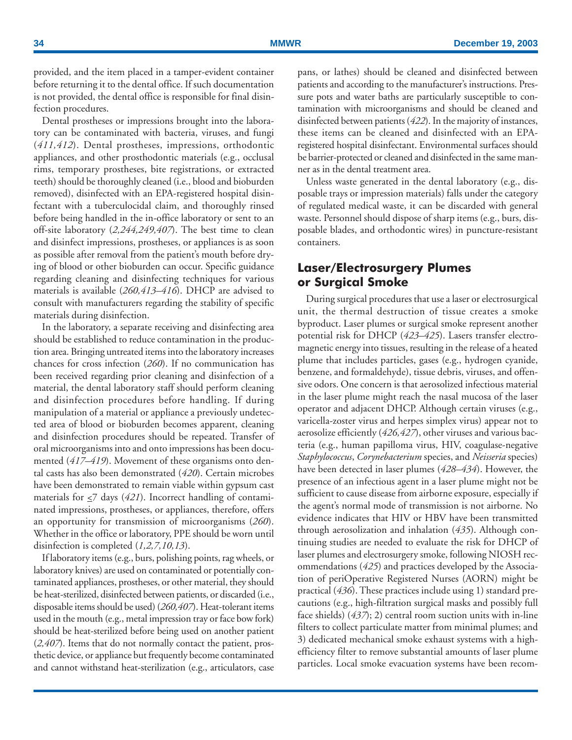provided, and the item placed in a tamper-evident container before returning it to the dental office. If such documentation is not provided, the dental office is responsible for final disinfection procedures.

Dental prostheses or impressions brought into the laboratory can be contaminated with bacteria, viruses, and fungi (*411,412*). Dental prostheses, impressions, orthodontic appliances, and other prosthodontic materials (e.g., occlusal rims, temporary prostheses, bite registrations, or extracted teeth) should be thoroughly cleaned (i.e., blood and bioburden removed), disinfected with an EPA-registered hospital disinfectant with a tuberculocidal claim, and thoroughly rinsed before being handled in the in-office laboratory or sent to an off-site laboratory (*2,244,249,407*). The best time to clean and disinfect impressions, prostheses, or appliances is as soon as possible after removal from the patient's mouth before drying of blood or other bioburden can occur. Specific guidance regarding cleaning and disinfecting techniques for various materials is available (*260,413–416*). DHCP are advised to consult with manufacturers regarding the stability of specific materials during disinfection.

In the laboratory, a separate receiving and disinfecting area should be established to reduce contamination in the production area. Bringing untreated items into the laboratory increases chances for cross infection (*260*). If no communication has been received regarding prior cleaning and disinfection of a material, the dental laboratory staff should perform cleaning and disinfection procedures before handling. If during manipulation of a material or appliance a previously undetected area of blood or bioburden becomes apparent, cleaning and disinfection procedures should be repeated. Transfer of oral microorganisms into and onto impressions has been documented (*417–419*). Movement of these organisms onto dental casts has also been demonstrated (*420*). Certain microbes have been demonstrated to remain viable within gypsum cast materials for $\leq$7 days (*421*). Incorrect handling of contaminated impressions, prostheses, or appliances, therefore, offers an opportunity for transmission of microorganisms (*260*). Whether in the office or laboratory, PPE should be worn until disinfection is completed (*1,2,7,10,13*).

If laboratory items (e.g., burs, polishing points, rag wheels, or laboratory knives) are used on contaminated or potentially contaminated appliances, prostheses, or other material, they should be heat-sterilized, disinfected between patients, or discarded (i.e., disposable items should be used) (*260,407*). Heat-tolerant items used in the mouth (e.g., metal impression tray or face bow fork) should be heat-sterilized before being used on another patient (*2,407*). Items that do not normally contact the patient, prosthetic device, or appliance but frequently become contaminated and cannot withstand heat-sterilization (e.g., articulators, case pans, or lathes) should be cleaned and disinfected between patients and according to the manufacturer's instructions. Pressure pots and water baths are particularly susceptible to contamination with microorganisms and should be cleaned and disinfected between patients (*422*). In the majority of instances, these items can be cleaned and disinfected with an EPA-registered hospital disinfectant. Environmental surfaces should be barrier-protected or cleaned and disinfected in the same manner as in the dental treatment area.

Unless waste generated in the dental laboratory (e.g., disposable trays or impression materials) falls under the category of regulated medical waste, it can be discarded with general waste. Personnel should dispose of sharp items (e.g., burs, disposable blades, and orthodontic wires) in puncture-resistant containers.

## Laser/Electrosurgery Plumes or Surgical Smoke

During surgical procedures that use a laser or electrosurgical unit, the thermal destruction of tissue creates a smoke byproduct. Laser plumes or surgical smoke represent another potential risk for DHCP (*423–425*). Lasers transfer electromagnetic energy into tissues, resulting in the release of a heated plume that includes particles, gases (e.g., hydrogen cyanide, benzene, and formaldehyde), tissue debris, viruses, and offensive odors. One concern is that aerosolized infectious material in the laser plume might reach the nasal mucosa of the laser operator and adjacent DHCP. Although certain viruses (e.g., varicella-zoster virus and herpes simplex virus) appear not to aerosolize efficiently (*426,427*), other viruses and various bacteria (e.g., human papilloma virus, HIV, coagulase-negative *Staphylococcus*, *Corynebacterium* species, and *Neisseria* species) have been detected in laser plumes (*428–434*). However, the presence of an infectious agent in a laser plume might not be sufficient to cause disease from airborne exposure, especially if the agent's normal mode of transmission is not airborne. No evidence indicates that HIV or HBV have been transmitted through aerosolization and inhalation (*435*). Although continuing studies are needed to evaluate the risk for DHCP of laser plumes and electrosurgery smoke, following NIOSH recommendations (*425*) and practices developed by the Association of periOperative Registered Nurses (AORN) might be practical (*436*). These practices include using 1) standard precautions (e.g., high-filtration surgical masks and possibly full face shields) (*437*); 2) central room suction units with in-line filters to collect particulate matter from minimal plumes; and 3) dedicated mechanical smoke exhaust systems with a high-efficiency filter to remove substantial amounts of laser plume particles. Local smoke evacuation systems have been recom-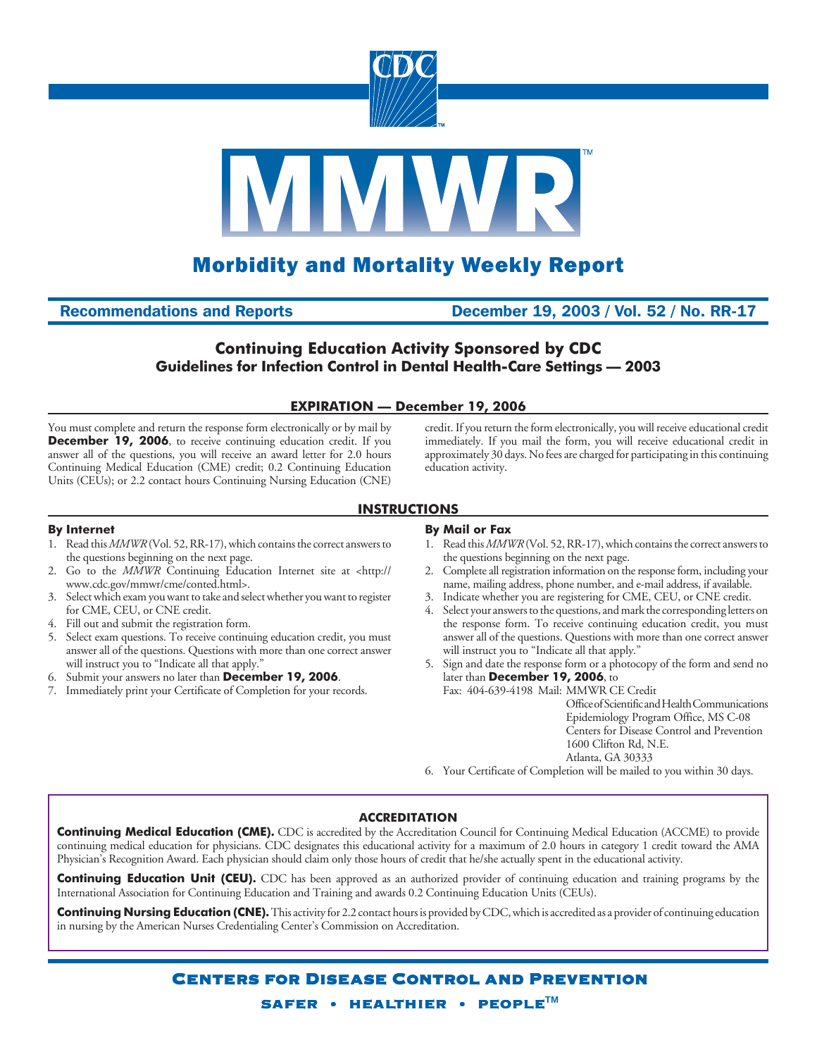# Morbidity and Mortality Weekly Report

**Recommendations and Reports** — **December 19, 2003 / Vol. 52 / No. RR-17**

## Continuing Education Activity Sponsored by CDC
### Guidelines for Infection Control in Dental Health-Care Settings — 2003

**EXPIRATION — December 19, 2006**

You must complete and return the response form electronically or by mail by **December 19, 2006**, to receive continuing education credit. If you answer all of the questions, you will receive an award letter for 2.0 hours Continuing Medical Education (CME) credit; 0.2 Continuing Education Units (CEUs); or 2.2 contact hours Continuing Nursing Education (CNE) credit. If you return the form electronically, you will receive educational credit immediately. If you mail the form, you will receive educational credit in approximately 30 days. No fees are charged for participating in this continuing education activity.

## INSTRUCTIONS

**By Internet**

1. Read this *MMWR* (Vol. 52, RR-17), which contains the correct answers to the questions beginning on the next page.
2. Go to the *MMWR* Continuing Education Internet site at <http://www.cdc.gov/mmwr/cme/conted.html>.
3. Select which exam you want to take and select whether you want to register for CME, CEU, or CNE credit.
4. Fill out and submit the registration form.
5. Select exam questions. To receive continuing education credit, you must answer all of the questions. Questions with more than one correct answer will instruct you to "Indicate all that apply."
6. Submit your answers no later than **December 19, 2006**.
7. Immediately print your Certificate of Completion for your records.

**By Mail or Fax**

1. Read this *MMWR* (Vol. 52, RR-17), which contains the correct answers to the questions beginning on the next page.
2. Complete all registration information on the response form, including your name, mailing address, phone number, and e-mail address, if available.
3. Indicate whether you are registering for CME, CEU, or CNE credit.
4. Select your answers to the questions, and mark the corresponding letters on the response form. To receive continuing education credit, you must answer all of the questions. Questions with more than one correct answer will instruct you to "Indicate all that apply."
5. Sign and date the response form or a photocopy of the form and send no later than **December 19, 2006**, to
   Fax: 404-639-4198 Mail: MMWR CE Credit
   Office of Scientific and Health Communications
   Epidemiology Program Office, MS C-08
   Centers for Disease Control and Prevention
   1600 Clifton Rd, N.E.
   Atlanta, GA 30333
6. Your Certificate of Completion will be mailed to you within 30 days.

## ACCREDITATION

**Continuing Medical Education (CME).** CDC is accredited by the Accreditation Council for Continuing Medical Education (ACCME) to provide continuing medical education for physicians. CDC designates this educational activity for a maximum of 2.0 hours in category 1 credit toward the AMA Physician's Recognition Award. Each physician should claim only those hours of credit that he/she actually spent in the educational activity.

**Continuing Education Unit (CEU).** CDC has been approved as an authorized provider of continuing education and training programs by the International Association for Continuing Education and Training and awards 0.2 Continuing Education Units (CEUs).

**Continuing Nursing Education (CNE).** This activity for 2.2 contact hours is provided by CDC, which is accredited as a provider of continuing education in nursing by the American Nurses Credentialing Center's Commission on Accreditation.

**Centers for Disease Control and Prevention**

SAFER • HEALTHIER • PEOPLE™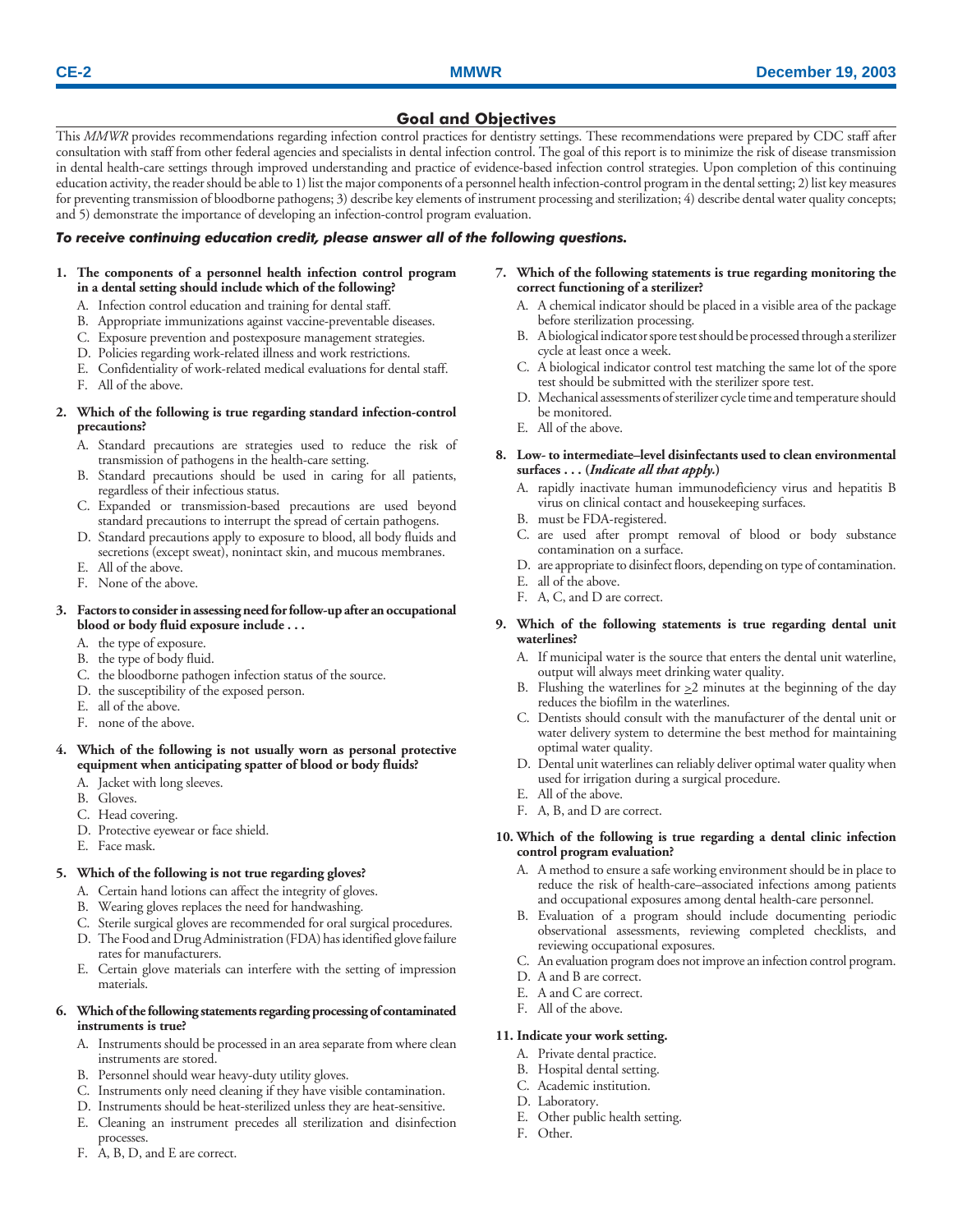## Goal and Objectives

This *MMWR* provides recommendations regarding infection control practices for dentistry settings. These recommendations were prepared by CDC staff after consultation with staff from other federal agencies and specialists in dental infection control. The goal of this report is to minimize the risk of disease transmission in dental health-care settings through improved understanding and practice of evidence-based infection control strategies. Upon completion of this continuing education activity, the reader should be able to 1) list the major components of a personnel health infection-control program in the dental setting; 2) list key measures for preventing transmission of bloodborne pathogens; 3) describe key elements of instrument processing and sterilization; 4) describe dental water quality concepts; and 5) demonstrate the importance of developing an infection-control program evaluation.

***To receive continuing education credit, please answer all of the following questions.***

**1. The components of a personnel health infection control program in a dental setting should include which of the following?**

A. Infection control education and training for dental staff.
B. Appropriate immunizations against vaccine-preventable diseases.
C. Exposure prevention and postexposure management strategies.
D. Policies regarding work-related illness and work restrictions.
E. Confidentiality of work-related medical evaluations for dental staff.
F. All of the above.

**2. Which of the following is true regarding standard infection-control precautions?**

A. Standard precautions are strategies used to reduce the risk of transmission of pathogens in the health-care setting.
B. Standard precautions should be used in caring for all patients, regardless of their infectious status.
C. Expanded or transmission-based precautions are used beyond standard precautions to interrupt the spread of certain pathogens.
D. Standard precautions apply to exposure to blood, all body fluids and secretions (except sweat), nonintact skin, and mucous membranes.
E. All of the above.
F. None of the above.

**3. Factors to consider in assessing need for follow-up after an occupational blood or body fluid exposure include . . .**

A. the type of exposure.
B. the type of body fluid.
C. the bloodborne pathogen infection status of the source.
D. the susceptibility of the exposed person.
E. all of the above.
F. none of the above.

**4. Which of the following is not usually worn as personal protective equipment when anticipating spatter of blood or body fluids?**

A. Jacket with long sleeves.
B. Gloves.
C. Head covering.
D. Protective eyewear or face shield.
E. Face mask.

**5. Which of the following is not true regarding gloves?**

A. Certain hand lotions can affect the integrity of gloves.
B. Wearing gloves replaces the need for handwashing.
C. Sterile surgical gloves are recommended for oral surgical procedures.
D. The Food and Drug Administration (FDA) has identified glove failure rates for manufacturers.
E. Certain glove materials can interfere with the setting of impression materials.

**6. Which of the following statements regarding processing of contaminated instruments is true?**

A. Instruments should be processed in an area separate from where clean instruments are stored.
B. Personnel should wear heavy-duty utility gloves.
C. Instruments only need cleaning if they have visible contamination.
D. Instruments should be heat-sterilized unless they are heat-sensitive.
E. Cleaning an instrument precedes all sterilization and disinfection processes.
F. A, B, D, and E are correct.

**7. Which of the following statements is true regarding monitoring the correct functioning of a sterilizer?**

A. A chemical indicator should be placed in a visible area of the package before sterilization processing.
B. A biological indicator spore test should be processed through a sterilizer cycle at least once a week.
C. A biological indicator control test matching the same lot of the spore test should be submitted with the sterilizer spore test.
D. Mechanical assessments of sterilizer cycle time and temperature should be monitored.
E. All of the above.

**8. Low- to intermediate–level disinfectants used to clean environmental surfaces . . . (*Indicate all that apply.*)**

A. rapidly inactivate human immunodeficiency virus and hepatitis B virus on clinical contact and housekeeping surfaces.
B. must be FDA-registered.
C. are used after prompt removal of blood or body substance contamination on a surface.
D. are appropriate to disinfect floors, depending on type of contamination.
E. all of the above.
F. A, C, and D are correct.

**9. Which of the following statements is true regarding dental unit waterlines?**

A. If municipal water is the source that enters the dental unit waterline, output will always meet drinking water quality.
B. Flushing the waterlines for ≥2 minutes at the beginning of the day reduces the biofilm in the waterlines.
C. Dentists should consult with the manufacturer of the dental unit or water delivery system to determine the best method for maintaining optimal water quality.
D. Dental unit waterlines can reliably deliver optimal water quality when used for irrigation during a surgical procedure.
E. All of the above.
F. A, B, and D are correct.

**10. Which of the following is true regarding a dental clinic infection control program evaluation?**

A. A method to ensure a safe working environment should be in place to reduce the risk of health-care–associated infections among patients and occupational exposures among dental health-care personnel.
B. Evaluation of a program should include documenting periodic observational assessments, reviewing completed checklists, and reviewing occupational exposures.
C. An evaluation program does not improve an infection control program.
D. A and B are correct.
E. A and C are correct.
F. All of the above.

**11. Indicate your work setting.**

A. Private dental practice.
B. Hospital dental setting.
C. Academic institution.
D. Laboratory.
E. Other public health setting.
F. Other.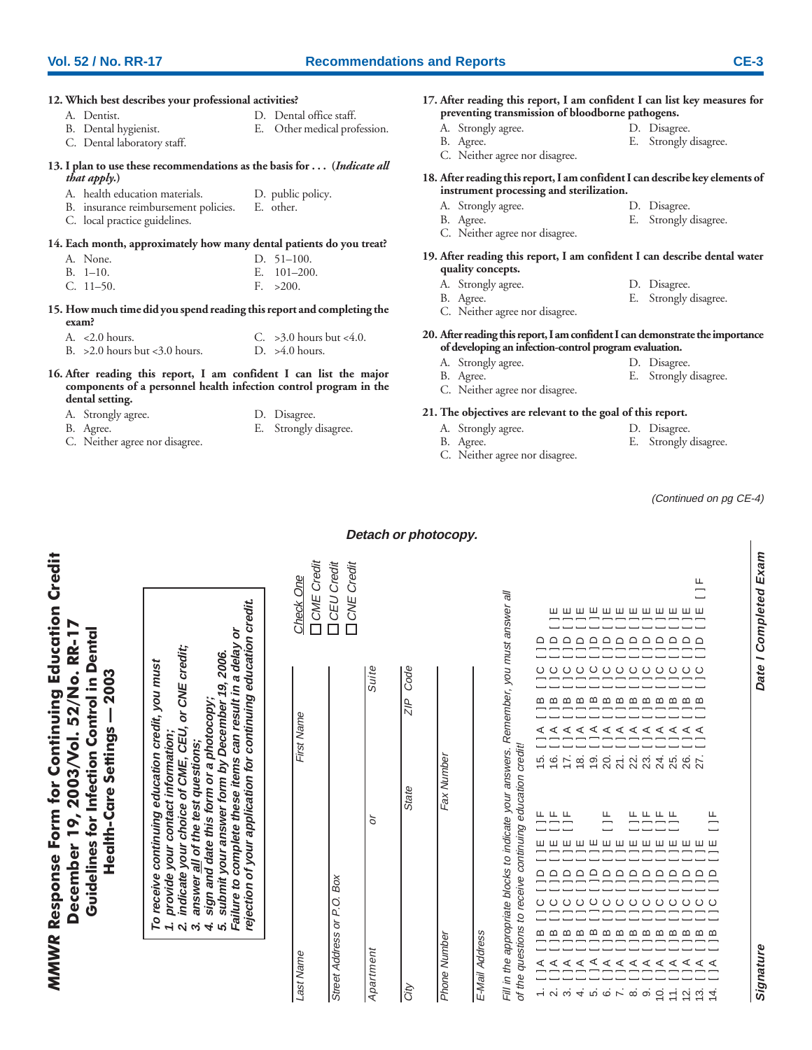**12. Which best describes your professional activities?**

A. Dentist.
B. Dental hygienist.
C. Dental laboratory staff.
D. Dental office staff.
E. Other medical profession.

**13. I plan to use these recommendations as the basis for . . . (*Indicate all that apply.*)**

A. health education materials.
B. insurance reimbursement policies.
C. local practice guidelines.
D. public policy.
E. other.

**14. Each month, approximately how many dental patients do you treat?**

A. None.
B. 1–10.
C. 11–50.
D. 51–100.
E. 101–200.
F. >200.

**15. How much time did you spend reading this report and completing the exam?**

A. <2.0 hours.
B. >2.0 hours but <3.0 hours.
C. >3.0 hours but <4.0.
D. >4.0 hours.

**16. After reading this report, I am confident I can list the major components of a personnel health infection control program in the dental setting.**

A. Strongly agree.
B. Agree.
C. Neither agree nor disagree.
D. Disagree.
E. Strongly disagree.

**17. After reading this report, I am confident I can list key measures for preventing transmission of bloodborne pathogens.**

A. Strongly agree.
B. Agree.
C. Neither agree nor disagree.
D. Disagree.
E. Strongly disagree.

**18. After reading this report, I am confident I can describe key elements of instrument processing and sterilization.**

A. Strongly agree.
B. Agree.
C. Neither agree nor disagree.
D. Disagree.
E. Strongly disagree.

**19. After reading this report, I am confident I can describe dental water quality concepts.**

A. Strongly agree.
B. Agree.
C. Neither agree nor disagree.
D. Disagree.
E. Strongly disagree.

**20. After reading this report, I am confident I can demonstrate the importance of developing an infection-control program evaluation.**

A. Strongly agree.
B. Agree.
C. Neither agree nor disagree.
D. Disagree.
E. Strongly disagree.

**21. The objectives are relevant to the goal of this report.**

A. Strongly agree.
B. Agree.
C. Neither agree nor disagree.
D. Disagree.
E. Strongly disagree.

*(Continued on pg CE-4)*

***Detach or photocopy.***

# *MMWR* Response Form for Continuing Education Credit December 19, 2003/Vol. 52/No. RR-17
## Guidelines for Infection Control in Dental Health-Care Settings — 2003

***To receive continuing education credit, you must***
1. ***provide your contact information;***
2. ***indicate your choice of CME, CEU, or CNE credit;***
3. ***answer all of the test questions;***
4. ***sign and date this form or a photocopy;***
5. ***submit your answer form by December 19, 2006.***

***Failure to complete these items can result in a delay or rejection of your application for continuing education credit.***

*Check One*
- [ ] *CME Credit*
- [ ] *CEU Credit*
- [ ] *CNE Credit*

*Last Name* _______________ *First Name* _______________

*Street Address or P.O. Box* _______________

*Apartment* _______ *or* _______ *Suite*

*City* _______ *State* _______ *ZIP Code*

*Phone Number* _______ *Fax Number*

*E-Mail Address*

*Fill in the appropriate blocks to indicate your answers. Remember, you must answer all of the questions to receive continuing education credit!*

1. [ ] A [ ] B [ ] C [ ] D [ ] E [ ] F
2. [ ] A [ ] B [ ] C [ ] D [ ] E [ ] F
3. [ ] A [ ] B [ ] C [ ] D [ ] E [ ] F
4. [ ] A [ ] B [ ] C [ ] D [ ] E
5. [ ] A [ ] B [ ] C [ ] D [ ] E
6. [ ] A [ ] B [ ] C [ ] D [ ] E [ ] F
7. [ ] A [ ] B [ ] C [ ] D [ ] E
8. [ ] A [ ] B [ ] C [ ] D [ ] E [ ] F
9. [ ] A [ ] B [ ] C [ ] D [ ] E [ ] F
10. [ ] A [ ] B [ ] C [ ] D [ ] E [ ] F
11. [ ] A [ ] B [ ] C [ ] D [ ] E [ ] F
12. [ ] A [ ] B [ ] C [ ] D [ ] E
13. [ ] A [ ] B [ ] C [ ] D [ ] E
14. [ ] A [ ] B [ ] C [ ] D [ ] E [ ] F
15. [ ] A [ ] B [ ] C [ ] D
16. [ ] A [ ] B [ ] C [ ] D [ ] E
17. [ ] A [ ] B [ ] C [ ] D [ ] E
18. [ ] A [ ] B [ ] C [ ] D [ ] E
19. [ ] A [ ] B [ ] C [ ] D [ ] E
20. [ ] A [ ] B [ ] C [ ] D [ ] E
21. [ ] A [ ] B [ ] C [ ] D [ ] E
22. [ ] A [ ] B [ ] C [ ] D [ ] E
23. [ ] A [ ] B [ ] C [ ] D [ ] E
24. [ ] A [ ] B [ ] C [ ] D [ ] E
25. [ ] A [ ] B [ ] C [ ] D [ ] E
26. [ ] A [ ] B [ ] C [ ] D [ ] E
27. [ ] A [ ] B [ ] C [ ] D [ ] E [ ] F

***Signature*** _______________ ***Date I Completed Exam*** _______________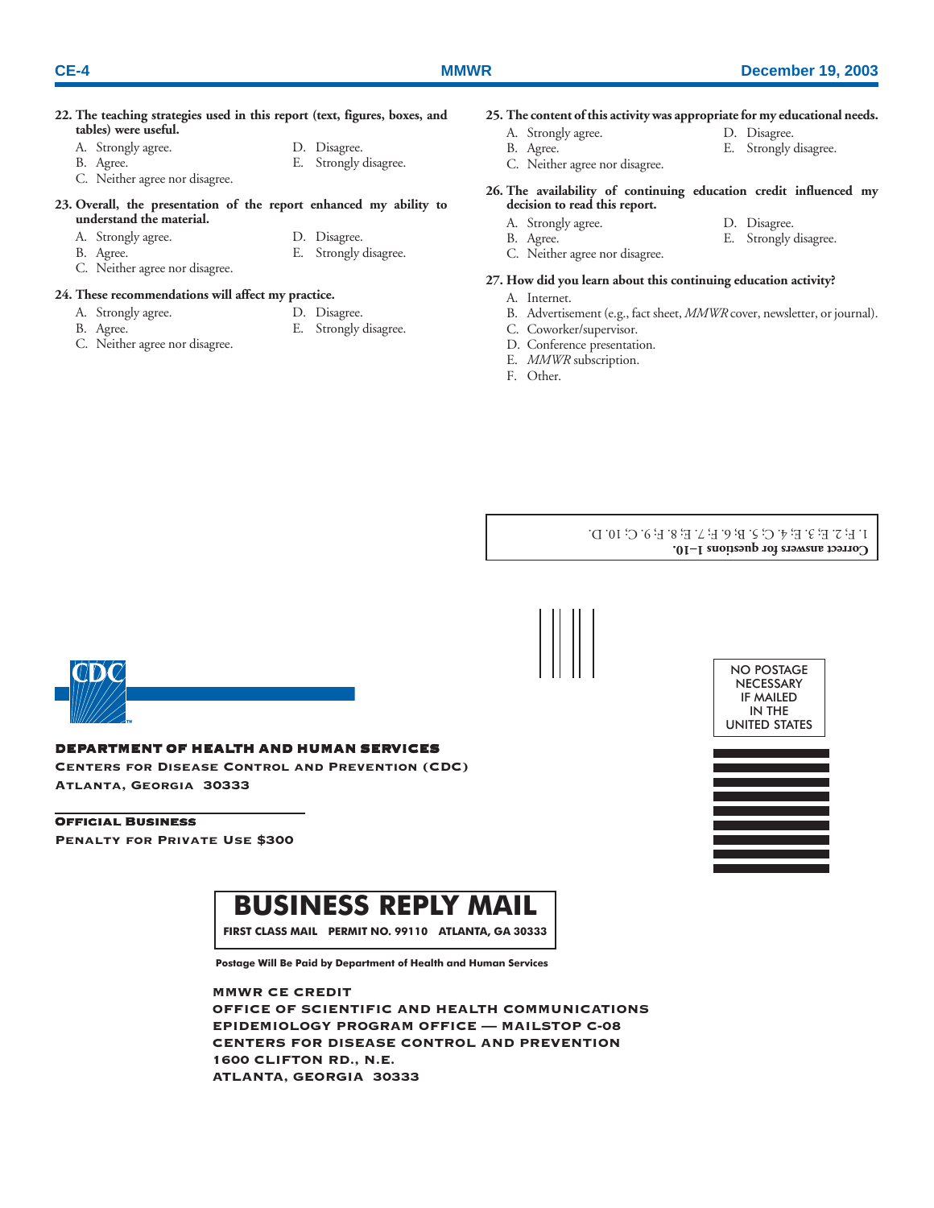**22. The teaching strategies used in this report (text, figures, boxes, and tables) were useful.**

A. Strongly agree.
B. Agree.
C. Neither agree nor disagree.
D. Disagree.
E. Strongly disagree.

**23. Overall, the presentation of the report enhanced my ability to understand the material.**

A. Strongly agree.
B. Agree.
C. Neither agree nor disagree.
D. Disagree.
E. Strongly disagree.

**24. These recommendations will affect my practice.**

A. Strongly agree.
B. Agree.
C. Neither agree nor disagree.
D. Disagree.
E. Strongly disagree.

**25. The content of this activity was appropriate for my educational needs.**

A. Strongly agree.
B. Agree.
C. Neither agree nor disagree.
D. Disagree.
E. Strongly disagree.

**26. The availability of continuing education credit influenced my decision to read this report.**

A. Strongly agree.
B. Agree.
C. Neither agree nor disagree.
D. Disagree.
E. Strongly disagree.

**27. How did you learn about this continuing education activity?**

A. Internet.
B. Advertisement (e.g., fact sheet, *MMWR* cover, newsletter, or journal).
C. Coworker/supervisor.
D. Conference presentation.
E. *MMWR* subscription.
F. Other.

**Correct answers for questions 1–10.**
1. F; 2. E; 3. E; 4. C; 5. B; 6. F; 7. E; 8. F; 9. C; 10. D.

**DEPARTMENT OF HEALTH AND HUMAN SERVICES**
CENTERS FOR DISEASE CONTROL AND PREVENTION (CDC)
ATLANTA, GEORGIA 30333

**OFFICIAL BUSINESS**
PENALTY FOR PRIVATE USE $300

NO POSTAGE NECESSARY IF MAILED IN THE UNITED STATES

# BUSINESS REPLY MAIL

**FIRST CLASS MAIL PERMIT NO. 99110 ATLANTA, GA 30333**

**Postage Will Be Paid by Department of Health and Human Services**

MMWR CE CREDIT
OFFICE OF SCIENTIFIC AND HEALTH COMMUNICATIONS
EPIDEMIOLOGY PROGRAM OFFICE — MAILSTOP C-08
CENTERS FOR DISEASE CONTROL AND PREVENTION
1600 CLIFTON RD., N.E.
ATLANTA, GEORGIA 30333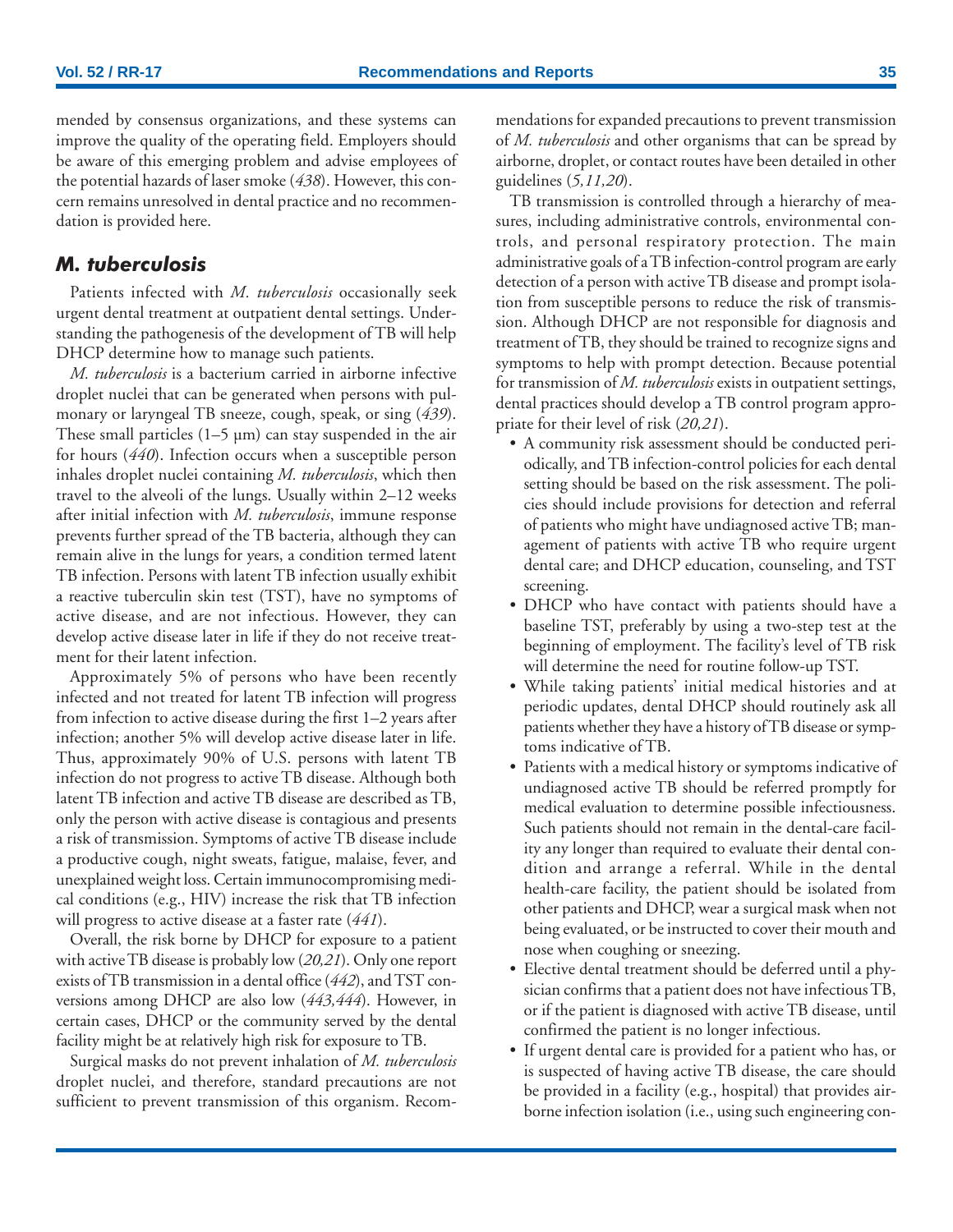mended by consensus organizations, and these systems can improve the quality of the operating field. Employers should be aware of this emerging problem and advise employees of the potential hazards of laser smoke (*438*). However, this concern remains unresolved in dental practice and no recommendation is provided here.

## *M. tuberculosis*

Patients infected with *M. tuberculosis* occasionally seek urgent dental treatment at outpatient dental settings. Understanding the pathogenesis of the development of TB will help DHCP determine how to manage such patients.

*M. tuberculosis* is a bacterium carried in airborne infective droplet nuclei that can be generated when persons with pulmonary or laryngeal TB sneeze, cough, speak, or sing (*439*). These small particles (1–5 µm) can stay suspended in the air for hours (*440*). Infection occurs when a susceptible person inhales droplet nuclei containing *M. tuberculosis*, which then travel to the alveoli of the lungs. Usually within 2–12 weeks after initial infection with *M. tuberculosis*, immune response prevents further spread of the TB bacteria, although they can remain alive in the lungs for years, a condition termed latent TB infection. Persons with latent TB infection usually exhibit a reactive tuberculin skin test (TST), have no symptoms of active disease, and are not infectious. However, they can develop active disease later in life if they do not receive treatment for their latent infection.

Approximately 5% of persons who have been recently infected and not treated for latent TB infection will progress from infection to active disease during the first 1–2 years after infection; another 5% will develop active disease later in life. Thus, approximately 90% of U.S. persons with latent TB infection do not progress to active TB disease. Although both latent TB infection and active TB disease are described as TB, only the person with active disease is contagious and presents a risk of transmission. Symptoms of active TB disease include a productive cough, night sweats, fatigue, malaise, fever, and unexplained weight loss. Certain immunocompromising medical conditions (e.g., HIV) increase the risk that TB infection will progress to active disease at a faster rate (*441*).

Overall, the risk borne by DHCP for exposure to a patient with active TB disease is probably low (*20,21*). Only one report exists of TB transmission in a dental office (*442*), and TST conversions among DHCP are also low (*443,444*). However, in certain cases, DHCP or the community served by the dental facility might be at relatively high risk for exposure to TB.

Surgical masks do not prevent inhalation of *M. tuberculosis* droplet nuclei, and therefore, standard precautions are not sufficient to prevent transmission of this organism. Recommendations for expanded precautions to prevent transmission of *M. tuberculosis* and other organisms that can be spread by airborne, droplet, or contact routes have been detailed in other guidelines (*5,11,20*).

TB transmission is controlled through a hierarchy of measures, including administrative controls, environmental controls, and personal respiratory protection. The main administrative goals of a TB infection-control program are early detection of a person with active TB disease and prompt isolation from susceptible persons to reduce the risk of transmission. Although DHCP are not responsible for diagnosis and treatment of TB, they should be trained to recognize signs and symptoms to help with prompt detection. Because potential for transmission of *M. tuberculosis* exists in outpatient settings, dental practices should develop a TB control program appropriate for their level of risk (*20,21*).

- A community risk assessment should be conducted periodically, and TB infection-control policies for each dental setting should be based on the risk assessment. The policies should include provisions for detection and referral of patients who might have undiagnosed active TB; management of patients with active TB who require urgent dental care; and DHCP education, counseling, and TST screening.
- DHCP who have contact with patients should have a baseline TST, preferably by using a two-step test at the beginning of employment. The facility's level of TB risk will determine the need for routine follow-up TST.
- While taking patients' initial medical histories and at periodic updates, dental DHCP should routinely ask all patients whether they have a history of TB disease or symptoms indicative of TB.
- Patients with a medical history or symptoms indicative of undiagnosed active TB should be referred promptly for medical evaluation to determine possible infectiousness. Such patients should not remain in the dental-care facility any longer than required to evaluate their dental condition and arrange a referral. While in the dental health-care facility, the patient should be isolated from other patients and DHCP, wear a surgical mask when not being evaluated, or be instructed to cover their mouth and nose when coughing or sneezing.
- Elective dental treatment should be deferred until a physician confirms that a patient does not have infectious TB, or if the patient is diagnosed with active TB disease, until confirmed the patient is no longer infectious.
- If urgent dental care is provided for a patient who has, or is suspected of having active TB disease, the care should be provided in a facility (e.g., hospital) that provides airborne infection isolation (i.e., using such engineering con-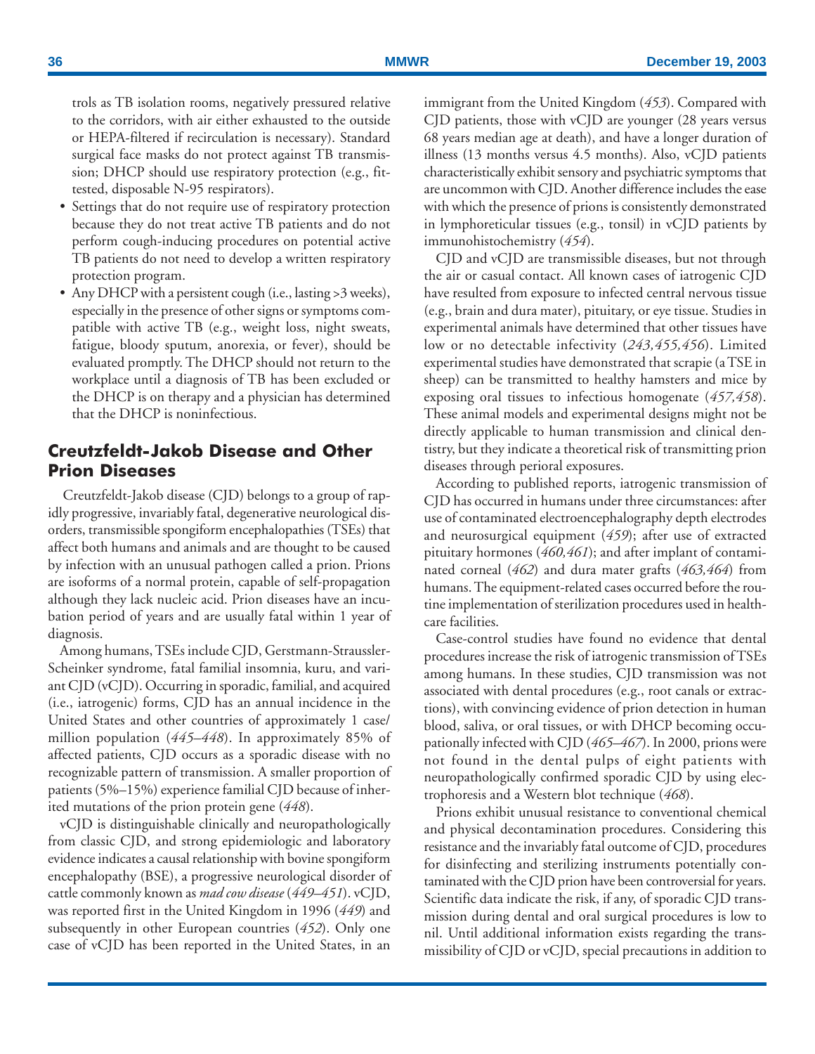trols as TB isolation rooms, negatively pressured relative to the corridors, with air either exhausted to the outside or HEPA-filtered if recirculation is necessary). Standard surgical face masks do not protect against TB transmission; DHCP should use respiratory protection (e.g., fit-tested, disposable N-95 respirators).

- Settings that do not require use of respiratory protection because they do not treat active TB patients and do not perform cough-inducing procedures on potential active TB patients do not need to develop a written respiratory protection program.
- Any DHCP with a persistent cough (i.e., lasting >3 weeks), especially in the presence of other signs or symptoms compatible with active TB (e.g., weight loss, night sweats, fatigue, bloody sputum, anorexia, or fever), should be evaluated promptly. The DHCP should not return to the workplace until a diagnosis of TB has been excluded or the DHCP is on therapy and a physician has determined that the DHCP is noninfectious.

## Creutzfeldt-Jakob Disease and Other Prion Diseases

Creutzfeldt-Jakob disease (CJD) belongs to a group of rapidly progressive, invariably fatal, degenerative neurological disorders, transmissible spongiform encephalopathies (TSEs) that affect both humans and animals and are thought to be caused by infection with an unusual pathogen called a prion. Prions are isoforms of a normal protein, capable of self-propagation although they lack nucleic acid. Prion diseases have an incubation period of years and are usually fatal within 1 year of diagnosis.

Among humans, TSEs include CJD, Gerstmann-Straussler-Scheinker syndrome, fatal familial insomnia, kuru, and variant CJD (vCJD). Occurring in sporadic, familial, and acquired (i.e., iatrogenic) forms, CJD has an annual incidence in the United States and other countries of approximately 1 case/million population (*445–448*). In approximately 85% of affected patients, CJD occurs as a sporadic disease with no recognizable pattern of transmission. A smaller proportion of patients (5%–15%) experience familial CJD because of inherited mutations of the prion protein gene (*448*).

vCJD is distinguishable clinically and neuropathologically from classic CJD, and strong epidemiologic and laboratory evidence indicates a causal relationship with bovine spongiform encephalopathy (BSE), a progressive neurological disorder of cattle commonly known as *mad cow disease* (*449–451*). vCJD, was reported first in the United Kingdom in 1996 (*449*) and subsequently in other European countries (*452*). Only one case of vCJD has been reported in the United States, in an immigrant from the United Kingdom (*453*). Compared with CJD patients, those with vCJD are younger (28 years versus 68 years median age at death), and have a longer duration of illness (13 months versus 4.5 months). Also, vCJD patients characteristically exhibit sensory and psychiatric symptoms that are uncommon with CJD. Another difference includes the ease with which the presence of prions is consistently demonstrated in lymphoreticular tissues (e.g., tonsil) in vCJD patients by immunohistochemistry (*454*).

CJD and vCJD are transmissible diseases, but not through the air or casual contact. All known cases of iatrogenic CJD have resulted from exposure to infected central nervous tissue (e.g., brain and dura mater), pituitary, or eye tissue. Studies in experimental animals have determined that other tissues have low or no detectable infectivity (*243,455,456*). Limited experimental studies have demonstrated that scrapie (a TSE in sheep) can be transmitted to healthy hamsters and mice by exposing oral tissues to infectious homogenate (*457,458*). These animal models and experimental designs might not be directly applicable to human transmission and clinical dentistry, but they indicate a theoretical risk of transmitting prion diseases through perioral exposures.

According to published reports, iatrogenic transmission of CJD has occurred in humans under three circumstances: after use of contaminated electroencephalography depth electrodes and neurosurgical equipment (*459*); after use of extracted pituitary hormones (*460,461*); and after implant of contaminated corneal (*462*) and dura mater grafts (*463,464*) from humans. The equipment-related cases occurred before the routine implementation of sterilization procedures used in health-care facilities.

Case-control studies have found no evidence that dental procedures increase the risk of iatrogenic transmission of TSEs among humans. In these studies, CJD transmission was not associated with dental procedures (e.g., root canals or extractions), with convincing evidence of prion detection in human blood, saliva, or oral tissues, or with DHCP becoming occupationally infected with CJD (*465–467*). In 2000, prions were not found in the dental pulps of eight patients with neuropathologically confirmed sporadic CJD by using electrophoresis and a Western blot technique (*468*).

Prions exhibit unusual resistance to conventional chemical and physical decontamination procedures. Considering this resistance and the invariably fatal outcome of CJD, procedures for disinfecting and sterilizing instruments potentially contaminated with the CJD prion have been controversial for years. Scientific data indicate the risk, if any, of sporadic CJD transmission during dental and oral surgical procedures is low to nil. Until additional information exists regarding the transmissibility of CJD or vCJD, special precautions in addition to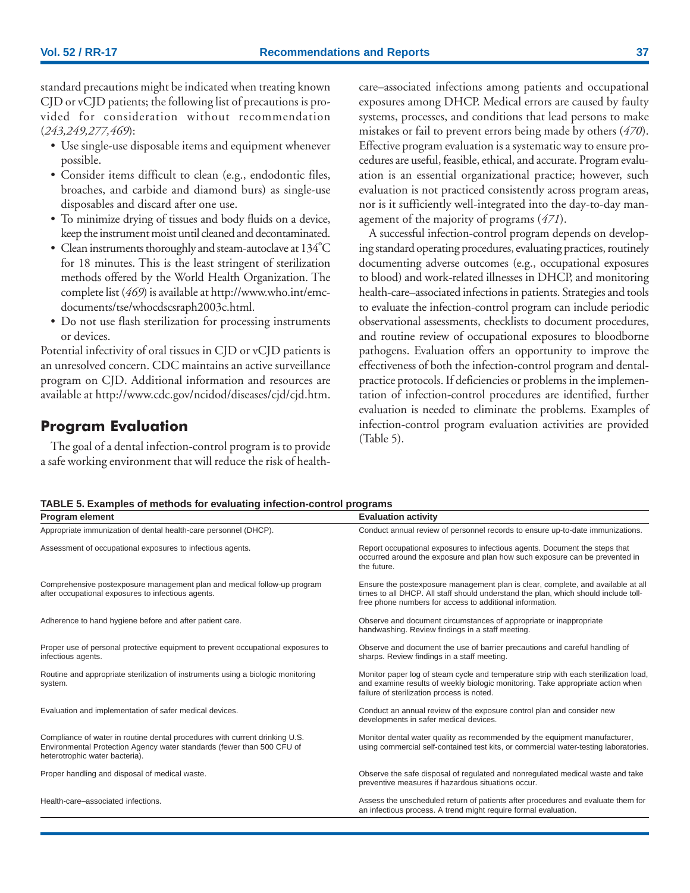standard precautions might be indicated when treating known CJD or vCJD patients; the following list of precautions is provided for consideration without recommendation (*243,249,277,469*):

- Use single-use disposable items and equipment whenever possible.
- Consider items difficult to clean (e.g., endodontic files, broaches, and carbide and diamond burs) as single-use disposables and discard after one use.
- To minimize drying of tissues and body fluids on a device, keep the instrument moist until cleaned and decontaminated.
- Clean instruments thoroughly and steam-autoclave at 134°C for 18 minutes. This is the least stringent of sterilization methods offered by the World Health Organization. The complete list (*469*) is available at http://www.who.int/emc-documents/tse/whocdscsraph2003c.html.
- Do not use flash sterilization for processing instruments or devices.

Potential infectivity of oral tissues in CJD or vCJD patients is an unresolved concern. CDC maintains an active surveillance program on CJD. Additional information and resources are available at http://www.cdc.gov/ncidod/diseases/cjd/cjd.htm.

## Program Evaluation

The goal of a dental infection-control program is to provide a safe working environment that will reduce the risk of health-care–associated infections among patients and occupational exposures among DHCP. Medical errors are caused by faulty systems, processes, and conditions that lead persons to make mistakes or fail to prevent errors being made by others (*470*). Effective program evaluation is a systematic way to ensure procedures are useful, feasible, ethical, and accurate. Program evaluation is an essential organizational practice; however, such evaluation is not practiced consistently across program areas, nor is it sufficiently well-integrated into the day-to-day management of the majority of programs (*471*).

A successful infection-control program depends on developing standard operating procedures, evaluating practices, routinely documenting adverse outcomes (e.g., occupational exposures to blood) and work-related illnesses in DHCP, and monitoring health-care–associated infections in patients. Strategies and tools to evaluate the infection-control program can include periodic observational assessments, checklists to document procedures, and routine review of occupational exposures to bloodborne pathogens. Evaluation offers an opportunity to improve the effectiveness of both the infection-control program and dental-practice protocols. If deficiencies or problems in the implementation of infection-control procedures are identified, further evaluation is needed to eliminate the problems. Examples of infection-control program evaluation activities are provided (Table 5).

**TABLE 5. Examples of methods for evaluating infection-control programs**

| Program element | Evaluation activity |
|---|---|
| Appropriate immunization of dental health-care personnel (DHCP). | Conduct annual review of personnel records to ensure up-to-date immunizations. |
| Assessment of occupational exposures to infectious agents. | Report occupational exposures to infectious agents. Document the steps that occurred around the exposure and plan how such exposure can be prevented in the future. |
| Comprehensive postexposure management plan and medical follow-up program after occupational exposures to infectious agents. | Ensure the postexposure management plan is clear, complete, and available at all times to all DHCP. All staff should understand the plan, which should include toll-free phone numbers for access to additional information. |
| Adherence to hand hygiene before and after patient care. | Observe and document circumstances of appropriate or inappropriate handwashing. Review findings in a staff meeting. |
| Proper use of personal protective equipment to prevent occupational exposures to infectious agents. | Observe and document the use of barrier precautions and careful handling of sharps. Review findings in a staff meeting. |
| Routine and appropriate sterilization of instruments using a biologic monitoring system. | Monitor paper log of steam cycle and temperature strip with each sterilization load, and examine results of weekly biologic monitoring. Take appropriate action when failure of sterilization process is noted. |
| Evaluation and implementation of safer medical devices. | Conduct an annual review of the exposure control plan and consider new developments in safer medical devices. |
| Compliance of water in routine dental procedures with current drinking U.S. Environmental Protection Agency water standards (fewer than 500 CFU of heterotrophic water bacteria). | Monitor dental water quality as recommended by the equipment manufacturer, using commercial self-contained test kits, or commercial water-testing laboratories. |
| Proper handling and disposal of medical waste. | Observe the safe disposal of regulated and nonregulated medical waste and take preventive measures if hazardous situations occur. |
| Health-care–associated infections. | Assess the unscheduled return of patients after procedures and evaluate them for an infectious process. A trend might require formal evaluation. |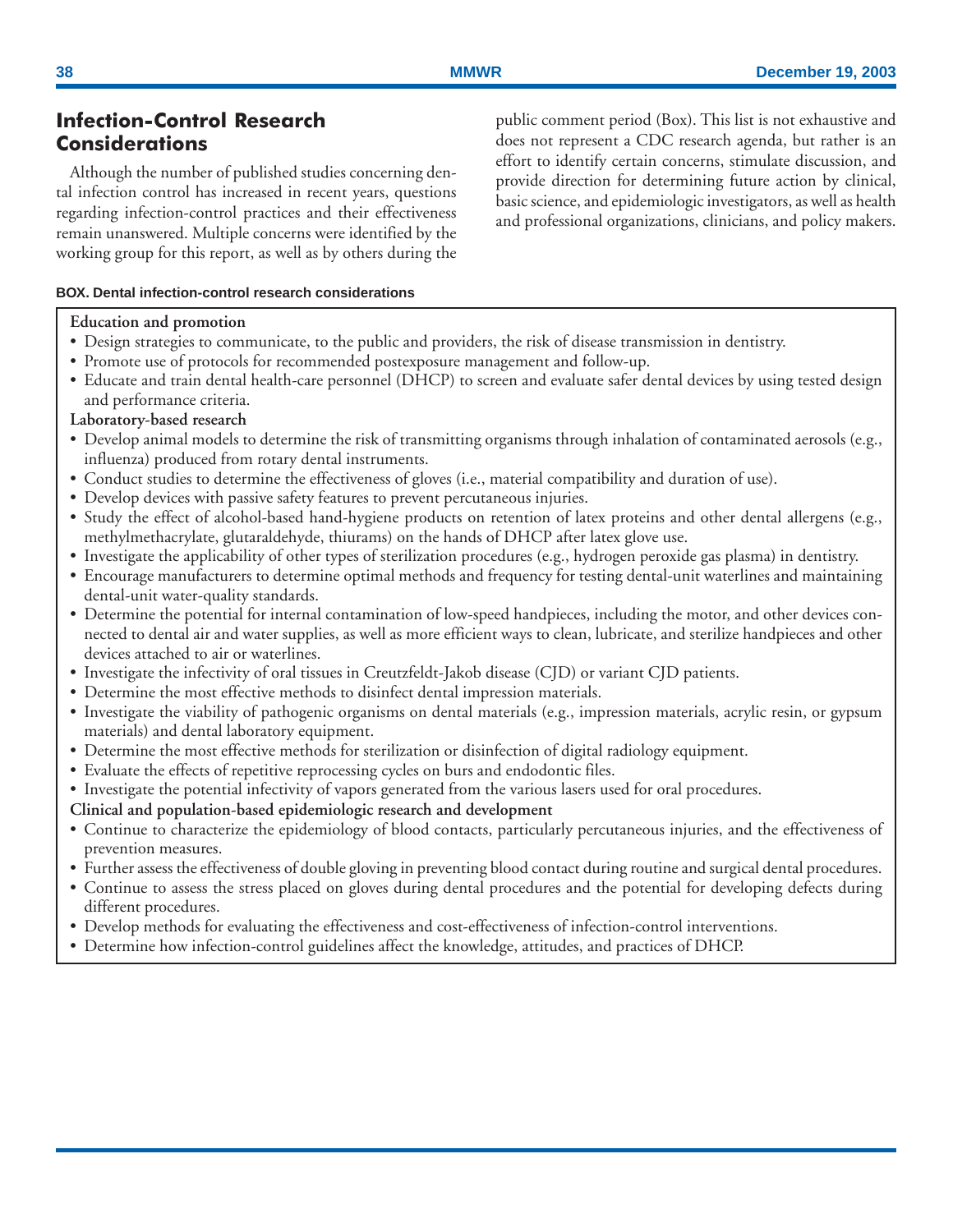## Infection-Control Research Considerations

Although the number of published studies concerning dental infection control has increased in recent years, questions regarding infection-control practices and their effectiveness remain unanswered. Multiple concerns were identified by the working group for this report, as well as by others during the public comment period (Box). This list is not exhaustive and does not represent a CDC research agenda, but rather is an effort to identify certain concerns, stimulate discussion, and provide direction for determining future action by clinical, basic science, and epidemiologic investigators, as well as health and professional organizations, clinicians, and policy makers.

**BOX. Dental infection-control research considerations**

**Education and promotion**

- Design strategies to communicate, to the public and providers, the risk of disease transmission in dentistry.
- Promote use of protocols for recommended postexposure management and follow-up.
- Educate and train dental health-care personnel (DHCP) to screen and evaluate safer dental devices by using tested design and performance criteria.

**Laboratory-based research**

- Develop animal models to determine the risk of transmitting organisms through inhalation of contaminated aerosols (e.g., influenza) produced from rotary dental instruments.
- Conduct studies to determine the effectiveness of gloves (i.e., material compatibility and duration of use).
- Develop devices with passive safety features to prevent percutaneous injuries.
- Study the effect of alcohol-based hand-hygiene products on retention of latex proteins and other dental allergens (e.g., methylmethacrylate, glutaraldehyde, thiurams) on the hands of DHCP after latex glove use.
- Investigate the applicability of other types of sterilization procedures (e.g., hydrogen peroxide gas plasma) in dentistry.
- Encourage manufacturers to determine optimal methods and frequency for testing dental-unit waterlines and maintaining dental-unit water-quality standards.
- Determine the potential for internal contamination of low-speed handpieces, including the motor, and other devices connected to dental air and water supplies, as well as more efficient ways to clean, lubricate, and sterilize handpieces and other devices attached to air or waterlines.
- Investigate the infectivity of oral tissues in Creutzfeldt-Jakob disease (CJD) or variant CJD patients.
- Determine the most effective methods to disinfect dental impression materials.
- Investigate the viability of pathogenic organisms on dental materials (e.g., impression materials, acrylic resin, or gypsum materials) and dental laboratory equipment.
- Determine the most effective methods for sterilization or disinfection of digital radiology equipment.
- Evaluate the effects of repetitive reprocessing cycles on burs and endodontic files.
- Investigate the potential infectivity of vapors generated from the various lasers used for oral procedures.

**Clinical and population-based epidemiologic research and development**

- Continue to characterize the epidemiology of blood contacts, particularly percutaneous injuries, and the effectiveness of prevention measures.
- Further assess the effectiveness of double gloving in preventing blood contact during routine and surgical dental procedures.
- Continue to assess the stress placed on gloves during dental procedures and the potential for developing defects during different procedures.
- Develop methods for evaluating the effectiveness and cost-effectiveness of infection-control interventions.
- Determine how infection-control guidelines affect the knowledge, attitudes, and practices of DHCP.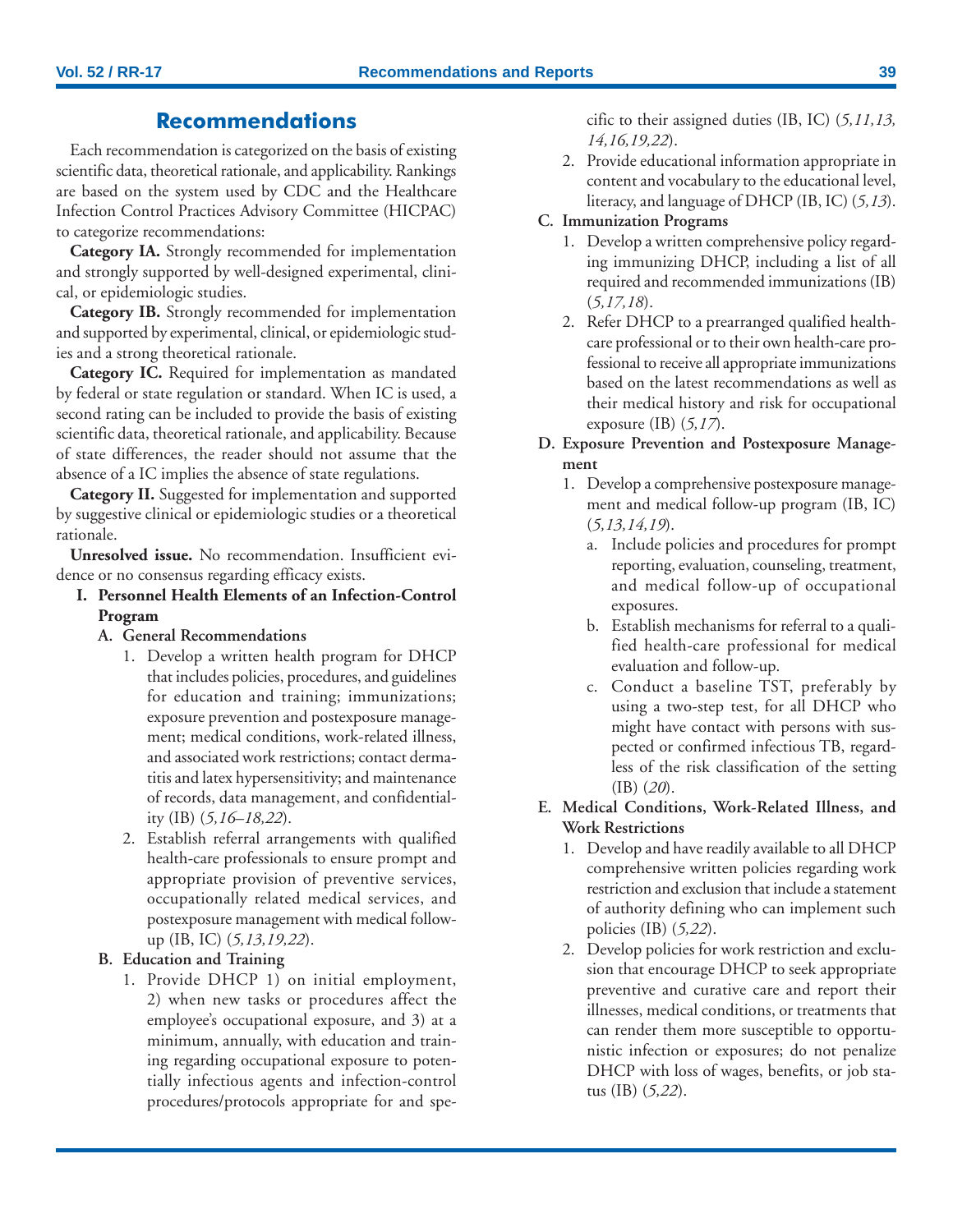## Recommendations

Each recommendation is categorized on the basis of existing scientific data, theoretical rationale, and applicability. Rankings are based on the system used by CDC and the Healthcare Infection Control Practices Advisory Committee (HICPAC) to categorize recommendations:

**Category IA.** Strongly recommended for implementation and strongly supported by well-designed experimental, clinical, or epidemiologic studies.

**Category IB.** Strongly recommended for implementation and supported by experimental, clinical, or epidemiologic studies and a strong theoretical rationale.

**Category IC.** Required for implementation as mandated by federal or state regulation or standard. When IC is used, a second rating can be included to provide the basis of existing scientific data, theoretical rationale, and applicability. Because of state differences, the reader should not assume that the absence of a IC implies the absence of state regulations.

**Category II.** Suggested for implementation and supported by suggestive clinical or epidemiologic studies or a theoretical rationale.

**Unresolved issue.** No recommendation. Insufficient evidence or no consensus regarding efficacy exists.

**I. Personnel Health Elements of an Infection-Control Program**

**A. General Recommendations**

1. Develop a written health program for DHCP that includes policies, procedures, and guidelines for education and training; immunizations; exposure prevention and postexposure management; medical conditions, work-related illness, and associated work restrictions; contact dermatitis and latex hypersensitivity; and maintenance of records, data management, and confidentiality (IB) (*5,16–18,22*).
2. Establish referral arrangements with qualified health-care professionals to ensure prompt and appropriate provision of preventive services, occupationally related medical services, and postexposure management with medical follow-up (IB, IC) (*5,13,19,22*).

**B. Education and Training**

1. Provide DHCP 1) on initial employment, 2) when new tasks or procedures affect the employee's occupational exposure, and 3) at a minimum, annually, with education and training regarding occupational exposure to potentially infectious agents and infection-control procedures/protocols appropriate for and specific to their assigned duties (IB, IC) (*5,11,13,14,16,19,22*).
2. Provide educational information appropriate in content and vocabulary to the educational level, literacy, and language of DHCP (IB, IC) (*5,13*).

**C. Immunization Programs**

1. Develop a written comprehensive policy regarding immunizing DHCP, including a list of all required and recommended immunizations (IB) (*5,17,18*).
2. Refer DHCP to a prearranged qualified health-care professional or to their own health-care professional to receive all appropriate immunizations based on the latest recommendations as well as their medical history and risk for occupational exposure (IB) (*5,17*).

**D. Exposure Prevention and Postexposure Management**

1. Develop a comprehensive postexposure management and medical follow-up program (IB, IC) (*5,13,14,19*).
   a. Include policies and procedures for prompt reporting, evaluation, counseling, treatment, and medical follow-up of occupational exposures.
   b. Establish mechanisms for referral to a qualified health-care professional for medical evaluation and follow-up.
   c. Conduct a baseline TST, preferably by using a two-step test, for all DHCP who might have contact with persons with suspected or confirmed infectious TB, regardless of the risk classification of the setting (IB) (*20*).

**E. Medical Conditions, Work-Related Illness, and Work Restrictions**

1. Develop and have readily available to all DHCP comprehensive written policies regarding work restriction and exclusion that include a statement of authority defining who can implement such policies (IB) (*5,22*).
2. Develop policies for work restriction and exclusion that encourage DHCP to seek appropriate preventive and curative care and report their illnesses, medical conditions, or treatments that can render them more susceptible to opportunistic infection or exposures; do not penalize DHCP with loss of wages, benefits, or job status (IB) (*5,22*).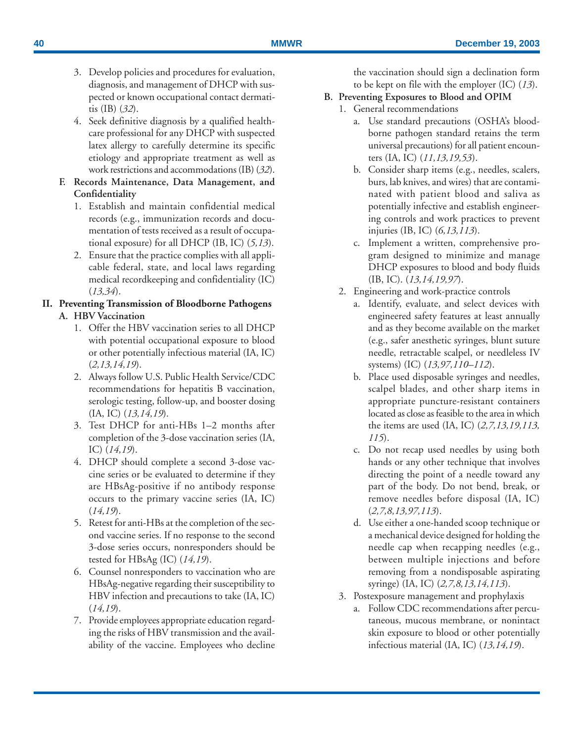3. Develop policies and procedures for evaluation, diagnosis, and management of DHCP with suspected or known occupational contact dermatitis (IB) (*32*).
4. Seek definitive diagnosis by a qualified health-care professional for any DHCP with suspected latex allergy to carefully determine its specific etiology and appropriate treatment as well as work restrictions and accommodations (IB) (*32*).

**F. Records Maintenance, Data Management, and Confidentiality**

1. Establish and maintain confidential medical records (e.g., immunization records and documentation of tests received as a result of occupational exposure) for all DHCP (IB, IC) (*5,13*).
2. Ensure that the practice complies with all applicable federal, state, and local laws regarding medical recordkeeping and confidentiality (IC) (*13,34*).

**II. Preventing Transmission of Bloodborne Pathogens**

**A. HBV Vaccination**

1. Offer the HBV vaccination series to all DHCP with potential occupational exposure to blood or other potentially infectious material (IA, IC) (*2,13,14,19*).
2. Always follow U.S. Public Health Service/CDC recommendations for hepatitis B vaccination, serologic testing, follow-up, and booster dosing (IA, IC) (*13,14,19*).
3. Test DHCP for anti-HBs 1–2 months after completion of the 3-dose vaccination series (IA, IC) (*14,19*).
4. DHCP should complete a second 3-dose vaccine series or be evaluated to determine if they are HBsAg-positive if no antibody response occurs to the primary vaccine series (IA, IC) (*14,19*).
5. Retest for anti-HBs at the completion of the second vaccine series. If no response to the second 3-dose series occurs, nonresponders should be tested for HBsAg (IC) (*14,19*).
6. Counsel nonresponders to vaccination who are HBsAg-negative regarding their susceptibility to HBV infection and precautions to take (IA, IC) (*14,19*).
7. Provide employees appropriate education regarding the risks of HBV transmission and the availability of the vaccine. Employees who decline the vaccination should sign a declination form to be kept on file with the employer (IC) (*13*).

**B. Preventing Exposures to Blood and OPIM**

1. General recommendations
   a. Use standard precautions (OSHA's bloodborne pathogen standard retains the term universal precautions) for all patient encounters (IA, IC) (*11,13,19,53*).
   b. Consider sharp items (e.g., needles, scalers, burs, lab knives, and wires) that are contaminated with patient blood and saliva as potentially infective and establish engineering controls and work practices to prevent injuries (IB, IC) (*6,13,113*).
   c. Implement a written, comprehensive program designed to minimize and manage DHCP exposures to blood and body fluids (IB, IC). (*13,14,19,97*).
2. Engineering and work-practice controls
   a. Identify, evaluate, and select devices with engineered safety features at least annually and as they become available on the market (e.g., safer anesthetic syringes, blunt suture needle, retractable scalpel, or needleless IV systems) (IC) (*13,97,110–112*).
   b. Place used disposable syringes and needles, scalpel blades, and other sharp items in appropriate puncture-resistant containers located as close as feasible to the area in which the items are used (IA, IC) (*2,7,13,19,113, 115*).
   c. Do not recap used needles by using both hands or any other technique that involves directing the point of a needle toward any part of the body. Do not bend, break, or remove needles before disposal (IA, IC) (*2,7,8,13,97,113*).
   d. Use either a one-handed scoop technique or a mechanical device designed for holding the needle cap when recapping needles (e.g., between multiple injections and before removing from a nondisposable aspirating syringe) (IA, IC) (*2,7,8,13,14,113*).
3. Postexposure management and prophylaxis
   a. Follow CDC recommendations after percutaneous, mucous membrane, or nonintact skin exposure to blood or other potentially infectious material (IA, IC) (*13,14,19*).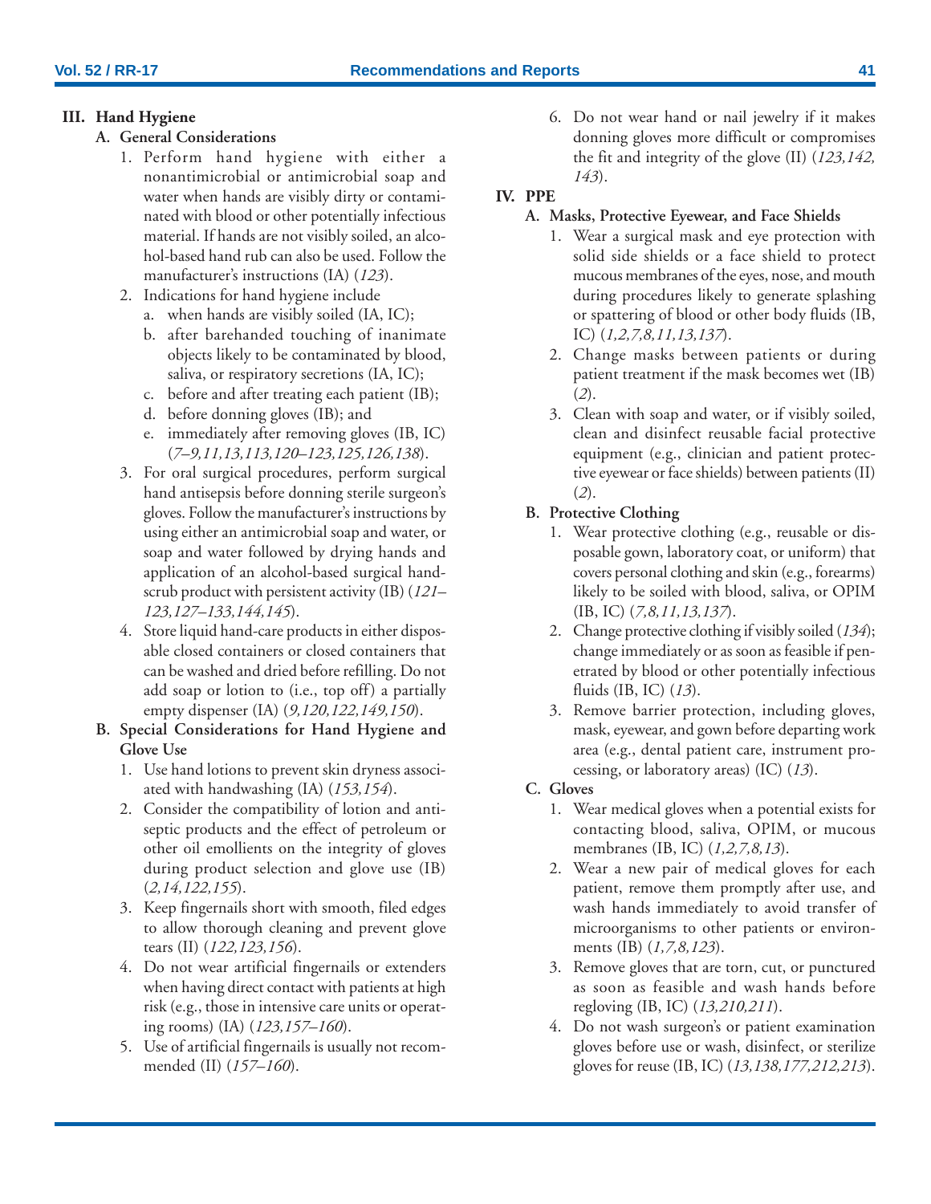## III. Hand Hygiene

### A. General Considerations

1. Perform hand hygiene with either a nonantimicrobial or antimicrobial soap and water when hands are visibly dirty or contaminated with blood or other potentially infectious material. If hands are not visibly soiled, an alcohol-based hand rub can also be used. Follow the manufacturer's instructions (IA) (*123*).
2. Indications for hand hygiene include
   a. when hands are visibly soiled (IA, IC);
   b. after barehanded touching of inanimate objects likely to be contaminated by blood, saliva, or respiratory secretions (IA, IC);
   c. before and after treating each patient (IB);
   d. before donning gloves (IB); and
   e. immediately after removing gloves (IB, IC) (*7–9,11,13,113,120–123,125,126,138*).
3. For oral surgical procedures, perform surgical hand antisepsis before donning sterile surgeon's gloves. Follow the manufacturer's instructions by using either an antimicrobial soap and water, or soap and water followed by drying hands and application of an alcohol-based surgical handscrub product with persistent activity (IB) (*121–123,127–133,144,145*).
4. Store liquid hand-care products in either disposable closed containers or closed containers that can be washed and dried before refilling. Do not add soap or lotion to (i.e., top off) a partially empty dispenser (IA) (*9,120,122,149,150*).

### B. Special Considerations for Hand Hygiene and Glove Use

1. Use hand lotions to prevent skin dryness associated with handwashing (IA) (*153,154*).
2. Consider the compatibility of lotion and antiseptic products and the effect of petroleum or other oil emollients on the integrity of gloves during product selection and glove use (IB) (*2,14,122,155*).
3. Keep fingernails short with smooth, filed edges to allow thorough cleaning and prevent glove tears (II) (*122,123,156*).
4. Do not wear artificial fingernails or extenders when having direct contact with patients at high risk (e.g., those in intensive care units or operating rooms) (IA) (*123,157–160*).
5. Use of artificial fingernails is usually not recommended (II) (*157–160*).
6. Do not wear hand or nail jewelry if it makes donning gloves more difficult or compromises the fit and integrity of the glove (II) (*123,142, 143*).

## IV. PPE

### A. Masks, Protective Eyewear, and Face Shields

1. Wear a surgical mask and eye protection with solid side shields or a face shield to protect mucous membranes of the eyes, nose, and mouth during procedures likely to generate splashing or spattering of blood or other body fluids (IB, IC) (*1,2,7,8,11,13,137*).
2. Change masks between patients or during patient treatment if the mask becomes wet (IB) (*2*).
3. Clean with soap and water, or if visibly soiled, clean and disinfect reusable facial protective equipment (e.g., clinician and patient protective eyewear or face shields) between patients (II) (*2*).

### B. Protective Clothing

1. Wear protective clothing (e.g., reusable or disposable gown, laboratory coat, or uniform) that covers personal clothing and skin (e.g., forearms) likely to be soiled with blood, saliva, or OPIM (IB, IC) (*7,8,11,13,137*).
2. Change protective clothing if visibly soiled (*134*); change immediately or as soon as feasible if penetrated by blood or other potentially infectious fluids (IB, IC) (*13*).
3. Remove barrier protection, including gloves, mask, eyewear, and gown before departing work area (e.g., dental patient care, instrument processing, or laboratory areas) (IC) (*13*).

### C. Gloves

1. Wear medical gloves when a potential exists for contacting blood, saliva, OPIM, or mucous membranes (IB, IC) (*1,2,7,8,13*).
2. Wear a new pair of medical gloves for each patient, remove them promptly after use, and wash hands immediately to avoid transfer of microorganisms to other patients or environments (IB) (*1,7,8,123*).
3. Remove gloves that are torn, cut, or punctured as soon as feasible and wash hands before regloving (IB, IC) (*13,210,211*).
4. Do not wash surgeon's or patient examination gloves before use or wash, disinfect, or sterilize gloves for reuse (IB, IC) (*13,138,177,212,213*).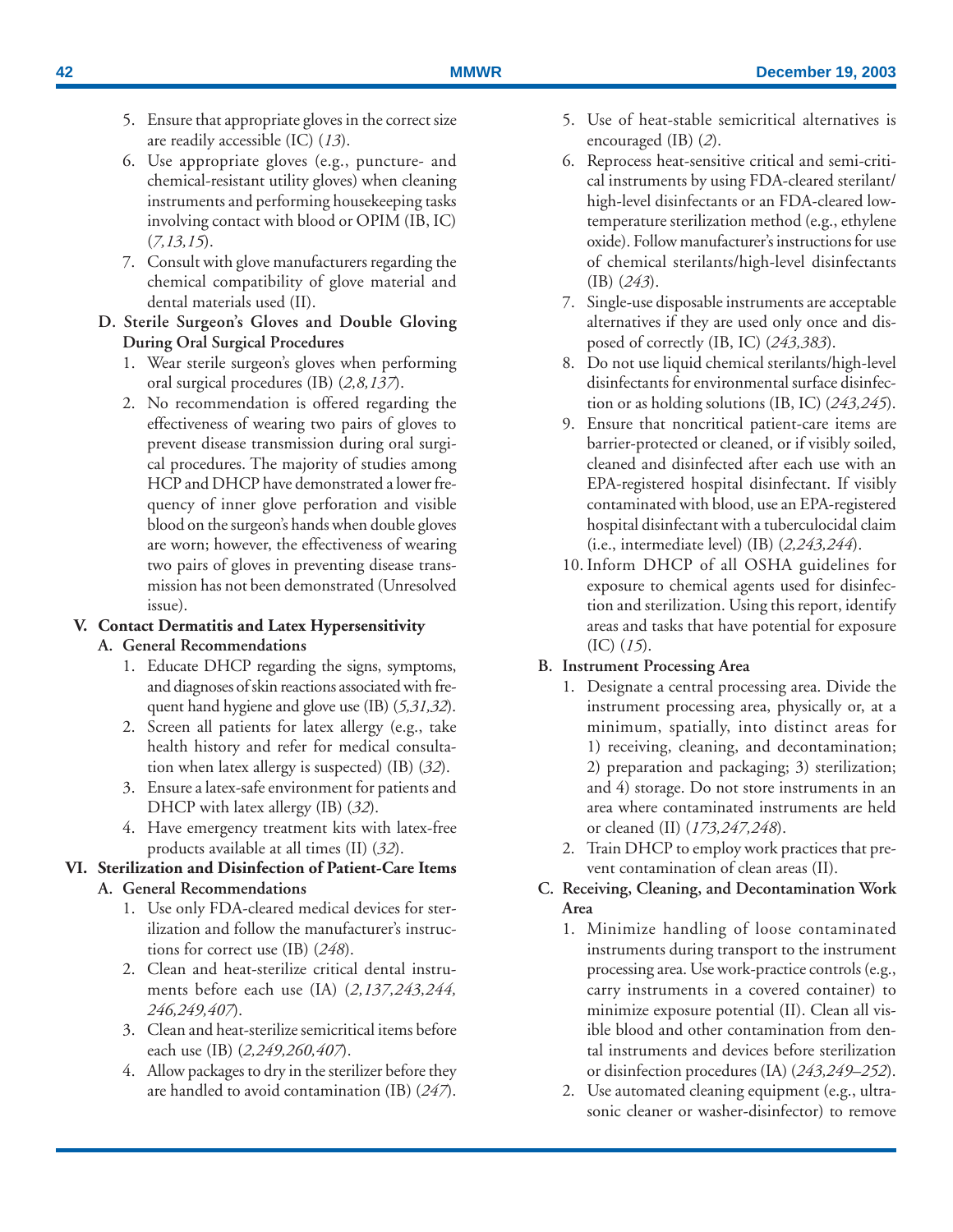5. Ensure that appropriate gloves in the correct size are readily accessible (IC) (*13*).
6. Use appropriate gloves (e.g., puncture- and chemical-resistant utility gloves) when cleaning instruments and performing housekeeping tasks involving contact with blood or OPIM (IB, IC) (*7,13,15*).
7. Consult with glove manufacturers regarding the chemical compatibility of glove material and dental materials used (II).

**D. Sterile Surgeon's Gloves and Double Gloving During Oral Surgical Procedures**

1. Wear sterile surgeon's gloves when performing oral surgical procedures (IB) (*2,8,137*).
2. No recommendation is offered regarding the effectiveness of wearing two pairs of gloves to prevent disease transmission during oral surgical procedures. The majority of studies among HCP and DHCP have demonstrated a lower frequency of inner glove perforation and visible blood on the surgeon's hands when double gloves are worn; however, the effectiveness of wearing two pairs of gloves in preventing disease transmission has not been demonstrated (Unresolved issue).

**V. Contact Dermatitis and Latex Hypersensitivity**

**A. General Recommendations**

1. Educate DHCP regarding the signs, symptoms, and diagnoses of skin reactions associated with frequent hand hygiene and glove use (IB) (*5,31,32*).
2. Screen all patients for latex allergy (e.g., take health history and refer for medical consultation when latex allergy is suspected) (IB) (*32*).
3. Ensure a latex-safe environment for patients and DHCP with latex allergy (IB) (*32*).
4. Have emergency treatment kits with latex-free products available at all times (II) (*32*).

**VI. Sterilization and Disinfection of Patient-Care Items**

**A. General Recommendations**

1. Use only FDA-cleared medical devices for sterilization and follow the manufacturer's instructions for correct use (IB) (*248*).
2. Clean and heat-sterilize critical dental instruments before each use (IA) (*2,137,243,244,246,249,407*).
3. Clean and heat-sterilize semicritical items before each use (IB) (*2,249,260,407*).
4. Allow packages to dry in the sterilizer before they are handled to avoid contamination (IB) (*247*).
5. Use of heat-stable semicritical alternatives is encouraged (IB) (*2*).
6. Reprocess heat-sensitive critical and semi-critical instruments by using FDA-cleared sterilant/high-level disinfectants or an FDA-cleared low-temperature sterilization method (e.g., ethylene oxide). Follow manufacturer's instructions for use of chemical sterilants/high-level disinfectants (IB) (*243*).
7. Single-use disposable instruments are acceptable alternatives if they are used only once and disposed of correctly (IB, IC) (*243,383*).
8. Do not use liquid chemical sterilants/high-level disinfectants for environmental surface disinfection or as holding solutions (IB, IC) (*243,245*).
9. Ensure that noncritical patient-care items are barrier-protected or cleaned, or if visibly soiled, cleaned and disinfected after each use with an EPA-registered hospital disinfectant. If visibly contaminated with blood, use an EPA-registered hospital disinfectant with a tuberculocidal claim (i.e., intermediate level) (IB) (*2,243,244*).
10. Inform DHCP of all OSHA guidelines for exposure to chemical agents used for disinfection and sterilization. Using this report, identify areas and tasks that have potential for exposure (IC) (*15*).

**B. Instrument Processing Area**

1. Designate a central processing area. Divide the instrument processing area, physically or, at a minimum, spatially, into distinct areas for 1) receiving, cleaning, and decontamination; 2) preparation and packaging; 3) sterilization; and 4) storage. Do not store instruments in an area where contaminated instruments are held or cleaned (II) (*173,247,248*).
2. Train DHCP to employ work practices that prevent contamination of clean areas (II).

**C. Receiving, Cleaning, and Decontamination Work Area**

1. Minimize handling of loose contaminated instruments during transport to the instrument processing area. Use work-practice controls (e.g., carry instruments in a covered container) to minimize exposure potential (II). Clean all visible blood and other contamination from dental instruments and devices before sterilization or disinfection procedures (IA) (*243,249–252*).
2. Use automated cleaning equipment (e.g., ultrasonic cleaner or washer-disinfector) to remove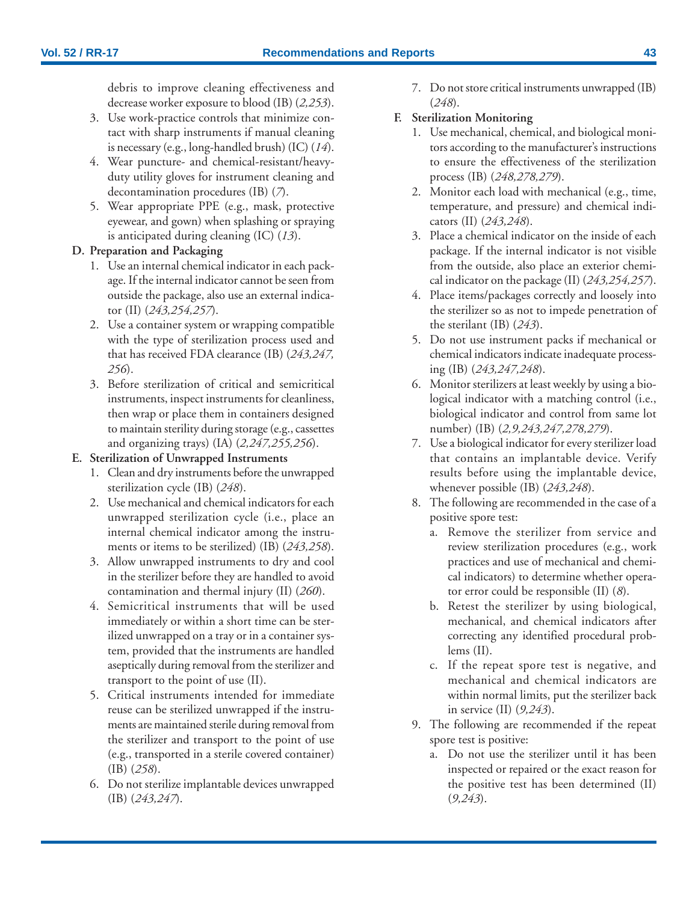debris to improve cleaning effectiveness and decrease worker exposure to blood (IB) (*2,253*).

3. Use work-practice controls that minimize contact with sharp instruments if manual cleaning is necessary (e.g., long-handled brush) (IC) (*14*).
4. Wear puncture- and chemical-resistant/heavy-duty utility gloves for instrument cleaning and decontamination procedures (IB) (*7*).
5. Wear appropriate PPE (e.g., mask, protective eyewear, and gown) when splashing or spraying is anticipated during cleaning (IC) (*13*).

**D. Preparation and Packaging**

1. Use an internal chemical indicator in each package. If the internal indicator cannot be seen from outside the package, also use an external indicator (II) (*243,254,257*).
2. Use a container system or wrapping compatible with the type of sterilization process used and that has received FDA clearance (IB) (*243,247, 256*).
3. Before sterilization of critical and semicritical instruments, inspect instruments for cleanliness, then wrap or place them in containers designed to maintain sterility during storage (e.g., cassettes and organizing trays) (IA) (*2,247,255,256*).

**E. Sterilization of Unwrapped Instruments**

1. Clean and dry instruments before the unwrapped sterilization cycle (IB) (*248*).
2. Use mechanical and chemical indicators for each unwrapped sterilization cycle (i.e., place an internal chemical indicator among the instruments or items to be sterilized) (IB) (*243,258*).
3. Allow unwrapped instruments to dry and cool in the sterilizer before they are handled to avoid contamination and thermal injury (II) (*260*).
4. Semicritical instruments that will be used immediately or within a short time can be sterilized unwrapped on a tray or in a container system, provided that the instruments are handled aseptically during removal from the sterilizer and transport to the point of use (II).
5. Critical instruments intended for immediate reuse can be sterilized unwrapped if the instruments are maintained sterile during removal from the sterilizer and transport to the point of use (e.g., transported in a sterile covered container) (IB) (*258*).
6. Do not sterilize implantable devices unwrapped (IB) (*243,247*).
7. Do not store critical instruments unwrapped (IB) (*248*).

**F. Sterilization Monitoring**

1. Use mechanical, chemical, and biological monitors according to the manufacturer's instructions to ensure the effectiveness of the sterilization process (IB) (*248,278,279*).
2. Monitor each load with mechanical (e.g., time, temperature, and pressure) and chemical indicators (II) (*243,248*).
3. Place a chemical indicator on the inside of each package. If the internal indicator is not visible from the outside, also place an exterior chemical indicator on the package (II) (*243,254,257*).
4. Place items/packages correctly and loosely into the sterilizer so as not to impede penetration of the sterilant (IB) (*243*).
5. Do not use instrument packs if mechanical or chemical indicators indicate inadequate processing (IB) (*243,247,248*).
6. Monitor sterilizers at least weekly by using a biological indicator with a matching control (i.e., biological indicator and control from same lot number) (IB) (*2,9,243,247,278,279*).
7. Use a biological indicator for every sterilizer load that contains an implantable device. Verify results before using the implantable device, whenever possible (IB) (*243,248*).
8. The following are recommended in the case of a positive spore test:
   a. Remove the sterilizer from service and review sterilization procedures (e.g., work practices and use of mechanical and chemical indicators) to determine whether operator error could be responsible (II) (*8*).
   b. Retest the sterilizer by using biological, mechanical, and chemical indicators after correcting any identified procedural problems (II).
   c. If the repeat spore test is negative, and mechanical and chemical indicators are within normal limits, put the sterilizer back in service (II) (*9,243*).
9. The following are recommended if the repeat spore test is positive:
   a. Do not use the sterilizer until it has been inspected or repaired or the exact reason for the positive test has been determined (II) (*9,243*).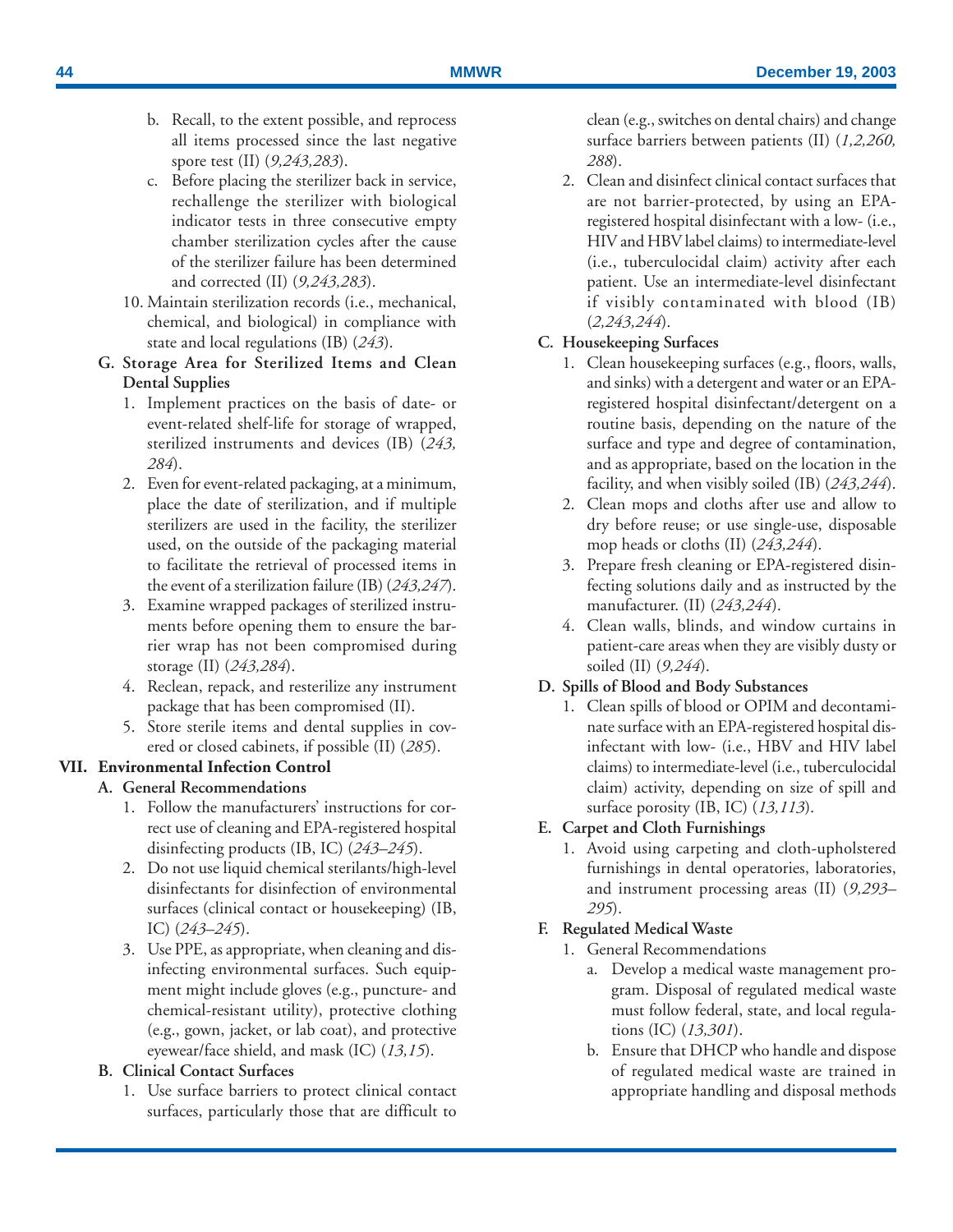b. Recall, to the extent possible, and reprocess all items processed since the last negative spore test (II) (*9,243,283*).

c. Before placing the sterilizer back in service, rechallenge the sterilizer with biological indicator tests in three consecutive empty chamber sterilization cycles after the cause of the sterilizer failure has been determined and corrected (II) (*9,243,283*).

10. Maintain sterilization records (i.e., mechanical, chemical, and biological) in compliance with state and local regulations (IB) (*243*).

**G. Storage Area for Sterilized Items and Clean Dental Supplies**

1. Implement practices on the basis of date- or event-related shelf-life for storage of wrapped, sterilized instruments and devices (IB) (*243, 284*).
2. Even for event-related packaging, at a minimum, place the date of sterilization, and if multiple sterilizers are used in the facility, the sterilizer used, on the outside of the packaging material to facilitate the retrieval of processed items in the event of a sterilization failure (IB) (*243,247*).
3. Examine wrapped packages of sterilized instruments before opening them to ensure the barrier wrap has not been compromised during storage (II) (*243,284*).
4. Reclean, repack, and resterilize any instrument package that has been compromised (II).
5. Store sterile items and dental supplies in covered or closed cabinets, if possible (II) (*285*).

**VII. Environmental Infection Control**

**A. General Recommendations**

1. Follow the manufacturers' instructions for correct use of cleaning and EPA-registered hospital disinfecting products (IB, IC) (*243–245*).
2. Do not use liquid chemical sterilants/high-level disinfectants for disinfection of environmental surfaces (clinical contact or housekeeping) (IB, IC) (*243–245*).
3. Use PPE, as appropriate, when cleaning and disinfecting environmental surfaces. Such equipment might include gloves (e.g., puncture- and chemical-resistant utility), protective clothing (e.g., gown, jacket, or lab coat), and protective eyewear/face shield, and mask (IC) (*13,15*).

**B. Clinical Contact Surfaces**

1. Use surface barriers to protect clinical contact surfaces, particularly those that are difficult to clean (e.g., switches on dental chairs) and change surface barriers between patients (II) (*1,2,260, 288*).
2. Clean and disinfect clinical contact surfaces that are not barrier-protected, by using an EPA-registered hospital disinfectant with a low- (i.e., HIV and HBV label claims) to intermediate-level (i.e., tuberculocidal claim) activity after each patient. Use an intermediate-level disinfectant if visibly contaminated with blood (IB) (*2,243,244*).

**C. Housekeeping Surfaces**

1. Clean housekeeping surfaces (e.g., floors, walls, and sinks) with a detergent and water or an EPA-registered hospital disinfectant/detergent on a routine basis, depending on the nature of the surface and type and degree of contamination, and as appropriate, based on the location in the facility, and when visibly soiled (IB) (*243,244*).
2. Clean mops and cloths after use and allow to dry before reuse; or use single-use, disposable mop heads or cloths (II) (*243,244*).
3. Prepare fresh cleaning or EPA-registered disinfecting solutions daily and as instructed by the manufacturer. (II) (*243,244*).
4. Clean walls, blinds, and window curtains in patient-care areas when they are visibly dusty or soiled (II) (*9,244*).

**D. Spills of Blood and Body Substances**

1. Clean spills of blood or OPIM and decontaminate surface with an EPA-registered hospital disinfectant with low- (i.e., HBV and HIV label claims) to intermediate-level (i.e., tuberculocidal claim) activity, depending on size of spill and surface porosity (IB, IC) (*13,113*).

**E. Carpet and Cloth Furnishings**

1. Avoid using carpeting and cloth-upholstered furnishings in dental operatories, laboratories, and instrument processing areas (II) (*9,293–295*).

**F. Regulated Medical Waste**

1. General Recommendations

   a. Develop a medical waste management program. Disposal of regulated medical waste must follow federal, state, and local regulations (IC) (*13,301*).

   b. Ensure that DHCP who handle and dispose of regulated medical waste are trained in appropriate handling and disposal methods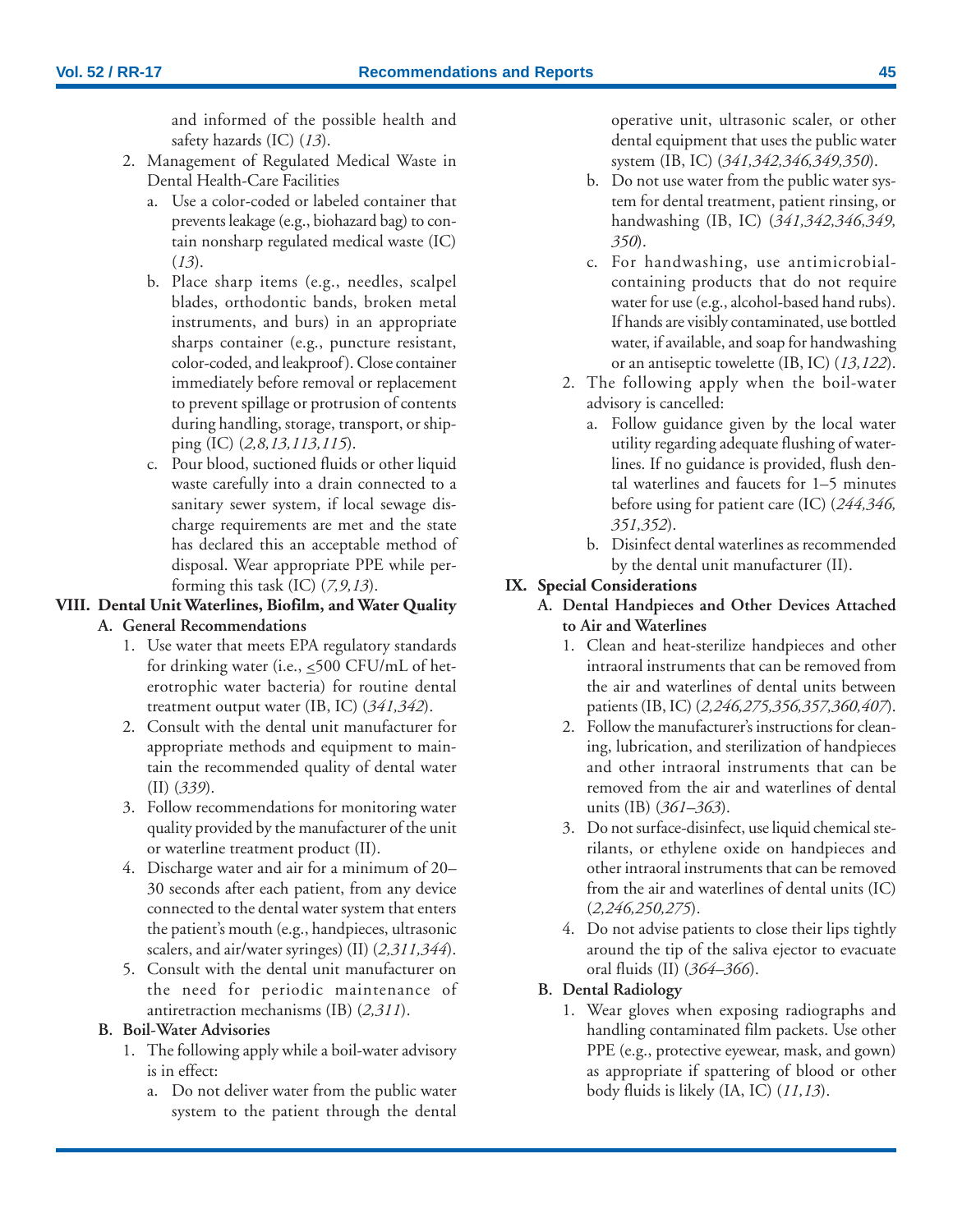and informed of the possible health and safety hazards (IC) (*13*).

2. Management of Regulated Medical Waste in Dental Health-Care Facilities
   a. Use a color-coded or labeled container that prevents leakage (e.g., biohazard bag) to contain nonsharp regulated medical waste (IC) (*13*).
   b. Place sharp items (e.g., needles, scalpel blades, orthodontic bands, broken metal instruments, and burs) in an appropriate sharps container (e.g., puncture resistant, color-coded, and leakproof). Close container immediately before removal or replacement to prevent spillage or protrusion of contents during handling, storage, transport, or shipping (IC) (*2,8,13,113,115*).
   c. Pour blood, suctioned fluids or other liquid waste carefully into a drain connected to a sanitary sewer system, if local sewage discharge requirements are met and the state has declared this an acceptable method of disposal. Wear appropriate PPE while performing this task (IC) (*7,9,13*).

## VIII. Dental Unit Waterlines, Biofilm, and Water Quality

### A. General Recommendations

1. Use water that meets EPA regulatory standards for drinking water (i.e., $\leq$500 CFU/mL of heterotrophic water bacteria) for routine dental treatment output water (IB, IC) (*341,342*).
2. Consult with the dental unit manufacturer for appropriate methods and equipment to maintain the recommended quality of dental water (II) (*339*).
3. Follow recommendations for monitoring water quality provided by the manufacturer of the unit or waterline treatment product (II).
4. Discharge water and air for a minimum of 20–30 seconds after each patient, from any device connected to the dental water system that enters the patient's mouth (e.g., handpieces, ultrasonic scalers, and air/water syringes) (II) (*2,311,344*).
5. Consult with the dental unit manufacturer on the need for periodic maintenance of antiretraction mechanisms (IB) (*2,311*).

### B. Boil-Water Advisories

1. The following apply while a boil-water advisory is in effect:
   a. Do not deliver water from the public water system to the patient through the dental operative unit, ultrasonic scaler, or other dental equipment that uses the public water system (IB, IC) (*341,342,346,349,350*).
   b. Do not use water from the public water system for dental treatment, patient rinsing, or handwashing (IB, IC) (*341,342,346,349, 350*).
   c. For handwashing, use antimicrobial-containing products that do not require water for use (e.g., alcohol-based hand rubs). If hands are visibly contaminated, use bottled water, if available, and soap for handwashing or an antiseptic towelette (IB, IC) (*13,122*).
2. The following apply when the boil-water advisory is cancelled:
   a. Follow guidance given by the local water utility regarding adequate flushing of waterlines. If no guidance is provided, flush dental waterlines and faucets for 1–5 minutes before using for patient care (IC) (*244,346, 351,352*).
   b. Disinfect dental waterlines as recommended by the dental unit manufacturer (II).

## IX. Special Considerations

### A. Dental Handpieces and Other Devices Attached to Air and Waterlines

1. Clean and heat-sterilize handpieces and other intraoral instruments that can be removed from the air and waterlines of dental units between patients (IB, IC) (*2,246,275,356,357,360,407*).
2. Follow the manufacturer's instructions for cleaning, lubrication, and sterilization of handpieces and other intraoral instruments that can be removed from the air and waterlines of dental units (IB) (*361–363*).
3. Do not surface-disinfect, use liquid chemical sterilants, or ethylene oxide on handpieces and other intraoral instruments that can be removed from the air and waterlines of dental units (IC) (*2,246,250,275*).
4. Do not advise patients to close their lips tightly around the tip of the saliva ejector to evacuate oral fluids (II) (*364–366*).

### B. Dental Radiology

1. Wear gloves when exposing radiographs and handling contaminated film packets. Use other PPE (e.g., protective eyewear, mask, and gown) as appropriate if spattering of blood or other body fluids is likely (IA, IC) (*11,13*).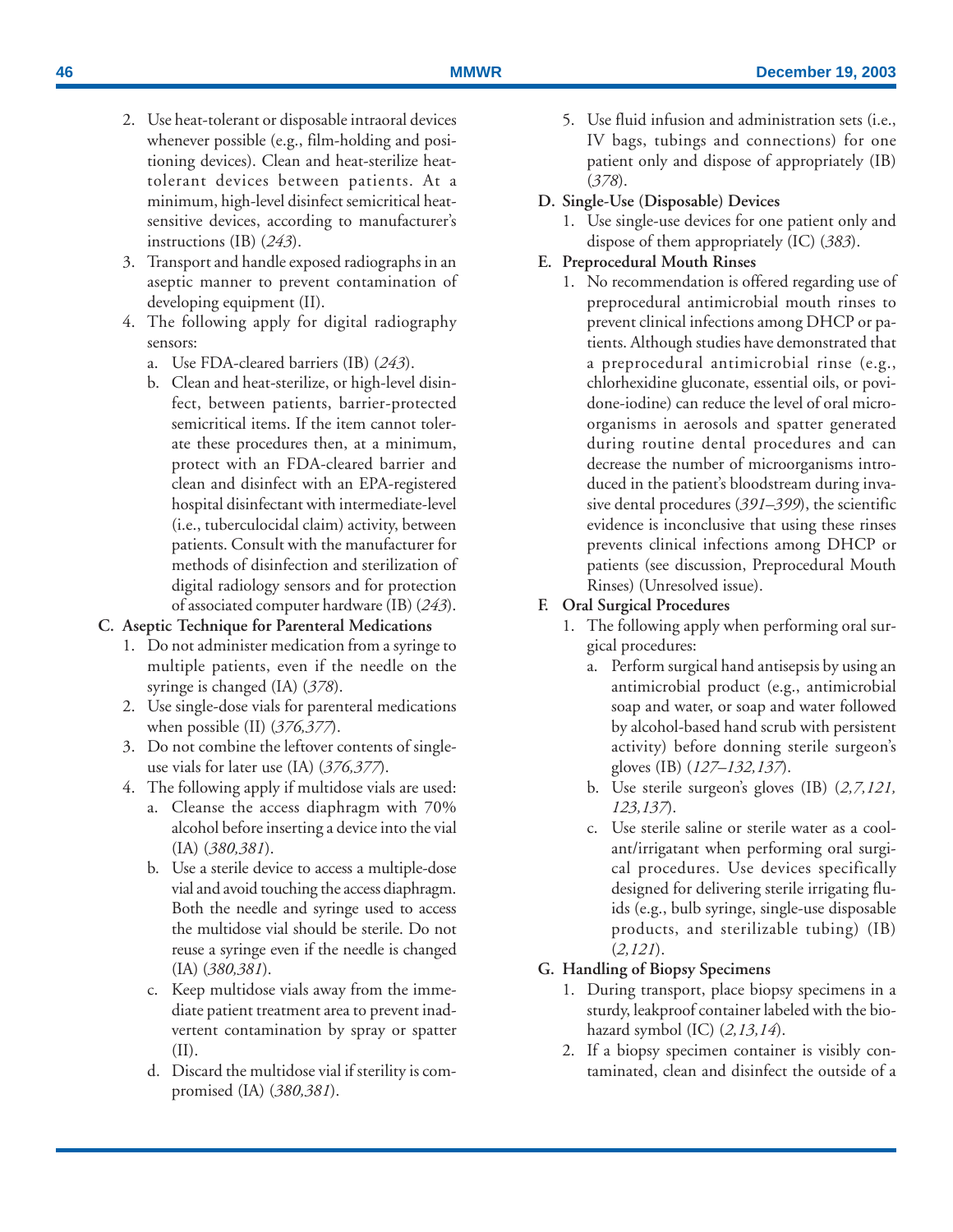2. Use heat-tolerant or disposable intraoral devices whenever possible (e.g., film-holding and positioning devices). Clean and heat-sterilize heat-tolerant devices between patients. At a minimum, high-level disinfect semicritical heat-sensitive devices, according to manufacturer's instructions (IB) (*243*).
3. Transport and handle exposed radiographs in an aseptic manner to prevent contamination of developing equipment (II).
4. The following apply for digital radiography sensors:
   a. Use FDA-cleared barriers (IB) (*243*).
   b. Clean and heat-sterilize, or high-level disinfect, between patients, barrier-protected semicritical items. If the item cannot tolerate these procedures then, at a minimum, protect with an FDA-cleared barrier and clean and disinfect with an EPA-registered hospital disinfectant with intermediate-level (i.e., tuberculocidal claim) activity, between patients. Consult with the manufacturer for methods of disinfection and sterilization of digital radiology sensors and for protection of associated computer hardware (IB) (*243*).

**C. Aseptic Technique for Parenteral Medications**

1. Do not administer medication from a syringe to multiple patients, even if the needle on the syringe is changed (IA) (*378*).
2. Use single-dose vials for parenteral medications when possible (II) (*376,377*).
3. Do not combine the leftover contents of single-use vials for later use (IA) (*376,377*).
4. The following apply if multidose vials are used:
   a. Cleanse the access diaphragm with 70% alcohol before inserting a device into the vial (IA) (*380,381*).
   b. Use a sterile device to access a multiple-dose vial and avoid touching the access diaphragm. Both the needle and syringe used to access the multidose vial should be sterile. Do not reuse a syringe even if the needle is changed (IA) (*380,381*).
   c. Keep multidose vials away from the immediate patient treatment area to prevent inadvertent contamination by spray or spatter (II).
   d. Discard the multidose vial if sterility is compromised (IA) (*380,381*).
5. Use fluid infusion and administration sets (i.e., IV bags, tubings and connections) for one patient only and dispose of appropriately (IB) (*378*).

**D. Single-Use (Disposable) Devices**

1. Use single-use devices for one patient only and dispose of them appropriately (IC) (*383*).

**E. Preprocedural Mouth Rinses**

1. No recommendation is offered regarding use of preprocedural antimicrobial mouth rinses to prevent clinical infections among DHCP or patients. Although studies have demonstrated that a preprocedural antimicrobial rinse (e.g., chlorhexidine gluconate, essential oils, or povidone-iodine) can reduce the level of oral microorganisms in aerosols and spatter generated during routine dental procedures and can decrease the number of microorganisms introduced in the patient's bloodstream during invasive dental procedures (*391–399*), the scientific evidence is inconclusive that using these rinses prevents clinical infections among DHCP or patients (see discussion, Preprocedural Mouth Rinses) (Unresolved issue).

**F. Oral Surgical Procedures**

1. The following apply when performing oral surgical procedures:
   a. Perform surgical hand antisepsis by using an antimicrobial product (e.g., antimicrobial soap and water, or soap and water followed by alcohol-based hand scrub with persistent activity) before donning sterile surgeon's gloves (IB) (*127–132,137*).
   b. Use sterile surgeon's gloves (IB) (*2,7,121, 123,137*).
   c. Use sterile saline or sterile water as a coolant/irrigatant when performing oral surgical procedures. Use devices specifically designed for delivering sterile irrigating fluids (e.g., bulb syringe, single-use disposable products, and sterilizable tubing) (IB) (*2,121*).

**G. Handling of Biopsy Specimens**

1. During transport, place biopsy specimens in a sturdy, leakproof container labeled with the biohazard symbol (IC) (*2,13,14*).
2. If a biopsy specimen container is visibly contaminated, clean and disinfect the outside of a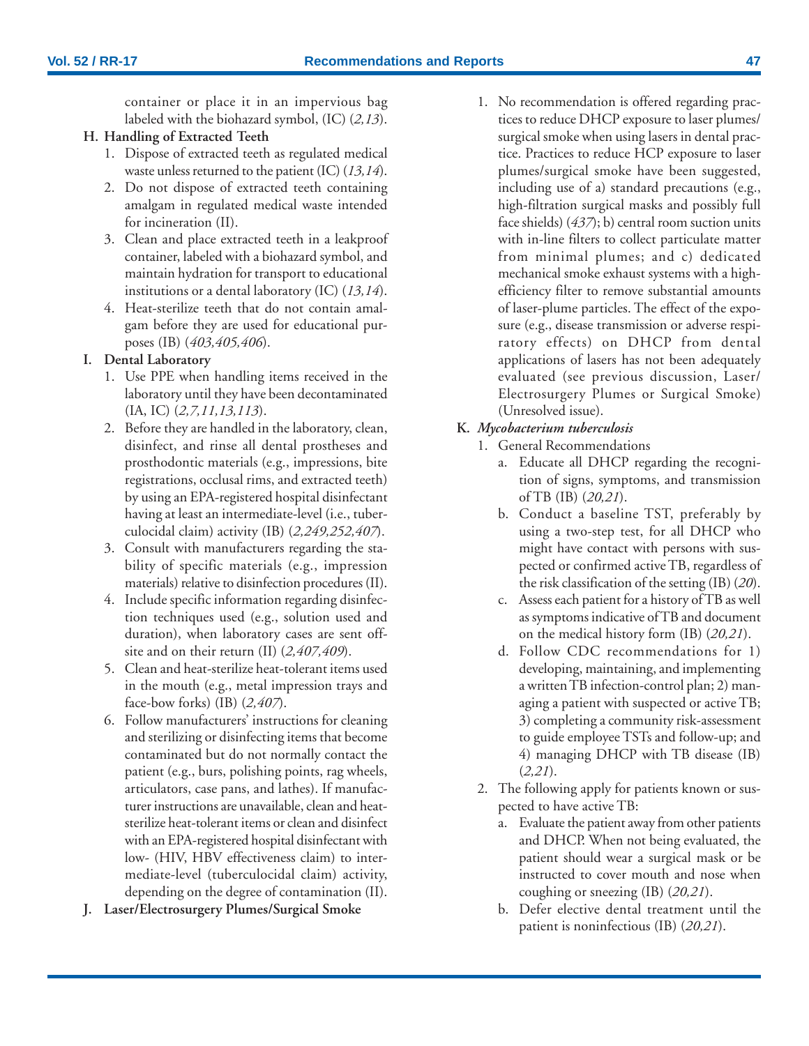container or place it in an impervious bag labeled with the biohazard symbol, (IC) (*2,13*).

**H. Handling of Extracted Teeth**

1. Dispose of extracted teeth as regulated medical waste unless returned to the patient (IC) (*13,14*).
2. Do not dispose of extracted teeth containing amalgam in regulated medical waste intended for incineration (II).
3. Clean and place extracted teeth in a leakproof container, labeled with a biohazard symbol, and maintain hydration for transport to educational institutions or a dental laboratory (IC) (*13,14*).
4. Heat-sterilize teeth that do not contain amalgam before they are used for educational purposes (IB) (*403,405,406*).

**I. Dental Laboratory**

1. Use PPE when handling items received in the laboratory until they have been decontaminated (IA, IC) (*2,7,11,13,113*).
2. Before they are handled in the laboratory, clean, disinfect, and rinse all dental prostheses and prosthodontic materials (e.g., impressions, bite registrations, occlusal rims, and extracted teeth) by using an EPA-registered hospital disinfectant having at least an intermediate-level (i.e., tuberculocidal claim) activity (IB) (*2,249,252,407*).
3. Consult with manufacturers regarding the stability of specific materials (e.g., impression materials) relative to disinfection procedures (II).
4. Include specific information regarding disinfection techniques used (e.g., solution used and duration), when laboratory cases are sent offsite and on their return (II) (*2,407,409*).
5. Clean and heat-sterilize heat-tolerant items used in the mouth (e.g., metal impression trays and face-bow forks) (IB) (*2,407*).
6. Follow manufacturers' instructions for cleaning and sterilizing or disinfecting items that become contaminated but do not normally contact the patient (e.g., burs, polishing points, rag wheels, articulators, case pans, and lathes). If manufacturer instructions are unavailable, clean and heat-sterilize heat-tolerant items or clean and disinfect with an EPA-registered hospital disinfectant with low- (HIV, HBV effectiveness claim) to intermediate-level (tuberculocidal claim) activity, depending on the degree of contamination (II).

**J. Laser/Electrosurgery Plumes/Surgical Smoke**

1. No recommendation is offered regarding practices to reduce DHCP exposure to laser plumes/surgical smoke when using lasers in dental practice. Practices to reduce HCP exposure to laser plumes/surgical smoke have been suggested, including use of a) standard precautions (e.g., high-filtration surgical masks and possibly full face shields) (*437*); b) central room suction units with in-line filters to collect particulate matter from minimal plumes; and c) dedicated mechanical smoke exhaust systems with a high-efficiency filter to remove substantial amounts of laser-plume particles. The effect of the exposure (e.g., disease transmission or adverse respiratory effects) on DHCP from dental applications of lasers has not been adequately evaluated (see previous discussion, Laser/Electrosurgery Plumes or Surgical Smoke) (Unresolved issue).

**K. *Mycobacterium tuberculosis***

1. General Recommendations
   a. Educate all DHCP regarding the recognition of signs, symptoms, and transmission of TB (IB) (*20,21*).
   b. Conduct a baseline TST, preferably by using a two-step test, for all DHCP who might have contact with persons with suspected or confirmed active TB, regardless of the risk classification of the setting (IB) (*20*).
   c. Assess each patient for a history of TB as well as symptoms indicative of TB and document on the medical history form (IB) (*20,21*).
   d. Follow CDC recommendations for 1) developing, maintaining, and implementing a written TB infection-control plan; 2) managing a patient with suspected or active TB; 3) completing a community risk-assessment to guide employee TSTs and follow-up; and 4) managing DHCP with TB disease (IB) (*2,21*).
2. The following apply for patients known or suspected to have active TB:
   a. Evaluate the patient away from other patients and DHCP. When not being evaluated, the patient should wear a surgical mask or be instructed to cover mouth and nose when coughing or sneezing (IB) (*20,21*).
   b. Defer elective dental treatment until the patient is noninfectious (IB) (*20,21*).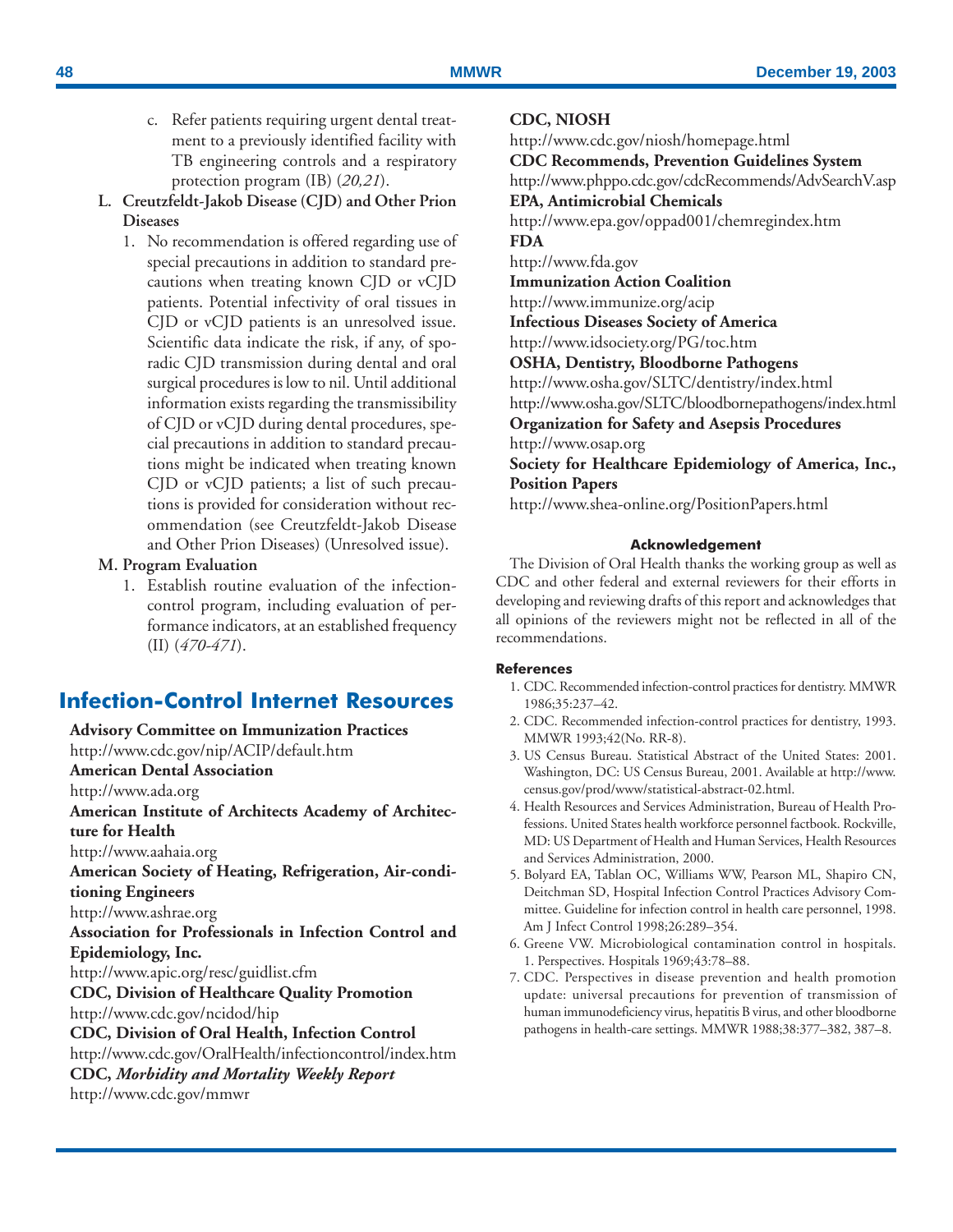c. Refer patients requiring urgent dental treatment to a previously identified facility with TB engineering controls and a respiratory protection program (IB) (*20,21*).

**L. Creutzfeldt-Jakob Disease (CJD) and Other Prion Diseases**

1. No recommendation is offered regarding use of special precautions in addition to standard precautions when treating known CJD or vCJD patients. Potential infectivity of oral tissues in CJD or vCJD patients is an unresolved issue. Scientific data indicate the risk, if any, of sporadic CJD transmission during dental and oral surgical procedures is low to nil. Until additional information exists regarding the transmissibility of CJD or vCJD during dental procedures, special precautions in addition to standard precautions might be indicated when treating known CJD or vCJD patients; a list of such precautions is provided for consideration without recommendation (see Creutzfeldt-Jakob Disease and Other Prion Diseases) (Unresolved issue).

**M. Program Evaluation**

1. Establish routine evaluation of the infection-control program, including evaluation of performance indicators, at an established frequency (II) (*470-471*).

## Infection-Control Internet Resources

**Advisory Committee on Immunization Practices**
http://www.cdc.gov/nip/ACIP/default.htm

**American Dental Association**
http://www.ada.org

**American Institute of Architects Academy of Architecture for Health**
http://www.aahaia.org

**American Society of Heating, Refrigeration, Air-conditioning Engineers**
http://www.ashrae.org

**Association for Professionals in Infection Control and Epidemiology, Inc.**
http://www.apic.org/resc/guidlist.cfm

**CDC, Division of Healthcare Quality Promotion**
http://www.cdc.gov/ncidod/hip

**CDC, Division of Oral Health, Infection Control**
http://www.cdc.gov/OralHealth/infectioncontrol/index.htm

**CDC, *Morbidity and Mortality Weekly Report***
http://www.cdc.gov/mmwr

**CDC, NIOSH**
http://www.cdc.gov/niosh/homepage.html

**CDC Recommends, Prevention Guidelines System**
http://www.phppo.cdc.gov/cdcRecommends/AdvSearchV.asp

**EPA, Antimicrobial Chemicals**
http://www.epa.gov/oppad001/chemregindex.htm

**FDA**
http://www.fda.gov

**Immunization Action Coalition**
http://www.immunize.org/acip

**Infectious Diseases Society of America**
http://www.idsociety.org/PG/toc.htm

**OSHA, Dentistry, Bloodborne Pathogens**
http://www.osha.gov/SLTC/dentistry/index.html
http://www.osha.gov/SLTC/bloodbornepathogens/index.html

**Organization for Safety and Asepsis Procedures**
http://www.osap.org

**Society for Healthcare Epidemiology of America, Inc., Position Papers**
http://www.shea-online.org/PositionPapers.html

### Acknowledgement

The Division of Oral Health thanks the working group as well as CDC and other federal and external reviewers for their efforts in developing and reviewing drafts of this report and acknowledges that all opinions of the reviewers might not be reflected in all of the recommendations.

### References

1. CDC. Recommended infection-control practices for dentistry. MMWR 1986;35:237–42.
2. CDC. Recommended infection-control practices for dentistry, 1993. MMWR 1993;42(No. RR-8).
3. US Census Bureau. Statistical Abstract of the United States: 2001. Washington, DC: US Census Bureau, 2001. Available at http://www.census.gov/prod/www/statistical-abstract-02.html.
4. Health Resources and Services Administration, Bureau of Health Professions. United States health workforce personnel factbook. Rockville, MD: US Department of Health and Human Services, Health Resources and Services Administration, 2000.
5. Bolyard EA, Tablan OC, Williams WW, Pearson ML, Shapiro CN, Deitchman SD, Hospital Infection Control Practices Advisory Committee. Guideline for infection control in health care personnel, 1998. Am J Infect Control 1998;26:289–354.
6. Greene VW. Microbiological contamination control in hospitals. 1. Perspectives. Hospitals 1969;43:78–88.
7. CDC. Perspectives in disease prevention and health promotion update: universal precautions for prevention of transmission of human immunodeficiency virus, hepatitis B virus, and other bloodborne pathogens in health-care settings. MMWR 1988;38:377–382, 387–8.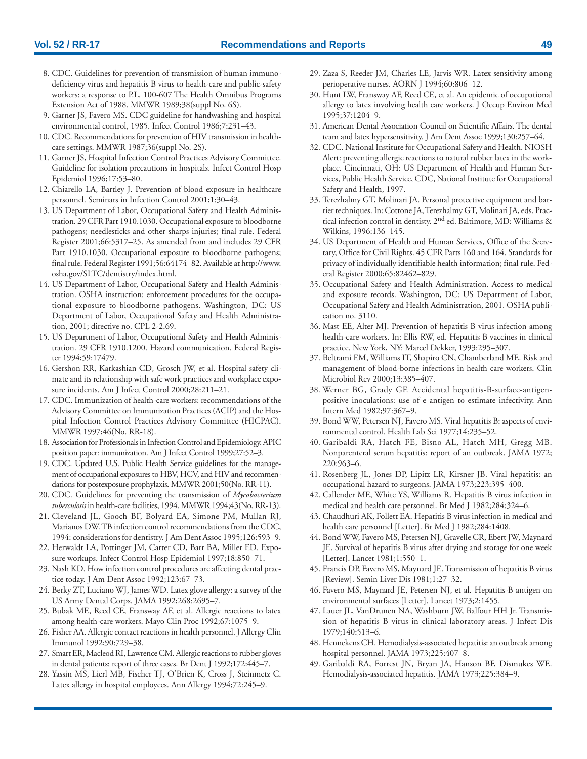8. CDC. Guidelines for prevention of transmission of human immunodeficiency virus and hepatitis B virus to health-care and public-safety workers: a response to P.L. 100-607 The Health Omnibus Programs Extension Act of 1988. MMWR 1989;38(suppl No. 6S).
9. Garner JS, Favero MS. CDC guideline for handwashing and hospital environmental control, 1985. Infect Control 1986;7:231–43.
10. CDC. Recommendations for prevention of HIV transmission in health-care settings. MMWR 1987;36(suppl No. 2S).
11. Garner JS, Hospital Infection Control Practices Advisory Committee. Guideline for isolation precautions in hospitals. Infect Control Hosp Epidemiol 1996;17:53–80.
12. Chiarello LA, Bartley J. Prevention of blood exposure in healthcare personnel. Seminars in Infection Control 2001;1:30–43.
13. US Department of Labor, Occupational Safety and Health Administration. 29 CFR Part 1910.1030. Occupational exposure to bloodborne pathogens; needlesticks and other sharps injuries; final rule. Federal Register 2001;66:5317–25. As amended from and includes 29 CFR Part 1910.1030. Occupational exposure to bloodborne pathogens; final rule. Federal Register 1991;56:64174–82. Available at http://www.osha.gov/SLTC/dentistry/index.html.
14. US Department of Labor, Occupational Safety and Health Administration. OSHA instruction: enforcement procedures for the occupational exposure to bloodborne pathogens. Washington, DC: US Department of Labor, Occupational Safety and Health Administration, 2001; directive no. CPL 2-2.69.
15. US Department of Labor, Occupational Safety and Health Administration. 29 CFR 1910.1200. Hazard communication. Federal Register 1994;59:17479.
16. Gershon RR, Karkashian CD, Grosch JW, et al. Hospital safety climate and its relationship with safe work practices and workplace exposure incidents. Am J Infect Control 2000;28:211–21.
17. CDC. Immunization of health-care workers: recommendations of the Advisory Committee on Immunization Practices (ACIP) and the Hospital Infection Control Practices Advisory Committee (HICPAC). MMWR 1997;46(No. RR-18).
18. Association for Professionals in Infection Control and Epidemiology. APIC position paper: immunization. Am J Infect Control 1999;27:52–3.
19. CDC. Updated U.S. Public Health Service guidelines for the management of occupational exposures to HBV, HCV, and HIV and recommendations for postexposure prophylaxis. MMWR 2001;50(No. RR-11).
20. CDC. Guidelines for preventing the transmission of *Mycobacterium tuberculosis* in health-care facilities, 1994. MMWR 1994;43(No. RR-13).
21. Cleveland JL, Gooch BF, Bolyard EA, Simone PM, Mullan RJ, Marianos DW. TB infection control recommendations from the CDC, 1994: considerations for dentistry. J Am Dent Assoc 1995;126:593–9.
22. Herwaldt LA, Pottinger JM, Carter CD, Barr BA, Miller ED. Exposure workups. Infect Control Hosp Epidemiol 1997;18:850–71.
23. Nash KD. How infection control procedures are affecting dental practice today. J Am Dent Assoc 1992;123:67–73.
24. Berky ZT, Luciano WJ, James WD. Latex glove allergy: a survey of the US Army Dental Corps. JAMA 1992;268:2695–7.
25. Bubak ME, Reed CE, Fransway AF, et al. Allergic reactions to latex among health-care workers. Mayo Clin Proc 1992;67:1075–9.
26. Fisher AA. Allergic contact reactions in health personnel. J Allergy Clin Immunol 1992;90:729–38.
27. Smart ER, Macleod RI, Lawrence CM. Allergic reactions to rubber gloves in dental patients: report of three cases. Br Dent J 1992;172:445–7.
28. Yassin MS, Lierl MB, Fischer TJ, O'Brien K, Cross J, Steinmetz C. Latex allergy in hospital employees. Ann Allergy 1994;72:245–9.
29. Zaza S, Reeder JM, Charles LE, Jarvis WR. Latex sensitivity among perioperative nurses. AORN J 1994;60:806–12.
30. Hunt LW, Fransway AF, Reed CE, et al. An epidemic of occupational allergy to latex involving health care workers. J Occup Environ Med 1995;37:1204–9.
31. American Dental Association Council on Scientific Affairs. The dental team and latex hypersensitivity. J Am Dent Assoc 1999;130:257–64.
32. CDC. National Institute for Occupational Safety and Health. NIOSH Alert: preventing allergic reactions to natural rubber latex in the workplace. Cincinnati, OH: US Department of Health and Human Services, Public Health Service, CDC, National Institute for Occupational Safety and Health, 1997.
33. Terezhalmy GT, Molinari JA. Personal protective equipment and barrier techniques. In: Cottone JA, Terezhalmy GT, Molinari JA, eds. Practical infection control in dentistry. 2nd ed. Baltimore, MD: Williams & Wilkins, 1996:136–145.
34. US Department of Health and Human Services, Office of the Secretary, Office for Civil Rights. 45 CFR Parts 160 and 164. Standards for privacy of individually identifiable health information; final rule. Federal Register 2000;65:82462–829.
35. Occupational Safety and Health Administration. Access to medical and exposure records. Washington, DC: US Department of Labor, Occupational Safety and Health Administration, 2001. OSHA publication no. 3110.
36. Mast EE, Alter MJ. Prevention of hepatitis B virus infection among health-care workers. In: Ellis RW, ed. Hepatitis B vaccines in clinical practice. New York, NY: Marcel Dekker, 1993:295–307.
37. Beltrami EM, Williams IT, Shapiro CN, Chamberland ME. Risk and management of blood-borne infections in health care workers. Clin Microbiol Rev 2000;13:385–407.
38. Werner BG, Grady GF. Accidental hepatitis-B-surface-antigen-positive inoculations: use of e antigen to estimate infectivity. Ann Intern Med 1982;97:367–9.
39. Bond WW, Petersen NJ, Favero MS. Viral hepatitis B: aspects of environmental control. Health Lab Sci 1977;14:235–52.
40. Garibaldi RA, Hatch FE, Bisno AL, Hatch MH, Gregg MB. Nonparenteral serum hepatitis: report of an outbreak. JAMA 1972;220:963–6.
41. Rosenberg JL, Jones DP, Lipitz LR, Kirsner JB. Viral hepatitis: an occupational hazard to surgeons. JAMA 1973;223:395–400.
42. Callender ME, White YS, Williams R. Hepatitis B virus infection in medical and health care personnel. Br Med J 1982;284:324–6.
43. Chaudhuri AK, Follett EA. Hepatitis B virus infection in medical and health care personnel [Letter]. Br Med J 1982;284:1408.
44. Bond WW, Favero MS, Petersen NJ, Gravelle CR, Ebert JW, Maynard JE. Survival of hepatitis B virus after drying and storage for one week [Letter]. Lancet 1981;1:550–1.
45. Francis DP, Favero MS, Maynard JE. Transmission of hepatitis B virus [Review]. Semin Liver Dis 1981;1:27–32.
46. Favero MS, Maynard JE, Petersen NJ, et al. Hepatitis-B antigen on environmental surfaces [Letter]. Lancet 1973;2:1455.
47. Lauer JL, VanDrunen NA, Washburn JW, Balfour HH Jr. Transmission of hepatitis B virus in clinical laboratory areas. J Infect Dis 1979;140:513–6.
48. Hennekens CH. Hemodialysis-associated hepatitis: an outbreak among hospital personnel. JAMA 1973;225:407–8.
49. Garibaldi RA, Forrest JN, Bryan JA, Hanson BF, Dismukes WE. Hemodialysis-associated hepatitis. JAMA 1973;225:384–9.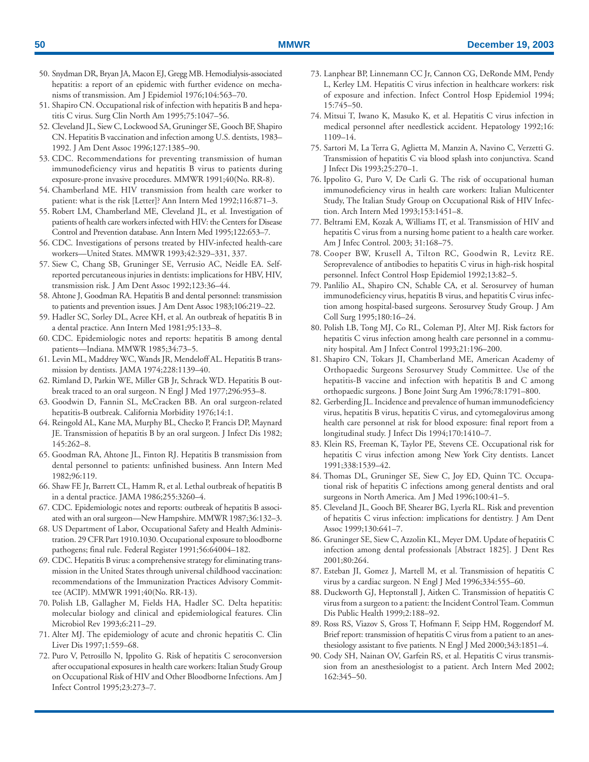50. Snydman DR, Bryan JA, Macon EJ, Gregg MB. Hemodialysis-associated hepatitis: a report of an epidemic with further evidence on mechanisms of transmission. Am J Epidemiol 1976;104:563–70.
51. Shapiro CN. Occupational risk of infection with hepatitis B and hepatitis C virus. Surg Clin North Am 1995;75:1047–56.
52. Cleveland JL, Siew C, Lockwood SA, Gruninger SE, Gooch BF, Shapiro CN. Hepatitis B vaccination and infection among U.S. dentists, 1983–1992. J Am Dent Assoc 1996;127:1385–90.
53. CDC. Recommendations for preventing transmission of human immunodeficiency virus and hepatitis B virus to patients during exposure-prone invasive procedures. MMWR 1991;40(No. RR-8).
54. Chamberland ME. HIV transmission from health care worker to patient: what is the risk [Letter]? Ann Intern Med 1992;116:871–3.
55. Robert LM, Chamberland ME, Cleveland JL, et al. Investigation of patients of health care workers infected with HIV: the Centers for Disease Control and Prevention database. Ann Intern Med 1995;122:653–7.
56. CDC. Investigations of persons treated by HIV-infected health-care workers—United States. MMWR 1993;42:329–331, 337.
57. Siew C, Chang SB, Gruninger SE, Verrusio AC, Neidle EA. Self-reported percutaneous injuries in dentists: implications for HBV, HIV, transmission risk. J Am Dent Assoc 1992;123:36–44.
58. Ahtone J, Goodman RA. Hepatitis B and dental personnel: transmission to patients and prevention issues. J Am Dent Assoc 1983;106:219–22.
59. Hadler SC, Sorley DL, Acree KH, et al. An outbreak of hepatitis B in a dental practice. Ann Intern Med 1981;95:133–8.
60. CDC. Epidemiologic notes and reports: hepatitis B among dental patients—Indiana. MMWR 1985;34:73–5.
61. Levin ML, Maddrey WC, Wands JR, Mendeloff AL. Hepatitis B transmission by dentists. JAMA 1974;228:1139–40.
62. Rimland D, Parkin WE, Miller GB Jr, Schrack WD. Hepatitis B outbreak traced to an oral surgeon. N Engl J Med 1977;296:953–8.
63. Goodwin D, Fannin SL, McCracken BB. An oral surgeon-related hepatitis-B outbreak. California Morbidity 1976;14:1.
64. Reingold AL, Kane MA, Murphy BL, Checko P, Francis DP, Maynard JE. Transmission of hepatitis B by an oral surgeon. J Infect Dis 1982; 145:262–8.
65. Goodman RA, Ahtone JL, Finton RJ. Hepatitis B transmission from dental personnel to patients: unfinished business. Ann Intern Med 1982;96:119.
66. Shaw FE Jr, Barrett CL, Hamm R, et al. Lethal outbreak of hepatitis B in a dental practice. JAMA 1986;255:3260–4.
67. CDC. Epidemiologic notes and reports: outbreak of hepatitis B associated with an oral surgeon—New Hampshire. MMWR 1987;36:132–3.
68. US Department of Labor, Occupational Safety and Health Administration. 29 CFR Part 1910.1030. Occupational exposure to bloodborne pathogens; final rule. Federal Register 1991;56:64004–182.
69. CDC. Hepatitis B virus: a comprehensive strategy for eliminating transmission in the United States through universal childhood vaccination: recommendations of the Immunization Practices Advisory Committee (ACIP). MMWR 1991;40(No. RR-13).
70. Polish LB, Gallagher M, Fields HA, Hadler SC. Delta hepatitis: molecular biology and clinical and epidemiological features. Clin Microbiol Rev 1993;6:211–29.
71. Alter MJ. The epidemiology of acute and chronic hepatitis C. Clin Liver Dis 1997;1:559–68.
72. Puro V, Petrosillo N, Ippolito G. Risk of hepatitis C seroconversion after occupational exposures in health care workers: Italian Study Group on Occupational Risk of HIV and Other Bloodborne Infections. Am J Infect Control 1995;23:273–7.
73. Lanphear BP, Linnemann CC Jr, Cannon CG, DeRonde MM, Pendy L, Kerley LM. Hepatitis C virus infection in healthcare workers: risk of exposure and infection. Infect Control Hosp Epidemiol 1994; 15:745–50.
74. Mitsui T, Iwano K, Masuko K, et al. Hepatitis C virus infection in medical personnel after needlestick accident. Hepatology 1992;16: 1109–14.
75. Sartori M, La Terra G, Aglietta M, Manzin A, Navino C, Verzetti G. Transmission of hepatitis C via blood splash into conjunctiva. Scand J Infect Dis 1993;25:270–1.
76. Ippolito G, Puro V, De Carli G. The risk of occupational human immunodeficiency virus in health care workers: Italian Multicenter Study, The Italian Study Group on Occupational Risk of HIV Infection. Arch Intern Med 1993;153:1451–8.
77. Beltrami EM, Kozak A, Williams IT, et al. Transmission of HIV and hepatitis C virus from a nursing home patient to a health care worker. Am J Infec Control. 2003; 31:168–75.
78. Cooper BW, Krusell A, Tilton RC, Goodwin R, Levitz RE. Seroprevalence of antibodies to hepatitis C virus in high-risk hospital personnel. Infect Control Hosp Epidemiol 1992;13:82–5.
79. Panlilio AL, Shapiro CN, Schable CA, et al. Serosurvey of human immunodeficiency virus, hepatitis B virus, and hepatitis C virus infection among hospital-based surgeons. Serosurvey Study Group. J Am Coll Surg 1995;180:16–24.
80. Polish LB, Tong MJ, Co RL, Coleman PJ, Alter MJ. Risk factors for hepatitis C virus infection among health care personnel in a community hospital. Am J Infect Control 1993;21:196–200.
81. Shapiro CN, Tokars JI, Chamberland ME, American Academy of Orthopaedic Surgeons Serosurvey Study Committee. Use of the hepatitis-B vaccine and infection with hepatitis B and C among orthopaedic surgeons. J Bone Joint Surg Am 1996;78:1791–800.
82. Gerberding JL. Incidence and prevalence of human immunodeficiency virus, hepatitis B virus, hepatitis C virus, and cytomegalovirus among health care personnel at risk for blood exposure: final report from a longitudinal study. J Infect Dis 1994;170:1410–7.
83. Klein RS, Freeman K, Taylor PE, Stevens CE. Occupational risk for hepatitis C virus infection among New York City dentists. Lancet 1991;338:1539–42.
84. Thomas DL, Gruninger SE, Siew C, Joy ED, Quinn TC. Occupational risk of hepatitis C infections among general dentists and oral surgeons in North America. Am J Med 1996;100:41–5.
85. Cleveland JL, Gooch BF, Shearer BG, Lyerla RL. Risk and prevention of hepatitis C virus infection: implications for dentistry. J Am Dent Assoc 1999;130:641–7.
86. Gruninger SE, Siew C, Azzolin KL, Meyer DM. Update of hepatitis C infection among dental professionals [Abstract 1825]. J Dent Res 2001;80:264.
87. Esteban JI, Gomez J, Martell M, et al. Transmission of hepatitis C virus by a cardiac surgeon. N Engl J Med 1996;334:555–60.
88. Duckworth GJ, Heptonstall J, Aitken C. Transmission of hepatitis C virus from a surgeon to a patient: the Incident Control Team. Commun Dis Public Health 1999;2:188–92.
89. Ross RS, Viazov S, Gross T, Hofmann F, Seipp HM, Roggendorf M. Brief report: transmission of hepatitis C virus from a patient to an anesthesiology assistant to five patients. N Engl J Med 2000;343:1851–4.
90. Cody SH, Nainan OV, Garfein RS, et al. Hepatitis C virus transmission from an anesthesiologist to a patient. Arch Intern Med 2002; 162:345–50.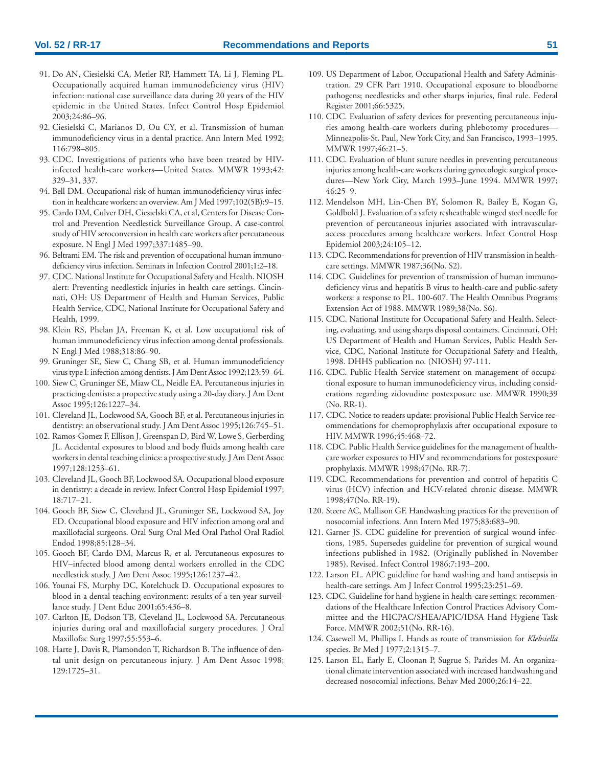91. Do AN, Ciesielski CA, Metler RP, Hammett TA, Li J, Fleming PL. Occupationally acquired human immunodeficiency virus (HIV) infection: national case surveillance data during 20 years of the HIV epidemic in the United States. Infect Control Hosp Epidemiol 2003;24:86–96.
92. Ciesielski C, Marianos D, Ou CY, et al. Transmission of human immunodeficiency virus in a dental practice. Ann Intern Med 1992; 116:798–805.
93. CDC. Investigations of patients who have been treated by HIV-infected health-care workers—United States. MMWR 1993;42: 329–31, 337.
94. Bell DM. Occupational risk of human immunodeficiency virus infection in healthcare workers: an overview. Am J Med 1997;102(5B):9–15.
95. Cardo DM, Culver DH, Ciesielski CA, et al, Centers for Disease Control and Prevention Needlestick Surveillance Group. A case-control study of HIV seroconversion in health care workers after percutaneous exposure. N Engl J Med 1997;337:1485–90.
96. Beltrami EM. The risk and prevention of occupational human immunodeficiency virus infection. Seminars in Infection Control 2001;1:2–18.
97. CDC. National Institute for Occupational Safety and Health. NIOSH alert: Preventing needlestick injuries in health care settings. Cincinnati, OH: US Department of Health and Human Services, Public Health Service, CDC, National Institute for Occupational Safety and Health, 1999.
98. Klein RS, Phelan JA, Freeman K, et al. Low occupational risk of human immunodeficiency virus infection among dental professionals. N Engl J Med 1988;318:86–90.
99. Gruninger SE, Siew C, Chang SB, et al. Human immunodeficiency virus type I: infection among dentists. J Am Dent Assoc 1992;123:59–64.
100. Siew C, Gruninger SE, Miaw CL, Neidle EA. Percutaneous injuries in practicing dentists: a propective study using a 20-day diary. J Am Dent Assoc 1995;126:1227–34.
101. Cleveland JL, Lockwood SA, Gooch BF, et al. Percutaneous injuries in dentistry: an observational study. J Am Dent Assoc 1995;126:745–51.
102. Ramos-Gomez F, Ellison J, Greenspan D, Bird W, Lowe S, Gerberding JL. Accidental exposures to blood and body fluids among health care workers in dental teaching clinics: a prospective study. J Am Dent Assoc 1997;128:1253–61.
103. Cleveland JL, Gooch BF, Lockwood SA. Occupational blood exposure in dentistry: a decade in review. Infect Control Hosp Epidemiol 1997; 18:717–21.
104. Gooch BF, Siew C, Cleveland JL, Gruninger SE, Lockwood SA, Joy ED. Occupational blood exposure and HIV infection among oral and maxillofacial surgeons. Oral Surg Oral Med Oral Pathol Oral Radiol Endod 1998;85:128–34.
105. Gooch BF, Cardo DM, Marcus R, et al. Percutaneous exposures to HIV–infected blood among dental workers enrolled in the CDC needlestick study. J Am Dent Assoc 1995;126:1237–42.
106. Younai FS, Murphy DC, Kotelchuck D. Occupational exposures to blood in a dental teaching environment: results of a ten-year surveillance study. J Dent Educ 2001;65:436–8.
107. Carlton JE, Dodson TB, Cleveland JL, Lockwood SA. Percutaneous injuries during oral and maxillofacial surgery procedures. J Oral Maxillofac Surg 1997;55:553–6.
108. Harte J, Davis R, Plamondon T, Richardson B. The influence of dental unit design on percutaneous injury. J Am Dent Assoc 1998; 129:1725–31.
109. US Department of Labor, Occupational Health and Safety Administration. 29 CFR Part 1910. Occupational exposure to bloodborne pathogens; needlesticks and other sharps injuries, final rule. Federal Register 2001;66:5325.
110. CDC. Evaluation of safety devices for preventing percutaneous injuries among health-care workers during phlebotomy procedures—Minneapolis-St. Paul, New York City, and San Francisco, 1993–1995. MMWR 1997;46:21–5.
111. CDC. Evaluation of blunt suture needles in preventing percutaneous injuries among health-care workers during gynecologic surgical procedures—New York City, March 1993–June 1994. MMWR 1997; 46:25–9.
112. Mendelson MH, Lin-Chen BY, Solomon R, Bailey E, Kogan G, Goldbold J. Evaluation of a safety resheathable winged steel needle for prevention of percutaneous injuries associated with intravascular-access procedures among healthcare workers. Infect Control Hosp Epidemiol 2003;24:105–12.
113. CDC. Recommendations for prevention of HIV transmission in health-care settings. MMWR 1987;36(No. S2).
114. CDC. Guidelines for prevention of transmission of human immunodeficiency virus and hepatitis B virus to health-care and public-safety workers: a response to P.L. 100-607. The Health Omnibus Programs Extension Act of 1988. MMWR 1989;38(No. S6).
115. CDC. National Institute for Occupational Safety and Health. Selecting, evaluating, and using sharps disposal containers. Cincinnati, OH: US Department of Health and Human Services, Public Health Service, CDC, National Institute for Occupational Safety and Health, 1998. DHHS publication no. (NIOSH) 97-111.
116. CDC. Public Health Service statement on management of occupational exposure to human immunodeficiency virus, including considerations regarding zidovudine postexposure use. MMWR 1990;39 (No. RR-1).
117. CDC. Notice to readers update: provisional Public Health Service recommendations for chemoprophylaxis after occupational exposure to HIV. MMWR 1996;45:468–72.
118. CDC. Public Health Service guidelines for the management of health-care worker exposures to HIV and recommendations for postexposure prophylaxis. MMWR 1998;47(No. RR-7).
119. CDC. Recommendations for prevention and control of hepatitis C virus (HCV) infection and HCV-related chronic disease. MMWR 1998;47(No. RR-19).
120. Steere AC, Mallison GF. Handwashing practices for the prevention of nosocomial infections. Ann Intern Med 1975;83:683–90.
121. Garner JS. CDC guideline for prevention of surgical wound infections, 1985. Supersedes guideline for prevention of surgical wound infections published in 1982. (Originally published in November 1985). Revised. Infect Control 1986;7:193–200.
122. Larson EL. APIC guideline for hand washing and hand antisepsis in health-care settings. Am J Infect Control 1995;23:251–69.
123. CDC. Guideline for hand hygiene in health-care settings: recommendations of the Healthcare Infection Control Practices Advisory Committee and the HICPAC/SHEA/APIC/IDSA Hand Hygiene Task Force. MMWR 2002;51(No. RR-16).
124. Casewell M, Phillips I. Hands as route of transmission for *Klebsiella* species. Br Med J 1977;2:1315–7.
125. Larson EL, Early E, Cloonan P, Sugrue S, Parides M. An organizational climate intervention associated with increased handwashing and decreased nosocomial infections. Behav Med 2000;26:14–22.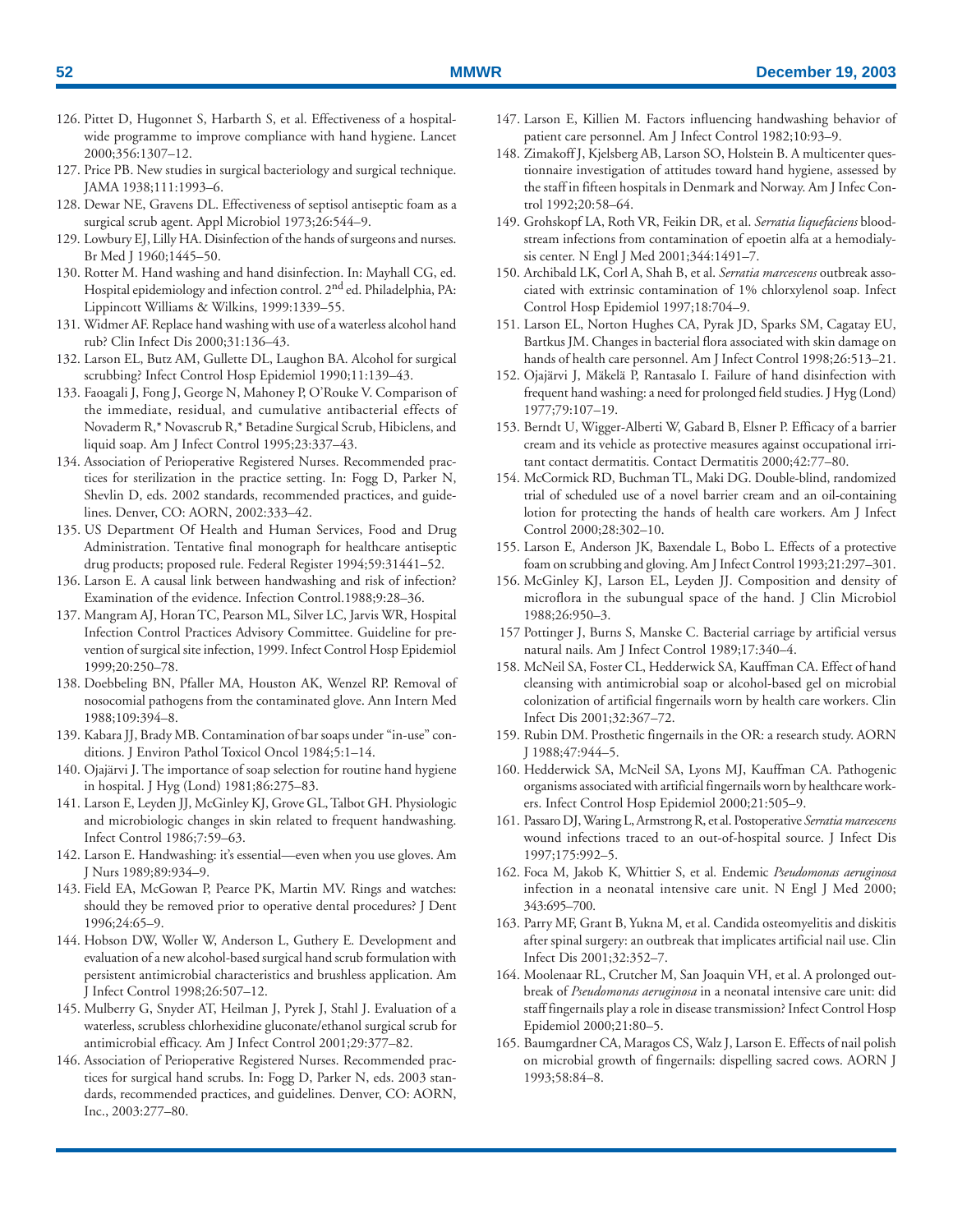126. Pittet D, Hugonnet S, Harbarth S, et al. Effectiveness of a hospital-wide programme to improve compliance with hand hygiene. Lancet 2000;356:1307–12.
127. Price PB. New studies in surgical bacteriology and surgical technique. JAMA 1938;111:1993–6.
128. Dewar NE, Gravens DL. Effectiveness of septisol antiseptic foam as a surgical scrub agent. Appl Microbiol 1973;26:544–9.
129. Lowbury EJ, Lilly HA. Disinfection of the hands of surgeons and nurses. Br Med J 1960;1445–50.
130. Rotter M. Hand washing and hand disinfection. In: Mayhall CG, ed. Hospital epidemiology and infection control. 2nd ed. Philadelphia, PA: Lippincott Williams & Wilkins, 1999:1339–55.
131. Widmer AF. Replace hand washing with use of a waterless alcohol hand rub? Clin Infect Dis 2000;31:136–43.
132. Larson EL, Butz AM, Gullette DL, Laughon BA. Alcohol for surgical scrubbing? Infect Control Hosp Epidemiol 1990;11:139–43.
133. Faoagali J, Fong J, George N, Mahoney P, O'Rouke V. Comparison of the immediate, residual, and cumulative antibacterial effects of Novaderm R,* Novascrub R,* Betadine Surgical Scrub, Hibiclens, and liquid soap. Am J Infect Control 1995;23:337–43.
134. Association of Perioperative Registered Nurses. Recommended practices for sterilization in the practice setting. In: Fogg D, Parker N, Shevlin D, eds. 2002 standards, recommended practices, and guidelines. Denver, CO: AORN, 2002:333–42.
135. US Department Of Health and Human Services, Food and Drug Administration. Tentative final monograph for healthcare antiseptic drug products; proposed rule. Federal Register 1994;59:31441–52.
136. Larson E. A causal link between handwashing and risk of infection? Examination of the evidence. Infection Control.1988;9:28–36.
137. Mangram AJ, Horan TC, Pearson ML, Silver LC, Jarvis WR, Hospital Infection Control Practices Advisory Committee. Guideline for prevention of surgical site infection, 1999. Infect Control Hosp Epidemiol 1999;20:250–78.
138. Doebbeling BN, Pfaller MA, Houston AK, Wenzel RP. Removal of nosocomial pathogens from the contaminated glove. Ann Intern Med 1988;109:394–8.
139. Kabara JJ, Brady MB. Contamination of bar soaps under "in-use" conditions. J Environ Pathol Toxicol Oncol 1984;5:1–14.
140. Ojajärvi J. The importance of soap selection for routine hand hygiene in hospital. J Hyg (Lond) 1981;86:275–83.
141. Larson E, Leyden JJ, McGinley KJ, Grove GL, Talbot GH. Physiologic and microbiologic changes in skin related to frequent handwashing. Infect Control 1986;7:59–63.
142. Larson E. Handwashing: it's essential—even when you use gloves. Am J Nurs 1989;89:934–9.
143. Field EA, McGowan P, Pearce PK, Martin MV. Rings and watches: should they be removed prior to operative dental procedures? J Dent 1996;24:65–9.
144. Hobson DW, Woller W, Anderson L, Guthery E. Development and evaluation of a new alcohol-based surgical hand scrub formulation with persistent antimicrobial characteristics and brushless application. Am J Infect Control 1998;26:507–12.
145. Mulberry G, Snyder AT, Heilman J, Pyrek J, Stahl J. Evaluation of a waterless, scrubless chlorhexidine gluconate/ethanol surgical scrub for antimicrobial efficacy. Am J Infect Control 2001;29:377–82.
146. Association of Perioperative Registered Nurses. Recommended practices for surgical hand scrubs. In: Fogg D, Parker N, eds. 2003 standards, recommended practices, and guidelines. Denver, CO: AORN, Inc., 2003:277–80.
147. Larson E, Killien M. Factors influencing handwashing behavior of patient care personnel. Am J Infect Control 1982;10:93–9.
148. Zimakoff J, Kjelsberg AB, Larson SO, Holstein B. A multicenter questionnaire investigation of attitudes toward hand hygiene, assessed by the staff in fifteen hospitals in Denmark and Norway. Am J Infec Control 1992;20:58–64.
149. Grohskopf LA, Roth VR, Feikin DR, et al. *Serratia liquefaciens* bloodstream infections from contamination of epoetin alfa at a hemodialysis center. N Engl J Med 2001;344:1491–7.
150. Archibald LK, Corl A, Shah B, et al. *Serratia marcescens* outbreak associated with extrinsic contamination of 1% chlorxylenol soap. Infect Control Hosp Epidemiol 1997;18:704–9.
151. Larson EL, Norton Hughes CA, Pyrak JD, Sparks SM, Cagatay EU, Bartkus JM. Changes in bacterial flora associated with skin damage on hands of health care personnel. Am J Infect Control 1998;26:513–21.
152. Ojajärvi J, Mäkelä P, Rantasalo I. Failure of hand disinfection with frequent hand washing: a need for prolonged field studies. J Hyg (Lond) 1977;79:107–19.
153. Berndt U, Wigger-Alberti W, Gabard B, Elsner P. Efficacy of a barrier cream and its vehicle as protective measures against occupational irritant contact dermatitis. Contact Dermatitis 2000;42:77–80.
154. McCormick RD, Buchman TL, Maki DG. Double-blind, randomized trial of scheduled use of a novel barrier cream and an oil-containing lotion for protecting the hands of health care workers. Am J Infect Control 2000;28:302–10.
155. Larson E, Anderson JK, Baxendale L, Bobo L. Effects of a protective foam on scrubbing and gloving. Am J Infect Control 1993;21:297–301.
156. McGinley KJ, Larson EL, Leyden JJ. Composition and density of microflora in the subungual space of the hand. J Clin Microbiol 1988;26:950–3.
157 Pottinger J, Burns S, Manske C. Bacterial carriage by artificial versus natural nails. Am J Infect Control 1989;17:340–4.
158. McNeil SA, Foster CL, Hedderwick SA, Kauffman CA. Effect of hand cleansing with antimicrobial soap or alcohol-based gel on microbial colonization of artificial fingernails worn by health care workers. Clin Infect Dis 2001;32:367–72.
159. Rubin DM. Prosthetic fingernails in the OR: a research study. AORN J 1988;47:944–5.
160. Hedderwick SA, McNeil SA, Lyons MJ, Kauffman CA. Pathogenic organisms associated with artificial fingernails worn by healthcare workers. Infect Control Hosp Epidemiol 2000;21:505–9.
161. Passaro DJ, Waring L, Armstrong R, et al. Postoperative *Serratia marcescens* wound infections traced to an out-of-hospital source. J Infect Dis 1997;175:992–5.
162. Foca M, Jakob K, Whittier S, et al. Endemic *Pseudomonas aeruginosa* infection in a neonatal intensive care unit. N Engl J Med 2000; 343:695–700.
163. Parry MF, Grant B, Yukna M, et al. Candida osteomyelitis and diskitis after spinal surgery: an outbreak that implicates artificial nail use. Clin Infect Dis 2001;32:352–7.
164. Moolenaar RL, Crutcher M, San Joaquin VH, et al. A prolonged outbreak of *Pseudomonas aeruginosa* in a neonatal intensive care unit: did staff fingernails play a role in disease transmission? Infect Control Hosp Epidemiol 2000;21:80–5.
165. Baumgardner CA, Maragos CS, Walz J, Larson E. Effects of nail polish on microbial growth of fingernails: dispelling sacred cows. AORN J 1993;58:84–8.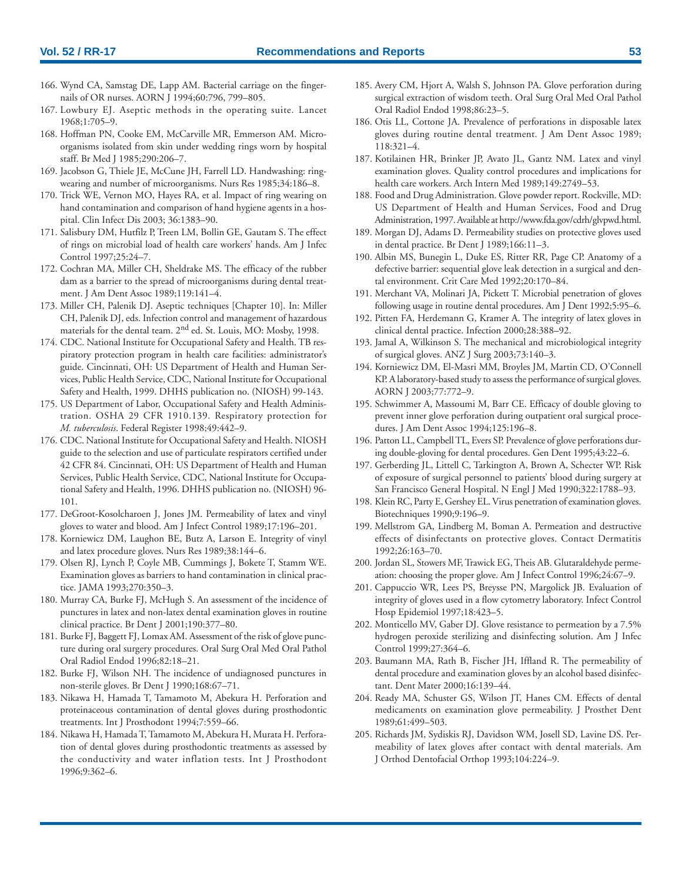166. Wynd CA, Samstag DE, Lapp AM. Bacterial carriage on the fingernails of OR nurses. AORN J 1994;60:796, 799–805.
167. Lowbury EJ. Aseptic methods in the operating suite. Lancet 1968;1:705–9.
168. Hoffman PN, Cooke EM, McCarville MR, Emmerson AM. Micro-organisms isolated from skin under wedding rings worn by hospital staff. Br Med J 1985;290:206–7.
169. Jacobson G, Thiele JE, McCune JH, Farrell LD. Handwashing: ring-wearing and number of microorganisms. Nurs Res 1985;34:186–8.
170. Trick WE, Vernon MO, Hayes RA, et al. Impact of ring wearing on hand contamination and comparison of hand hygiene agents in a hospital. Clin Infect Dis 2003; 36:1383–90.
171. Salisbury DM, Hutfilz P, Treen LM, Bollin GE, Gautam S. The effect of rings on microbial load of health care workers' hands. Am J Infec Control 1997;25:24–7.
172. Cochran MA, Miller CH, Sheldrake MS. The efficacy of the rubber dam as a barrier to the spread of microorganisms during dental treatment. J Am Dent Assoc 1989;119:141–4.
173. Miller CH, Palenik DJ. Aseptic techniques [Chapter 10]. In: Miller CH, Palenik DJ, eds. Infection control and management of hazardous materials for the dental team. 2nd ed. St. Louis, MO: Mosby, 1998.
174. CDC. National Institute for Occupational Safety and Health. TB respiratory protection program in health care facilities: administrator's guide. Cincinnati, OH: US Department of Health and Human Services, Public Health Service, CDC, National Institute for Occupational Safety and Health, 1999. DHHS publication no. (NIOSH) 99-143.
175. US Department of Labor, Occupational Safety and Health Administration. OSHA 29 CFR 1910.139. Respiratory protection for *M. tuberculosis*. Federal Register 1998;49:442–9.
176. CDC. National Institute for Occupational Safety and Health. NIOSH guide to the selection and use of particulate respirators certified under 42 CFR 84. Cincinnati, OH: US Department of Health and Human Services, Public Health Service, CDC, National Institute for Occupational Safety and Health, 1996. DHHS publication no. (NIOSH) 96-101.
177. DeGroot-Kosolcharoen J, Jones JM. Permeability of latex and vinyl gloves to water and blood. Am J Infect Control 1989;17:196–201.
178. Korniewicz DM, Laughon BE, Butz A, Larson E. Integrity of vinyl and latex procedure gloves. Nurs Res 1989;38:144–6.
179. Olsen RJ, Lynch P, Coyle MB, Cummings J, Bokete T, Stamm WE. Examination gloves as barriers to hand contamination in clinical practice. JAMA 1993;270:350–3.
180. Murray CA, Burke FJ, McHugh S. An assessment of the incidence of punctures in latex and non-latex dental examination gloves in routine clinical practice. Br Dent J 2001;190:377–80.
181. Burke FJ, Baggett FJ, Lomax AM. Assessment of the risk of glove puncture during oral surgery procedures. Oral Surg Oral Med Oral Pathol Oral Radiol Endod 1996;82:18–21.
182. Burke FJ, Wilson NH. The incidence of undiagnosed punctures in non-sterile gloves. Br Dent J 1990;168:67–71.
183. Nikawa H, Hamada T, Tamamoto M, Abekura H. Perforation and proteinaceous contamination of dental gloves during prosthodontic treatments. Int J Prosthodont 1994;7:559–66.
184. Nikawa H, Hamada T, Tamamoto M, Abekura H, Murata H. Perforation of dental gloves during prosthodontic treatments as assessed by the conductivity and water inflation tests. Int J Prosthodont 1996;9:362–6.
185. Avery CM, Hjort A, Walsh S, Johnson PA. Glove perforation during surgical extraction of wisdom teeth. Oral Surg Oral Med Oral Pathol Oral Radiol Endod 1998;86:23–5.
186. Otis LL, Cottone JA. Prevalence of perforations in disposable latex gloves during routine dental treatment. J Am Dent Assoc 1989; 118:321–4.
187. Kotilainen HR, Brinker JP, Avato JL, Gantz NM. Latex and vinyl examination gloves. Quality control procedures and implications for health care workers. Arch Intern Med 1989;149:2749–53.
188. Food and Drug Administration. Glove powder report. Rockville, MD: US Department of Health and Human Services, Food and Drug Administration, 1997. Available at http://www.fda.gov/cdrh/glvpwd.html.
189. Morgan DJ, Adams D. Permeability studies on protective gloves used in dental practice. Br Dent J 1989;166:11–3.
190. Albin MS, Bunegin L, Duke ES, Ritter RR, Page CP. Anatomy of a defective barrier: sequential glove leak detection in a surgical and dental environment. Crit Care Med 1992;20:170–84.
191. Merchant VA, Molinari JA, Pickett T. Microbial penetration of gloves following usage in routine dental procedures. Am J Dent 1992;5:95–6.
192. Pitten FA, Herdemann G, Kramer A. The integrity of latex gloves in clinical dental practice. Infection 2000;28:388–92.
193. Jamal A, Wilkinson S. The mechanical and microbiological integrity of surgical gloves. ANZ J Surg 2003;73:140–3.
194. Korniewicz DM, El-Masri MM, Broyles JM, Martin CD, O'Connell KP. A laboratory-based study to assess the performance of surgical gloves. AORN J 2003;77:772–9.
195. Schwimmer A, Massoumi M, Barr CE. Efficacy of double gloving to prevent inner glove perforation during outpatient oral surgical procedures. J Am Dent Assoc 1994;125:196–8.
196. Patton LL, Campbell TL, Evers SP. Prevalence of glove perforations during double-gloving for dental procedures. Gen Dent 1995;43:22–6.
197. Gerberding JL, Littell C, Tarkington A, Brown A, Schecter WP. Risk of exposure of surgical personnel to patients' blood during surgery at San Francisco General Hospital. N Engl J Med 1990;322:1788–93.
198. Klein RC, Party E, Gershey EL. Virus penetration of examination gloves. Biotechniques 1990;9:196–9.
199. Mellstrom GA, Lindberg M, Boman A. Permeation and destructive effects of disinfectants on protective gloves. Contact Dermatitis 1992;26:163–70.
200. Jordan SL, Stowers MF, Trawick EG, Theis AB. Glutaraldehyde permeation: choosing the proper glove. Am J Infect Control 1996;24:67–9.
201. Cappuccio WR, Lees PS, Breysse PN, Margolick JB. Evaluation of integrity of gloves used in a flow cytometry laboratory. Infect Control Hosp Epidemiol 1997;18:423–5.
202. Monticello MV, Gaber DJ. Glove resistance to permeation by a 7.5% hydrogen peroxide sterilizing and disinfecting solution. Am J Infec Control 1999;27:364–6.
203. Baumann MA, Rath B, Fischer JH, Iffland R. The permeability of dental procedure and examination gloves by an alcohol based disinfectant. Dent Mater 2000;16:139–44.
204. Ready MA, Schuster GS, Wilson JT, Hanes CM. Effects of dental medicaments on examination glove permeability. J Prosthet Dent 1989;61:499–503.
205. Richards JM, Sydiskis RJ, Davidson WM, Josell SD, Lavine DS. Permeability of latex gloves after contact with dental materials. Am J Orthod Dentofacial Orthop 1993;104:224–9.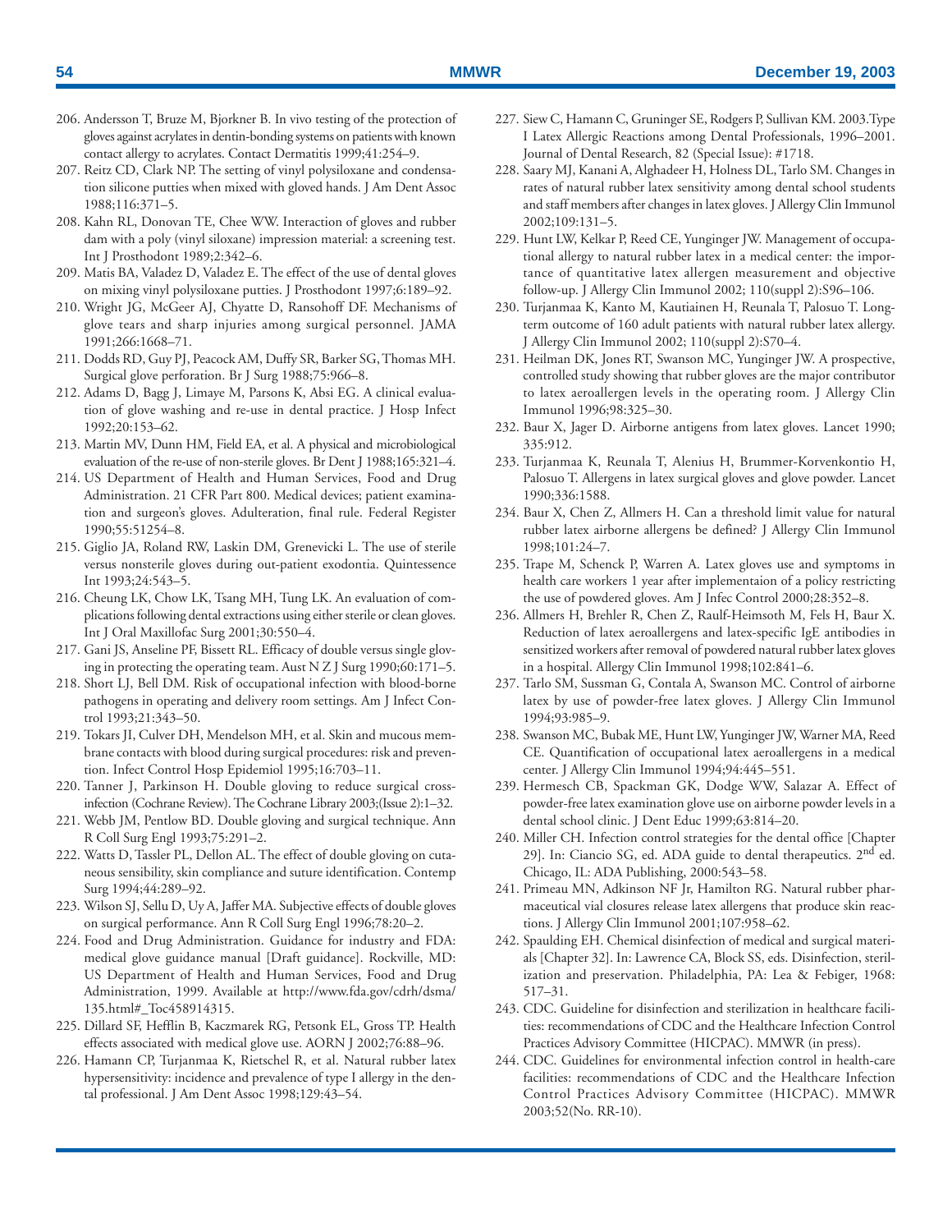206. Andersson T, Bruze M, Bjorkner B. In vivo testing of the protection of gloves against acrylates in dentin-bonding systems on patients with known contact allergy to acrylates. Contact Dermatitis 1999;41:254–9.
207. Reitz CD, Clark NP. The setting of vinyl polysiloxane and condensation silicone putties when mixed with gloved hands. J Am Dent Assoc 1988;116:371–5.
208. Kahn RL, Donovan TE, Chee WW. Interaction of gloves and rubber dam with a poly (vinyl siloxane) impression material: a screening test. Int J Prosthodont 1989;2:342–6.
209. Matis BA, Valadez D, Valadez E. The effect of the use of dental gloves on mixing vinyl polysiloxane putties. J Prosthodont 1997;6:189–92.
210. Wright JG, McGeer AJ, Chyatte D, Ransohoff DF. Mechanisms of glove tears and sharp injuries among surgical personnel. JAMA 1991;266:1668–71.
211. Dodds RD, Guy PJ, Peacock AM, Duffy SR, Barker SG, Thomas MH. Surgical glove perforation. Br J Surg 1988;75:966–8.
212. Adams D, Bagg J, Limaye M, Parsons K, Absi EG. A clinical evaluation of glove washing and re-use in dental practice. J Hosp Infect 1992;20:153–62.
213. Martin MV, Dunn HM, Field EA, et al. A physical and microbiological evaluation of the re-use of non-sterile gloves. Br Dent J 1988;165:321–4.
214. US Department of Health and Human Services, Food and Drug Administration. 21 CFR Part 800. Medical devices; patient examination and surgeon's gloves. Adulteration, final rule. Federal Register 1990;55:51254–8.
215. Giglio JA, Roland RW, Laskin DM, Grenevicki L. The use of sterile versus nonsterile gloves during out-patient exodontia. Quintessence Int 1993;24:543–5.
216. Cheung LK, Chow LK, Tsang MH, Tung LK. An evaluation of complications following dental extractions using either sterile or clean gloves. Int J Oral Maxillofac Surg 2001;30:550–4.
217. Gani JS, Anseline PF, Bissett RL. Efficacy of double versus single gloving in protecting the operating team. Aust N Z J Surg 1990;60:171–5.
218. Short LJ, Bell DM. Risk of occupational infection with blood-borne pathogens in operating and delivery room settings. Am J Infect Control 1993;21:343–50.
219. Tokars JI, Culver DH, Mendelson MH, et al. Skin and mucous membrane contacts with blood during surgical procedures: risk and prevention. Infect Control Hosp Epidemiol 1995;16:703–11.
220. Tanner J, Parkinson H. Double gloving to reduce surgical cross-infection (Cochrane Review). The Cochrane Library 2003;(Issue 2):1–32.
221. Webb JM, Pentlow BD. Double gloving and surgical technique. Ann R Coll Surg Engl 1993;75:291–2.
222. Watts D, Tassler PL, Dellon AL. The effect of double gloving on cutaneous sensibility, skin compliance and suture identification. Contemp Surg 1994;44:289–92.
223. Wilson SJ, Sellu D, Uy A, Jaffer MA. Subjective effects of double gloves on surgical performance. Ann R Coll Surg Engl 1996;78:20–2.
224. Food and Drug Administration. Guidance for industry and FDA: medical glove guidance manual [Draft guidance]. Rockville, MD: US Department of Health and Human Services, Food and Drug Administration, 1999. Available at http://www.fda.gov/cdrh/dsma/135.html#_Toc458914315.
225. Dillard SF, Hefflin B, Kaczmarek RG, Petsonk EL, Gross TP. Health effects associated with medical glove use. AORN J 2002;76:88–96.
226. Hamann CP, Turjanmaa K, Rietschel R, et al. Natural rubber latex hypersensitivity: incidence and prevalence of type I allergy in the dental professional. J Am Dent Assoc 1998;129:43–54.
227. Siew C, Hamann C, Gruninger SE, Rodgers P, Sullivan KM. 2003.Type I Latex Allergic Reactions among Dental Professionals, 1996–2001. Journal of Dental Research, 82 (Special Issue): #1718.
228. Saary MJ, Kanani A, Alghadeer H, Holness DL, Tarlo SM. Changes in rates of natural rubber latex sensitivity among dental school students and staff members after changes in latex gloves. J Allergy Clin Immunol 2002;109:131–5.
229. Hunt LW, Kelkar P, Reed CE, Yunginger JW. Management of occupational allergy to natural rubber latex in a medical center: the importance of quantitative latex allergen measurement and objective follow-up. J Allergy Clin Immunol 2002; 110(suppl 2):S96–106.
230. Turjanmaa K, Kanto M, Kautiainen H, Reunala T, Palosuo T. Long-term outcome of 160 adult patients with natural rubber latex allergy. J Allergy Clin Immunol 2002; 110(suppl 2):S70–4.
231. Heilman DK, Jones RT, Swanson MC, Yunginger JW. A prospective, controlled study showing that rubber gloves are the major contributor to latex aeroallergen levels in the operating room. J Allergy Clin Immunol 1996;98:325–30.
232. Baur X, Jager D. Airborne antigens from latex gloves. Lancet 1990; 335:912.
233. Turjanmaa K, Reunala T, Alenius H, Brummer-Korvenkontio H, Palosuo T. Allergens in latex surgical gloves and glove powder. Lancet 1990;336:1588.
234. Baur X, Chen Z, Allmers H. Can a threshold limit value for natural rubber latex airborne allergens be defined? J Allergy Clin Immunol 1998;101:24–7.
235. Trape M, Schenck P, Warren A. Latex gloves use and symptoms in health care workers 1 year after implementaion of a policy restricting the use of powdered gloves. Am J Infec Control 2000;28:352–8.
236. Allmers H, Brehler R, Chen Z, Raulf-Heimsoth M, Fels H, Baur X. Reduction of latex aeroallergens and latex-specific IgE antibodies in sensitized workers after removal of powdered natural rubber latex gloves in a hospital. Allergy Clin Immunol 1998;102:841–6.
237. Tarlo SM, Sussman G, Contala A, Swanson MC. Control of airborne latex by use of powder-free latex gloves. J Allergy Clin Immunol 1994;93:985–9.
238. Swanson MC, Bubak ME, Hunt LW, Yunginger JW, Warner MA, Reed CE. Quantification of occupational latex aeroallergens in a medical center. J Allergy Clin Immunol 1994;94:445–551.
239. Hermesch CB, Spackman GK, Dodge WW, Salazar A. Effect of powder-free latex examination glove use on airborne powder levels in a dental school clinic. J Dent Educ 1999;63:814–20.
240. Miller CH. Infection control strategies for the dental office [Chapter 29]. In: Ciancio SG, ed. ADA guide to dental therapeutics. 2nd ed. Chicago, IL: ADA Publishing, 2000:543–58.
241. Primeau MN, Adkinson NF Jr, Hamilton RG. Natural rubber pharmaceutical vial closures release latex allergens that produce skin reactions. J Allergy Clin Immunol 2001;107:958–62.
242. Spaulding EH. Chemical disinfection of medical and surgical materials [Chapter 32]. In: Lawrence CA, Block SS, eds. Disinfection, sterilization and preservation. Philadelphia, PA: Lea & Febiger, 1968: 517–31.
243. CDC. Guideline for disinfection and sterilization in healthcare facilities: recommendations of CDC and the Healthcare Infection Control Practices Advisory Committee (HICPAC). MMWR (in press).
244. CDC. Guidelines for environmental infection control in health-care facilities: recommendations of CDC and the Healthcare Infection Control Practices Advisory Committee (HICPAC). MMWR 2003;52(No. RR-10).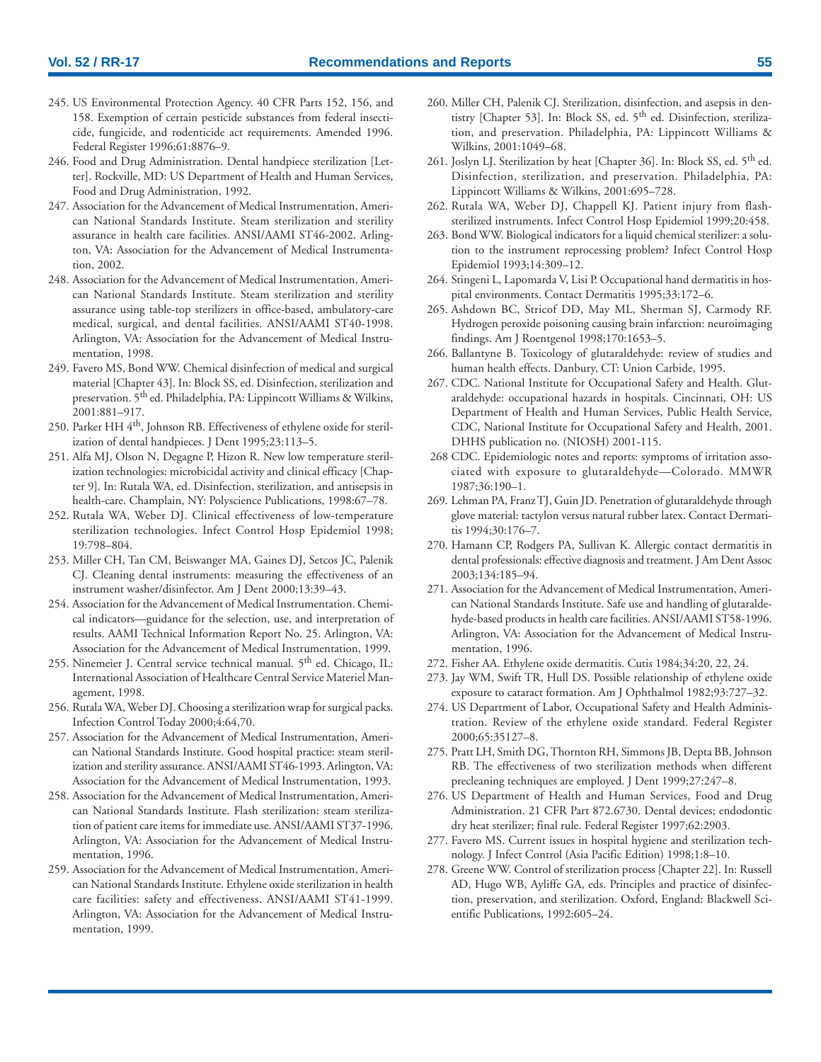245. US Environmental Protection Agency. 40 CFR Parts 152, 156, and 158. Exemption of certain pesticide substances from federal insecticide, fungicide, and rodenticide act requirements. Amended 1996. Federal Register 1996;61:8876–9.

246. Food and Drug Administration. Dental handpiece sterilization [Letter]. Rockville, MD: US Department of Health and Human Services, Food and Drug Administration, 1992.

247. Association for the Advancement of Medical Instrumentation, American National Standards Institute. Steam sterilization and sterility assurance in health care facilities. ANSI/AAMI ST46-2002. Arlington, VA: Association for the Advancement of Medical Instrumentation, 2002.

248. Association for the Advancement of Medical Instrumentation, American National Standards Institute. Steam sterilization and sterility assurance using table-top sterilizers in office-based, ambulatory-care medical, surgical, and dental facilities. ANSI/AAMI ST40-1998. Arlington, VA: Association for the Advancement of Medical Instrumentation, 1998.

249. Favero MS, Bond WW. Chemical disinfection of medical and surgical material [Chapter 43]. In: Block SS, ed. Disinfection, sterilization and preservation. 5th ed. Philadelphia, PA: Lippincott Williams & Wilkins, 2001:881–917.

250. Parker HH 4th, Johnson RB. Effectiveness of ethylene oxide for sterilization of dental handpieces. J Dent 1995;23:113–5.

251. Alfa MJ, Olson N, Degagne P, Hizon R. New low temperature sterilization technologies: microbicidal activity and clinical efficacy [Chapter 9]. In: Rutala WA, ed. Disinfection, sterilization, and antisepsis in health-care. Champlain, NY: Polyscience Publications, 1998:67–78.

252. Rutala WA, Weber DJ. Clinical effectiveness of low-temperature sterilization technologies. Infect Control Hosp Epidemiol 1998; 19:798–804.

253. Miller CH, Tan CM, Beiswanger MA, Gaines DJ, Setcos JC, Palenik CJ. Cleaning dental instruments: measuring the effectiveness of an instrument washer/disinfector. Am J Dent 2000;13:39–43.

254. Association for the Advancement of Medical Instrumentation. Chemical indicators—guidance for the selection, use, and interpretation of results. AAMI Technical Information Report No. 25. Arlington, VA: Association for the Advancement of Medical Instrumentation, 1999.

255. Ninemeier J. Central service technical manual. 5th ed. Chicago, IL: International Association of Healthcare Central Service Materiel Management, 1998.

256. Rutala WA, Weber DJ. Choosing a sterilization wrap for surgical packs. Infection Control Today 2000;4:64,70.

257. Association for the Advancement of Medical Instrumentation, American National Standards Institute. Good hospital practice: steam sterilization and sterility assurance. ANSI/AAMI ST46-1993. Arlington, VA: Association for the Advancement of Medical Instrumentation, 1993.

258. Association for the Advancement of Medical Instrumentation, American National Standards Institute. Flash sterilization: steam sterilization of patient care items for immediate use. ANSI/AAMI ST37-1996. Arlington, VA: Association for the Advancement of Medical Instrumentation, 1996.

259. Association for the Advancement of Medical Instrumentation, American National Standards Institute. Ethylene oxide sterilization in health care facilities: safety and effectiveness. ANSI/AAMI ST41-1999. Arlington, VA: Association for the Advancement of Medical Instrumentation, 1999.

260. Miller CH, Palenik CJ. Sterilization, disinfection, and asepsis in dentistry [Chapter 53]. In: Block SS, ed. 5th ed. Disinfection, sterilization, and preservation. Philadelphia, PA: Lippincott Williams & Wilkins, 2001:1049–68.

261. Joslyn LJ. Sterilization by heat [Chapter 36]. In: Block SS, ed. 5th ed. Disinfection, sterilization, and preservation. Philadelphia, PA: Lippincott Williams & Wilkins, 2001:695–728.

262. Rutala WA, Weber DJ, Chappell KJ. Patient injury from flash-sterilized instruments. Infect Control Hosp Epidemiol 1999;20:458.

263. Bond WW. Biological indicators for a liquid chemical sterilizer: a solution to the instrument reprocessing problem? Infect Control Hosp Epidemiol 1993;14:309–12.

264. Stingeni L, Lapomarda V, Lisi P. Occupational hand dermatitis in hospital environments. Contact Dermatitis 1995;33:172–6.

265. Ashdown BC, Stricof DD, May ML, Sherman SJ, Carmody RF. Hydrogen peroxide poisoning causing brain infarction: neuroimaging findings. Am J Roentgenol 1998;170:1653–5.

266. Ballantyne B. Toxicology of glutaraldehyde: review of studies and human health effects. Danbury, CT: Union Carbide, 1995.

267. CDC. National Institute for Occupational Safety and Health. Glutaraldehyde: occupational hazards in hospitals. Cincinnati, OH: US Department of Health and Human Services, Public Health Service, CDC, National Institute for Occupational Safety and Health, 2001. DHHS publication no. (NIOSH) 2001-115.

268 CDC. Epidemiologic notes and reports: symptoms of irritation associated with exposure to glutaraldehyde—Colorado. MMWR 1987;36:190–1.

269. Lehman PA, Franz TJ, Guin JD. Penetration of glutaraldehyde through glove material: tactylon versus natural rubber latex. Contact Dermatitis 1994;30:176–7.

270. Hamann CP, Rodgers PA, Sullivan K. Allergic contact dermatitis in dental professionals: effective diagnosis and treatment. J Am Dent Assoc 2003;134:185–94.

271. Association for the Advancement of Medical Instrumentation, American National Standards Institute. Safe use and handling of glutaraldehyde-based products in health care facilities. ANSI/AAMI ST58-1996. Arlington, VA: Association for the Advancement of Medical Instrumentation, 1996.

272. Fisher AA. Ethylene oxide dermatitis. Cutis 1984;34:20, 22, 24.

273. Jay WM, Swift TR, Hull DS. Possible relationship of ethylene oxide exposure to cataract formation. Am J Ophthalmol 1982;93:727–32.

274. US Department of Labor, Occupational Safety and Health Administration. Review of the ethylene oxide standard. Federal Register 2000;65:35127–8.

275. Pratt LH, Smith DG, Thornton RH, Simmons JB, Depta BB, Johnson RB. The effectiveness of two sterilization methods when different precleaning techniques are employed. J Dent 1999;27:247–8.

276. US Department of Health and Human Services, Food and Drug Administration. 21 CFR Part 872.6730. Dental devices; endodontic dry heat sterilizer; final rule. Federal Register 1997;62:2903.

277. Favero MS. Current issues in hospital hygiene and sterilization technology. J Infect Control (Asia Pacific Edition) 1998;1:8–10.

278. Greene WW. Control of sterilization process [Chapter 22]. In: Russell AD, Hugo WB, Ayliffe GA, eds. Principles and practice of disinfection, preservation, and sterilization. Oxford, England: Blackwell Scientific Publications, 1992:605–24.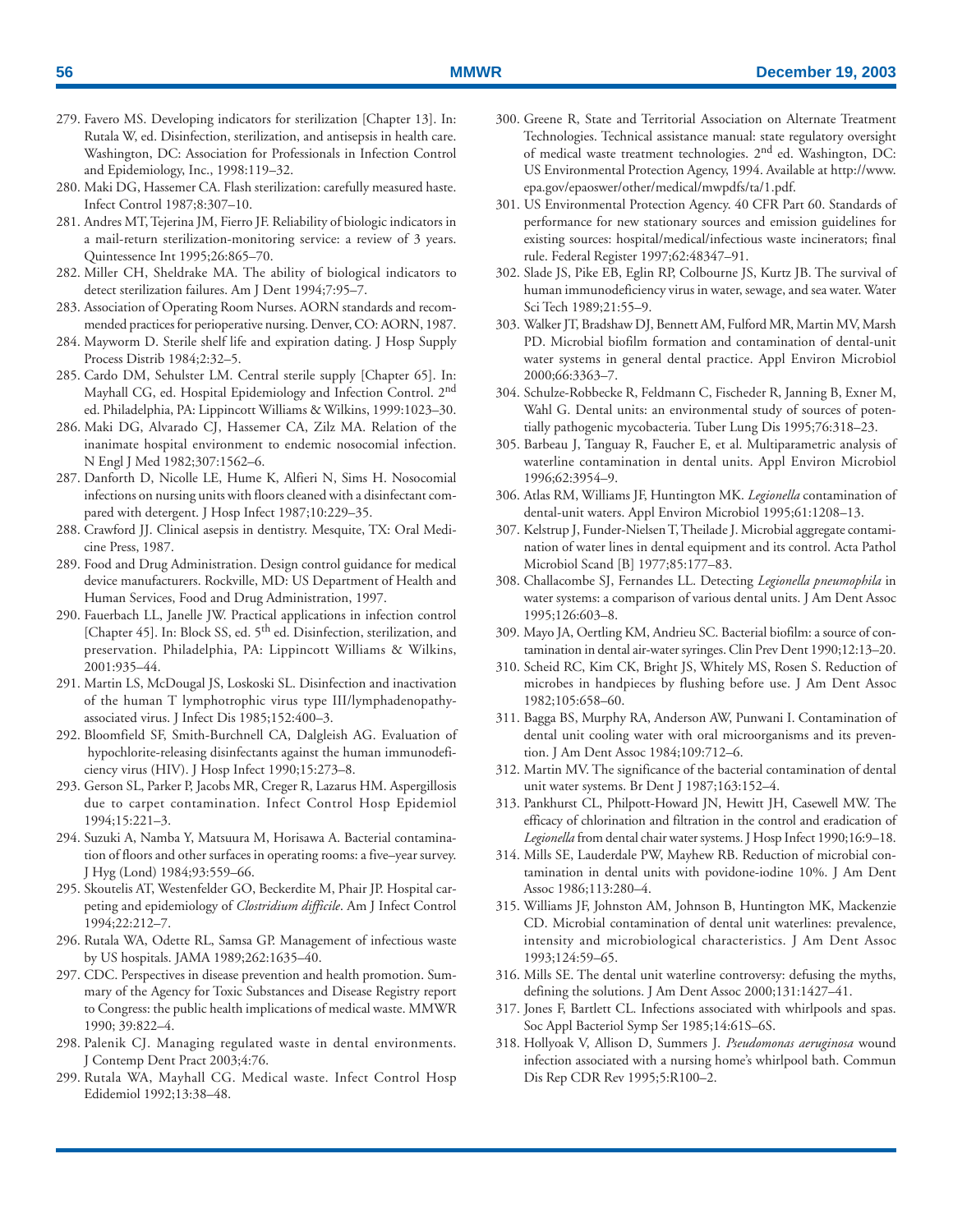279. Favero MS. Developing indicators for sterilization [Chapter 13]. In: Rutala W, ed. Disinfection, sterilization, and antisepsis in health care. Washington, DC: Association for Professionals in Infection Control and Epidemiology, Inc., 1998:119–32.
280. Maki DG, Hassemer CA. Flash sterilization: carefully measured haste. Infect Control 1987;8:307–10.
281. Andres MT, Tejerina JM, Fierro JF. Reliability of biologic indicators in a mail-return sterilization-monitoring service: a review of 3 years. Quintessence Int 1995;26:865–70.
282. Miller CH, Sheldrake MA. The ability of biological indicators to detect sterilization failures. Am J Dent 1994;7:95–7.
283. Association of Operating Room Nurses. AORN standards and recommended practices for perioperative nursing. Denver, CO: AORN, 1987.
284. Mayworm D. Sterile shelf life and expiration dating. J Hosp Supply Process Distrib 1984;2:32–5.
285. Cardo DM, Sehulster LM. Central sterile supply [Chapter 65]. In: Mayhall CG, ed. Hospital Epidemiology and Infection Control. 2nd ed. Philadelphia, PA: Lippincott Williams & Wilkins, 1999:1023–30.
286. Maki DG, Alvarado CJ, Hassemer CA, Zilz MA. Relation of the inanimate hospital environment to endemic nosocomial infection. N Engl J Med 1982;307:1562–6.
287. Danforth D, Nicolle LE, Hume K, Alfieri N, Sims H. Nosocomial infections on nursing units with floors cleaned with a disinfectant compared with detergent. J Hosp Infect 1987;10:229–35.
288. Crawford JJ. Clinical asepsis in dentistry. Mesquite, TX: Oral Medicine Press, 1987.
289. Food and Drug Administration. Design control guidance for medical device manufacturers. Rockville, MD: US Department of Health and Human Services, Food and Drug Administration, 1997.
290. Fauerbach LL, Janelle JW. Practical applications in infection control [Chapter 45]. In: Block SS, ed. 5th ed. Disinfection, sterilization, and preservation. Philadelphia, PA: Lippincott Williams & Wilkins, 2001:935–44.
291. Martin LS, McDougal JS, Loskoski SL. Disinfection and inactivation of the human T lymphotrophic virus type III/lymphadenopathy-associated virus. J Infect Dis 1985;152:400–3.
292. Bloomfield SF, Smith-Burchnell CA, Dalgleish AG. Evaluation of hypochlorite-releasing disinfectants against the human immunodeficiency virus (HIV). J Hosp Infect 1990;15:273–8.
293. Gerson SL, Parker P, Jacobs MR, Creger R, Lazarus HM. Aspergillosis due to carpet contamination. Infect Control Hosp Epidemiol 1994;15:221–3.
294. Suzuki A, Namba Y, Matsuura M, Horisawa A. Bacterial contamination of floors and other surfaces in operating rooms: a five–year survey. J Hyg (Lond) 1984;93:559–66.
295. Skoutelis AT, Westenfelder GO, Beckerdite M, Phair JP. Hospital carpeting and epidemiology of *Clostridium difficile*. Am J Infect Control 1994;22:212–7.
296. Rutala WA, Odette RL, Samsa GP. Management of infectious waste by US hospitals. JAMA 1989;262:1635–40.
297. CDC. Perspectives in disease prevention and health promotion. Summary of the Agency for Toxic Substances and Disease Registry report to Congress: the public health implications of medical waste. MMWR 1990; 39:822–4.
298. Palenik CJ. Managing regulated waste in dental environments. J Contemp Dent Pract 2003;4:76.
299. Rutala WA, Mayhall CG. Medical waste. Infect Control Hosp Edidemiol 1992;13:38–48.
300. Greene R, State and Territorial Association on Alternate Treatment Technologies. Technical assistance manual: state regulatory oversight of medical waste treatment technologies. 2nd ed. Washington, DC: US Environmental Protection Agency, 1994. Available at http://www.epa.gov/epaoswer/other/medical/mwpdfs/ta/1.pdf.
301. US Environmental Protection Agency. 40 CFR Part 60. Standards of performance for new stationary sources and emission guidelines for existing sources: hospital/medical/infectious waste incinerators; final rule. Federal Register 1997;62:48347–91.
302. Slade JS, Pike EB, Eglin RP, Colbourne JS, Kurtz JB. The survival of human immunodeficiency virus in water, sewage, and sea water. Water Sci Tech 1989;21:55–9.
303. Walker JT, Bradshaw DJ, Bennett AM, Fulford MR, Martin MV, Marsh PD. Microbial biofilm formation and contamination of dental-unit water systems in general dental practice. Appl Environ Microbiol 2000;66:3363–7.
304. Schulze-Robbecke R, Feldmann C, Fischeder R, Janning B, Exner M, Wahl G. Dental units: an environmental study of sources of potentially pathogenic mycobacteria. Tuber Lung Dis 1995;76:318–23.
305. Barbeau J, Tanguay R, Faucher E, et al. Multiparametric analysis of waterline contamination in dental units. Appl Environ Microbiol 1996;62:3954–9.
306. Atlas RM, Williams JF, Huntington MK. *Legionella* contamination of dental-unit waters. Appl Environ Microbiol 1995;61:1208–13.
307. Kelstrup J, Funder-Nielsen T, Theilade J. Microbial aggregate contamination of water lines in dental equipment and its control. Acta Pathol Microbiol Scand [B] 1977;85:177–83.
308. Challacombe SJ, Fernandes LL. Detecting *Legionella pneumophila* in water systems: a comparison of various dental units. J Am Dent Assoc 1995;126:603–8.
309. Mayo JA, Oertling KM, Andrieu SC. Bacterial biofilm: a source of contamination in dental air-water syringes. Clin Prev Dent 1990;12:13–20.
310. Scheid RC, Kim CK, Bright JS, Whitely MS, Rosen S. Reduction of microbes in handpieces by flushing before use. J Am Dent Assoc 1982;105:658–60.
311. Bagga BS, Murphy RA, Anderson AW, Punwani I. Contamination of dental unit cooling water with oral microorganisms and its prevention. J Am Dent Assoc 1984;109:712–6.
312. Martin MV. The significance of the bacterial contamination of dental unit water systems. Br Dent J 1987;163:152–4.
313. Pankhurst CL, Philpott-Howard JN, Hewitt JH, Casewell MW. The efficacy of chlorination and filtration in the control and eradication of *Legionella* from dental chair water systems. J Hosp Infect 1990;16:9–18.
314. Mills SE, Lauderdale PW, Mayhew RB. Reduction of microbial contamination in dental units with povidone-iodine 10%. J Am Dent Assoc 1986;113:280–4.
315. Williams JF, Johnston AM, Johnson B, Huntington MK, Mackenzie CD. Microbial contamination of dental unit waterlines: prevalence, intensity and microbiological characteristics. J Am Dent Assoc 1993;124:59–65.
316. Mills SE. The dental unit waterline controversy: defusing the myths, defining the solutions. J Am Dent Assoc 2000;131:1427–41.
317. Jones F, Bartlett CL. Infections associated with whirlpools and spas. Soc Appl Bacteriol Symp Ser 1985;14:61S–6S.
318. Hollyoak V, Allison D, Summers J. *Pseudomonas aeruginosa* wound infection associated with a nursing home's whirlpool bath. Commun Dis Rep CDR Rev 1995;5:R100–2.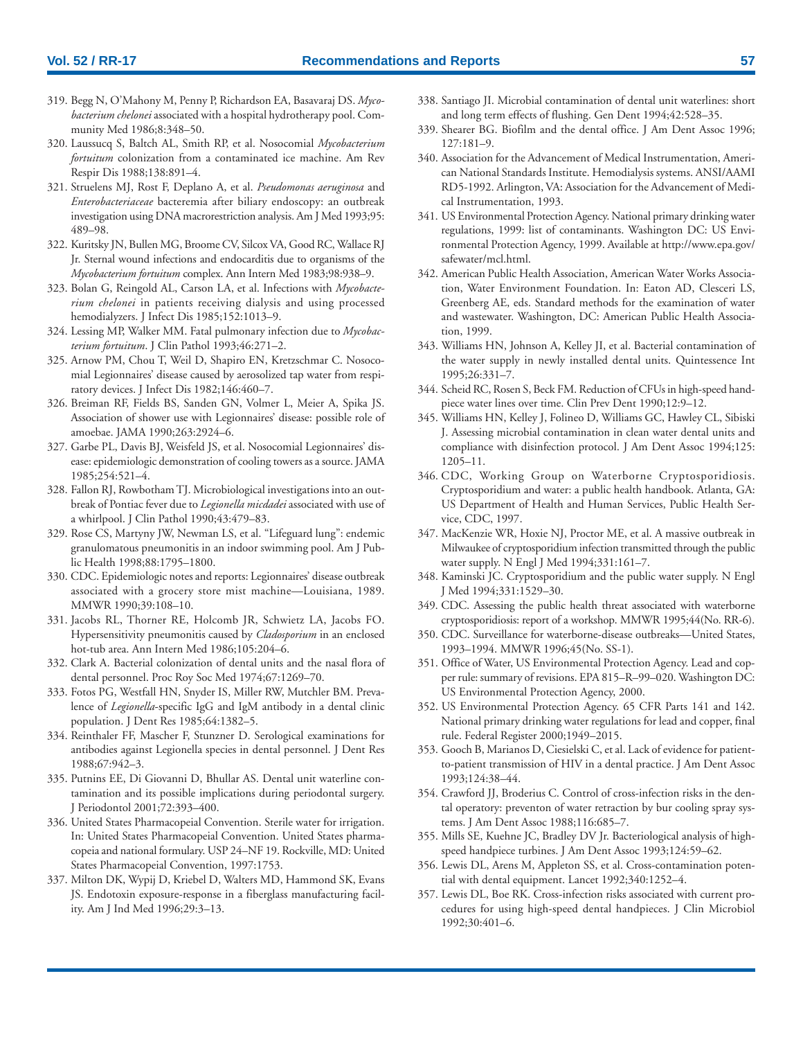319. Begg N, O'Mahony M, Penny P, Richardson EA, Basavaraj DS. *Mycobacterium chelonei* associated with a hospital hydrotherapy pool. Community Med 1986;8:348–50.
320. Laussucq S, Baltch AL, Smith RP, et al. Nosocomial *Mycobacterium fortuitum* colonization from a contaminated ice machine. Am Rev Respir Dis 1988;138:891–4.
321. Struelens MJ, Rost F, Deplano A, et al. *Pseudomonas aeruginosa* and *Enterobacteriaceae* bacteremia after biliary endoscopy: an outbreak investigation using DNA macrorestriction analysis. Am J Med 1993;95: 489–98.
322. Kuritsky JN, Bullen MG, Broome CV, Silcox VA, Good RC, Wallace RJ Jr. Sternal wound infections and endocarditis due to organisms of the *Mycobacterium fortuitum* complex. Ann Intern Med 1983;98:938–9.
323. Bolan G, Reingold AL, Carson LA, et al. Infections with *Mycobacterium chelonei* in patients receiving dialysis and using processed hemodialyzers. J Infect Dis 1985;152:1013–9.
324. Lessing MP, Walker MM. Fatal pulmonary infection due to *Mycobacterium fortuitum*. J Clin Pathol 1993;46:271–2.
325. Arnow PM, Chou T, Weil D, Shapiro EN, Kretzschmar C. Nosocomial Legionnaires' disease caused by aerosolized tap water from respiratory devices. J Infect Dis 1982;146:460–7.
326. Breiman RF, Fields BS, Sanden GN, Volmer L, Meier A, Spika JS. Association of shower use with Legionnaires' disease: possible role of amoebae. JAMA 1990;263:2924–6.
327. Garbe PL, Davis BJ, Weisfeld JS, et al. Nosocomial Legionnaires' disease: epidemiologic demonstration of cooling towers as a source. JAMA 1985;254:521–4.
328. Fallon RJ, Rowbotham TJ. Microbiological investigations into an outbreak of Pontiac fever due to *Legionella micdadei* associated with use of a whirlpool. J Clin Pathol 1990;43:479–83.
329. Rose CS, Martyny JW, Newman LS, et al. "Lifeguard lung": endemic granulomatous pneumonitis in an indoor swimming pool. Am J Public Health 1998;88:1795–1800.
330. CDC. Epidemiologic notes and reports: Legionnaires' disease outbreak associated with a grocery store mist machine—Louisiana, 1989. MMWR 1990;39:108–10.
331. Jacobs RL, Thorner RE, Holcomb JR, Schwietz LA, Jacobs FO. Hypersensitivity pneumonitis caused by *Cladosporium* in an enclosed hot-tub area. Ann Intern Med 1986;105:204–6.
332. Clark A. Bacterial colonization of dental units and the nasal flora of dental personnel. Proc Roy Soc Med 1974;67:1269–70.
333. Fotos PG, Westfall HN, Snyder IS, Miller RW, Mutchler BM. Prevalence of *Legionella*-specific IgG and IgM antibody in a dental clinic population. J Dent Res 1985;64:1382–5.
334. Reinthaler FF, Mascher F, Stunzner D. Serological examinations for antibodies against Legionella species in dental personnel. J Dent Res 1988;67:942–3.
335. Putnins EE, Di Giovanni D, Bhullar AS. Dental unit waterline contamination and its possible implications during periodontal surgery. J Periodontol 2001;72:393–400.
336. United States Pharmacopeial Convention. Sterile water for irrigation. In: United States Pharmacopeial Convention. United States pharmacopeia and national formulary. USP 24–NF 19. Rockville, MD: United States Pharmacopeial Convention, 1997:1753.
337. Milton DK, Wypij D, Kriebel D, Walters MD, Hammond SK, Evans JS. Endotoxin exposure-response in a fiberglass manufacturing facility. Am J Ind Med 1996;29:3–13.
338. Santiago JI. Microbial contamination of dental unit waterlines: short and long term effects of flushing. Gen Dent 1994;42:528–35.
339. Shearer BG. Biofilm and the dental office. J Am Dent Assoc 1996; 127:181–9.
340. Association for the Advancement of Medical Instrumentation, American National Standards Institute. Hemodialysis systems. ANSI/AAMI RD5-1992. Arlington, VA: Association for the Advancement of Medical Instrumentation, 1993.
341. US Environmental Protection Agency. National primary drinking water regulations, 1999: list of contaminants. Washington DC: US Environmental Protection Agency, 1999. Available at http://www.epa.gov/safewater/mcl.html.
342. American Public Health Association, American Water Works Association, Water Environment Foundation. In: Eaton AD, Clesceri LS, Greenberg AE, eds. Standard methods for the examination of water and wastewater. Washington, DC: American Public Health Association, 1999.
343. Williams HN, Johnson A, Kelley JI, et al. Bacterial contamination of the water supply in newly installed dental units. Quintessence Int 1995;26:331–7.
344. Scheid RC, Rosen S, Beck FM. Reduction of CFUs in high-speed handpiece water lines over time. Clin Prev Dent 1990;12:9–12.
345. Williams HN, Kelley J, Folineo D, Williams GC, Hawley CL, Sibiski J. Assessing microbial contamination in clean water dental units and compliance with disinfection protocol. J Am Dent Assoc 1994;125: 1205–11.
346. CDC, Working Group on Waterborne Cryptosporidiosis. Cryptosporidium and water: a public health handbook. Atlanta, GA: US Department of Health and Human Services, Public Health Service, CDC, 1997.
347. MacKenzie WR, Hoxie NJ, Proctor ME, et al. A massive outbreak in Milwaukee of cryptosporidium infection transmitted through the public water supply. N Engl J Med 1994;331:161–7.
348. Kaminski JC. Cryptosporidium and the public water supply. N Engl J Med 1994;331:1529–30.
349. CDC. Assessing the public health threat associated with waterborne cryptosporidiosis: report of a workshop. MMWR 1995;44(No. RR-6).
350. CDC. Surveillance for waterborne-disease outbreaks—United States, 1993–1994. MMWR 1996;45(No. SS-1).
351. Office of Water, US Environmental Protection Agency. Lead and copper rule: summary of revisions. EPA 815–R–99–020. Washington DC: US Environmental Protection Agency, 2000.
352. US Environmental Protection Agency. 65 CFR Parts 141 and 142. National primary drinking water regulations for lead and copper, final rule. Federal Register 2000;1949–2015.
353. Gooch B, Marianos D, Ciesielski C, et al. Lack of evidence for patient-to-patient transmission of HIV in a dental practice. J Am Dent Assoc 1993;124:38–44.
354. Crawford JJ, Broderius C. Control of cross-infection risks in the dental operatory: preventon of water retraction by bur cooling spray systems. J Am Dent Assoc 1988;116:685–7.
355. Mills SE, Kuehne JC, Bradley DV Jr. Bacteriological analysis of high-speed handpiece turbines. J Am Dent Assoc 1993;124:59–62.
356. Lewis DL, Arens M, Appleton SS, et al. Cross-contamination potential with dental equipment. Lancet 1992;340:1252–4.
357. Lewis DL, Boe RK. Cross-infection risks associated with current procedures for using high-speed dental handpieces. J Clin Microbiol 1992;30:401–6.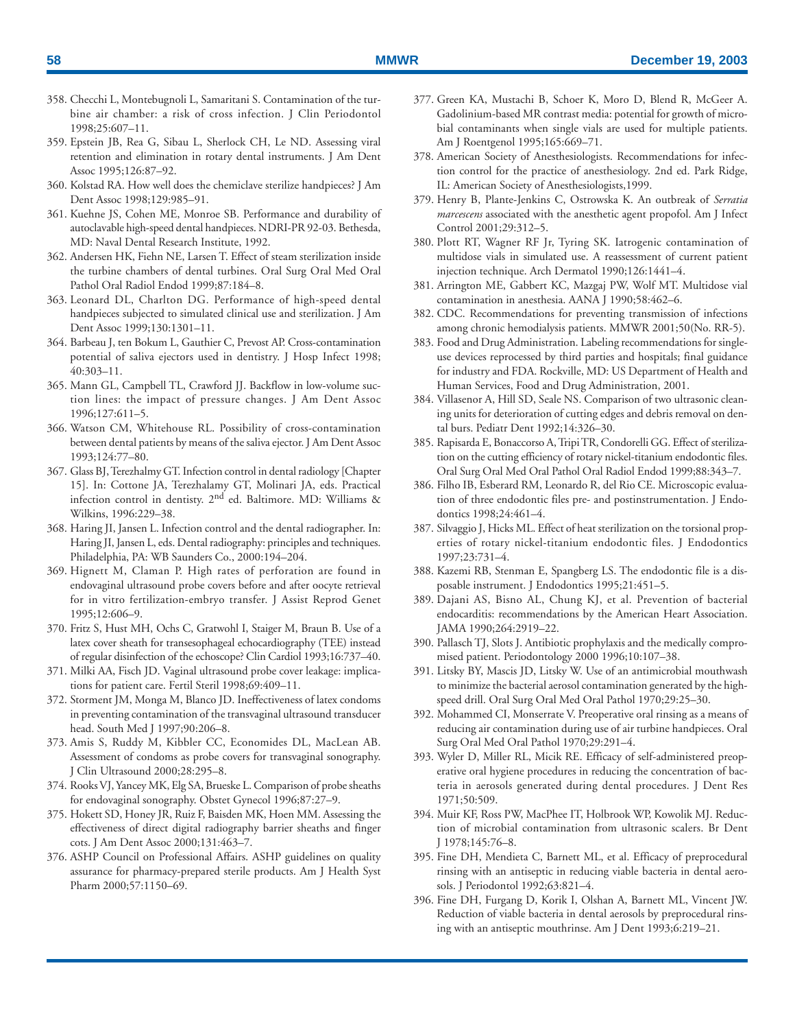358. Checchi L, Montebugnoli L, Samaritani S. Contamination of the turbine air chamber: a risk of cross infection. J Clin Periodontol 1998;25:607–11.
359. Epstein JB, Rea G, Sibau L, Sherlock CH, Le ND. Assessing viral retention and elimination in rotary dental instruments. J Am Dent Assoc 1995;126:87–92.
360. Kolstad RA. How well does the chemiclave sterilize handpieces? J Am Dent Assoc 1998;129:985–91.
361. Kuehne JS, Cohen ME, Monroe SB. Performance and durability of autoclavable high-speed dental handpieces. NDRI-PR 92-03. Bethesda, MD: Naval Dental Research Institute, 1992.
362. Andersen HK, Fiehn NE, Larsen T. Effect of steam sterilization inside the turbine chambers of dental turbines. Oral Surg Oral Med Oral Pathol Oral Radiol Endod 1999;87:184–8.
363. Leonard DL, Charlton DG. Performance of high-speed dental handpieces subjected to simulated clinical use and sterilization. J Am Dent Assoc 1999;130:1301–11.
364. Barbeau J, ten Bokum L, Gauthier C, Prevost AP. Cross-contamination potential of saliva ejectors used in dentistry. J Hosp Infect 1998; 40:303–11.
365. Mann GL, Campbell TL, Crawford JJ. Backflow in low-volume suction lines: the impact of pressure changes. J Am Dent Assoc 1996;127:611–5.
366. Watson CM, Whitehouse RL. Possibility of cross-contamination between dental patients by means of the saliva ejector. J Am Dent Assoc 1993;124:77–80.
367. Glass BJ, Terezhalmy GT. Infection control in dental radiology [Chapter 15]. In: Cottone JA, Terezhalamy GT, Molinari JA, eds. Practical infection control in dentistry. 2nd ed. Baltimore. MD: Williams & Wilkins, 1996:229–38.
368. Haring JI, Jansen L. Infection control and the dental radiographer. In: Haring JI, Jansen L, eds. Dental radiography: principles and techniques. Philadelphia, PA: WB Saunders Co., 2000:194–204.
369. Hignett M, Claman P. High rates of perforation are found in endovaginal ultrasound probe covers before and after oocyte retrieval for in vitro fertilization-embryo transfer. J Assist Reprod Genet 1995;12:606–9.
370. Fritz S, Hust MH, Ochs C, Gratwohl I, Staiger M, Braun B. Use of a latex cover sheath for transesophageal echocardiography (TEE) instead of regular disinfection of the echoscope? Clin Cardiol 1993;16:737–40.
371. Milki AA, Fisch JD. Vaginal ultrasound probe cover leakage: implications for patient care. Fertil Steril 1998;69:409–11.
372. Storment JM, Monga M, Blanco JD. Ineffectiveness of latex condoms in preventing contamination of the transvaginal ultrasound transducer head. South Med J 1997;90:206–8.
373. Amis S, Ruddy M, Kibbler CC, Economides DL, MacLean AB. Assessment of condoms as probe covers for transvaginal sonography. J Clin Ultrasound 2000;28:295–8.
374. Rooks VJ, Yancey MK, Elg SA, Brueske L. Comparison of probe sheaths for endovaginal sonography. Obstet Gynecol 1996;87:27–9.
375. Hokett SD, Honey JR, Ruiz F, Baisden MK, Hoen MM. Assessing the effectiveness of direct digital radiography barrier sheaths and finger cots. J Am Dent Assoc 2000;131:463–7.
376. ASHP Council on Professional Affairs. ASHP guidelines on quality assurance for pharmacy-prepared sterile products. Am J Health Syst Pharm 2000;57:1150–69.
377. Green KA, Mustachi B, Schoer K, Moro D, Blend R, McGeer A. Gadolinium-based MR contrast media: potential for growth of microbial contaminants when single vials are used for multiple patients. Am J Roentgenol 1995;165:669–71.
378. American Society of Anesthesiologists. Recommendations for infection control for the practice of anesthesiology. 2nd ed. Park Ridge, IL: American Society of Anesthesiologists,1999.
379. Henry B, Plante-Jenkins C, Ostrowska K. An outbreak of *Serratia marcescens* associated with the anesthetic agent propofol. Am J Infect Control 2001;29:312–5.
380. Plott RT, Wagner RF Jr, Tyring SK. Iatrogenic contamination of multidose vials in simulated use. A reassessment of current patient injection technique. Arch Dermatol 1990;126:1441–4.
381. Arrington ME, Gabbert KC, Mazgaj PW, Wolf MT. Multidose vial contamination in anesthesia. AANA J 1990;58:462–6.
382. CDC. Recommendations for preventing transmission of infections among chronic hemodialysis patients. MMWR 2001;50(No. RR-5).
383. Food and Drug Administration. Labeling recommendations for single-use devices reprocessed by third parties and hospitals; final guidance for industry and FDA. Rockville, MD: US Department of Health and Human Services, Food and Drug Administration, 2001.
384. Villasenor A, Hill SD, Seale NS. Comparison of two ultrasonic cleaning units for deterioration of cutting edges and debris removal on dental burs. Pediatr Dent 1992;14:326–30.
385. Rapisarda E, Bonaccorso A, Tripi TR, Condorelli GG. Effect of sterilization on the cutting efficiency of rotary nickel-titanium endodontic files. Oral Surg Oral Med Oral Pathol Oral Radiol Endod 1999;88:343–7.
386. Filho IB, Esberard RM, Leonardo R, del Rio CE. Microscopic evaluation of three endodontic files pre- and postinstrumentation. J Endodontics 1998;24:461–4.
387. Silvaggio J, Hicks ML. Effect of heat sterilization on the torsional properties of rotary nickel-titanium endodontic files. J Endodontics 1997;23:731–4.
388. Kazemi RB, Stenman E, Spangberg LS. The endodontic file is a disposable instrument. J Endodontics 1995;21:451–5.
389. Dajani AS, Bisno AL, Chung KJ, et al. Prevention of bacterial endocarditis: recommendations by the American Heart Association. JAMA 1990;264:2919–22.
390. Pallasch TJ, Slots J. Antibiotic prophylaxis and the medically compromised patient. Periodontology 2000 1996;10:107–38.
391. Litsky BY, Mascis JD, Litsky W. Use of an antimicrobial mouthwash to minimize the bacterial aerosol contamination generated by the high-speed drill. Oral Surg Oral Med Oral Pathol 1970;29:25–30.
392. Mohammed CI, Monserrate V. Preoperative oral rinsing as a means of reducing air contamination during use of air turbine handpieces. Oral Surg Oral Med Oral Pathol 1970;29:291–4.
393. Wyler D, Miller RL, Micik RE. Efficacy of self-administered preoperative oral hygiene procedures in reducing the concentration of bacteria in aerosols generated during dental procedures. J Dent Res 1971;50:509.
394. Muir KF, Ross PW, MacPhee IT, Holbrook WP, Kowolik MJ. Reduction of microbial contamination from ultrasonic scalers. Br Dent J 1978;145:76–8.
395. Fine DH, Mendieta C, Barnett ML, et al. Efficacy of preprocedural rinsing with an antiseptic in reducing viable bacteria in dental aerosols. J Periodontol 1992;63:821–4.
396. Fine DH, Furgang D, Korik I, Olshan A, Barnett ML, Vincent JW. Reduction of viable bacteria in dental aerosols by preprocedural rinsing with an antiseptic mouthrinse. Am J Dent 1993;6:219–21.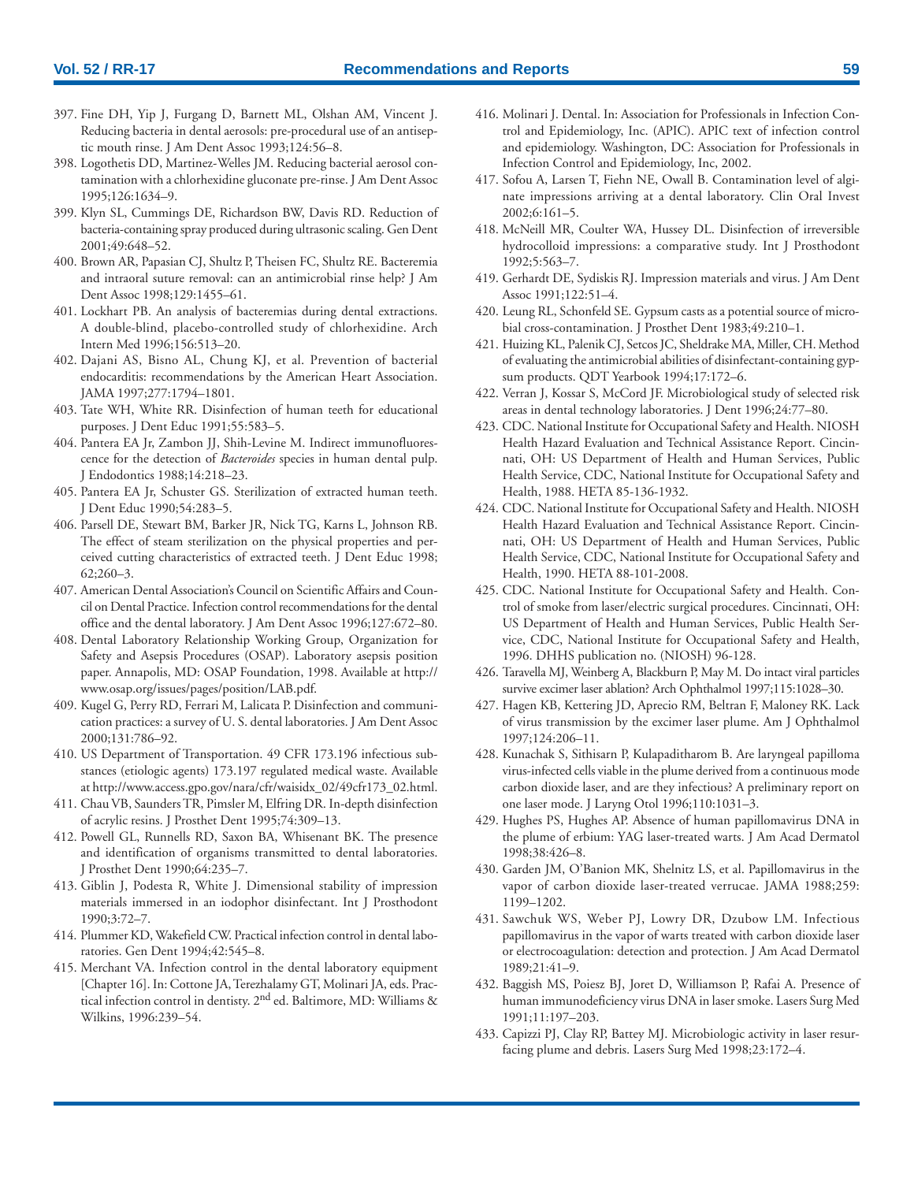397. Fine DH, Yip J, Furgang D, Barnett ML, Olshan AM, Vincent J. Reducing bacteria in dental aerosols: pre-procedural use of an antiseptic mouth rinse. J Am Dent Assoc 1993;124:56–8.
398. Logothetis DD, Martinez-Welles JM. Reducing bacterial aerosol contamination with a chlorhexidine gluconate pre-rinse. J Am Dent Assoc 1995;126:1634–9.
399. Klyn SL, Cummings DE, Richardson BW, Davis RD. Reduction of bacteria-containing spray produced during ultrasonic scaling. Gen Dent 2001;49:648–52.
400. Brown AR, Papasian CJ, Shultz P, Theisen FC, Shultz RE. Bacteremia and intraoral suture removal: can an antimicrobial rinse help? J Am Dent Assoc 1998;129:1455–61.
401. Lockhart PB. An analysis of bacteremias during dental extractions. A double-blind, placebo-controlled study of chlorhexidine. Arch Intern Med 1996;156:513–20.
402. Dajani AS, Bisno AL, Chung KJ, et al. Prevention of bacterial endocarditis: recommendations by the American Heart Association. JAMA 1997;277:1794–1801.
403. Tate WH, White RR. Disinfection of human teeth for educational purposes. J Dent Educ 1991;55:583–5.
404. Pantera EA Jr, Zambon JJ, Shih-Levine M. Indirect immunofluorescence for the detection of *Bacteroides* species in human dental pulp. J Endodontics 1988;14:218–23.
405. Pantera EA Jr, Schuster GS. Sterilization of extracted human teeth. J Dent Educ 1990;54:283–5.
406. Parsell DE, Stewart BM, Barker JR, Nick TG, Karns L, Johnson RB. The effect of steam sterilization on the physical properties and perceived cutting characteristics of extracted teeth. J Dent Educ 1998; 62;260–3.
407. American Dental Association's Council on Scientific Affairs and Council on Dental Practice. Infection control recommendations for the dental office and the dental laboratory. J Am Dent Assoc 1996;127:672–80.
408. Dental Laboratory Relationship Working Group, Organization for Safety and Asepsis Procedures (OSAP). Laboratory asepsis position paper. Annapolis, MD: OSAP Foundation, 1998. Available at http://www.osap.org/issues/pages/position/LAB.pdf.
409. Kugel G, Perry RD, Ferrari M, Lalicata P. Disinfection and communication practices: a survey of U. S. dental laboratories. J Am Dent Assoc 2000;131:786–92.
410. US Department of Transportation. 49 CFR 173.196 infectious substances (etiologic agents) 173.197 regulated medical waste. Available at http://www.access.gpo.gov/nara/cfr/waisidx_02/49cfr173_02.html.
411. Chau VB, Saunders TR, Pimsler M, Elfring DR. In-depth disinfection of acrylic resins. J Prosthet Dent 1995;74:309–13.
412. Powell GL, Runnells RD, Saxon BA, Whisenant BK. The presence and identification of organisms transmitted to dental laboratories. J Prosthet Dent 1990;64:235–7.
413. Giblin J, Podesta R, White J. Dimensional stability of impression materials immersed in an iodophor disinfectant. Int J Prosthodont 1990;3:72–7.
414. Plummer KD, Wakefield CW. Practical infection control in dental laboratories. Gen Dent 1994;42:545–8.
415. Merchant VA. Infection control in the dental laboratory equipment [Chapter 16]. In: Cottone JA, Terezhalamy GT, Molinari JA, eds. Practical infection control in dentistry. 2nd ed. Baltimore, MD: Williams & Wilkins, 1996:239–54.
416. Molinari J. Dental. In: Association for Professionals in Infection Control and Epidemiology, Inc. (APIC). APIC text of infection control and epidemiology. Washington, DC: Association for Professionals in Infection Control and Epidemiology, Inc, 2002.
417. Sofou A, Larsen T, Fiehn NE, Owall B. Contamination level of alginate impressions arriving at a dental laboratory. Clin Oral Invest 2002;6:161–5.
418. McNeill MR, Coulter WA, Hussey DL. Disinfection of irreversible hydrocolloid impressions: a comparative study. Int J Prosthodont 1992;5:563–7.
419. Gerhardt DE, Sydiskis RJ. Impression materials and virus. J Am Dent Assoc 1991;122:51–4.
420. Leung RL, Schonfeld SE. Gypsum casts as a potential source of microbial cross-contamination. J Prosthet Dent 1983;49:210–1.
421. Huizing KL, Palenik CJ, Setcos JC, Sheldrake MA, Miller, CH. Method of evaluating the antimicrobial abilities of disinfectant-containing gypsum products. QDT Yearbook 1994;17:172–6.
422. Verran J, Kossar S, McCord JF. Microbiological study of selected risk areas in dental technology laboratories. J Dent 1996;24:77–80.
423. CDC. National Institute for Occupational Safety and Health. NIOSH Health Hazard Evaluation and Technical Assistance Report. Cincinnati, OH: US Department of Health and Human Services, Public Health Service, CDC, National Institute for Occupational Safety and Health, 1988. HETA 85-136-1932.
424. CDC. National Institute for Occupational Safety and Health. NIOSH Health Hazard Evaluation and Technical Assistance Report. Cincinnati, OH: US Department of Health and Human Services, Public Health Service, CDC, National Institute for Occupational Safety and Health, 1990. HETA 88-101-2008.
425. CDC. National Institute for Occupational Safety and Health. Control of smoke from laser/electric surgical procedures. Cincinnati, OH: US Department of Health and Human Services, Public Health Service, CDC, National Institute for Occupational Safety and Health, 1996. DHHS publication no. (NIOSH) 96-128.
426. Taravella MJ, Weinberg A, Blackburn P, May M. Do intact viral particles survive excimer laser ablation? Arch Ophthalmol 1997;115:1028–30.
427. Hagen KB, Kettering JD, Aprecio RM, Beltran F, Maloney RK. Lack of virus transmission by the excimer laser plume. Am J Ophthalmol 1997;124:206–11.
428. Kunachak S, Sithisarn P, Kulapaditharom B. Are laryngeal papilloma virus-infected cells viable in the plume derived from a continuous mode carbon dioxide laser, and are they infectious? A preliminary report on one laser mode. J Laryng Otol 1996;110:1031–3.
429. Hughes PS, Hughes AP. Absence of human papillomavirus DNA in the plume of erbium: YAG laser-treated warts. J Am Acad Dermatol 1998;38:426–8.
430. Garden JM, O'Banion MK, Shelnitz LS, et al. Papillomavirus in the vapor of carbon dioxide laser-treated verrucae. JAMA 1988;259: 1199–1202.
431. Sawchuk WS, Weber PJ, Lowry DR, Dzubow LM. Infectious papillomavirus in the vapor of warts treated with carbon dioxide laser or electrocoagulation: detection and protection. J Am Acad Dermatol 1989;21:41–9.
432. Baggish MS, Poiesz BJ, Joret D, Williamson P, Rafai A. Presence of human immunodeficiency virus DNA in laser smoke. Lasers Surg Med 1991;11:197–203.
433. Capizzi PJ, Clay RP, Battey MJ. Microbiologic activity in laser resurfacing plume and debris. Lasers Surg Med 1998;23:172–4.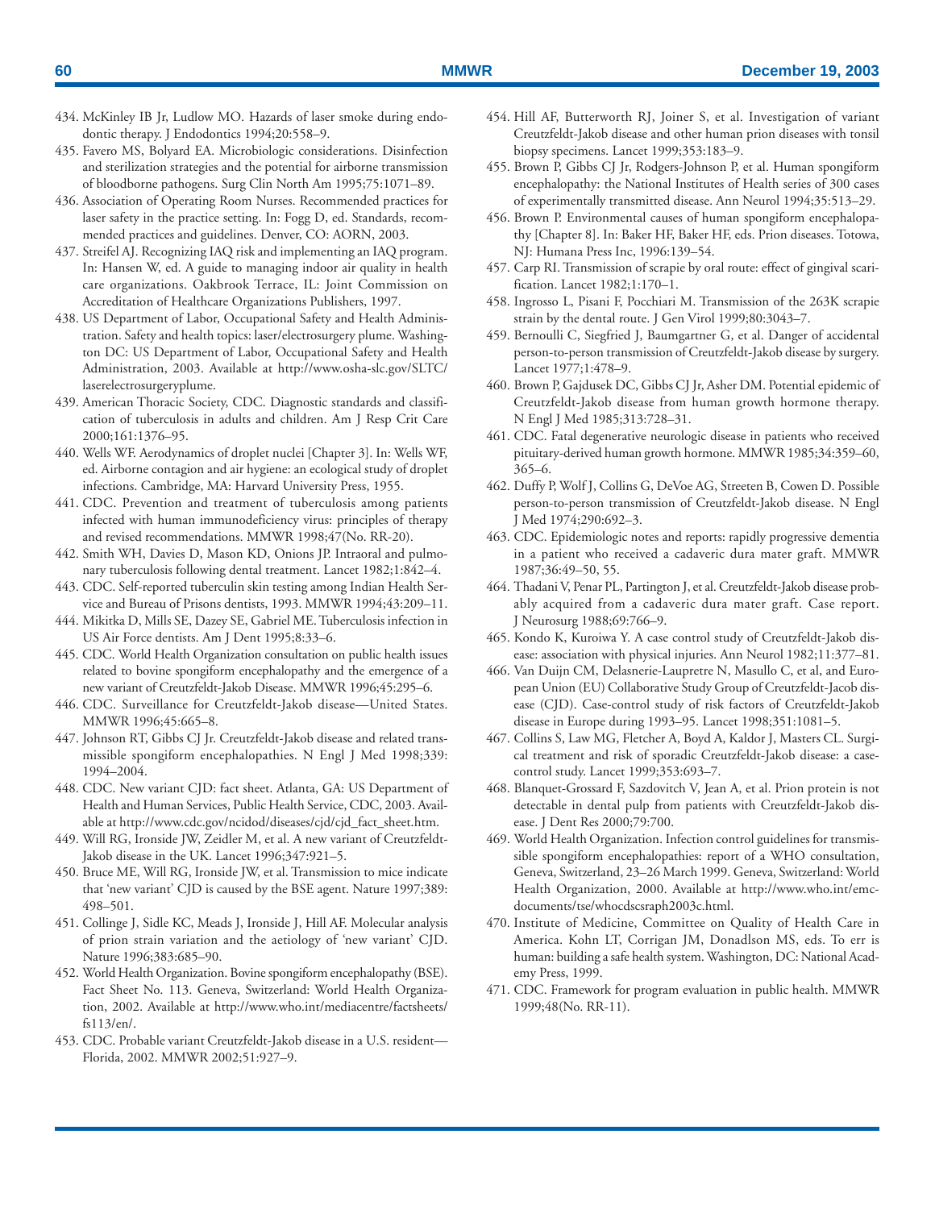434. McKinley IB Jr, Ludlow MO. Hazards of laser smoke during endodontic therapy. J Endodontics 1994;20:558–9.
435. Favero MS, Bolyard EA. Microbiologic considerations. Disinfection and sterilization strategies and the potential for airborne transmission of bloodborne pathogens. Surg Clin North Am 1995;75:1071–89.
436. Association of Operating Room Nurses. Recommended practices for laser safety in the practice setting. In: Fogg D, ed. Standards, recommended practices and guidelines. Denver, CO: AORN, 2003.
437. Streifel AJ. Recognizing IAQ risk and implementing an IAQ program. In: Hansen W, ed. A guide to managing indoor air quality in health care organizations. Oakbrook Terrace, IL: Joint Commission on Accreditation of Healthcare Organizations Publishers, 1997.
438. US Department of Labor, Occupational Safety and Health Administration. Safety and health topics: laser/electrosurgery plume. Washington DC: US Department of Labor, Occupational Safety and Health Administration, 2003. Available at http://www.osha-slc.gov/SLTC/laserelectrosurgeryplume.
439. American Thoracic Society, CDC. Diagnostic standards and classification of tuberculosis in adults and children. Am J Resp Crit Care 2000;161:1376–95.
440. Wells WF. Aerodynamics of droplet nuclei [Chapter 3]. In: Wells WF, ed. Airborne contagion and air hygiene: an ecological study of droplet infections. Cambridge, MA: Harvard University Press, 1955.
441. CDC. Prevention and treatment of tuberculosis among patients infected with human immunodeficiency virus: principles of therapy and revised recommendations. MMWR 1998;47(No. RR-20).
442. Smith WH, Davies D, Mason KD, Onions JP. Intraoral and pulmonary tuberculosis following dental treatment. Lancet 1982;1:842–4.
443. CDC. Self-reported tuberculin skin testing among Indian Health Service and Bureau of Prisons dentists, 1993. MMWR 1994;43:209–11.
444. Mikitka D, Mills SE, Dazey SE, Gabriel ME. Tuberculosis infection in US Air Force dentists. Am J Dent 1995;8:33–6.
445. CDC. World Health Organization consultation on public health issues related to bovine spongiform encephalopathy and the emergence of a new variant of Creutzfeldt-Jakob Disease. MMWR 1996;45:295–6.
446. CDC. Surveillance for Creutzfeldt-Jakob disease—United States. MMWR 1996;45:665–8.
447. Johnson RT, Gibbs CJ Jr. Creutzfeldt-Jakob disease and related transmissible spongiform encephalopathies. N Engl J Med 1998;339: 1994–2004.
448. CDC. New variant CJD: fact sheet. Atlanta, GA: US Department of Health and Human Services, Public Health Service, CDC, 2003. Available at http://www.cdc.gov/ncidod/diseases/cjd/cjd_fact_sheet.htm.
449. Will RG, Ironside JW, Zeidler M, et al. A new variant of Creutzfeldt-Jakob disease in the UK. Lancet 1996;347:921–5.
450. Bruce ME, Will RG, Ironside JW, et al. Transmission to mice indicate that 'new variant' CJD is caused by the BSE agent. Nature 1997;389: 498–501.
451. Collinge J, Sidle KC, Meads J, Ironside J, Hill AF. Molecular analysis of prion strain variation and the aetiology of 'new variant' CJD. Nature 1996;383:685–90.
452. World Health Organization. Bovine spongiform encephalopathy (BSE). Fact Sheet No. 113. Geneva, Switzerland: World Health Organization, 2002. Available at http://www.who.int/mediacentre/factsheets/fs113/en/.
453. CDC. Probable variant Creutzfeldt-Jakob disease in a U.S. resident—Florida, 2002. MMWR 2002;51:927–9.
454. Hill AF, Butterworth RJ, Joiner S, et al. Investigation of variant Creutzfeldt-Jakob disease and other human prion diseases with tonsil biopsy specimens. Lancet 1999;353:183–9.
455. Brown P, Gibbs CJ Jr, Rodgers-Johnson P, et al. Human spongiform encephalopathy: the National Institutes of Health series of 300 cases of experimentally transmitted disease. Ann Neurol 1994;35:513–29.
456. Brown P. Environmental causes of human spongiform encephalopathy [Chapter 8]. In: Baker HF, Baker HF, eds. Prion diseases. Totowa, NJ: Humana Press Inc, 1996:139–54.
457. Carp RI. Transmission of scrapie by oral route: effect of gingival scarification. Lancet 1982;1:170–1.
458. Ingrosso L, Pisani F, Pocchiari M. Transmission of the 263K scrapie strain by the dental route. J Gen Virol 1999;80:3043–7.
459. Bernoulli C, Siegfried J, Baumgartner G, et al. Danger of accidental person-to-person transmission of Creutzfeldt-Jakob disease by surgery. Lancet 1977;1:478–9.
460. Brown P, Gajdusek DC, Gibbs CJ Jr, Asher DM. Potential epidemic of Creutzfeldt-Jakob disease from human growth hormone therapy. N Engl J Med 1985;313:728–31.
461. CDC. Fatal degenerative neurologic disease in patients who received pituitary-derived human growth hormone. MMWR 1985;34:359–60, 365–6.
462. Duffy P, Wolf J, Collins G, DeVoe AG, Streeten B, Cowen D. Possible person-to-person transmission of Creutzfeldt-Jakob disease. N Engl J Med 1974;290:692–3.
463. CDC. Epidemiologic notes and reports: rapidly progressive dementia in a patient who received a cadaveric dura mater graft. MMWR 1987;36:49–50, 55.
464. Thadani V, Penar PL, Partington J, et al. Creutzfeldt-Jakob disease probably acquired from a cadaveric dura mater graft. Case report. J Neurosurg 1988;69:766–9.
465. Kondo K, Kuroiwa Y. A case control study of Creutzfeldt-Jakob disease: association with physical injuries. Ann Neurol 1982;11:377–81.
466. Van Duijn CM, Delasnerie-Laupretre N, Masullo C, et al, and European Union (EU) Collaborative Study Group of Creutzfeldt-Jacob disease (CJD). Case-control study of risk factors of Creutzfeldt-Jakob disease in Europe during 1993–95. Lancet 1998;351:1081–5.
467. Collins S, Law MG, Fletcher A, Boyd A, Kaldor J, Masters CL. Surgical treatment and risk of sporadic Creutzfeldt-Jakob disease: a case-control study. Lancet 1999;353:693–7.
468. Blanquet-Grossard F, Sazdovitch V, Jean A, et al. Prion protein is not detectable in dental pulp from patients with Creutzfeldt-Jakob disease. J Dent Res 2000;79:700.
469. World Health Organization. Infection control guidelines for transmissible spongiform encephalopathies: report of a WHO consultation, Geneva, Switzerland, 23–26 March 1999. Geneva, Switzerland: World Health Organization, 2000. Available at http://www.who.int/emc-documents/tse/whocdscsraph2003c.html.
470. Institute of Medicine, Committee on Quality of Health Care in America. Kohn LT, Corrigan JM, Donadlson MS, eds. To err is human: building a safe health system. Washington, DC: National Academy Press, 1999.
471. CDC. Framework for program evaluation in public health. MMWR 1999;48(No. RR-11).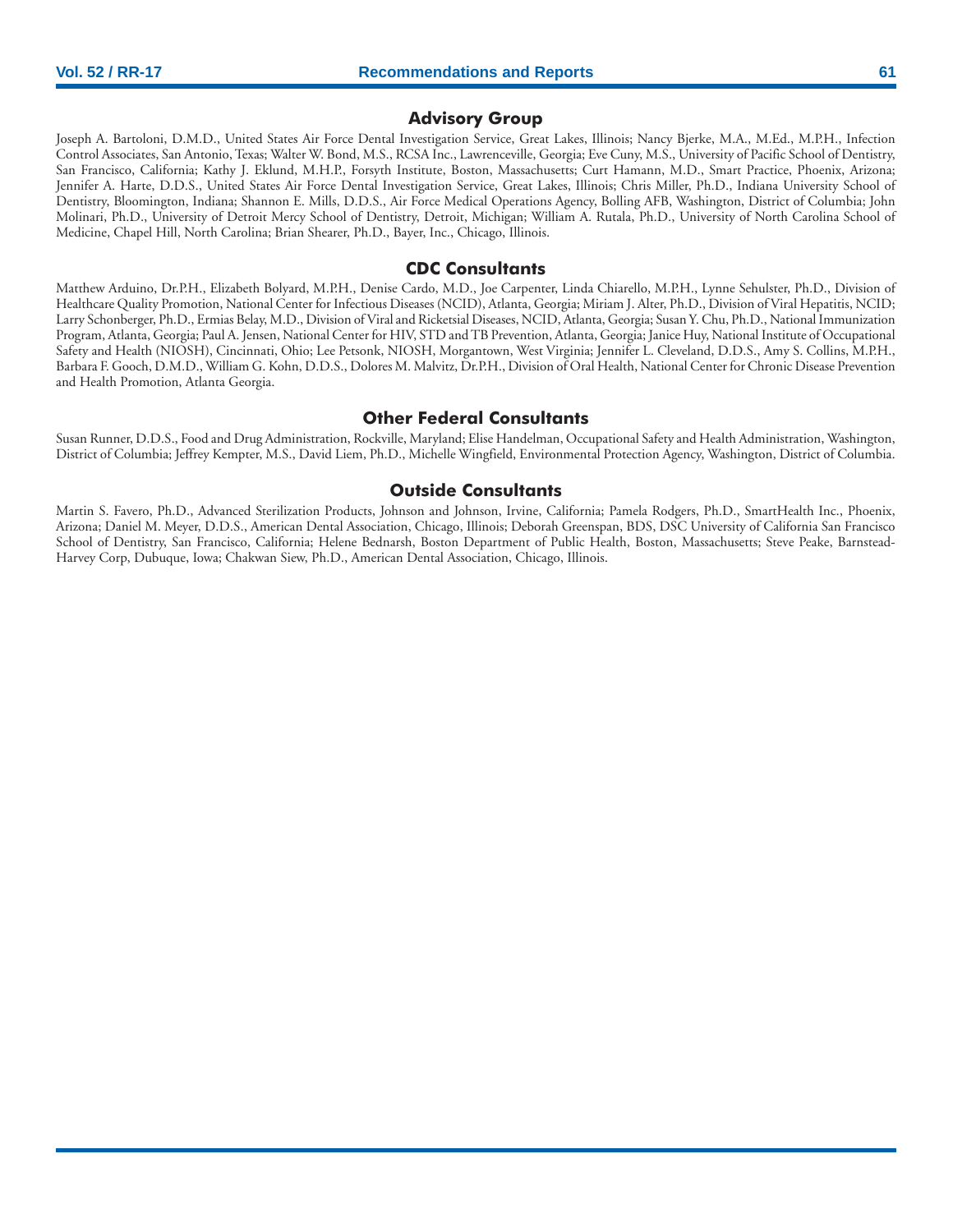## Advisory Group

Joseph A. Bartoloni, D.M.D., United States Air Force Dental Investigation Service, Great Lakes, Illinois; Nancy Bjerke, M.A., M.Ed., M.P.H., Infection Control Associates, San Antonio, Texas; Walter W. Bond, M.S., RCSA Inc., Lawrenceville, Georgia; Eve Cuny, M.S., University of Pacific School of Dentistry, San Francisco, California; Kathy J. Eklund, M.H.P., Forsyth Institute, Boston, Massachusetts; Curt Hamann, M.D., Smart Practice, Phoenix, Arizona; Jennifer A. Harte, D.D.S., United States Air Force Dental Investigation Service, Great Lakes, Illinois; Chris Miller, Ph.D., Indiana University School of Dentistry, Bloomington, Indiana; Shannon E. Mills, D.D.S., Air Force Medical Operations Agency, Bolling AFB, Washington, District of Columbia; John Molinari, Ph.D., University of Detroit Mercy School of Dentistry, Detroit, Michigan; William A. Rutala, Ph.D., University of North Carolina School of Medicine, Chapel Hill, North Carolina; Brian Shearer, Ph.D., Bayer, Inc., Chicago, Illinois.

## CDC Consultants

Matthew Arduino, Dr.P.H., Elizabeth Bolyard, M.P.H., Denise Cardo, M.D., Joe Carpenter, Linda Chiarello, M.P.H., Lynne Sehulster, Ph.D., Division of Healthcare Quality Promotion, National Center for Infectious Diseases (NCID), Atlanta, Georgia; Miriam J. Alter, Ph.D., Division of Viral Hepatitis, NCID; Larry Schonberger, Ph.D., Ermias Belay, M.D., Division of Viral and Ricketsial Diseases, NCID, Atlanta, Georgia; Susan Y. Chu, Ph.D., National Immunization Program, Atlanta, Georgia; Paul A. Jensen, National Center for HIV, STD and TB Prevention, Atlanta, Georgia; Janice Huy, National Institute of Occupational Safety and Health (NIOSH), Cincinnati, Ohio; Lee Petsonk, NIOSH, Morgantown, West Virginia; Jennifer L. Cleveland, D.D.S., Amy S. Collins, M.P.H., Barbara F. Gooch, D.M.D., William G. Kohn, D.D.S., Dolores M. Malvitz, Dr.P.H., Division of Oral Health, National Center for Chronic Disease Prevention and Health Promotion, Atlanta Georgia.

## Other Federal Consultants

Susan Runner, D.D.S., Food and Drug Administration, Rockville, Maryland; Elise Handelman, Occupational Safety and Health Administration, Washington, District of Columbia; Jeffrey Kempter, M.S., David Liem, Ph.D., Michelle Wingfield, Environmental Protection Agency, Washington, District of Columbia.

## Outside Consultants

Martin S. Favero, Ph.D., Advanced Sterilization Products, Johnson and Johnson, Irvine, California; Pamela Rodgers, Ph.D., SmartHealth Inc., Phoenix, Arizona; Daniel M. Meyer, D.D.S., American Dental Association, Chicago, Illinois; Deborah Greenspan, BDS, DSC University of California San Francisco School of Dentistry, San Francisco, California; Helene Bednarsh, Boston Department of Public Health, Boston, Massachusetts; Steve Peake, Barnstead-Harvey Corp, Dubuque, Iowa; Chakwan Siew, Ph.D., American Dental Association, Chicago, Illinois.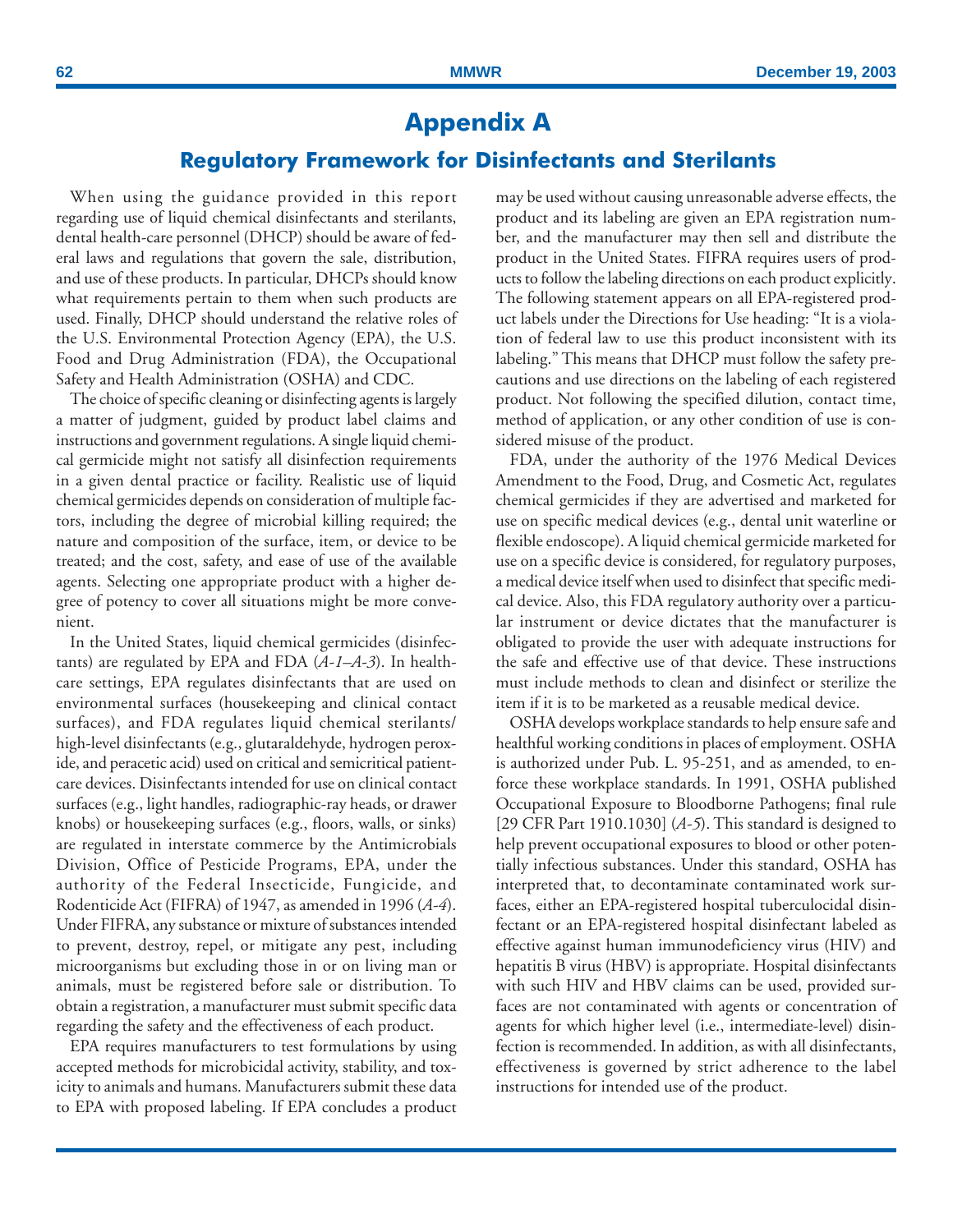# Appendix A

## Regulatory Framework for Disinfectants and Sterilants

When using the guidance provided in this report regarding use of liquid chemical disinfectants and sterilants, dental health-care personnel (DHCP) should be aware of federal laws and regulations that govern the sale, distribution, and use of these products. In particular, DHCPs should know what requirements pertain to them when such products are used. Finally, DHCP should understand the relative roles of the U.S. Environmental Protection Agency (EPA), the U.S. Food and Drug Administration (FDA), the Occupational Safety and Health Administration (OSHA) and CDC.

The choice of specific cleaning or disinfecting agents is largely a matter of judgment, guided by product label claims and instructions and government regulations. A single liquid chemical germicide might not satisfy all disinfection requirements in a given dental practice or facility. Realistic use of liquid chemical germicides depends on consideration of multiple factors, including the degree of microbial killing required; the nature and composition of the surface, item, or device to be treated; and the cost, safety, and ease of use of the available agents. Selecting one appropriate product with a higher degree of potency to cover all situations might be more convenient.

In the United States, liquid chemical germicides (disinfectants) are regulated by EPA and FDA (*A-1–A-3*). In health-care settings, EPA regulates disinfectants that are used on environmental surfaces (housekeeping and clinical contact surfaces), and FDA regulates liquid chemical sterilants/high-level disinfectants (e.g., glutaraldehyde, hydrogen peroxide, and peracetic acid) used on critical and semicritical patient-care devices. Disinfectants intended for use on clinical contact surfaces (e.g., light handles, radiographic-ray heads, or drawer knobs) or housekeeping surfaces (e.g., floors, walls, or sinks) are regulated in interstate commerce by the Antimicrobials Division, Office of Pesticide Programs, EPA, under the authority of the Federal Insecticide, Fungicide, and Rodenticide Act (FIFRA) of 1947, as amended in 1996 (*A-4*). Under FIFRA, any substance or mixture of substances intended to prevent, destroy, repel, or mitigate any pest, including microorganisms but excluding those in or on living man or animals, must be registered before sale or distribution. To obtain a registration, a manufacturer must submit specific data regarding the safety and the effectiveness of each product.

EPA requires manufacturers to test formulations by using accepted methods for microbicidal activity, stability, and toxicity to animals and humans. Manufacturers submit these data to EPA with proposed labeling. If EPA concludes a product may be used without causing unreasonable adverse effects, the product and its labeling are given an EPA registration number, and the manufacturer may then sell and distribute the product in the United States. FIFRA requires users of products to follow the labeling directions on each product explicitly. The following statement appears on all EPA-registered product labels under the Directions for Use heading: "It is a violation of federal law to use this product inconsistent with its labeling." This means that DHCP must follow the safety precautions and use directions on the labeling of each registered product. Not following the specified dilution, contact time, method of application, or any other condition of use is considered misuse of the product.

FDA, under the authority of the 1976 Medical Devices Amendment to the Food, Drug, and Cosmetic Act, regulates chemical germicides if they are advertised and marketed for use on specific medical devices (e.g., dental unit waterline or flexible endoscope). A liquid chemical germicide marketed for use on a specific device is considered, for regulatory purposes, a medical device itself when used to disinfect that specific medical device. Also, this FDA regulatory authority over a particular instrument or device dictates that the manufacturer is obligated to provide the user with adequate instructions for the safe and effective use of that device. These instructions must include methods to clean and disinfect or sterilize the item if it is to be marketed as a reusable medical device.

OSHA develops workplace standards to help ensure safe and healthful working conditions in places of employment. OSHA is authorized under Pub. L. 95-251, and as amended, to enforce these workplace standards. In 1991, OSHA published Occupational Exposure to Bloodborne Pathogens; final rule [29 CFR Part 1910.1030] (*A-5*). This standard is designed to help prevent occupational exposures to blood or other potentially infectious substances. Under this standard, OSHA has interpreted that, to decontaminate contaminated work surfaces, either an EPA-registered hospital tuberculocidal disinfectant or an EPA-registered hospital disinfectant labeled as effective against human immunodeficiency virus (HIV) and hepatitis B virus (HBV) is appropriate. Hospital disinfectants with such HIV and HBV claims can be used, provided surfaces are not contaminated with agents or concentration of agents for which higher level (i.e., intermediate-level) disinfection is recommended. In addition, as with all disinfectants, effectiveness is governed by strict adherence to the label instructions for intended use of the product.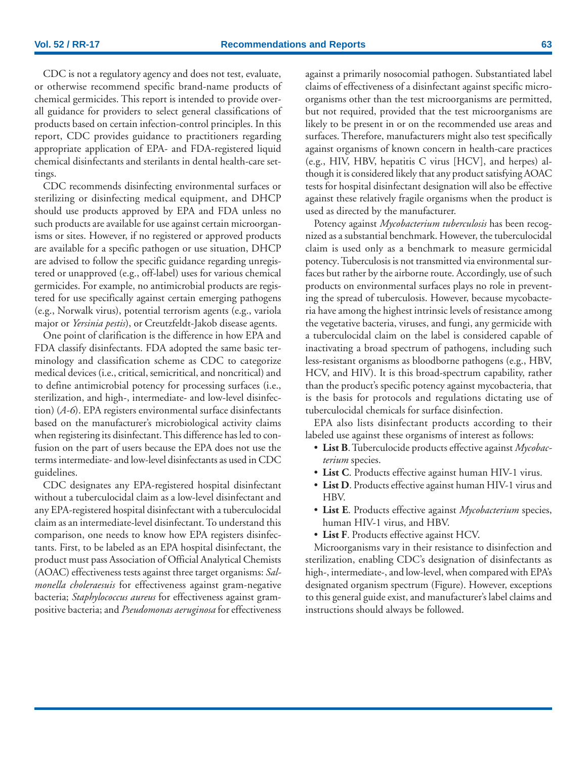CDC is not a regulatory agency and does not test, evaluate, or otherwise recommend specific brand-name products of chemical germicides. This report is intended to provide overall guidance for providers to select general classifications of products based on certain infection-control principles. In this report, CDC provides guidance to practitioners regarding appropriate application of EPA- and FDA-registered liquid chemical disinfectants and sterilants in dental health-care settings.

CDC recommends disinfecting environmental surfaces or sterilizing or disinfecting medical equipment, and DHCP should use products approved by EPA and FDA unless no such products are available for use against certain microorganisms or sites. However, if no registered or approved products are available for a specific pathogen or use situation, DHCP are advised to follow the specific guidance regarding unregistered or unapproved (e.g., off-label) uses for various chemical germicides. For example, no antimicrobial products are registered for use specifically against certain emerging pathogens (e.g., Norwalk virus), potential terrorism agents (e.g., variola major or *Yersinia pestis*), or Creutzfeldt-Jakob disease agents.

One point of clarification is the difference in how EPA and FDA classify disinfectants. FDA adopted the same basic terminology and classification scheme as CDC to categorize medical devices (i.e., critical, semicritical, and noncritical) and to define antimicrobial potency for processing surfaces (i.e., sterilization, and high-, intermediate- and low-level disinfection) (*A-6*). EPA registers environmental surface disinfectants based on the manufacturer's microbiological activity claims when registering its disinfectant. This difference has led to confusion on the part of users because the EPA does not use the terms intermediate- and low-level disinfectants as used in CDC guidelines.

CDC designates any EPA-registered hospital disinfectant without a tuberculocidal claim as a low-level disinfectant and any EPA-registered hospital disinfectant with a tuberculocidal claim as an intermediate-level disinfectant. To understand this comparison, one needs to know how EPA registers disinfectants. First, to be labeled as an EPA hospital disinfectant, the product must pass Association of Official Analytical Chemists (AOAC) effectiveness tests against three target organisms: *Salmonella choleraesuis* for effectiveness against gram-negative bacteria; *Staphylococcus aureus* for effectiveness against gram-positive bacteria; and *Pseudomonas aeruginosa* for effectiveness against a primarily nosocomial pathogen. Substantiated label claims of effectiveness of a disinfectant against specific microorganisms other than the test microorganisms are permitted, but not required, provided that the test microorganisms are likely to be present in or on the recommended use areas and surfaces. Therefore, manufacturers might also test specifically against organisms of known concern in health-care practices (e.g., HIV, HBV, hepatitis C virus [HCV], and herpes) although it is considered likely that any product satisfying AOAC tests for hospital disinfectant designation will also be effective against these relatively fragile organisms when the product is used as directed by the manufacturer.

Potency against *Mycobacterium tuberculosis* has been recognized as a substantial benchmark. However, the tuberculocidal claim is used only as a benchmark to measure germicidal potency. Tuberculosis is not transmitted via environmental surfaces but rather by the airborne route. Accordingly, use of such products on environmental surfaces plays no role in preventing the spread of tuberculosis. However, because mycobacteria have among the highest intrinsic levels of resistance among the vegetative bacteria, viruses, and fungi, any germicide with a tuberculocidal claim on the label is considered capable of inactivating a broad spectrum of pathogens, including such less-resistant organisms as bloodborne pathogens (e.g., HBV, HCV, and HIV). It is this broad-spectrum capability, rather than the product's specific potency against mycobacteria, that is the basis for protocols and regulations dictating use of tuberculocidal chemicals for surface disinfection.

EPA also lists disinfectant products according to their labeled use against these organisms of interest as follows:

- **List B**. Tuberculocide products effective against *Mycobacterium* species.
- **List C**. Products effective against human HIV-1 virus.
- **List D**. Products effective against human HIV-1 virus and HBV.
- **List E**. Products effective against *Mycobacterium* species, human HIV-1 virus, and HBV.
- **List F**. Products effective against HCV.

Microorganisms vary in their resistance to disinfection and sterilization, enabling CDC's designation of disinfectants as high-, intermediate-, and low-level, when compared with EPA's designated organism spectrum (Figure). However, exceptions to this general guide exist, and manufacturer's label claims and instructions should always be followed.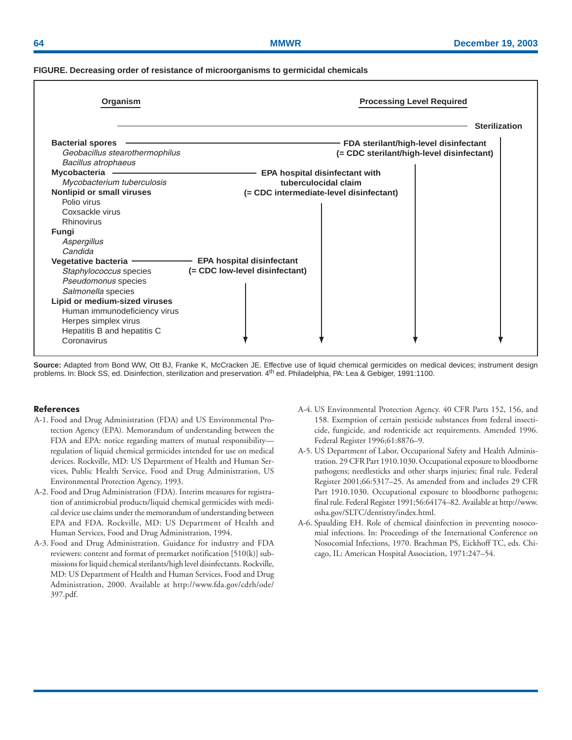**FIGURE. Decreasing order of resistance of microorganisms to germicidal chemicals**

| Organism | Processing Level Required |
| --- | --- |
| | Sterilization |
| **Bacterial spores** | FDA sterilant/high-level disinfectant (= CDC sterilant/high-level disinfectant) |
| *Geobacillus stearothermophilus* | |
| *Bacillus atrophaeus* | |
| **Mycobacteria** | EPA hospital disinfectant with tuberculocidal claim (= CDC intermediate-level disinfectant) |
| *Mycobacterium tuberculosis* | |
| **Nonlipid or small viruses** | |
| Polio virus | |
| Coxsackle virus | |
| Rhinovirus | |
| **Fungi** | |
| *Aspergillus* | |
| *Candida* | |
| **Vegetative bacteria** | EPA hospital disinfectant (= CDC low-level disinfectant) |
| *Staphylococcus* species | |
| *Pseudomonus* species | |
| *Salmonella* species | |
| **Lipid or medium-sized viruses** | |
| Human immunodeficiency virus | |
| Herpes simplex virus | |
| Hepatitis B and hepatitis C | |
| Coronavirus | |

**Source:** Adapted from Bond WW, Ott BJ, Franke K, McCracken JE. Effective use of liquid chemical germicides on medical devices; instrument design problems. In: Block SS, ed. Disinfection, sterilization and preservation. 4th ed. Philadelphia, PA: Lea & Gebiger, 1991:1100.

## References

A-1. Food and Drug Administration (FDA) and US Environmental Protection Agency (EPA). Memorandum of understanding between the FDA and EPA: notice regarding matters of mutual responsibility—regulation of liquid chemical germicides intended for use on medical devices. Rockville, MD: US Department of Health and Human Services, Public Health Service, Food and Drug Administration, US Environmental Protection Agency, 1993.

A-2. Food and Drug Administration (FDA). Interim measures for registration of antimicrobial products/liquid chemical germicides with medical device use claims under the memorandum of understanding between EPA and FDA. Rockville, MD: US Department of Health and Human Services, Food and Drug Administration, 1994.

A-3. Food and Drug Administration. Guidance for industry and FDA reviewers: content and format of premarket notification [510(k)] submissions for liquid chemical sterilants/high level disinfectants. Rockville, MD: US Department of Health and Human Services, Food and Drug Administration, 2000. Available at http://www.fda.gov/cdrh/ode/397.pdf.

A-4. US Environmental Protection Agency. 40 CFR Parts 152, 156, and 158. Exemption of certain pesticide substances from federal insecticide, fungicide, and rodenticide act requirements. Amended 1996. Federal Register 1996;61:8876–9.

A-5. US Department of Labor, Occupational Safety and Health Administration. 29 CFR Part 1910.1030. Occupational exposure to bloodborne pathogens; needlesticks and other sharps injuries; final rule. Federal Register 2001;66:5317–25. As amended from and includes 29 CFR Part 1910.1030. Occupational exposure to bloodborne pathogens; final rule. Federal Register 1991;56:64174–82. Available at http://www.osha.gov/SLTC/dentistry/index.html.

A-6. Spaulding EH. Role of chemical disinfection in preventing nosocomial infections. In: Proceedings of the International Conference on Nosocomial Infections, 1970. Brachman PS, Eickhoff TC, eds. Chicago, IL: American Hospital Association, 1971:247–54.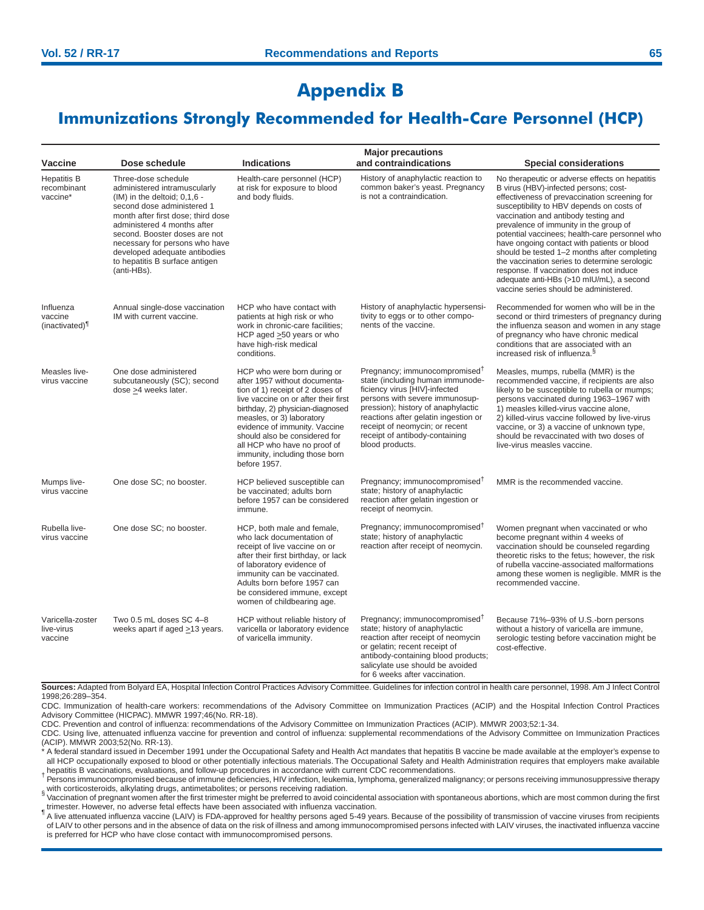# Appendix B

## Immunizations Strongly Recommended for Health-Care Personnel (HCP)

| Vaccine | Dose schedule | Indications | Major precautions and contraindications | Special considerations |
|---|---|---|---|---|
| Hepatitis B recombinant vaccine* | Three-dose schedule administered intramuscularly (IM) in the deltoid; 0,1,6 - second dose administered 1 month after first dose; third dose administered 4 months after second. Booster doses are not necessary for persons who have developed adequate antibodies to hepatitis B surface antigen (anti-HBs). | Health-care personnel (HCP) at risk for exposure to blood and body fluids. | History of anaphylactic reaction to common baker's yeast. Pregnancy is not a contraindication. | No therapeutic or adverse effects on hepatitis B virus (HBV)-infected persons; cost-effectiveness of prevaccination screening for susceptibility to HBV depends on costs of vaccination and antibody testing and prevalence of immunity in the group of potential vaccinees; health-care personnel who have ongoing contact with patients or blood should be tested 1–2 months after completing the vaccination series to determine serologic response. If vaccination does not induce adequate anti-HBs (>10 mIU/mL), a second vaccine series should be administered. |
| Influenza vaccine (inactivated)¶ | Annual single-dose vaccination IM with current vaccine. | HCP who have contact with patients at high risk or who work in chronic-care facilities; HCP aged ≥50 years or who have high-risk medical conditions. | History of anaphylactic hypersensitivity to eggs or to other components of the vaccine. | Recommended for women who will be in the second or third trimesters of pregnancy during the influenza season and women in any stage of pregnancy who have chronic medical conditions that are associated with an increased risk of influenza.§ |
| Measles live-virus vaccine | One dose administered subcutaneously (SC); second dose ≥4 weeks later. | HCP who were born during or after 1957 without documentation of 1) receipt of 2 doses of live vaccine on or after their first birthday, 2) physician-diagnosed measles, or 3) laboratory evidence of immunity. Vaccine should also be considered for all HCP who have no proof of immunity, including those born before 1957. | Pregnancy; immunocompromised† state (including human immunodeficiency virus [HIV]-infected persons with severe immunosuppression); history of anaphylactic reactions after gelatin ingestion or receipt of neomycin; or recent receipt of antibody-containing blood products. | Measles, mumps, rubella (MMR) is the recommended vaccine, if recipients are also likely to be susceptible to rubella or mumps; persons vaccinated during 1963–1967 with 1) measles killed-virus vaccine alone, 2) killed-virus vaccine followed by live-virus vaccine, or 3) a vaccine of unknown type, should be revaccinated with two doses of live-virus measles vaccine. |
| Mumps live-virus vaccine | One dose SC; no booster. | HCP believed susceptible can be vaccinated; adults born before 1957 can be considered immune. | Pregnancy; immunocompromised† state; history of anaphylactic reaction after gelatin ingestion or receipt of neomycin. | MMR is the recommended vaccine. |
| Rubella live-virus vaccine | One dose SC; no booster. | HCP, both male and female, who lack documentation of receipt of live vaccine on or after their first birthday, or lack of laboratory evidence of immunity can be vaccinated. Adults born before 1957 can be considered immune, except women of childbearing age. | Pregnancy; immunocompromised† state; history of anaphylactic reaction after receipt of neomycin. | Women pregnant when vaccinated or who become pregnant within 4 weeks of vaccination should be counseled regarding theoretic risks to the fetus; however, the risk of rubella vaccine-associated malformations among these women is negligible. MMR is the recommended vaccine. |
| Varicella-zoster live-virus vaccine | Two 0.5 mL doses SC 4–8 weeks apart if aged ≥13 years. | HCP without reliable history of varicella or laboratory evidence of varicella immunity. | Pregnancy; immunocompromised† state; history of anaphylactic reaction after receipt of neomycin or gelatin; recent receipt of antibody-containing blood products; salicylate use should be avoided for 6 weeks after vaccination. | Because 71%–93% of U.S.-born persons without a history of varicella are immune, serologic testing before vaccination might be cost-effective. |

**Sources:** Adapted from Bolyard EA, Hospital Infection Control Practices Advisory Committee. Guidelines for infection control in health care personnel, 1998. Am J Infect Control 1998;26:289–354.

CDC. Immunization of health-care workers: recommendations of the Advisory Committee on Immunization Practices (ACIP) and the Hospital Infection Control Practices Advisory Committee (HICPAC). MMWR 1997;46(No. RR-18).

CDC. Prevention and control of influenza: recommendations of the Advisory Committee on Immunization Practices (ACIP). MMWR 2003;52:1-34.

CDC. Using live, attenuated influenza vaccine for prevention and control of influenza: supplemental recommendations of the Advisory Committee on Immunization Practices (ACIP). MMWR 2003;52(No. RR-13).

\* A federal standard issued in December 1991 under the Occupational Safety and Health Act mandates that hepatitis B vaccine be made available at the employer's expense to all HCP occupationally exposed to blood or other potentially infectious materials. The Occupational Safety and Health Administration requires that employers make available hepatitis B vaccinations, evaluations, and follow-up procedures in accordance with current CDC recommendations.

† Persons immunocompromised because of immune deficiencies, HIV infection, leukemia, lymphoma, generalized malignancy; or persons receiving immunosuppressive therapy with corticosteroids, alkylating drugs, antimetabolites; or persons receiving radiation.

§ Vaccination of pregnant women after the first trimester might be preferred to avoid coincidental association with spontaneous abortions, which are most common during the first trimester. However, no adverse fetal effects have been associated with influenza vaccination.

¶ A live attenuated influenza vaccine (LAIV) is FDA-approved for healthy persons aged 5-49 years. Because of the possibility of transmission of vaccine viruses from recipients of LAIV to other persons and in the absence of data on the risk of illness and among immunocompromised persons infected with LAIV viruses, the inactivated influenza vaccine is preferred for HCP who have close contact with immunocompromised persons.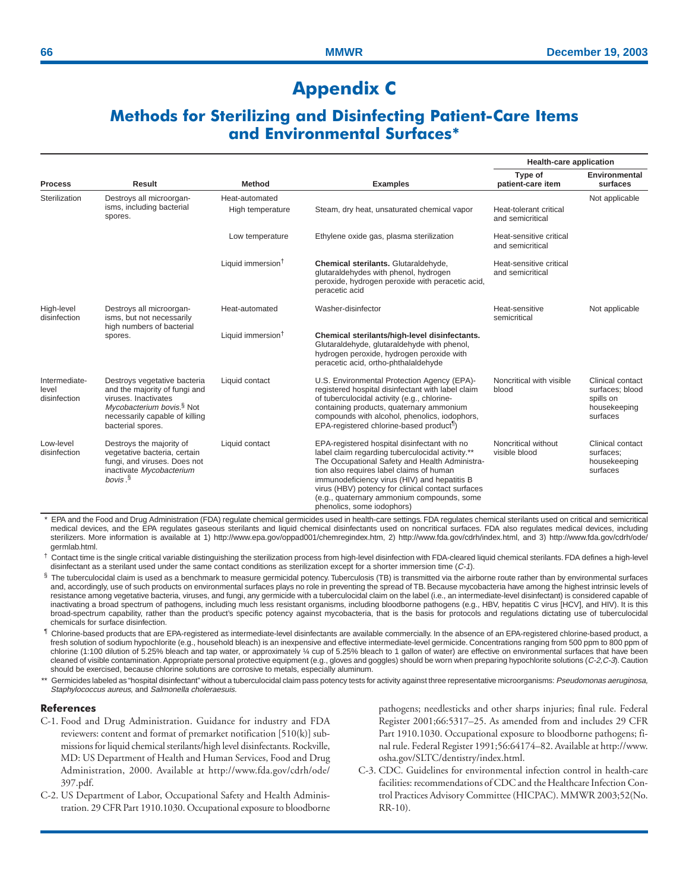# Appendix C

## Methods for Sterilizing and Disinfecting Patient-Care Items and Environmental Surfaces*

| | | | | Health-care application | |
|---|---|---|---|---|---|
| **Process** | **Result** | **Method** | **Examples** | **Type of patient-care item** | **Environmental surfaces** |
| Sterilization | Destroys all microorganisms, including bacterial spores. | Heat-automated | | | Not applicable |
| | | High temperature | Steam, dry heat, unsaturated chemical vapor | Heat-tolerant critical and semicritical | |
| | | Low temperature | Ethylene oxide gas, plasma sterilization | Heat-sensitive critical and semicritical | |
| | | Liquid immersion† | **Chemical sterilants.** Glutaraldehyde, glutaraldehydes with phenol, hydrogen peroxide, hydrogen peroxide with peracetic acid, peracetic acid | Heat-sensitive critical and semicritical | |
| High-level disinfection | Destroys all microorganisms, but not necessarily high numbers of bacterial spores. | Heat-automated | Washer-disinfector | Heat-sensitive semicritical | Not applicable |
| | | Liquid immersion† | **Chemical sterilants/high-level disinfectants.** Glutaraldehyde, glutaraldehyde with phenol, hydrogen peroxide with peracetic acid, ortho-phthalaldehyde | | |
| Intermediate-level disinfection | Destroys vegetative bacteria and the majority of fungi and viruses. Inactivates *Mycobacterium bovis*.§ Not necessarily capable of killing bacterial spores. | Liquid contact | U.S. Environmental Protection Agency (EPA)-registered hospital disinfectant with label claim of tuberculocidal activity (e.g., chlorine-containing products, quaternary ammonium compounds with alcohol, phenolics, iodophors, EPA-registered chlorine-based product¶) | Noncritical with visible blood | Clinical contact surfaces; blood spills on housekeeping surfaces |
| Low-level disinfection | Destroys the majority of vegetative bacteria, certain fungi, and viruses. Does not inactivate *Mycobacterium bovis*.§ | Liquid contact | EPA-registered hospital disinfectant with no label claim regarding tuberculocidal activity.** The Occupational Safety and Health Administration also requires label claims of human immunodeficiency virus (HIV) and hepatitis B virus (HBV) potency for clinical contact surfaces (e.g., quaternary ammonium compounds, some phenolics, some iodophors) | Noncritical without visible blood | Clinical contact surfaces; housekeeping surfaces |

\* EPA and the Food and Drug Administration (FDA) regulate chemical germicides used in health-care settings. FDA regulates chemical sterilants used on critical and semicritical medical devices, and the EPA regulates gaseous sterilants and liquid chemical disinfectants used on noncritical surfaces. FDA also regulates medical devices, including sterilizers. More information is available at 1) http://www.epa.gov/oppad001/chemregindex.htm, 2) http://www.fda.gov/cdrh/index.html, and 3) http://www.fda.gov/cdrh/ode/germlab.html.

† Contact time is the single critical variable distinguishing the sterilization process from high-level disinfection with FDA-cleared liquid chemical sterilants. FDA defines a high-level disinfectant as a sterilant used under the same contact conditions as sterilization except for a shorter immersion time (*C-1*).

§ The tuberculocidal claim is used as a benchmark to measure germicidal potency. Tuberculosis (TB) is transmitted via the airborne route rather than by environmental surfaces and, accordingly, use of such products on environmental surfaces plays no role in preventing the spread of TB. Because mycobacteria have among the highest intrinsic levels of resistance among vegetative bacteria, viruses, and fungi, any germicide with a tuberculocidal claim on the label (i.e., an intermediate-level disinfectant) is considered capable of inactivating a broad spectrum of pathogens, including much less resistant organisms, including bloodborne pathogens (e.g., HBV, hepatitis C virus [HCV], and HIV). It is this broad-spectrum capability, rather than the product's specific potency against mycobacteria, that is the basis for protocols and regulations dictating use of tuberculocidal chemicals for surface disinfection.

¶ Chlorine-based products that are EPA-registered as intermediate-level disinfectants are available commercially. In the absence of an EPA-registered chlorine-based product, a fresh solution of sodium hypochlorite (e.g., household bleach) is an inexpensive and effective intermediate-level germicide. Concentrations ranging from 500 ppm to 800 ppm of chlorine (1:100 dilution of 5.25% bleach and tap water, or approximately ¼ cup of 5.25% bleach to 1 gallon of water) are effective on environmental surfaces that have been cleaned of visible contamination. Appropriate personal protective equipment (e.g., gloves and goggles) should be worn when preparing hypochlorite solutions (*C-2,C-3*). Caution should be exercised, because chlorine solutions are corrosive to metals, especially aluminum.

\*\* Germicides labeled as "hospital disinfectant" without a tuberculocidal claim pass potency tests for activity against three representative microorganisms: *Pseudomonas aeruginosa, Staphylococcus aureus,* and *Salmonella choleraesuis.*

### References

C-1. Food and Drug Administration. Guidance for industry and FDA reviewers: content and format of premarket notification [510(k)] submissions for liquid chemical sterilants/high level disinfectants. Rockville, MD: US Department of Health and Human Services, Food and Drug Administration, 2000. Available at http://www.fda.gov/cdrh/ode/397.pdf.

C-2. US Department of Labor, Occupational Safety and Health Administration. 29 CFR Part 1910.1030. Occupational exposure to bloodborne pathogens; needlesticks and other sharps injuries; final rule. Federal Register 2001;66:5317–25. As amended from and includes 29 CFR Part 1910.1030. Occupational exposure to bloodborne pathogens; final rule. Federal Register 1991;56:64174–82. Available at http://www.osha.gov/SLTC/dentistry/index.html.

C-3. CDC. Guidelines for environmental infection control in health-care facilities: recommendations of CDC and the Healthcare Infection Control Practices Advisory Committee (HICPAC). MMWR 2003;52(No. RR-10).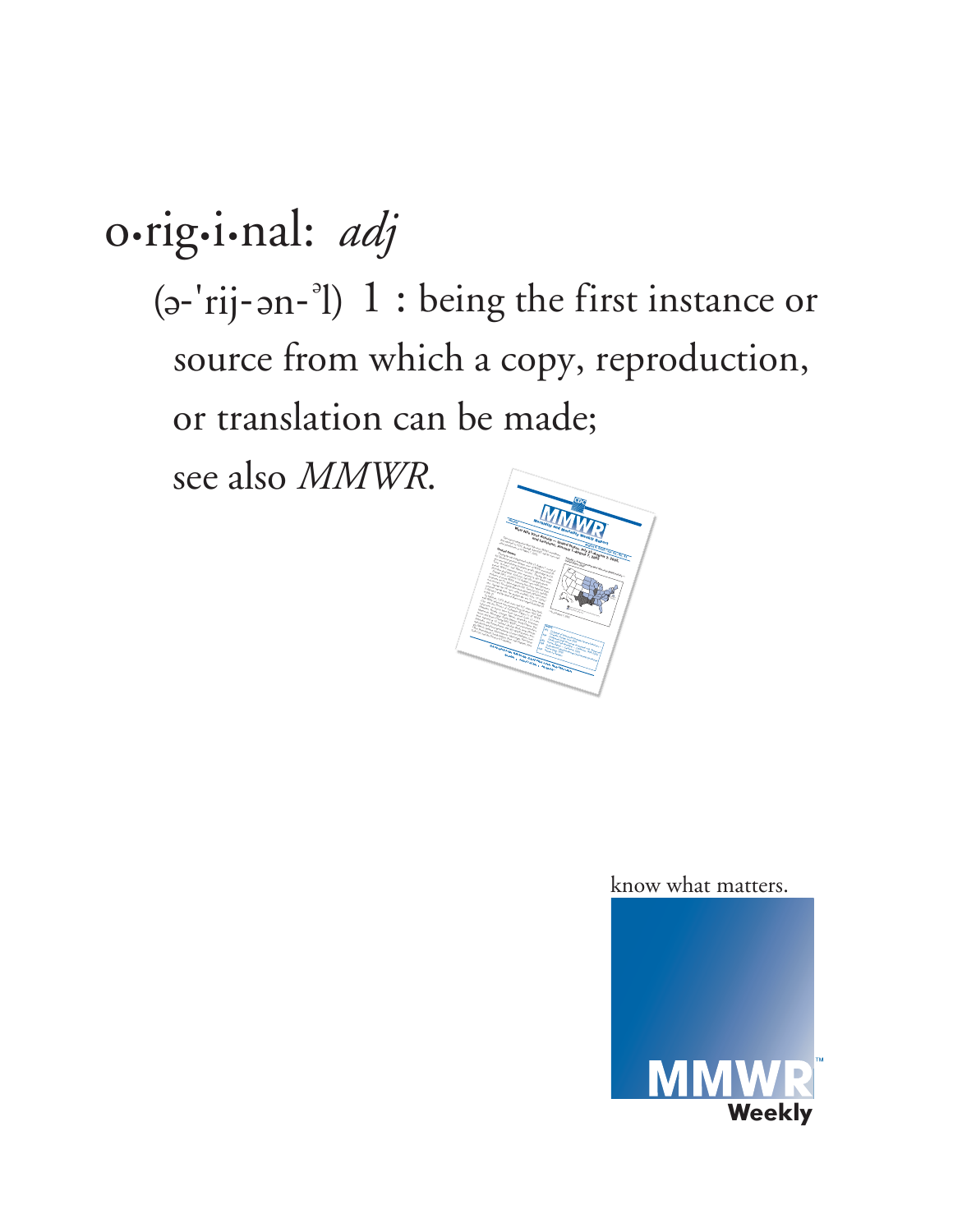o•rig•i•nal: *adj*

(ə-'rij-ən-ᵊl) 1 : being the first instance or source from which a copy, reproduction, or translation can be made;

see also *MMWR*.

know what matters.

MMWR™ Weekly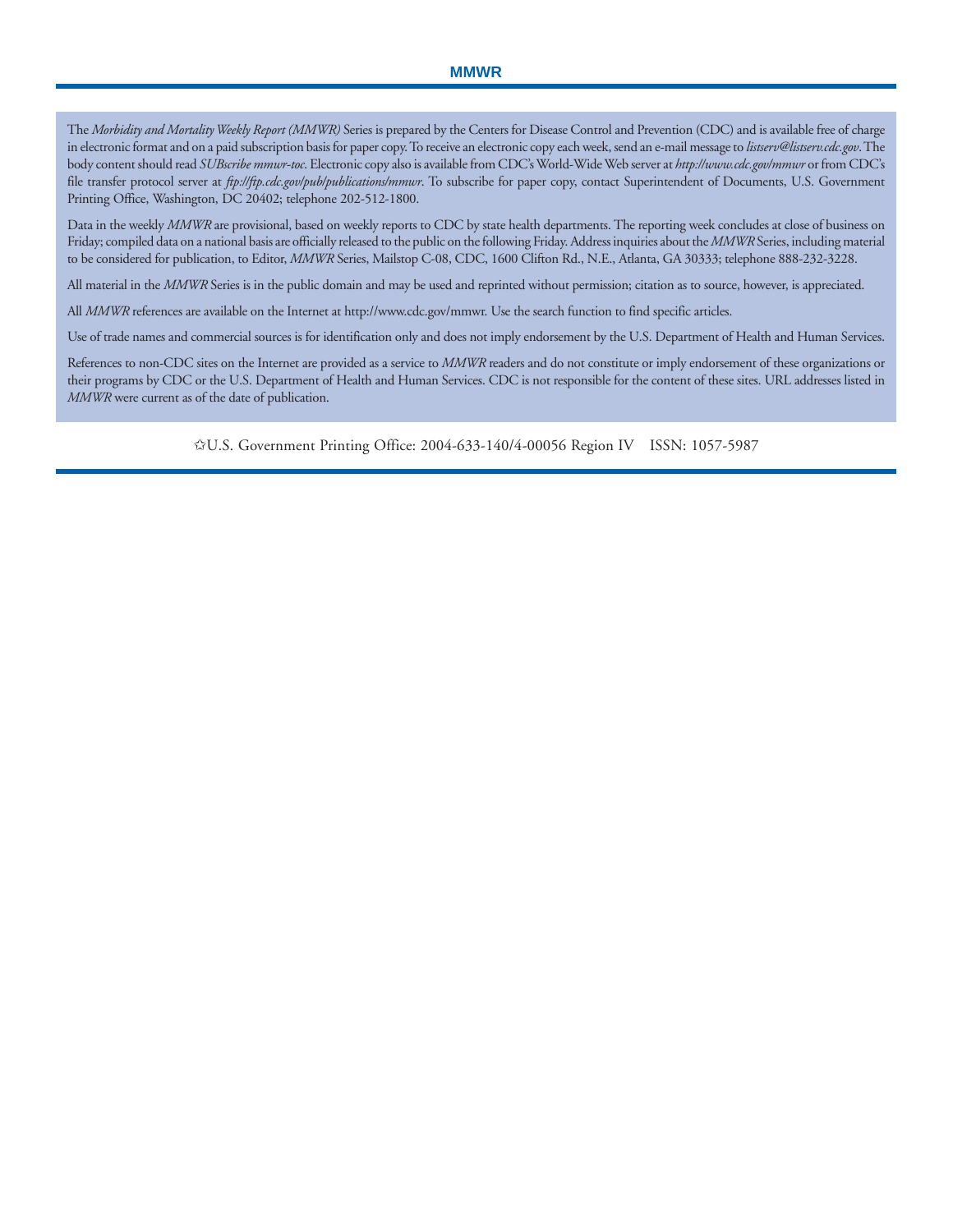The *Morbidity and Mortality Weekly Report (MMWR)* Series is prepared by the Centers for Disease Control and Prevention (CDC) and is available free of charge in electronic format and on a paid subscription basis for paper copy. To receive an electronic copy each week, send an e-mail message to *listserv@listserv.cdc.gov*. The body content should read *SUBscribe mmwr-toc*. Electronic copy also is available from CDC's World-Wide Web server at *http://www.cdc.gov/mmwr* or from CDC's file transfer protocol server at *ftp://ftp.cdc.gov/pub/publications/mmwr*. To subscribe for paper copy, contact Superintendent of Documents, U.S. Government Printing Office, Washington, DC 20402; telephone 202-512-1800.

Data in the weekly *MMWR* are provisional, based on weekly reports to CDC by state health departments. The reporting week concludes at close of business on Friday; compiled data on a national basis are officially released to the public on the following Friday. Address inquiries about the *MMWR* Series, including material to be considered for publication, to Editor, *MMWR* Series, Mailstop C-08, CDC, 1600 Clifton Rd., N.E., Atlanta, GA 30333; telephone 888-232-3228.

All material in the *MMWR* Series is in the public domain and may be used and reprinted without permission; citation as to source, however, is appreciated.

All *MMWR* references are available on the Internet at http://www.cdc.gov/mmwr. Use the search function to find specific articles.

Use of trade names and commercial sources is for identification only and does not imply endorsement by the U.S. Department of Health and Human Services.

References to non-CDC sites on the Internet are provided as a service to *MMWR* readers and do not constitute or imply endorsement of these organizations or their programs by CDC or the U.S. Department of Health and Human Services. CDC is not responsible for the content of these sites. URL addresses listed in *MMWR* were current as of the date of publication.

✩U.S. Government Printing Office: 2004-633-140/4-00056 Region IV ISSN: 1057-5987